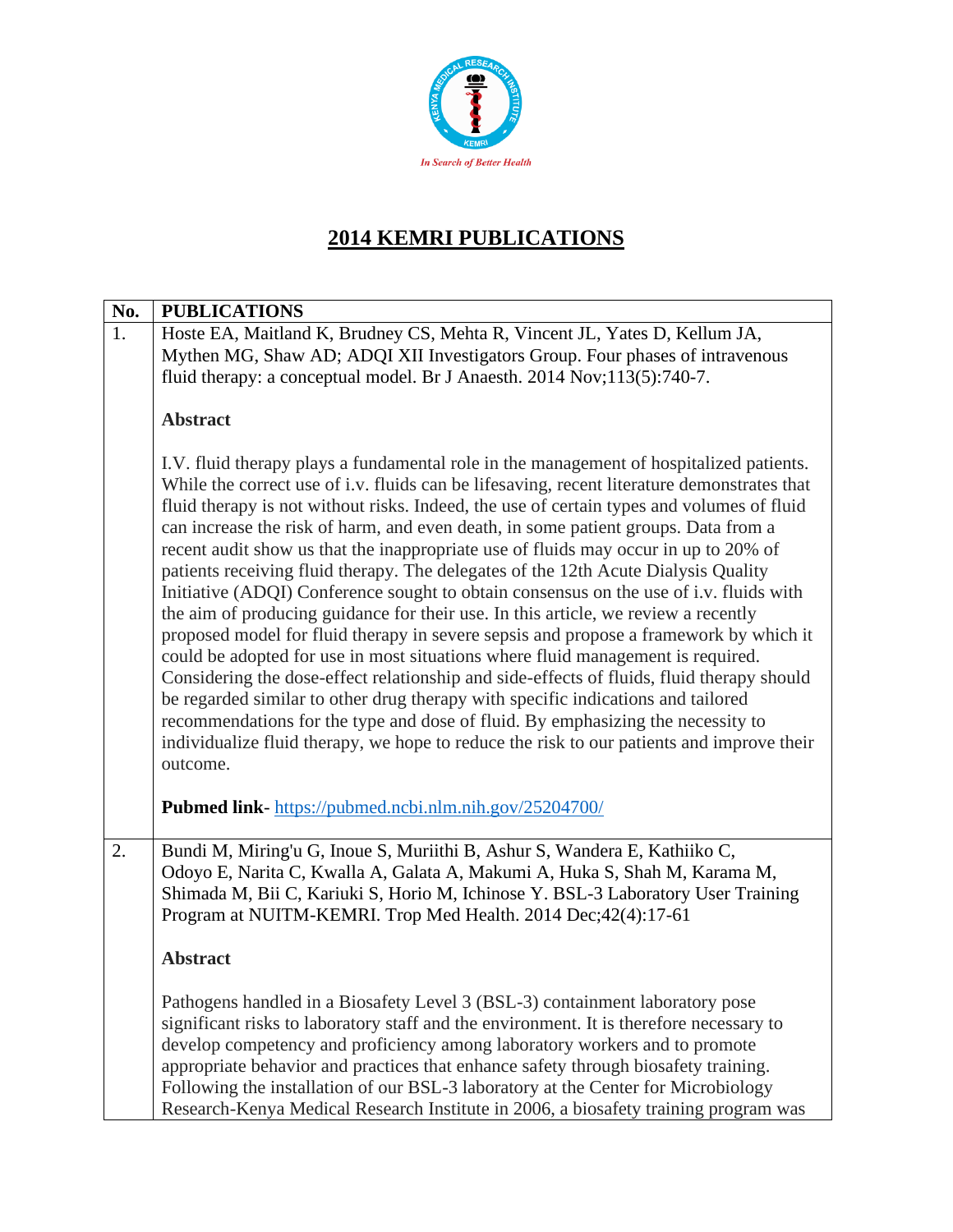# 2014 KEMRI PUBLICATIONS

| No. | PUBLICATIONS |
|---|---|
| 1. | Hoste EA, Maitland K, Brudney CS, Mehta R, Vincent JL, Yates D, Kellum JA, Mythen MG, Shaw AD; ADQI XII Investigators Group. Four phases of intravenous fluid therapy: a conceptual model. Br J Anaesth. 2014 Nov;113(5):740-7.<br><br>**Abstract**<br><br>I.V. fluid therapy plays a fundamental role in the management of hospitalized patients. While the correct use of i.v. fluids can be lifesaving, recent literature demonstrates that fluid therapy is not without risks. Indeed, the use of certain types and volumes of fluid can increase the risk of harm, and even death, in some patient groups. Data from a recent audit show us that the inappropriate use of fluids may occur in up to 20% of patients receiving fluid therapy. The delegates of the 12th Acute Dialysis Quality Initiative (ADQI) Conference sought to obtain consensus on the use of i.v. fluids with the aim of producing guidance for their use. In this article, we review a recently proposed model for fluid therapy in severe sepsis and propose a framework by which it could be adopted for use in most situations where fluid management is required. Considering the dose-effect relationship and side-effects of fluids, fluid therapy should be regarded similar to other drug therapy with specific indications and tailored recommendations for the type and dose of fluid. By emphasizing the necessity to individualize fluid therapy, we hope to reduce the risk to our patients and improve their outcome.<br><br>**Pubmed link**- https://pubmed.ncbi.nlm.nih.gov/25204700/ |
| 2. | Bundi M, Miring'u G, Inoue S, Muriithi B, Ashur S, Wandera E, Kathiiko C, Odoyo E, Narita C, Kwalla A, Galata A, Makumi A, Huka S, Shah M, Karama M, Shimada M, Bii C, Kariuki S, Horio M, Ichinose Y. BSL-3 Laboratory User Training Program at NUITM-KEMRI. Trop Med Health. 2014 Dec;42(4):17-61<br><br>**Abstract**<br><br>Pathogens handled in a Biosafety Level 3 (BSL-3) containment laboratory pose significant risks to laboratory staff and the environment. It is therefore necessary to develop competency and proficiency among laboratory workers and to promote appropriate behavior and practices that enhance safety through biosafety training. Following the installation of our BSL-3 laboratory at the Center for Microbiology Research-Kenya Medical Research Institute in 2006, a biosafety training program was |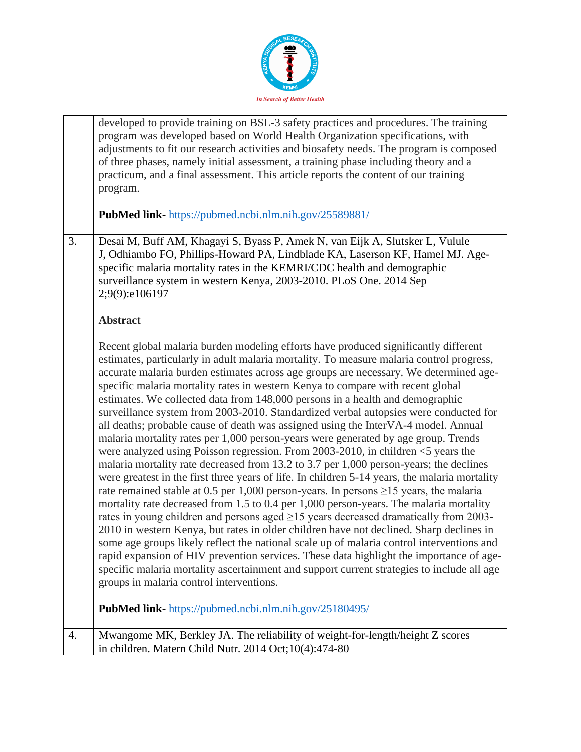| | |
|---|---|
| | developed to provide training on BSL-3 safety practices and procedures. The training program was developed based on World Health Organization specifications, with adjustments to fit our research activities and biosafety needs. The program is composed of three phases, namely initial assessment, a training phase including theory and a practicum, and a final assessment. This article reports the content of our training program. <br><br> **PubMed link**- https://pubmed.ncbi.nlm.nih.gov/25589881/ |
| 3. | Desai M, Buff AM, Khagayi S, Byass P, Amek N, van Eijk A, Slutsker L, Vulule J, Odhiambo FO, Phillips-Howard PA, Lindblade KA, Laserson KF, Hamel MJ. Age-specific malaria mortality rates in the KEMRI/CDC health and demographic surveillance system in western Kenya, 2003-2010. PLoS One. 2014 Sep 2;9(9):e106197 <br><br> **Abstract** <br><br> Recent global malaria burden modeling efforts have produced significantly different estimates, particularly in adult malaria mortality. To measure malaria control progress, accurate malaria burden estimates across age groups are necessary. We determined age-specific malaria mortality rates in western Kenya to compare with recent global estimates. We collected data from 148,000 persons in a health and demographic surveillance system from 2003-2010. Standardized verbal autopsies were conducted for all deaths; probable cause of death was assigned using the InterVA-4 model. Annual malaria mortality rates per 1,000 person-years were generated by age group. Trends were analyzed using Poisson regression. From 2003-2010, in children <5 years the malaria mortality rate decreased from 13.2 to 3.7 per 1,000 person-years; the declines were greatest in the first three years of life. In children 5-14 years, the malaria mortality rate remained stable at 0.5 per 1,000 person-years. In persons ≥15 years, the malaria mortality rate decreased from 1.5 to 0.4 per 1,000 person-years. The malaria mortality rates in young children and persons aged ≥15 years decreased dramatically from 2003-2010 in western Kenya, but rates in older children have not declined. Sharp declines in some age groups likely reflect the national scale up of malaria control interventions and rapid expansion of HIV prevention services. These data highlight the importance of age-specific malaria mortality ascertainment and support current strategies to include all age groups in malaria control interventions. <br><br> **PubMed link**- https://pubmed.ncbi.nlm.nih.gov/25180495/ |
| 4. | Mwangome MK, Berkley JA. The reliability of weight-for-length/height Z scores in children. Matern Child Nutr. 2014 Oct;10(4):474-80 |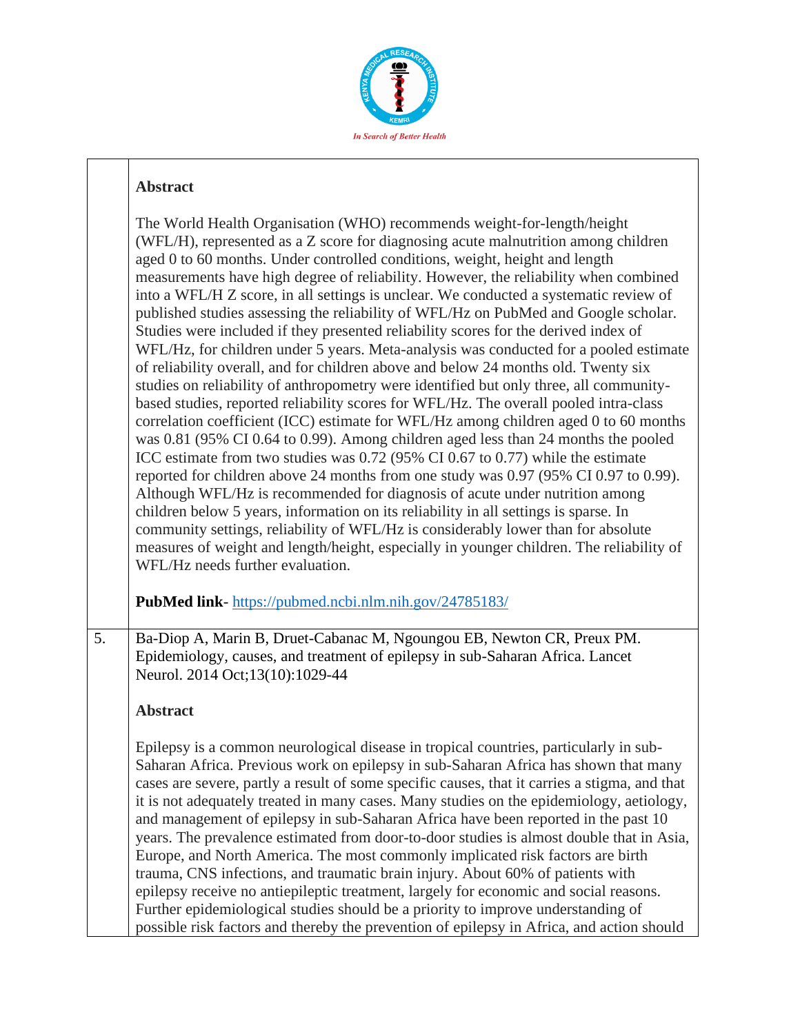**Abstract**

The World Health Organisation (WHO) recommends weight-for-length/height (WFL/H), represented as a Z score for diagnosing acute malnutrition among children aged 0 to 60 months. Under controlled conditions, weight, height and length measurements have high degree of reliability. However, the reliability when combined into a WFL/H Z score, in all settings is unclear. We conducted a systematic review of published studies assessing the reliability of WFL/Hz on PubMed and Google scholar. Studies were included if they presented reliability scores for the derived index of WFL/Hz, for children under 5 years. Meta-analysis was conducted for a pooled estimate of reliability overall, and for children above and below 24 months old. Twenty six studies on reliability of anthropometry were identified but only three, all community-based studies, reported reliability scores for WFL/Hz. The overall pooled intra-class correlation coefficient (ICC) estimate for WFL/Hz among children aged 0 to 60 months was 0.81 (95% CI 0.64 to 0.99). Among children aged less than 24 months the pooled ICC estimate from two studies was 0.72 (95% CI 0.67 to 0.77) while the estimate reported for children above 24 months from one study was 0.97 (95% CI 0.97 to 0.99). Although WFL/Hz is recommended for diagnosis of acute under nutrition among children below 5 years, information on its reliability in all settings is sparse. In community settings, reliability of WFL/Hz is considerably lower than for absolute measures of weight and length/height, especially in younger children. The reliability of WFL/Hz needs further evaluation.

**PubMed link**- https://pubmed.ncbi.nlm.nih.gov/24785183/

5. Ba-Diop A, Marin B, Druet-Cabanac M, Ngoungou EB, Newton CR, Preux PM. Epidemiology, causes, and treatment of epilepsy in sub-Saharan Africa. Lancet Neurol. 2014 Oct;13(10):1029-44

**Abstract**

Epilepsy is a common neurological disease in tropical countries, particularly in sub-Saharan Africa. Previous work on epilepsy in sub-Saharan Africa has shown that many cases are severe, partly a result of some specific causes, that it carries a stigma, and that it is not adequately treated in many cases. Many studies on the epidemiology, aetiology, and management of epilepsy in sub-Saharan Africa have been reported in the past 10 years. The prevalence estimated from door-to-door studies is almost double that in Asia, Europe, and North America. The most commonly implicated risk factors are birth trauma, CNS infections, and traumatic brain injury. About 60% of patients with epilepsy receive no antiepileptic treatment, largely for economic and social reasons. Further epidemiological studies should be a priority to improve understanding of possible risk factors and thereby the prevention of epilepsy in Africa, and action should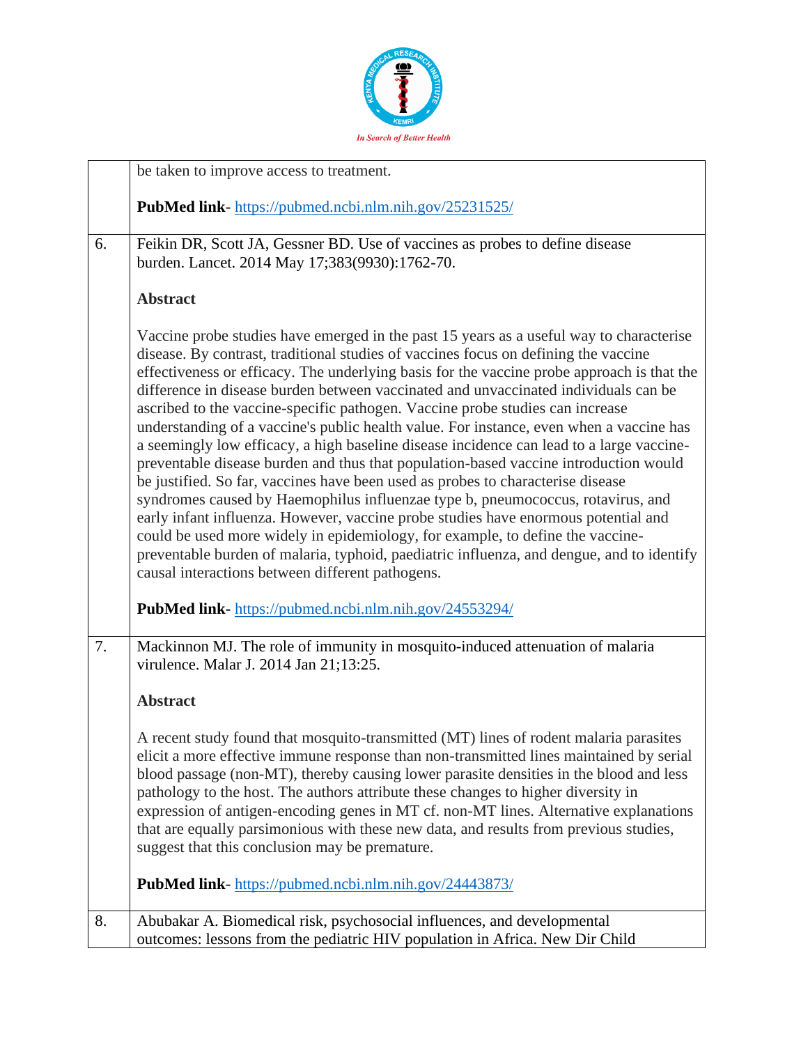| | |
|---|---|
| | be taken to improve access to treatment.<br><br>**PubMed link**- https://pubmed.ncbi.nlm.nih.gov/25231525/ |
| 6. | Feikin DR, Scott JA, Gessner BD. Use of vaccines as probes to define disease burden. Lancet. 2014 May 17;383(9930):1762-70.<br><br>**Abstract**<br><br>Vaccine probe studies have emerged in the past 15 years as a useful way to characterise disease. By contrast, traditional studies of vaccines focus on defining the vaccine effectiveness or efficacy. The underlying basis for the vaccine probe approach is that the difference in disease burden between vaccinated and unvaccinated individuals can be ascribed to the vaccine-specific pathogen. Vaccine probe studies can increase understanding of a vaccine's public health value. For instance, even when a vaccine has a seemingly low efficacy, a high baseline disease incidence can lead to a large vaccine-preventable disease burden and thus that population-based vaccine introduction would be justified. So far, vaccines have been used as probes to characterise disease syndromes caused by Haemophilus influenzae type b, pneumococcus, rotavirus, and early infant influenza. However, vaccine probe studies have enormous potential and could be used more widely in epidemiology, for example, to define the vaccine-preventable burden of malaria, typhoid, paediatric influenza, and dengue, and to identify causal interactions between different pathogens.<br><br>**PubMed link-** https://pubmed.ncbi.nlm.nih.gov/24553294/ |
| 7. | Mackinnon MJ. The role of immunity in mosquito-induced attenuation of malaria virulence. Malar J. 2014 Jan 21;13:25.<br><br>**Abstract**<br><br>A recent study found that mosquito-transmitted (MT) lines of rodent malaria parasites elicit a more effective immune response than non-transmitted lines maintained by serial blood passage (non-MT), thereby causing lower parasite densities in the blood and less pathology to the host. The authors attribute these changes to higher diversity in expression of antigen-encoding genes in MT cf. non-MT lines. Alternative explanations that are equally parsimonious with these new data, and results from previous studies, suggest that this conclusion may be premature.<br><br>**PubMed link**- https://pubmed.ncbi.nlm.nih.gov/24443873/ |
| 8. | Abubakar A. Biomedical risk, psychosocial influences, and developmental outcomes: lessons from the pediatric HIV population in Africa. New Dir Child |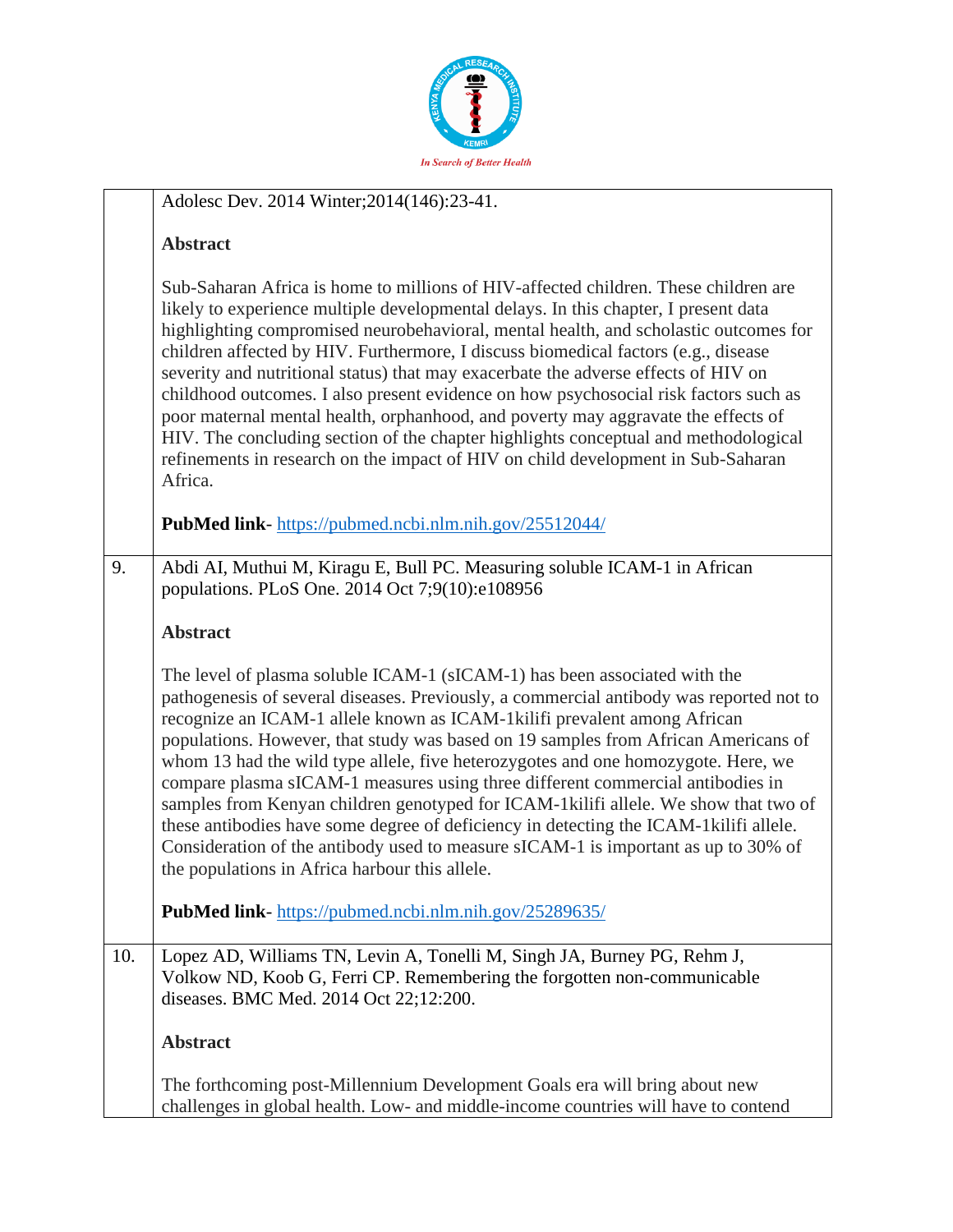| | |
|---|---|
| | Adolesc Dev. 2014 Winter;2014(146):23-41.<br><br>**Abstract**<br><br>Sub-Saharan Africa is home to millions of HIV-affected children. These children are likely to experience multiple developmental delays. In this chapter, I present data highlighting compromised neurobehavioral, mental health, and scholastic outcomes for children affected by HIV. Furthermore, I discuss biomedical factors (e.g., disease severity and nutritional status) that may exacerbate the adverse effects of HIV on childhood outcomes. I also present evidence on how psychosocial risk factors such as poor maternal mental health, orphanhood, and poverty may aggravate the effects of HIV. The concluding section of the chapter highlights conceptual and methodological refinements in research on the impact of HIV on child development in Sub-Saharan Africa.<br><br>**PubMed link**- https://pubmed.ncbi.nlm.nih.gov/25512044/ |
| 9. | Abdi AI, Muthui M, Kiragu E, Bull PC. Measuring soluble ICAM-1 in African populations. PLoS One. 2014 Oct 7;9(10):e108956<br><br>**Abstract**<br><br>The level of plasma soluble ICAM-1 (sICAM-1) has been associated with the pathogenesis of several diseases. Previously, a commercial antibody was reported not to recognize an ICAM-1 allele known as ICAM-1kilifi prevalent among African populations. However, that study was based on 19 samples from African Americans of whom 13 had the wild type allele, five heterozygotes and one homozygote. Here, we compare plasma sICAM-1 measures using three different commercial antibodies in samples from Kenyan children genotyped for ICAM-1kilifi allele. We show that two of these antibodies have some degree of deficiency in detecting the ICAM-1kilifi allele. Consideration of the antibody used to measure sICAM-1 is important as up to 30% of the populations in Africa harbour this allele.<br><br>**PubMed link**- https://pubmed.ncbi.nlm.nih.gov/25289635/ |
| 10. | Lopez AD, Williams TN, Levin A, Tonelli M, Singh JA, Burney PG, Rehm J, Volkow ND, Koob G, Ferri CP. Remembering the forgotten non-communicable diseases. BMC Med. 2014 Oct 22;12:200.<br><br>**Abstract**<br><br>The forthcoming post-Millennium Development Goals era will bring about new challenges in global health. Low- and middle-income countries will have to contend |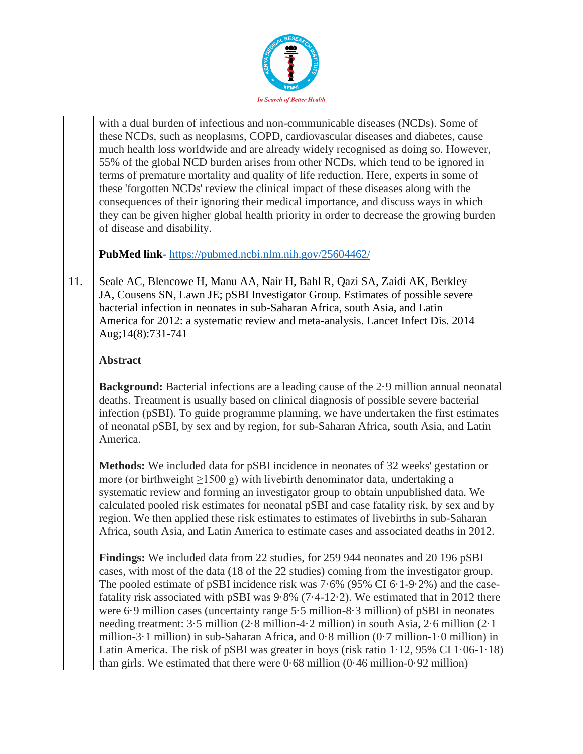| | |
|---|---|
| | with a dual burden of infectious and non-communicable diseases (NCDs). Some of these NCDs, such as neoplasms, COPD, cardiovascular diseases and diabetes, cause much health loss worldwide and are already widely recognised as doing so. However, 55% of the global NCD burden arises from other NCDs, which tend to be ignored in terms of premature mortality and quality of life reduction. Here, experts in some of these 'forgotten NCDs' review the clinical impact of these diseases along with the consequences of their ignoring their medical importance, and discuss ways in which they can be given higher global health priority in order to decrease the growing burden of disease and disability.<br><br>**PubMed link**- https://pubmed.ncbi.nlm.nih.gov/25604462/ |
| 11. | Seale AC, Blencowe H, Manu AA, Nair H, Bahl R, Qazi SA, Zaidi AK, Berkley JA, Cousens SN, Lawn JE; pSBI Investigator Group. Estimates of possible severe bacterial infection in neonates in sub-Saharan Africa, south Asia, and Latin America for 2012: a systematic review and meta-analysis. Lancet Infect Dis. 2014 Aug;14(8):731-741<br><br>**Abstract**<br><br>**Background:** Bacterial infections are a leading cause of the 2·9 million annual neonatal deaths. Treatment is usually based on clinical diagnosis of possible severe bacterial infection (pSBI). To guide programme planning, we have undertaken the first estimates of neonatal pSBI, by sex and by region, for sub-Saharan Africa, south Asia, and Latin America.<br><br>**Methods:** We included data for pSBI incidence in neonates of 32 weeks' gestation or more (or birthweight ≥1500 g) with livebirth denominator data, undertaking a systematic review and forming an investigator group to obtain unpublished data. We calculated pooled risk estimates for neonatal pSBI and case fatality risk, by sex and by region. We then applied these risk estimates to estimates of livebirths in sub-Saharan Africa, south Asia, and Latin America to estimate cases and associated deaths in 2012.<br><br>**Findings:** We included data from 22 studies, for 259 944 neonates and 20 196 pSBI cases, with most of the data (18 of the 22 studies) coming from the investigator group. The pooled estimate of pSBI incidence risk was 7·6% (95% CI 6·1-9·2%) and the case-fatality risk associated with pSBI was 9·8% (7·4-12·2). We estimated that in 2012 there were 6·9 million cases (uncertainty range 5·5 million-8·3 million) of pSBI in neonates needing treatment: 3·5 million (2·8 million-4·2 million) in south Asia, 2·6 million (2·1 million-3·1 million) in sub-Saharan Africa, and 0·8 million (0·7 million-1·0 million) in Latin America. The risk of pSBI was greater in boys (risk ratio 1·12, 95% CI 1·06-1·18) than girls. We estimated that there were 0·68 million (0·46 million-0·92 million) |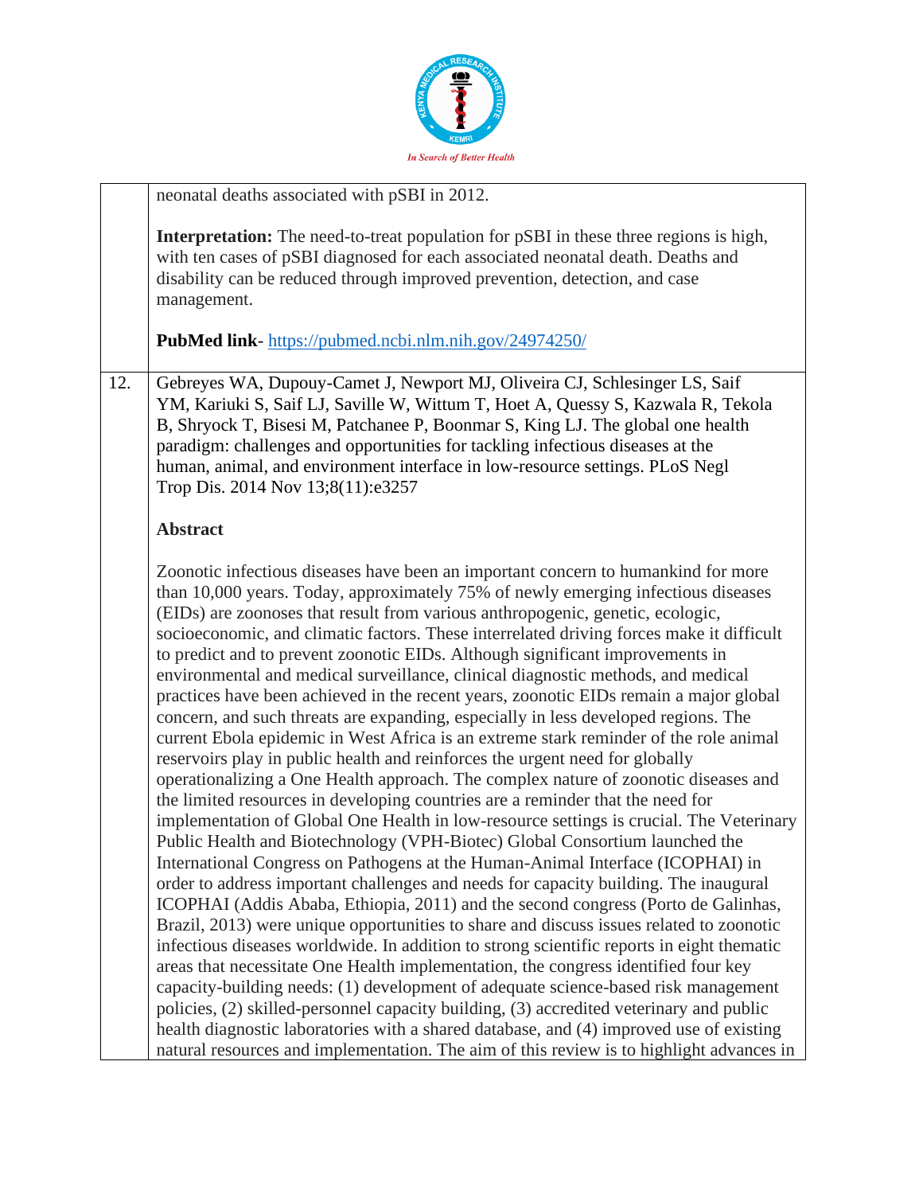| | |
|---|---|
| | neonatal deaths associated with pSBI in 2012.<br><br>**Interpretation:** The need-to-treat population for pSBI in these three regions is high, with ten cases of pSBI diagnosed for each associated neonatal death. Deaths and disability can be reduced through improved prevention, detection, and case management.<br><br>**PubMed link**- https://pubmed.ncbi.nlm.nih.gov/24974250/ |
| 12. | Gebreyes WA, Dupouy-Camet J, Newport MJ, Oliveira CJ, Schlesinger LS, Saif YM, Kariuki S, Saif LJ, Saville W, Wittum T, Hoet A, Quessy S, Kazwala R, Tekola B, Shryock T, Bisesi M, Patchanee P, Boonmar S, King LJ. The global one health paradigm: challenges and opportunities for tackling infectious diseases at the human, animal, and environment interface in low-resource settings. PLoS Negl Trop Dis. 2014 Nov 13;8(11):e3257<br><br>**Abstract**<br><br>Zoonotic infectious diseases have been an important concern to humankind for more than 10,000 years. Today, approximately 75% of newly emerging infectious diseases (EIDs) are zoonoses that result from various anthropogenic, genetic, ecologic, socioeconomic, and climatic factors. These interrelated driving forces make it difficult to predict and to prevent zoonotic EIDs. Although significant improvements in environmental and medical surveillance, clinical diagnostic methods, and medical practices have been achieved in the recent years, zoonotic EIDs remain a major global concern, and such threats are expanding, especially in less developed regions. The current Ebola epidemic in West Africa is an extreme stark reminder of the role animal reservoirs play in public health and reinforces the urgent need for globally operationalizing a One Health approach. The complex nature of zoonotic diseases and the limited resources in developing countries are a reminder that the need for implementation of Global One Health in low-resource settings is crucial. The Veterinary Public Health and Biotechnology (VPH-Biotec) Global Consortium launched the International Congress on Pathogens at the Human-Animal Interface (ICOPHAI) in order to address important challenges and needs for capacity building. The inaugural ICOPHAI (Addis Ababa, Ethiopia, 2011) and the second congress (Porto de Galinhas, Brazil, 2013) were unique opportunities to share and discuss issues related to zoonotic infectious diseases worldwide. In addition to strong scientific reports in eight thematic areas that necessitate One Health implementation, the congress identified four key capacity-building needs: (1) development of adequate science-based risk management policies, (2) skilled-personnel capacity building, (3) accredited veterinary and public health diagnostic laboratories with a shared database, and (4) improved use of existing natural resources and implementation. The aim of this review is to highlight advances in |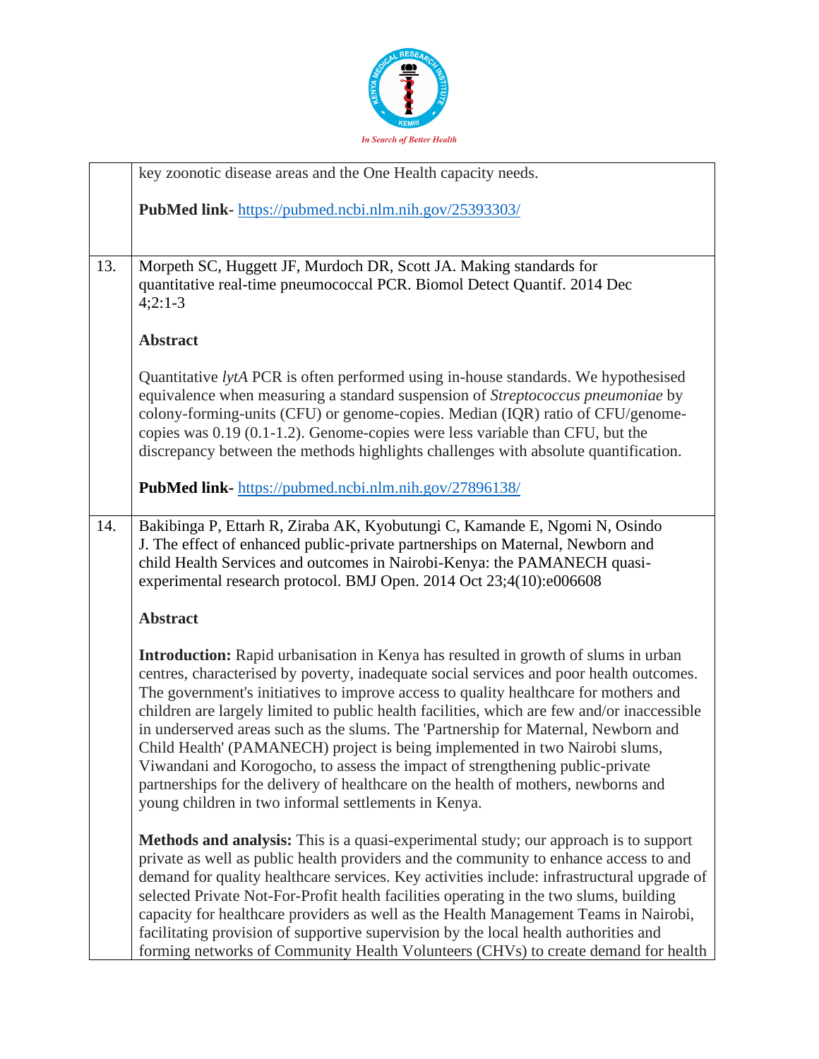| | |
|---|---|
| | key zoonotic disease areas and the One Health capacity needs.<br><br>**PubMed link-** https://pubmed.ncbi.nlm.nih.gov/25393303/ |
| 13. | Morpeth SC, Huggett JF, Murdoch DR, Scott JA. Making standards for quantitative real-time pneumococcal PCR. Biomol Detect Quantif. 2014 Dec 4;2:1-3<br><br>**Abstract**<br><br>Quantitative *lytA* PCR is often performed using in-house standards. We hypothesised equivalence when measuring a standard suspension of *Streptococcus pneumoniae* by colony-forming-units (CFU) or genome-copies. Median (IQR) ratio of CFU/genome-copies was 0.19 (0.1-1.2). Genome-copies were less variable than CFU, but the discrepancy between the methods highlights challenges with absolute quantification.<br><br>**PubMed link-** https://pubmed.ncbi.nlm.nih.gov/27896138/ |
| 14. | Bakibinga P, Ettarh R, Ziraba AK, Kyobutungi C, Kamande E, Ngomi N, Osindo J. The effect of enhanced public-private partnerships on Maternal, Newborn and child Health Services and outcomes in Nairobi-Kenya: the PAMANECH quasi-experimental research protocol. BMJ Open. 2014 Oct 23;4(10):e006608<br><br>**Abstract**<br><br>**Introduction:** Rapid urbanisation in Kenya has resulted in growth of slums in urban centres, characterised by poverty, inadequate social services and poor health outcomes. The government's initiatives to improve access to quality healthcare for mothers and children are largely limited to public health facilities, which are few and/or inaccessible in underserved areas such as the slums. The 'Partnership for Maternal, Newborn and Child Health' (PAMANECH) project is being implemented in two Nairobi slums, Viwandani and Korogocho, to assess the impact of strengthening public-private partnerships for the delivery of healthcare on the health of mothers, newborns and young children in two informal settlements in Kenya.<br><br>**Methods and analysis:** This is a quasi-experimental study; our approach is to support private as well as public health providers and the community to enhance access to and demand for quality healthcare services. Key activities include: infrastructural upgrade of selected Private Not-For-Profit health facilities operating in the two slums, building capacity for healthcare providers as well as the Health Management Teams in Nairobi, facilitating provision of supportive supervision by the local health authorities and forming networks of Community Health Volunteers (CHVs) to create demand for health |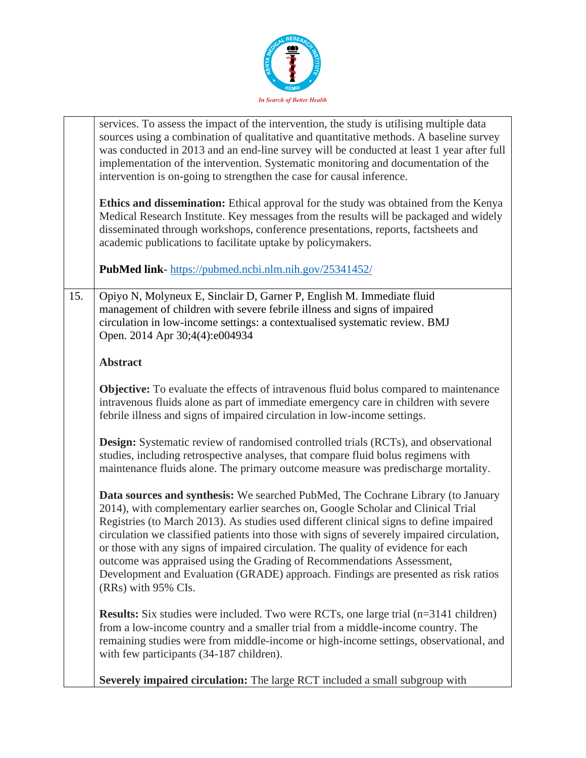services. To assess the impact of the intervention, the study is utilising multiple data sources using a combination of qualitative and quantitative methods. A baseline survey was conducted in 2013 and an end-line survey will be conducted at least 1 year after full implementation of the intervention. Systematic monitoring and documentation of the intervention is on-going to strengthen the case for causal inference.

**Ethics and dissemination:** Ethical approval for the study was obtained from the Kenya Medical Research Institute. Key messages from the results will be packaged and widely disseminated through workshops, conference presentations, reports, factsheets and academic publications to facilitate uptake by policymakers.

**PubMed link**- https://pubmed.ncbi.nlm.nih.gov/25341452/

15. Opiyo N, Molyneux E, Sinclair D, Garner P, English M. Immediate fluid management of children with severe febrile illness and signs of impaired circulation in low-income settings: a contextualised systematic review. BMJ Open. 2014 Apr 30;4(4):e004934

**Abstract**

**Objective:** To evaluate the effects of intravenous fluid bolus compared to maintenance intravenous fluids alone as part of immediate emergency care in children with severe febrile illness and signs of impaired circulation in low-income settings.

**Design:** Systematic review of randomised controlled trials (RCTs), and observational studies, including retrospective analyses, that compare fluid bolus regimens with maintenance fluids alone. The primary outcome measure was predischarge mortality.

**Data sources and synthesis:** We searched PubMed, The Cochrane Library (to January 2014), with complementary earlier searches on, Google Scholar and Clinical Trial Registries (to March 2013). As studies used different clinical signs to define impaired circulation we classified patients into those with signs of severely impaired circulation, or those with any signs of impaired circulation. The quality of evidence for each outcome was appraised using the Grading of Recommendations Assessment, Development and Evaluation (GRADE) approach. Findings are presented as risk ratios (RRs) with 95% CIs.

**Results:** Six studies were included. Two were RCTs, one large trial (n=3141 children) from a low-income country and a smaller trial from a middle-income country. The remaining studies were from middle-income or high-income settings, observational, and with few participants (34-187 children).

**Severely impaired circulation:** The large RCT included a small subgroup with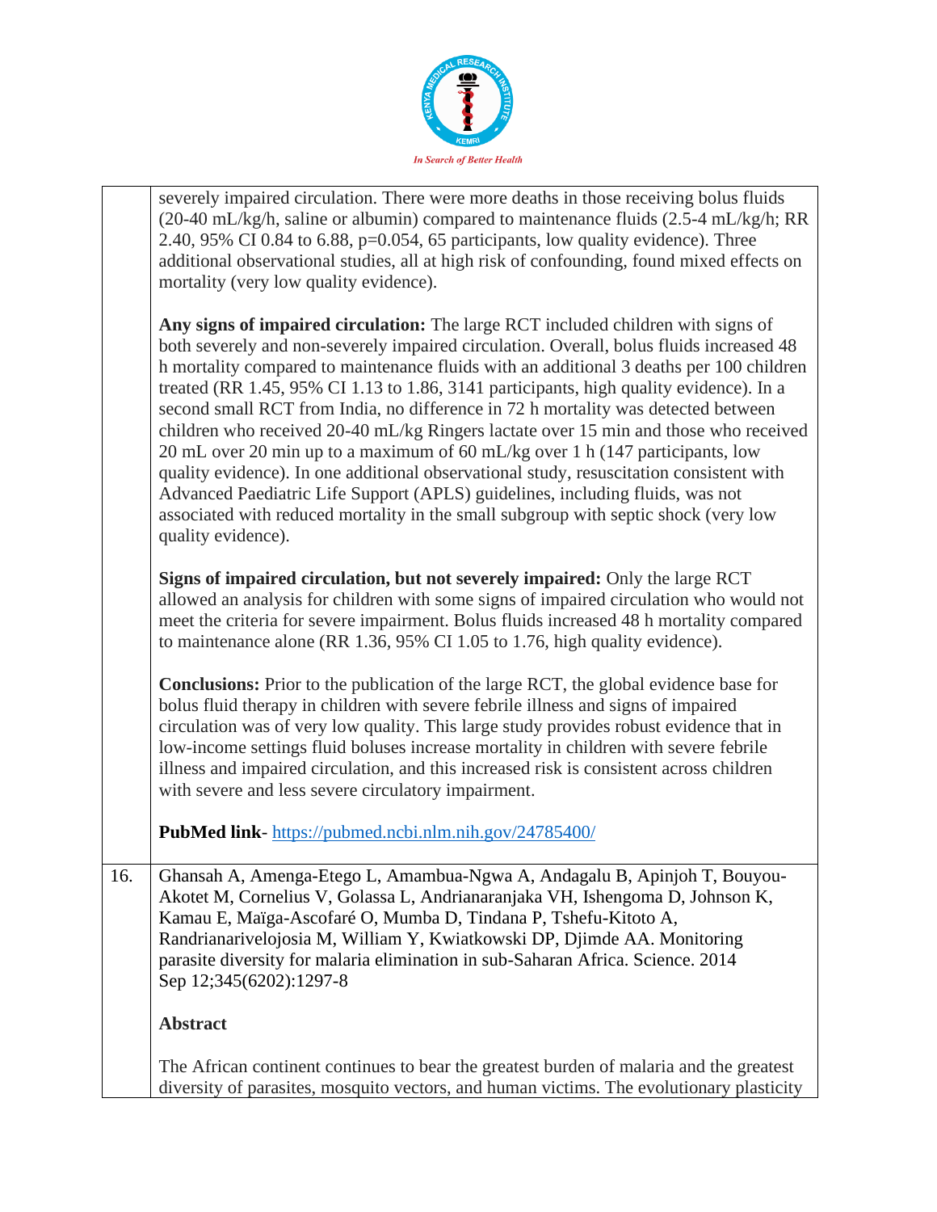| | |
|---|---|
| | severely impaired circulation. There were more deaths in those receiving bolus fluids (20-40 mL/kg/h, saline or albumin) compared to maintenance fluids (2.5-4 mL/kg/h; RR 2.40, 95% CI 0.84 to 6.88, p=0.054, 65 participants, low quality evidence). Three additional observational studies, all at high risk of confounding, found mixed effects on mortality (very low quality evidence).<br><br>**Any signs of impaired circulation:** The large RCT included children with signs of both severely and non-severely impaired circulation. Overall, bolus fluids increased 48 h mortality compared to maintenance fluids with an additional 3 deaths per 100 children treated (RR 1.45, 95% CI 1.13 to 1.86, 3141 participants, high quality evidence). In a second small RCT from India, no difference in 72 h mortality was detected between children who received 20-40 mL/kg Ringers lactate over 15 min and those who received 20 mL over 20 min up to a maximum of 60 mL/kg over 1 h (147 participants, low quality evidence). In one additional observational study, resuscitation consistent with Advanced Paediatric Life Support (APLS) guidelines, including fluids, was not associated with reduced mortality in the small subgroup with septic shock (very low quality evidence).<br><br>**Signs of impaired circulation, but not severely impaired:** Only the large RCT allowed an analysis for children with some signs of impaired circulation who would not meet the criteria for severe impairment. Bolus fluids increased 48 h mortality compared to maintenance alone (RR 1.36, 95% CI 1.05 to 1.76, high quality evidence).<br><br>**Conclusions:** Prior to the publication of the large RCT, the global evidence base for bolus fluid therapy in children with severe febrile illness and signs of impaired circulation was of very low quality. This large study provides robust evidence that in low-income settings fluid boluses increase mortality in children with severe febrile illness and impaired circulation, and this increased risk is consistent across children with severe and less severe circulatory impairment.<br><br>**PubMed link**- https://pubmed.ncbi.nlm.nih.gov/24785400/ |
| 16. | Ghansah A, Amenga-Etego L, Amambua-Ngwa A, Andagalu B, Apinjoh T, Bouyou-Akotet M, Cornelius V, Golassa L, Andrianaranjaka VH, Ishengoma D, Johnson K, Kamau E, Maïga-Ascofaré O, Mumba D, Tindana P, Tshefu-Kitoto A, Randrianarivelojosia M, William Y, Kwiatkowski DP, Djimde AA. Monitoring parasite diversity for malaria elimination in sub-Saharan Africa. Science. 2014 Sep 12;345(6202):1297-8<br><br>**Abstract**<br><br>The African continent continues to bear the greatest burden of malaria and the greatest diversity of parasites, mosquito vectors, and human victims. The evolutionary plasticity |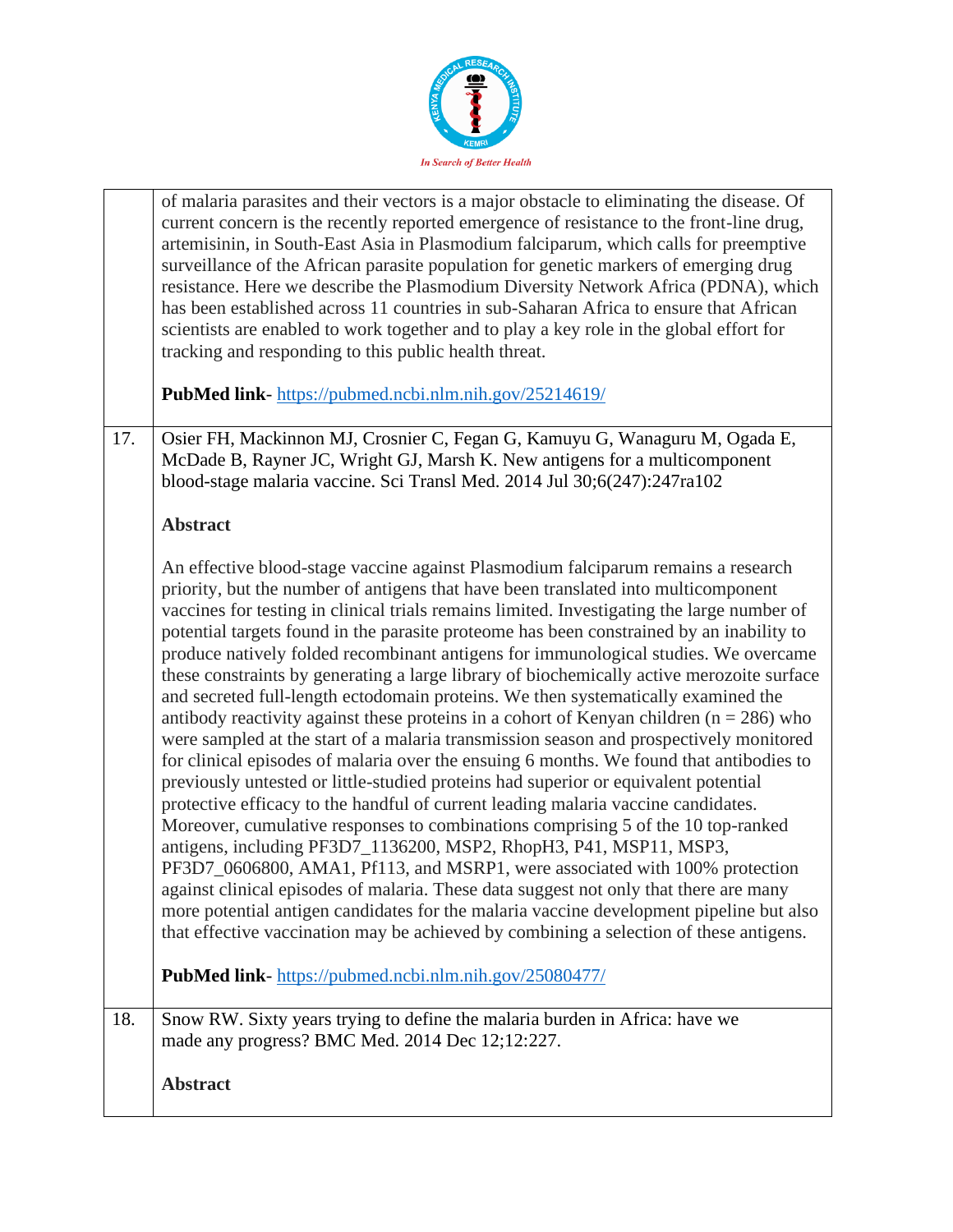| | |
|---|---|
| | of malaria parasites and their vectors is a major obstacle to eliminating the disease. Of current concern is the recently reported emergence of resistance to the front-line drug, artemisinin, in South-East Asia in Plasmodium falciparum, which calls for preemptive surveillance of the African parasite population for genetic markers of emerging drug resistance. Here we describe the Plasmodium Diversity Network Africa (PDNA), which has been established across 11 countries in sub-Saharan Africa to ensure that African scientists are enabled to work together and to play a key role in the global effort for tracking and responding to this public health threat.<br><br>**PubMed link**- https://pubmed.ncbi.nlm.nih.gov/25214619/ |
| 17. | Osier FH, Mackinnon MJ, Crosnier C, Fegan G, Kamuyu G, Wanaguru M, Ogada E, McDade B, Rayner JC, Wright GJ, Marsh K. New antigens for a multicomponent blood-stage malaria vaccine. Sci Transl Med. 2014 Jul 30;6(247):247ra102<br><br>**Abstract**<br><br>An effective blood-stage vaccine against Plasmodium falciparum remains a research priority, but the number of antigens that have been translated into multicomponent vaccines for testing in clinical trials remains limited. Investigating the large number of potential targets found in the parasite proteome has been constrained by an inability to produce natively folded recombinant antigens for immunological studies. We overcame these constraints by generating a large library of biochemically active merozoite surface and secreted full-length ectodomain proteins. We then systematically examined the antibody reactivity against these proteins in a cohort of Kenyan children (n = 286) who were sampled at the start of a malaria transmission season and prospectively monitored for clinical episodes of malaria over the ensuing 6 months. We found that antibodies to previously untested or little-studied proteins had superior or equivalent potential protective efficacy to the handful of current leading malaria vaccine candidates. Moreover, cumulative responses to combinations comprising 5 of the 10 top-ranked antigens, including PF3D7_1136200, MSP2, RhopH3, P41, MSP11, MSP3, PF3D7_0606800, AMA1, Pf113, and MSRP1, were associated with 100% protection against clinical episodes of malaria. These data suggest not only that there are many more potential antigen candidates for the malaria vaccine development pipeline but also that effective vaccination may be achieved by combining a selection of these antigens.<br><br>**PubMed link**- https://pubmed.ncbi.nlm.nih.gov/25080477/ |
| 18. | Snow RW. Sixty years trying to define the malaria burden in Africa: have we made any progress? BMC Med. 2014 Dec 12;12:227.<br><br>**Abstract** |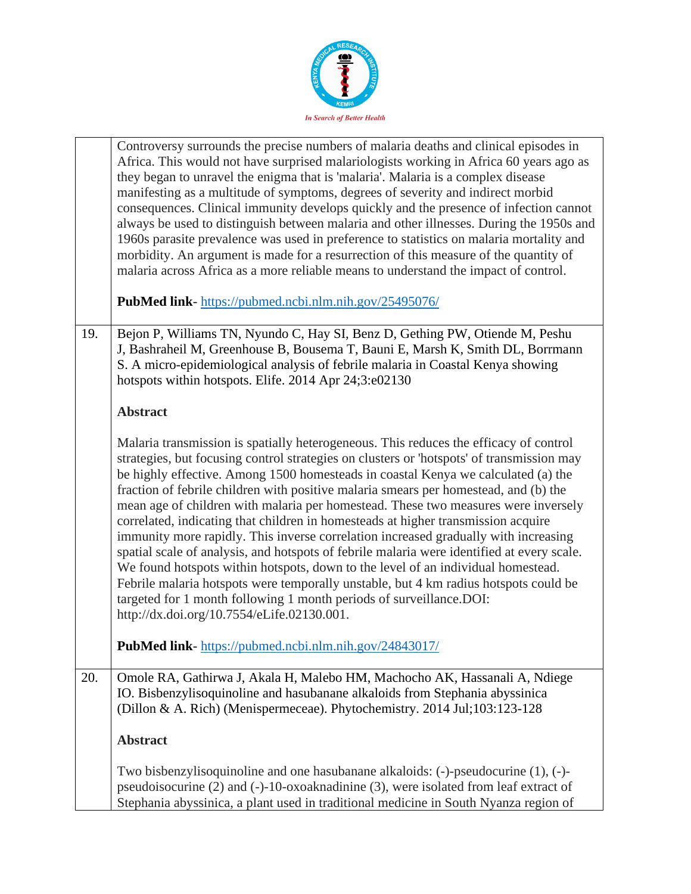| | |
|---|---|
| | Controversy surrounds the precise numbers of malaria deaths and clinical episodes in Africa. This would not have surprised malariologists working in Africa 60 years ago as they began to unravel the enigma that is 'malaria'. Malaria is a complex disease manifesting as a multitude of symptoms, degrees of severity and indirect morbid consequences. Clinical immunity develops quickly and the presence of infection cannot always be used to distinguish between malaria and other illnesses. During the 1950s and 1960s parasite prevalence was used in preference to statistics on malaria mortality and morbidity. An argument is made for a resurrection of this measure of the quantity of malaria across Africa as a more reliable means to understand the impact of control.<br><br>**PubMed link**- https://pubmed.ncbi.nlm.nih.gov/25495076/ |
| 19. | Bejon P, Williams TN, Nyundo C, Hay SI, Benz D, Gething PW, Otiende M, Peshu J, Bashraheil M, Greenhouse B, Bousema T, Bauni E, Marsh K, Smith DL, Borrmann S. A micro-epidemiological analysis of febrile malaria in Coastal Kenya showing hotspots within hotspots. Elife. 2014 Apr 24;3:e02130<br><br>**Abstract**<br><br>Malaria transmission is spatially heterogeneous. This reduces the efficacy of control strategies, but focusing control strategies on clusters or 'hotspots' of transmission may be highly effective. Among 1500 homesteads in coastal Kenya we calculated (a) the fraction of febrile children with positive malaria smears per homestead, and (b) the mean age of children with malaria per homestead. These two measures were inversely correlated, indicating that children in homesteads at higher transmission acquire immunity more rapidly. This inverse correlation increased gradually with increasing spatial scale of analysis, and hotspots of febrile malaria were identified at every scale. We found hotspots within hotspots, down to the level of an individual homestead. Febrile malaria hotspots were temporally unstable, but 4 km radius hotspots could be targeted for 1 month following 1 month periods of surveillance.DOI: http://dx.doi.org/10.7554/eLife.02130.001.<br><br>**PubMed link**- https://pubmed.ncbi.nlm.nih.gov/24843017/ |
| 20. | Omole RA, Gathirwa J, Akala H, Malebo HM, Machocho AK, Hassanali A, Ndiege IO. Bisbenzylisoquinoline and hasubanane alkaloids from Stephania abyssinica (Dillon & A. Rich) (Menispermeceae). Phytochemistry. 2014 Jul;103:123-128<br><br>**Abstract**<br><br>Two bisbenzylisoquinoline and one hasubanane alkaloids: (-)-pseudocurine (1), (-)-pseudoisocurine (2) and (-)-10-oxoaknadinine (3), were isolated from leaf extract of Stephania abyssinica, a plant used in traditional medicine in South Nyanza region of |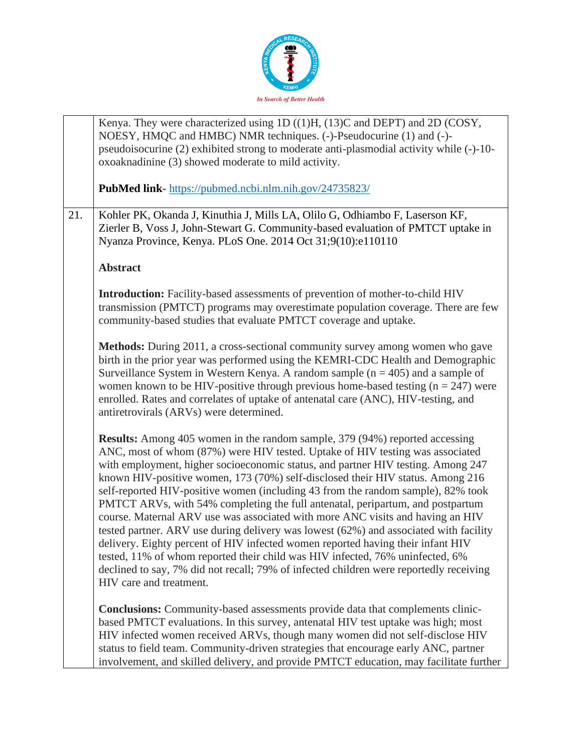| | |
|---|---|
| | Kenya. They were characterized using 1D ((1)H, (13)C and DEPT) and 2D (COSY, NOESY, HMQC and HMBC) NMR techniques. (-)-Pseudocurine (1) and (-)-pseudoisocurine (2) exhibited strong to moderate anti-plasmodial activity while (-)-10-oxoaknadinine (3) showed moderate to mild activity.<br><br>**PubMed link**- https://pubmed.ncbi.nlm.nih.gov/24735823/ |
| 21. | Kohler PK, Okanda J, Kinuthia J, Mills LA, Olilo G, Odhiambo F, Laserson KF, Zierler B, Voss J, John-Stewart G. Community-based evaluation of PMTCT uptake in Nyanza Province, Kenya. PLoS One. 2014 Oct 31;9(10):e110110<br><br>**Abstract**<br><br>**Introduction:** Facility-based assessments of prevention of mother-to-child HIV transmission (PMTCT) programs may overestimate population coverage. There are few community-based studies that evaluate PMTCT coverage and uptake.<br><br>**Methods:** During 2011, a cross-sectional community survey among women who gave birth in the prior year was performed using the KEMRI-CDC Health and Demographic Surveillance System in Western Kenya. A random sample (n = 405) and a sample of women known to be HIV-positive through previous home-based testing (n = 247) were enrolled. Rates and correlates of uptake of antenatal care (ANC), HIV-testing, and antiretrovirals (ARVs) were determined.<br><br>**Results:** Among 405 women in the random sample, 379 (94%) reported accessing ANC, most of whom (87%) were HIV tested. Uptake of HIV testing was associated with employment, higher socioeconomic status, and partner HIV testing. Among 247 known HIV-positive women, 173 (70%) self-disclosed their HIV status. Among 216 self-reported HIV-positive women (including 43 from the random sample), 82% took PMTCT ARVs, with 54% completing the full antenatal, peripartum, and postpartum course. Maternal ARV use was associated with more ANC visits and having an HIV tested partner. ARV use during delivery was lowest (62%) and associated with facility delivery. Eighty percent of HIV infected women reported having their infant HIV tested, 11% of whom reported their child was HIV infected, 76% uninfected, 6% declined to say, 7% did not recall; 79% of infected children were reportedly receiving HIV care and treatment.<br><br>**Conclusions:** Community-based assessments provide data that complements clinic-based PMTCT evaluations. In this survey, antenatal HIV test uptake was high; most HIV infected women received ARVs, though many women did not self-disclose HIV status to field team. Community-driven strategies that encourage early ANC, partner involvement, and skilled delivery, and provide PMTCT education, may facilitate further |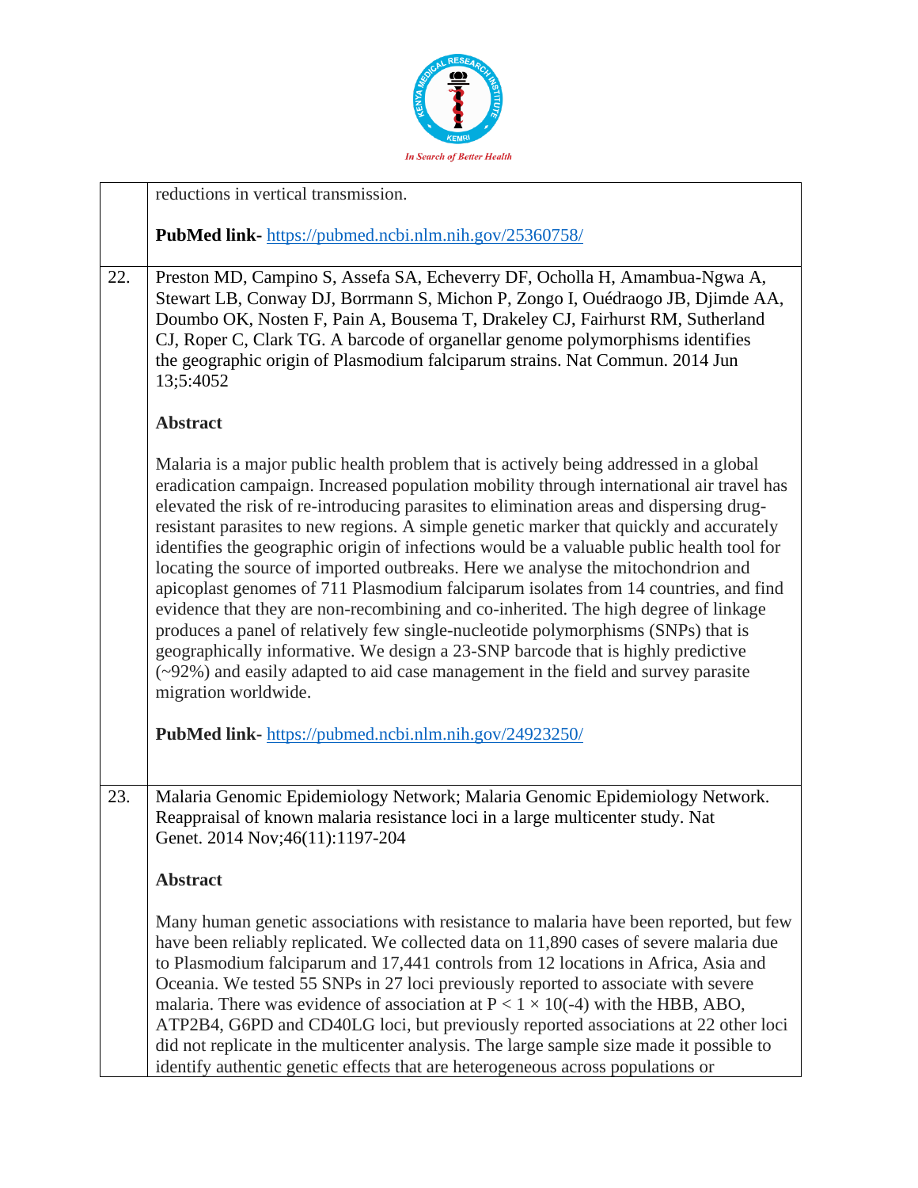| | |
|---|---|
| | reductions in vertical transmission.<br><br>**PubMed link-** https://pubmed.ncbi.nlm.nih.gov/25360758/ |
| 22. | Preston MD, Campino S, Assefa SA, Echeverry DF, Ocholla H, Amambua-Ngwa A, Stewart LB, Conway DJ, Borrmann S, Michon P, Zongo I, Ouédraogo JB, Djimde AA, Doumbo OK, Nosten F, Pain A, Bousema T, Drakeley CJ, Fairhurst RM, Sutherland CJ, Roper C, Clark TG. A barcode of organellar genome polymorphisms identifies the geographic origin of Plasmodium falciparum strains. Nat Commun. 2014 Jun 13;5:4052<br><br>**Abstract**<br><br>Malaria is a major public health problem that is actively being addressed in a global eradication campaign. Increased population mobility through international air travel has elevated the risk of re-introducing parasites to elimination areas and dispersing drug-resistant parasites to new regions. A simple genetic marker that quickly and accurately identifies the geographic origin of infections would be a valuable public health tool for locating the source of imported outbreaks. Here we analyse the mitochondrion and apicoplast genomes of 711 Plasmodium falciparum isolates from 14 countries, and find evidence that they are non-recombining and co-inherited. The high degree of linkage produces a panel of relatively few single-nucleotide polymorphisms (SNPs) that is geographically informative. We design a 23-SNP barcode that is highly predictive (~92%) and easily adapted to aid case management in the field and survey parasite migration worldwide.<br><br>**PubMed link-** https://pubmed.ncbi.nlm.nih.gov/24923250/ |
| 23. | Malaria Genomic Epidemiology Network; Malaria Genomic Epidemiology Network. Reappraisal of known malaria resistance loci in a large multicenter study. Nat Genet. 2014 Nov;46(11):1197-204<br><br>**Abstract**<br><br>Many human genetic associations with resistance to malaria have been reported, but few have been reliably replicated. We collected data on 11,890 cases of severe malaria due to Plasmodium falciparum and 17,441 controls from 12 locations in Africa, Asia and Oceania. We tested 55 SNPs in 27 loci previously reported to associate with severe malaria. There was evidence of association at $P < 1 \times 10^{-4}$ with the HBB, ABO, ATP2B4, G6PD and CD40LG loci, but previously reported associations at 22 other loci did not replicate in the multicenter analysis. The large sample size made it possible to identify authentic genetic effects that are heterogeneous across populations or |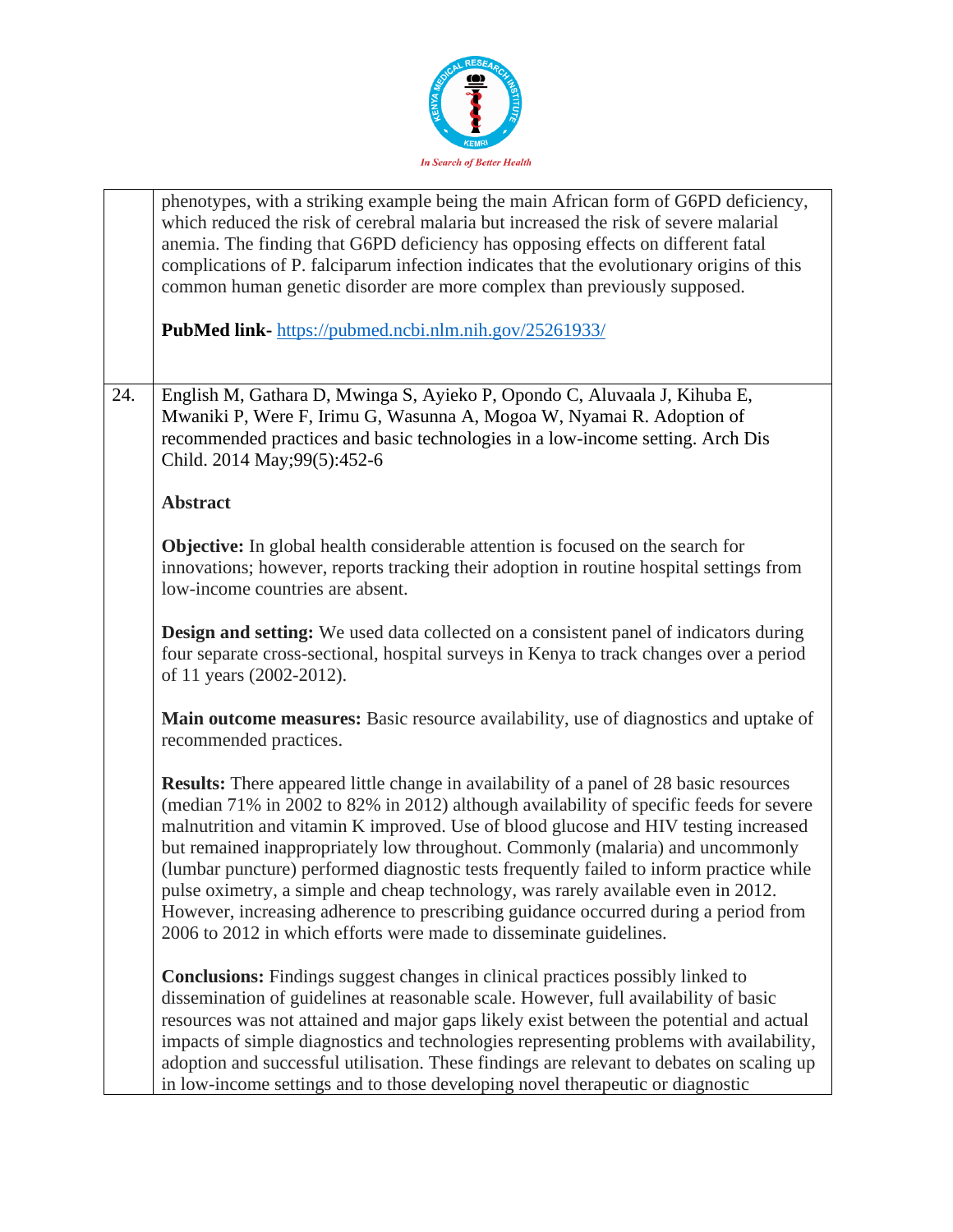| | |
|---|---|
| | phenotypes, with a striking example being the main African form of G6PD deficiency, which reduced the risk of cerebral malaria but increased the risk of severe malarial anemia. The finding that G6PD deficiency has opposing effects on different fatal complications of P. falciparum infection indicates that the evolutionary origins of this common human genetic disorder are more complex than previously supposed.<br><br>**PubMed link-** https://pubmed.ncbi.nlm.nih.gov/25261933/ |
| 24. | English M, Gathara D, Mwinga S, Ayieko P, Opondo C, Aluvaala J, Kihuba E, Mwaniki P, Were F, Irimu G, Wasunna A, Mogoa W, Nyamai R. Adoption of recommended practices and basic technologies in a low-income setting. Arch Dis Child. 2014 May;99(5):452-6<br><br>**Abstract**<br><br>**Objective:** In global health considerable attention is focused on the search for innovations; however, reports tracking their adoption in routine hospital settings from low-income countries are absent.<br><br>**Design and setting:** We used data collected on a consistent panel of indicators during four separate cross-sectional, hospital surveys in Kenya to track changes over a period of 11 years (2002-2012).<br><br>**Main outcome measures:** Basic resource availability, use of diagnostics and uptake of recommended practices.<br><br>**Results:** There appeared little change in availability of a panel of 28 basic resources (median 71% in 2002 to 82% in 2012) although availability of specific feeds for severe malnutrition and vitamin K improved. Use of blood glucose and HIV testing increased but remained inappropriately low throughout. Commonly (malaria) and uncommonly (lumbar puncture) performed diagnostic tests frequently failed to inform practice while pulse oximetry, a simple and cheap technology, was rarely available even in 2012. However, increasing adherence to prescribing guidance occurred during a period from 2006 to 2012 in which efforts were made to disseminate guidelines.<br><br>**Conclusions:** Findings suggest changes in clinical practices possibly linked to dissemination of guidelines at reasonable scale. However, full availability of basic resources was not attained and major gaps likely exist between the potential and actual impacts of simple diagnostics and technologies representing problems with availability, adoption and successful utilisation. These findings are relevant to debates on scaling up in low-income settings and to those developing novel therapeutic or diagnostic |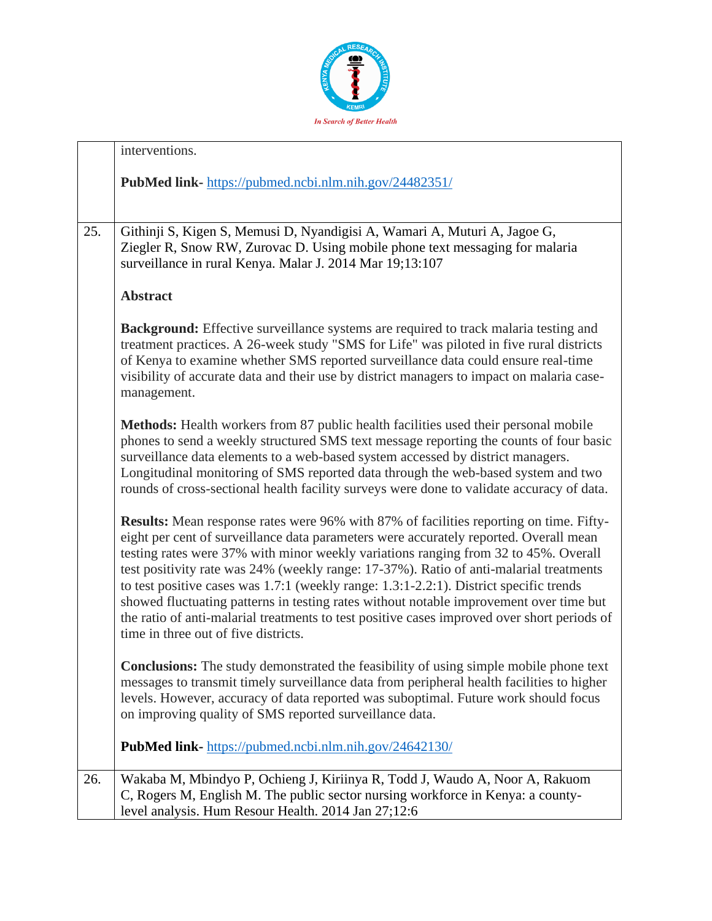| | |
|---|---|
| | interventions.<br><br>**PubMed link-** https://pubmed.ncbi.nlm.nih.gov/24482351/ |
| 25. | Githinji S, Kigen S, Memusi D, Nyandigisi A, Wamari A, Muturi A, Jagoe G, Ziegler R, Snow RW, Zurovac D. Using mobile phone text messaging for malaria surveillance in rural Kenya. Malar J. 2014 Mar 19;13:107<br><br>**Abstract**<br><br>**Background:** Effective surveillance systems are required to track malaria testing and treatment practices. A 26-week study "SMS for Life" was piloted in five rural districts of Kenya to examine whether SMS reported surveillance data could ensure real-time visibility of accurate data and their use by district managers to impact on malaria case-management.<br><br>**Methods:** Health workers from 87 public health facilities used their personal mobile phones to send a weekly structured SMS text message reporting the counts of four basic surveillance data elements to a web-based system accessed by district managers. Longitudinal monitoring of SMS reported data through the web-based system and two rounds of cross-sectional health facility surveys were done to validate accuracy of data.<br><br>**Results:** Mean response rates were 96% with 87% of facilities reporting on time. Fifty-eight per cent of surveillance data parameters were accurately reported. Overall mean testing rates were 37% with minor weekly variations ranging from 32 to 45%. Overall test positivity rate was 24% (weekly range: 17-37%). Ratio of anti-malarial treatments to test positive cases was 1.7:1 (weekly range: 1.3:1-2.2:1). District specific trends showed fluctuating patterns in testing rates without notable improvement over time but the ratio of anti-malarial treatments to test positive cases improved over short periods of time in three out of five districts.<br><br>**Conclusions:** The study demonstrated the feasibility of using simple mobile phone text messages to transmit timely surveillance data from peripheral health facilities to higher levels. However, accuracy of data reported was suboptimal. Future work should focus on improving quality of SMS reported surveillance data.<br><br>**PubMed link-** https://pubmed.ncbi.nlm.nih.gov/24642130/ |
| 26. | Wakaba M, Mbindyo P, Ochieng J, Kiriinya R, Todd J, Waudo A, Noor A, Rakuom C, Rogers M, English M. The public sector nursing workforce in Kenya: a county-level analysis. Hum Resour Health. 2014 Jan 27;12:6 |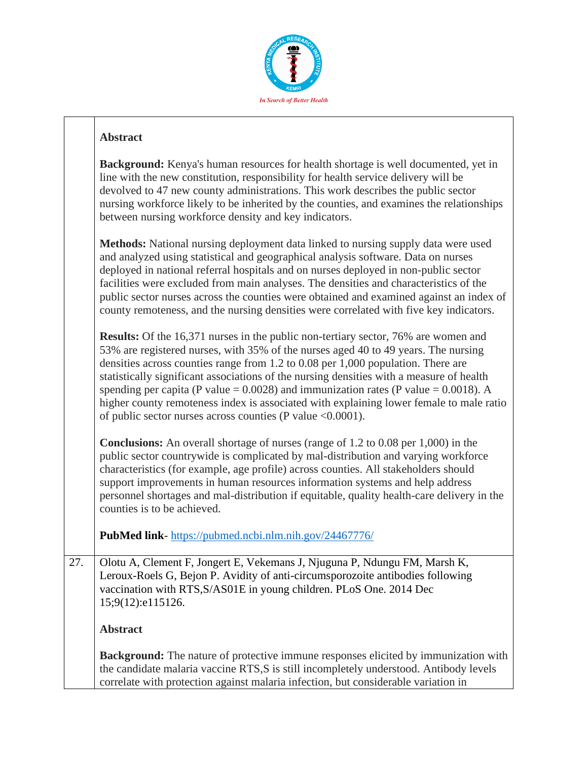| | |
|---|---|
| | **Abstract**<br><br>**Background:** Kenya's human resources for health shortage is well documented, yet in line with the new constitution, responsibility for health service delivery will be devolved to 47 new county administrations. This work describes the public sector nursing workforce likely to be inherited by the counties, and examines the relationships between nursing workforce density and key indicators.<br><br>**Methods:** National nursing deployment data linked to nursing supply data were used and analyzed using statistical and geographical analysis software. Data on nurses deployed in national referral hospitals and on nurses deployed in non-public sector facilities were excluded from main analyses. The densities and characteristics of the public sector nurses across the counties were obtained and examined against an index of county remoteness, and the nursing densities were correlated with five key indicators.<br><br>**Results:** Of the 16,371 nurses in the public non-tertiary sector, 76% are women and 53% are registered nurses, with 35% of the nurses aged 40 to 49 years. The nursing densities across counties range from 1.2 to 0.08 per 1,000 population. There are statistically significant associations of the nursing densities with a measure of health spending per capita (P value = 0.0028) and immunization rates (P value = 0.0018). A higher county remoteness index is associated with explaining lower female to male ratio of public sector nurses across counties (P value <0.0001).<br><br>**Conclusions:** An overall shortage of nurses (range of 1.2 to 0.08 per 1,000) in the public sector countrywide is complicated by mal-distribution and varying workforce characteristics (for example, age profile) across counties. All stakeholders should support improvements in human resources information systems and help address personnel shortages and mal-distribution if equitable, quality health-care delivery in the counties is to be achieved.<br><br>**PubMed link**- https://pubmed.ncbi.nlm.nih.gov/24467776/ |
| 27. | Olotu A, Clement F, Jongert E, Vekemans J, Njuguna P, Ndungu FM, Marsh K, Leroux-Roels G, Bejon P. Avidity of anti-circumsporozoite antibodies following vaccination with RTS,S/AS01E in young children. PLoS One. 2014 Dec 15;9(12):e115126.<br><br>**Abstract**<br><br>**Background:** The nature of protective immune responses elicited by immunization with the candidate malaria vaccine RTS,S is still incompletely understood. Antibody levels correlate with protection against malaria infection, but considerable variation in |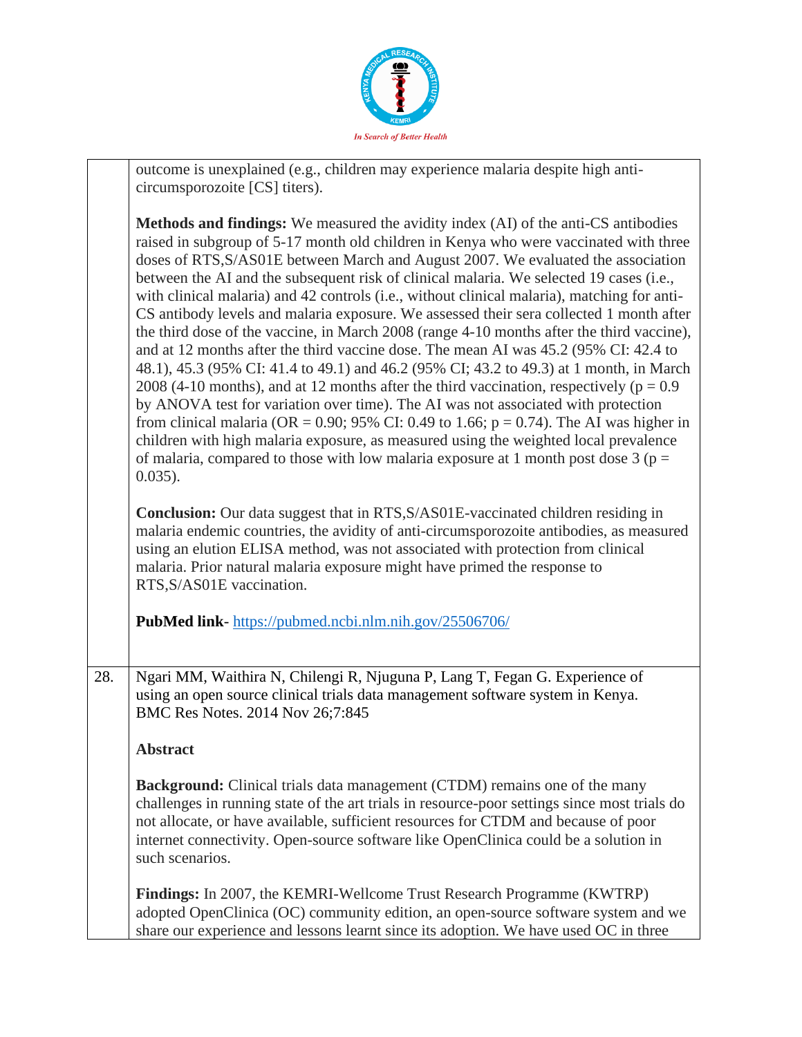outcome is unexplained (e.g., children may experience malaria despite high anti-circumsporozoite [CS] titers).

**Methods and findings:** We measured the avidity index (AI) of the anti-CS antibodies raised in subgroup of 5-17 month old children in Kenya who were vaccinated with three doses of RTS,S/AS01E between March and August 2007. We evaluated the association between the AI and the subsequent risk of clinical malaria. We selected 19 cases (i.e., with clinical malaria) and 42 controls (i.e., without clinical malaria), matching for anti-CS antibody levels and malaria exposure. We assessed their sera collected 1 month after the third dose of the vaccine, in March 2008 (range 4-10 months after the third vaccine), and at 12 months after the third vaccine dose. The mean AI was 45.2 (95% CI: 42.4 to 48.1), 45.3 (95% CI: 41.4 to 49.1) and 46.2 (95% CI; 43.2 to 49.3) at 1 month, in March 2008 (4-10 months), and at 12 months after the third vaccination, respectively ($p = 0.9$ by ANOVA test for variation over time). The AI was not associated with protection from clinical malaria (OR = 0.90; 95% CI: 0.49 to 1.66; $p = 0.74$). The AI was higher in children with high malaria exposure, as measured using the weighted local prevalence of malaria, compared to those with low malaria exposure at 1 month post dose 3 ($p = 0.035$).

**Conclusion:** Our data suggest that in RTS,S/AS01E-vaccinated children residing in malaria endemic countries, the avidity of anti-circumsporozoite antibodies, as measured using an elution ELISA method, was not associated with protection from clinical malaria. Prior natural malaria exposure might have primed the response to RTS,S/AS01E vaccination.

**PubMed link**- https://pubmed.ncbi.nlm.nih.gov/25506706/

28. Ngari MM, Waithira N, Chilengi R, Njuguna P, Lang T, Fegan G. Experience of using an open source clinical trials data management software system in Kenya. BMC Res Notes. 2014 Nov 26;7:845

**Abstract**

**Background:** Clinical trials data management (CTDM) remains one of the many challenges in running state of the art trials in resource-poor settings since most trials do not allocate, or have available, sufficient resources for CTDM and because of poor internet connectivity. Open-source software like OpenClinica could be a solution in such scenarios.

**Findings:** In 2007, the KEMRI-Wellcome Trust Research Programme (KWTRP) adopted OpenClinica (OC) community edition, an open-source software system and we share our experience and lessons learnt since its adoption. We have used OC in three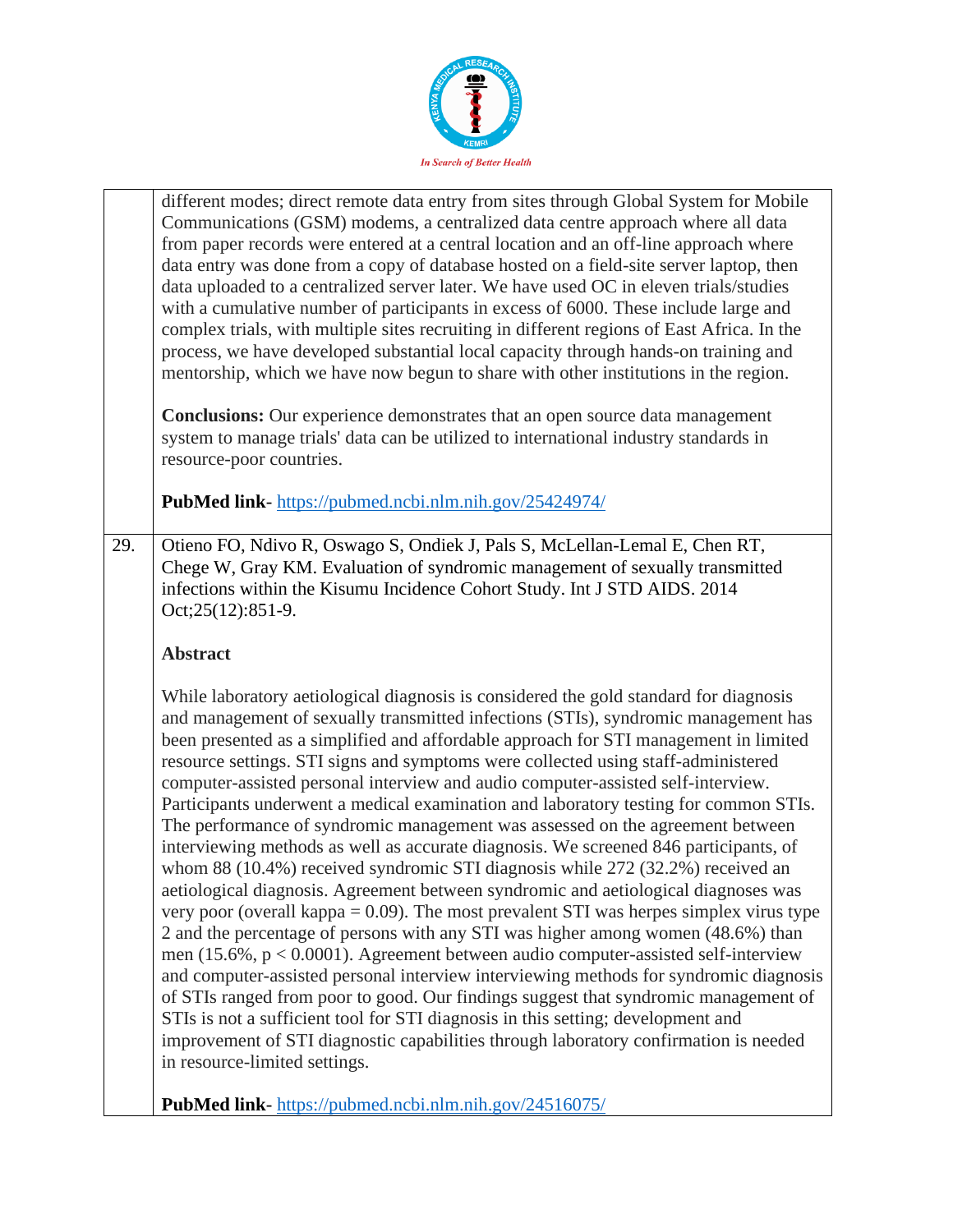different modes; direct remote data entry from sites through Global System for Mobile Communications (GSM) modems, a centralized data centre approach where all data from paper records were entered at a central location and an off-line approach where data entry was done from a copy of database hosted on a field-site server laptop, then data uploaded to a centralized server later. We have used OC in eleven trials/studies with a cumulative number of participants in excess of 6000. These include large and complex trials, with multiple sites recruiting in different regions of East Africa. In the process, we have developed substantial local capacity through hands-on training and mentorship, which we have now begun to share with other institutions in the region.

**Conclusions:** Our experience demonstrates that an open source data management system to manage trials' data can be utilized to international industry standards in resource-poor countries.

**PubMed link**- https://pubmed.ncbi.nlm.nih.gov/25424974/

29. Otieno FO, Ndivo R, Oswago S, Ondiek J, Pals S, McLellan-Lemal E, Chen RT, Chege W, Gray KM. Evaluation of syndromic management of sexually transmitted infections within the Kisumu Incidence Cohort Study. Int J STD AIDS. 2014 Oct;25(12):851-9.

**Abstract**

While laboratory aetiological diagnosis is considered the gold standard for diagnosis and management of sexually transmitted infections (STIs), syndromic management has been presented as a simplified and affordable approach for STI management in limited resource settings. STI signs and symptoms were collected using staff-administered computer-assisted personal interview and audio computer-assisted self-interview. Participants underwent a medical examination and laboratory testing for common STIs. The performance of syndromic management was assessed on the agreement between interviewing methods as well as accurate diagnosis. We screened 846 participants, of whom 88 (10.4%) received syndromic STI diagnosis while 272 (32.2%) received an aetiological diagnosis. Agreement between syndromic and aetiological diagnoses was very poor (overall kappa = 0.09). The most prevalent STI was herpes simplex virus type 2 and the percentage of persons with any STI was higher among women (48.6%) than men (15.6%, $p < 0.0001$). Agreement between audio computer-assisted self-interview and computer-assisted personal interview interviewing methods for syndromic diagnosis of STIs ranged from poor to good. Our findings suggest that syndromic management of STIs is not a sufficient tool for STI diagnosis in this setting; development and improvement of STI diagnostic capabilities through laboratory confirmation is needed in resource-limited settings.

**PubMed link**- https://pubmed.ncbi.nlm.nih.gov/24516075/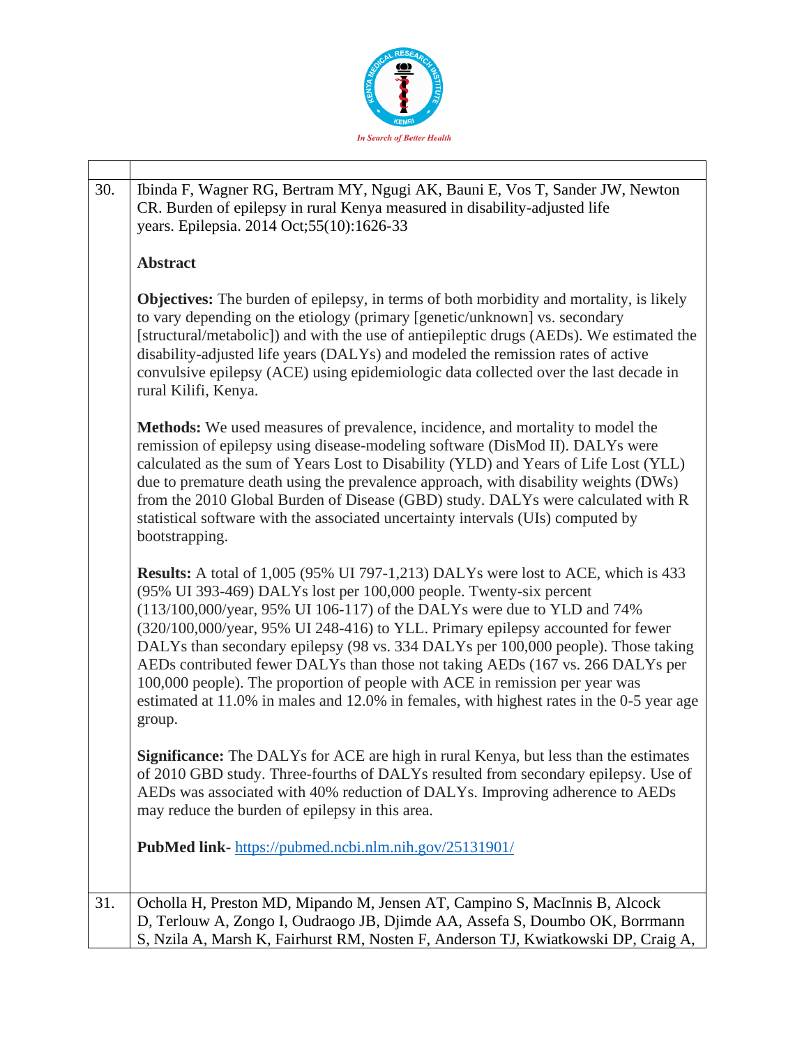| | |
|---|---|
| 30. | Ibinda F, Wagner RG, Bertram MY, Ngugi AK, Bauni E, Vos T, Sander JW, Newton CR. Burden of epilepsy in rural Kenya measured in disability-adjusted life years. Epilepsia. 2014 Oct;55(10):1626-33<br><br>**Abstract**<br><br>**Objectives:** The burden of epilepsy, in terms of both morbidity and mortality, is likely to vary depending on the etiology (primary [genetic/unknown] vs. secondary [structural/metabolic]) and with the use of antiepileptic drugs (AEDs). We estimated the disability-adjusted life years (DALYs) and modeled the remission rates of active convulsive epilepsy (ACE) using epidemiologic data collected over the last decade in rural Kilifi, Kenya.<br><br>**Methods:** We used measures of prevalence, incidence, and mortality to model the remission of epilepsy using disease-modeling software (DisMod II). DALYs were calculated as the sum of Years Lost to Disability (YLD) and Years of Life Lost (YLL) due to premature death using the prevalence approach, with disability weights (DWs) from the 2010 Global Burden of Disease (GBD) study. DALYs were calculated with R statistical software with the associated uncertainty intervals (UIs) computed by bootstrapping.<br><br>**Results:** A total of 1,005 (95% UI 797-1,213) DALYs were lost to ACE, which is 433 (95% UI 393-469) DALYs lost per 100,000 people. Twenty-six percent (113/100,000/year, 95% UI 106-117) of the DALYs were due to YLD and 74% (320/100,000/year, 95% UI 248-416) to YLL. Primary epilepsy accounted for fewer DALYs than secondary epilepsy (98 vs. 334 DALYs per 100,000 people). Those taking AEDs contributed fewer DALYs than those not taking AEDs (167 vs. 266 DALYs per 100,000 people). The proportion of people with ACE in remission per year was estimated at 11.0% in males and 12.0% in females, with highest rates in the 0-5 year age group.<br><br>**Significance:** The DALYs for ACE are high in rural Kenya, but less than the estimates of 2010 GBD study. Three-fourths of DALYs resulted from secondary epilepsy. Use of AEDs was associated with 40% reduction of DALYs. Improving adherence to AEDs may reduce the burden of epilepsy in this area.<br><br>**PubMed link-** https://pubmed.ncbi.nlm.nih.gov/25131901/ |
| 31. | Ocholla H, Preston MD, Mipando M, Jensen AT, Campino S, MacInnis B, Alcock D, Terlouw A, Zongo I, Oudraogo JB, Djimde AA, Assefa S, Doumbo OK, Borrmann S, Nzila A, Marsh K, Fairhurst RM, Nosten F, Anderson TJ, Kwiatkowski DP, Craig A, |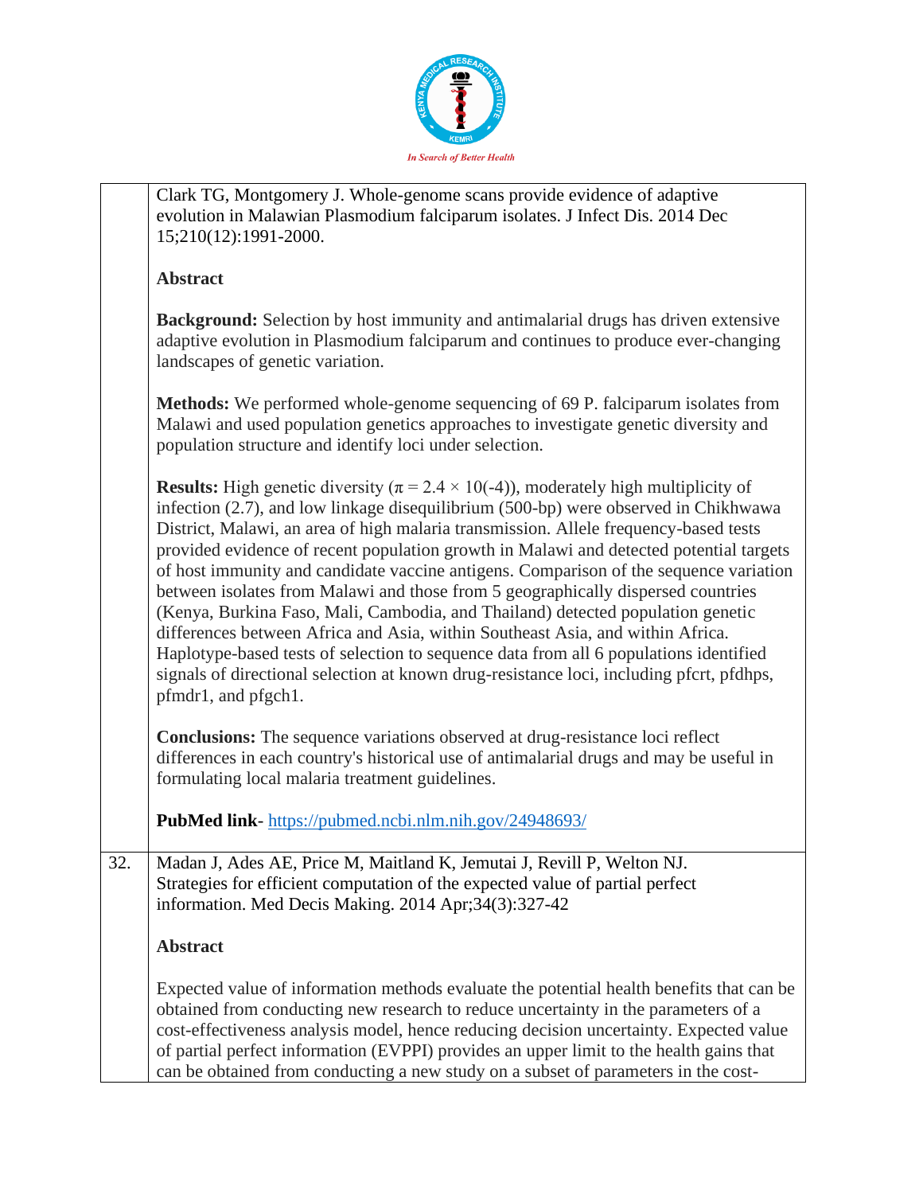| | |
|---|---|
| | Clark TG, Montgomery J. Whole-genome scans provide evidence of adaptive evolution in Malawian Plasmodium falciparum isolates. J Infect Dis. 2014 Dec 15;210(12):1991-2000.<br><br>**Abstract**<br><br>**Background:** Selection by host immunity and antimalarial drugs has driven extensive adaptive evolution in Plasmodium falciparum and continues to produce ever-changing landscapes of genetic variation.<br><br>**Methods:** We performed whole-genome sequencing of 69 P. falciparum isolates from Malawi and used population genetics approaches to investigate genetic diversity and population structure and identify loci under selection.<br><br>**Results:** High genetic diversity ($\pi = 2.4 \times 10^{-4}$), moderately high multiplicity of infection (2.7), and low linkage disequilibrium (500-bp) were observed in Chikhwawa District, Malawi, an area of high malaria transmission. Allele frequency-based tests provided evidence of recent population growth in Malawi and detected potential targets of host immunity and candidate vaccine antigens. Comparison of the sequence variation between isolates from Malawi and those from 5 geographically dispersed countries (Kenya, Burkina Faso, Mali, Cambodia, and Thailand) detected population genetic differences between Africa and Asia, within Southeast Asia, and within Africa. Haplotype-based tests of selection to sequence data from all 6 populations identified signals of directional selection at known drug-resistance loci, including pfcrt, pfdhps, pfmdr1, and pfgch1.<br><br>**Conclusions:** The sequence variations observed at drug-resistance loci reflect differences in each country's historical use of antimalarial drugs and may be useful in formulating local malaria treatment guidelines.<br><br>**PubMed link**- https://pubmed.ncbi.nlm.nih.gov/24948693/ |
| 32. | Madan J, Ades AE, Price M, Maitland K, Jemutai J, Revill P, Welton NJ. Strategies for efficient computation of the expected value of partial perfect information. Med Decis Making. 2014 Apr;34(3):327-42<br><br>**Abstract**<br><br>Expected value of information methods evaluate the potential health benefits that can be obtained from conducting new research to reduce uncertainty in the parameters of a cost-effectiveness analysis model, hence reducing decision uncertainty. Expected value of partial perfect information (EVPPI) provides an upper limit to the health gains that can be obtained from conducting a new study on a subset of parameters in the cost- |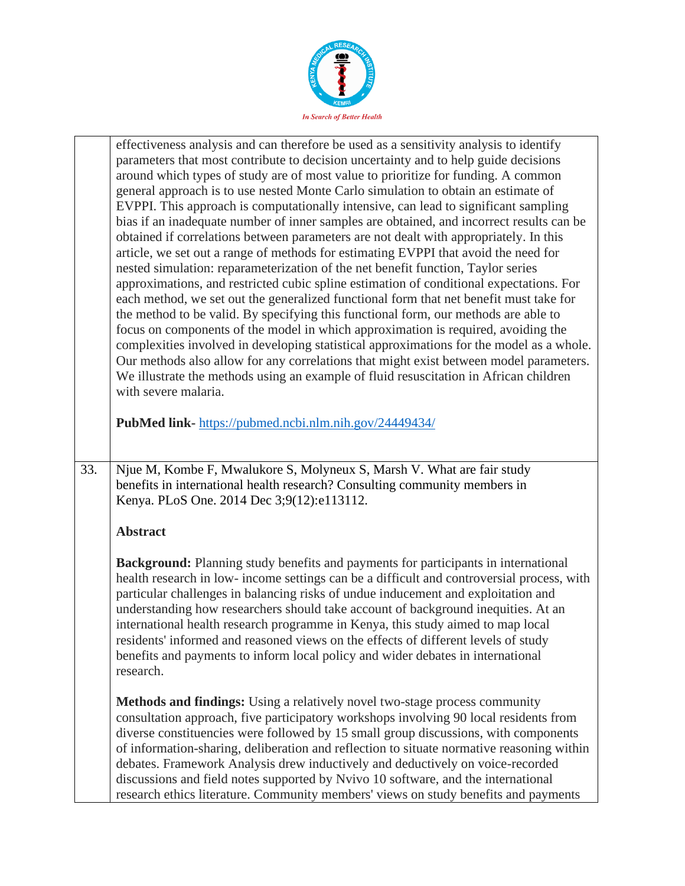| | |
|---|---|
| | effectiveness analysis and can therefore be used as a sensitivity analysis to identify parameters that most contribute to decision uncertainty and to help guide decisions around which types of study are of most value to prioritize for funding. A common general approach is to use nested Monte Carlo simulation to obtain an estimate of EVPPI. This approach is computationally intensive, can lead to significant sampling bias if an inadequate number of inner samples are obtained, and incorrect results can be obtained if correlations between parameters are not dealt with appropriately. In this article, we set out a range of methods for estimating EVPPI that avoid the need for nested simulation: reparameterization of the net benefit function, Taylor series approximations, and restricted cubic spline estimation of conditional expectations. For each method, we set out the generalized functional form that net benefit must take for the method to be valid. By specifying this functional form, our methods are able to focus on components of the model in which approximation is required, avoiding the complexities involved in developing statistical approximations for the model as a whole. Our methods also allow for any correlations that might exist between model parameters. We illustrate the methods using an example of fluid resuscitation in African children with severe malaria.<br><br>**PubMed link-** https://pubmed.ncbi.nlm.nih.gov/24449434/ |
| 33. | Njue M, Kombe F, Mwalukore S, Molyneux S, Marsh V. What are fair study benefits in international health research? Consulting community members in Kenya. PLoS One. 2014 Dec 3;9(12):e113112.<br><br>**Abstract**<br><br>**Background:** Planning study benefits and payments for participants in international health research in low- income settings can be a difficult and controversial process, with particular challenges in balancing risks of undue inducement and exploitation and understanding how researchers should take account of background inequities. At an international health research programme in Kenya, this study aimed to map local residents' informed and reasoned views on the effects of different levels of study benefits and payments to inform local policy and wider debates in international research.<br><br>**Methods and findings:** Using a relatively novel two-stage process community consultation approach, five participatory workshops involving 90 local residents from diverse constituencies were followed by 15 small group discussions, with components of information-sharing, deliberation and reflection to situate normative reasoning within debates. Framework Analysis drew inductively and deductively on voice-recorded discussions and field notes supported by Nvivo 10 software, and the international research ethics literature. Community members' views on study benefits and payments |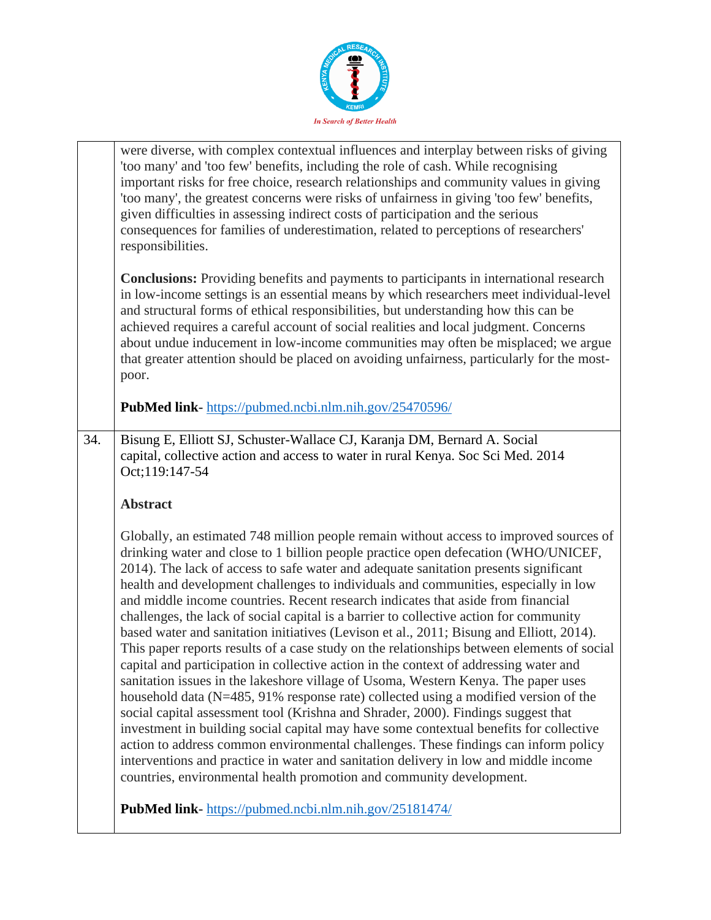were diverse, with complex contextual influences and interplay between risks of giving 'too many' and 'too few' benefits, including the role of cash. While recognising important risks for free choice, research relationships and community values in giving 'too many', the greatest concerns were risks of unfairness in giving 'too few' benefits, given difficulties in assessing indirect costs of participation and the serious consequences for families of underestimation, related to perceptions of researchers' responsibilities.

**Conclusions:** Providing benefits and payments to participants in international research in low-income settings is an essential means by which researchers meet individual-level and structural forms of ethical responsibilities, but understanding how this can be achieved requires a careful account of social realities and local judgment. Concerns about undue inducement in low-income communities may often be misplaced; we argue that greater attention should be placed on avoiding unfairness, particularly for the most-poor.

**PubMed link**- https://pubmed.ncbi.nlm.nih.gov/25470596/

34. Bisung E, Elliott SJ, Schuster-Wallace CJ, Karanja DM, Bernard A. Social capital, collective action and access to water in rural Kenya. Soc Sci Med. 2014 Oct;119:147-54

**Abstract**

Globally, an estimated 748 million people remain without access to improved sources of drinking water and close to 1 billion people practice open defecation (WHO/UNICEF, 2014). The lack of access to safe water and adequate sanitation presents significant health and development challenges to individuals and communities, especially in low and middle income countries. Recent research indicates that aside from financial challenges, the lack of social capital is a barrier to collective action for community based water and sanitation initiatives (Levison et al., 2011; Bisung and Elliott, 2014). This paper reports results of a case study on the relationships between elements of social capital and participation in collective action in the context of addressing water and sanitation issues in the lakeshore village of Usoma, Western Kenya. The paper uses household data (N=485, 91% response rate) collected using a modified version of the social capital assessment tool (Krishna and Shrader, 2000). Findings suggest that investment in building social capital may have some contextual benefits for collective action to address common environmental challenges. These findings can inform policy interventions and practice in water and sanitation delivery in low and middle income countries, environmental health promotion and community development.

**PubMed link**- https://pubmed.ncbi.nlm.nih.gov/25181474/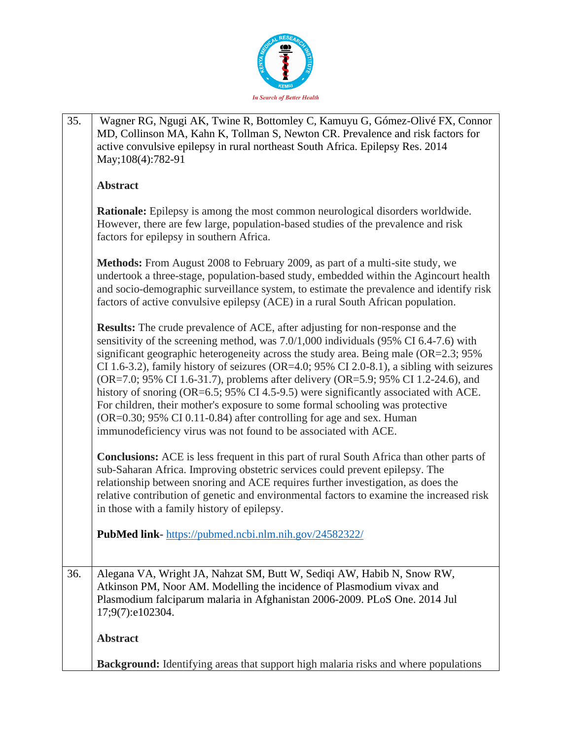| | |
|---|---|
| 35. | Wagner RG, Ngugi AK, Twine R, Bottomley C, Kamuyu G, Gómez-Olivé FX, Connor MD, Collinson MA, Kahn K, Tollman S, Newton CR. Prevalence and risk factors for active convulsive epilepsy in rural northeast South Africa. Epilepsy Res. 2014 May;108(4):782-91<br><br>**Abstract**<br><br>**Rationale:** Epilepsy is among the most common neurological disorders worldwide. However, there are few large, population-based studies of the prevalence and risk factors for epilepsy in southern Africa.<br><br>**Methods:** From August 2008 to February 2009, as part of a multi-site study, we undertook a three-stage, population-based study, embedded within the Agincourt health and socio-demographic surveillance system, to estimate the prevalence and identify risk factors of active convulsive epilepsy (ACE) in a rural South African population.<br><br>**Results:** The crude prevalence of ACE, after adjusting for non-response and the sensitivity of the screening method, was 7.0/1,000 individuals (95% CI 6.4-7.6) with significant geographic heterogeneity across the study area. Being male (OR=2.3; 95% CI 1.6-3.2), family history of seizures (OR=4.0; 95% CI 2.0-8.1), a sibling with seizures (OR=7.0; 95% CI 1.6-31.7), problems after delivery (OR=5.9; 95% CI 1.2-24.6), and history of snoring (OR=6.5; 95% CI 4.5-9.5) were significantly associated with ACE. For children, their mother's exposure to some formal schooling was protective (OR=0.30; 95% CI 0.11-0.84) after controlling for age and sex. Human immunodeficiency virus was not found to be associated with ACE.<br><br>**Conclusions:** ACE is less frequent in this part of rural South Africa than other parts of sub-Saharan Africa. Improving obstetric services could prevent epilepsy. The relationship between snoring and ACE requires further investigation, as does the relative contribution of genetic and environmental factors to examine the increased risk in those with a family history of epilepsy.<br><br>**PubMed link**- https://pubmed.ncbi.nlm.nih.gov/24582322/ |
| 36. | Alegana VA, Wright JA, Nahzat SM, Butt W, Sediqi AW, Habib N, Snow RW, Atkinson PM, Noor AM. Modelling the incidence of Plasmodium vivax and Plasmodium falciparum malaria in Afghanistan 2006-2009. PLoS One. 2014 Jul 17;9(7):e102304.<br><br>**Abstract**<br><br>**Background:** Identifying areas that support high malaria risks and where populations |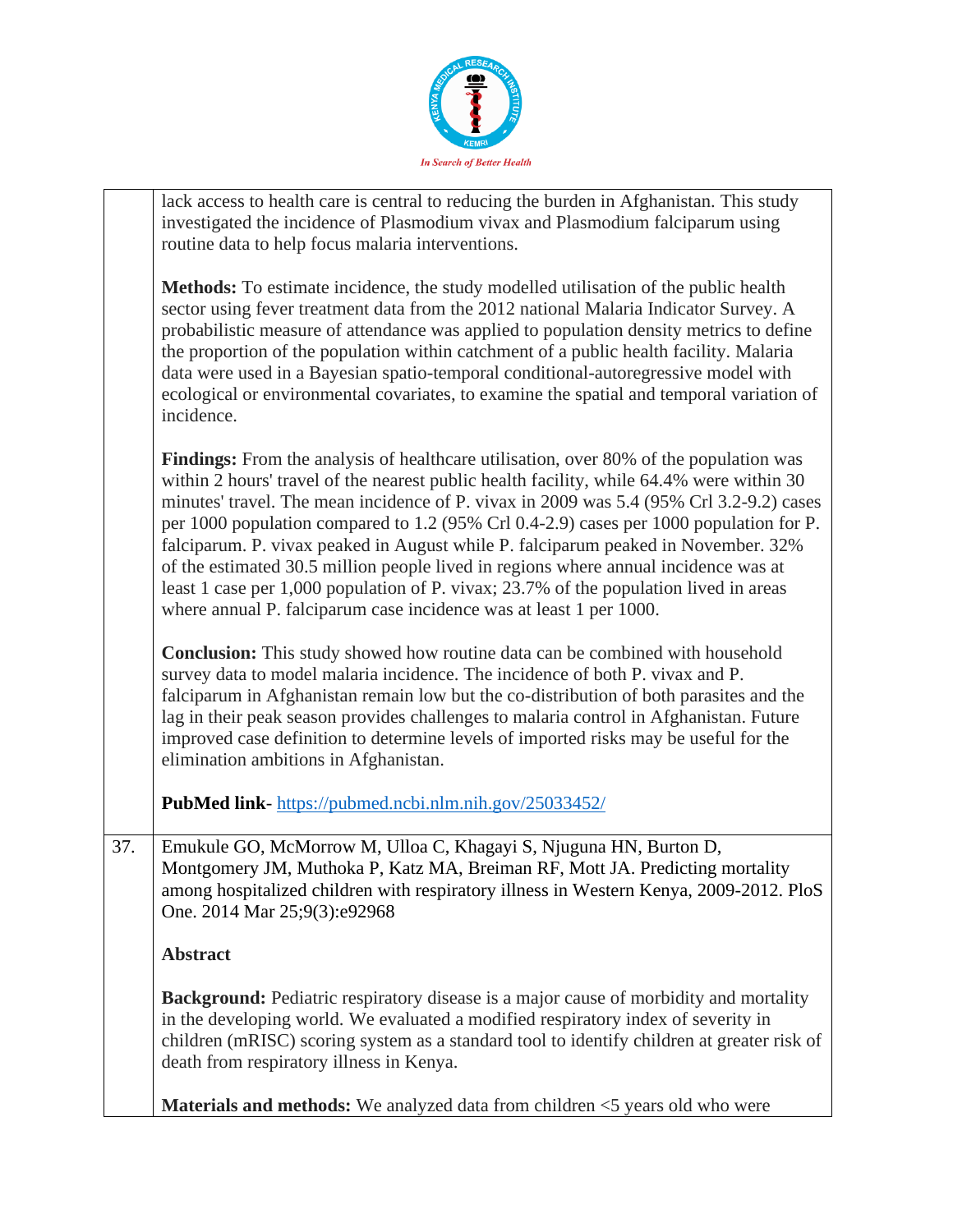lack access to health care is central to reducing the burden in Afghanistan. This study investigated the incidence of Plasmodium vivax and Plasmodium falciparum using routine data to help focus malaria interventions.

**Methods:** To estimate incidence, the study modelled utilisation of the public health sector using fever treatment data from the 2012 national Malaria Indicator Survey. A probabilistic measure of attendance was applied to population density metrics to define the proportion of the population within catchment of a public health facility. Malaria data were used in a Bayesian spatio-temporal conditional-autoregressive model with ecological or environmental covariates, to examine the spatial and temporal variation of incidence.

**Findings:** From the analysis of healthcare utilisation, over 80% of the population was within 2 hours' travel of the nearest public health facility, while 64.4% were within 30 minutes' travel. The mean incidence of P. vivax in 2009 was 5.4 (95% Crl 3.2-9.2) cases per 1000 population compared to 1.2 (95% Crl 0.4-2.9) cases per 1000 population for P. falciparum. P. vivax peaked in August while P. falciparum peaked in November. 32% of the estimated 30.5 million people lived in regions where annual incidence was at least 1 case per 1,000 population of P. vivax; 23.7% of the population lived in areas where annual P. falciparum case incidence was at least 1 per 1000.

**Conclusion:** This study showed how routine data can be combined with household survey data to model malaria incidence. The incidence of both P. vivax and P. falciparum in Afghanistan remain low but the co-distribution of both parasites and the lag in their peak season provides challenges to malaria control in Afghanistan. Future improved case definition to determine levels of imported risks may be useful for the elimination ambitions in Afghanistan.

**PubMed link**- https://pubmed.ncbi.nlm.nih.gov/25033452/

37. Emukule GO, McMorrow M, Ulloa C, Khagayi S, Njuguna HN, Burton D, Montgomery JM, Muthoka P, Katz MA, Breiman RF, Mott JA. Predicting mortality among hospitalized children with respiratory illness in Western Kenya, 2009-2012. PloS One. 2014 Mar 25;9(3):e92968

**Abstract**

**Background:** Pediatric respiratory disease is a major cause of morbidity and mortality in the developing world. We evaluated a modified respiratory index of severity in children (mRISC) scoring system as a standard tool to identify children at greater risk of death from respiratory illness in Kenya.

**Materials and methods:** We analyzed data from children <5 years old who were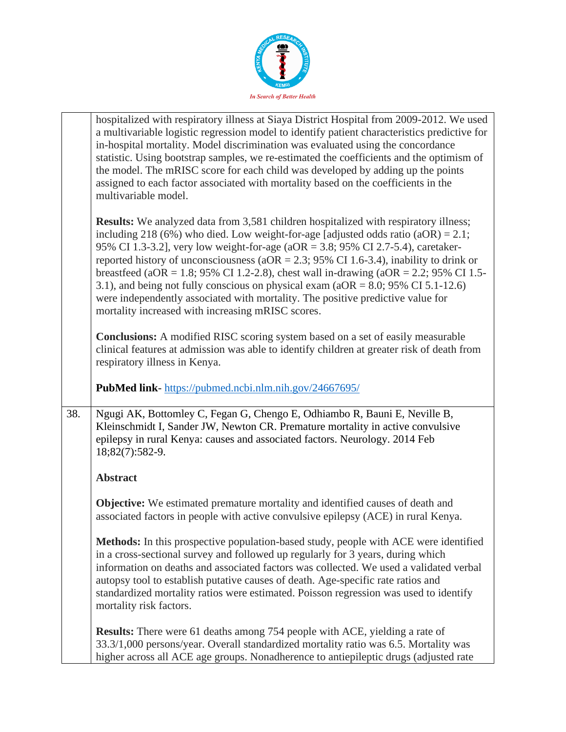| | |
|---|---|
| | hospitalized with respiratory illness at Siaya District Hospital from 2009-2012. We used a multivariable logistic regression model to identify patient characteristics predictive for in-hospital mortality. Model discrimination was evaluated using the concordance statistic. Using bootstrap samples, we re-estimated the coefficients and the optimism of the model. The mRISC score for each child was developed by adding up the points assigned to each factor associated with mortality based on the coefficients in the multivariable model.<br><br>**Results:** We analyzed data from 3,581 children hospitalized with respiratory illness; including 218 (6%) who died. Low weight-for-age [adjusted odds ratio (aOR) = 2.1; 95% CI 1.3-3.2], very low weight-for-age (aOR = 3.8; 95% CI 2.7-5.4), caretaker-reported history of unconsciousness (aOR = 2.3; 95% CI 1.6-3.4), inability to drink or breastfeed (aOR = 1.8; 95% CI 1.2-2.8), chest wall in-drawing (aOR = 2.2; 95% CI 1.5-3.1), and being not fully conscious on physical exam (aOR = 8.0; 95% CI 5.1-12.6) were independently associated with mortality. The positive predictive value for mortality increased with increasing mRISC scores.<br><br>**Conclusions:** A modified RISC scoring system based on a set of easily measurable clinical features at admission was able to identify children at greater risk of death from respiratory illness in Kenya.<br><br>**PubMed link**- https://pubmed.ncbi.nlm.nih.gov/24667695/ |
| 38. | Ngugi AK, Bottomley C, Fegan G, Chengo E, Odhiambo R, Bauni E, Neville B, Kleinschmidt I, Sander JW, Newton CR. Premature mortality in active convulsive epilepsy in rural Kenya: causes and associated factors. Neurology. 2014 Feb 18;82(7):582-9.<br><br>**Abstract**<br><br>**Objective:** We estimated premature mortality and identified causes of death and associated factors in people with active convulsive epilepsy (ACE) in rural Kenya.<br><br>**Methods:** In this prospective population-based study, people with ACE were identified in a cross-sectional survey and followed up regularly for 3 years, during which information on deaths and associated factors was collected. We used a validated verbal autopsy tool to establish putative causes of death. Age-specific rate ratios and standardized mortality ratios were estimated. Poisson regression was used to identify mortality risk factors.<br><br>**Results:** There were 61 deaths among 754 people with ACE, yielding a rate of 33.3/1,000 persons/year. Overall standardized mortality ratio was 6.5. Mortality was higher across all ACE age groups. Nonadherence to antiepileptic drugs (adjusted rate |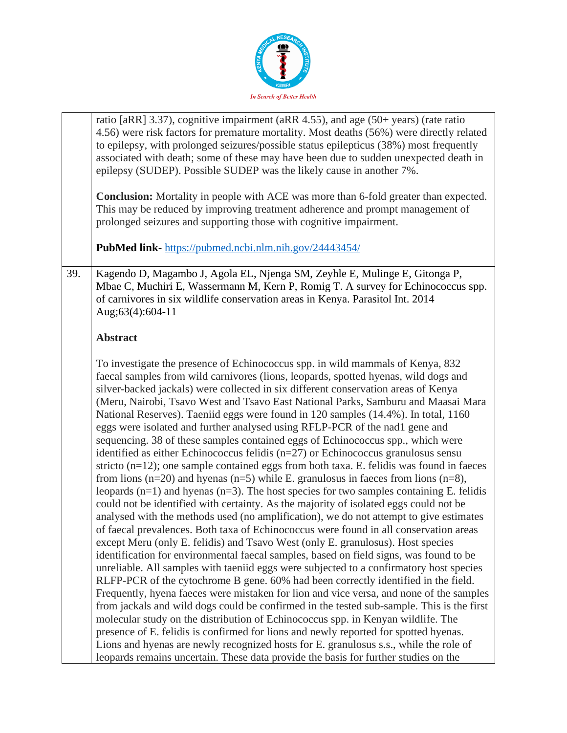| | |
|---|---|
| | ratio [aRR] 3.37), cognitive impairment (aRR 4.55), and age (50+ years) (rate ratio 4.56) were risk factors for premature mortality. Most deaths (56%) were directly related to epilepsy, with prolonged seizures/possible status epilepticus (38%) most frequently associated with death; some of these may have been due to sudden unexpected death in epilepsy (SUDEP). Possible SUDEP was the likely cause in another 7%.<br><br>**Conclusion:** Mortality in people with ACE was more than 6-fold greater than expected. This may be reduced by improving treatment adherence and prompt management of prolonged seizures and supporting those with cognitive impairment.<br><br>**PubMed link-** https://pubmed.ncbi.nlm.nih.gov/24443454/ |
| 39. | Kagendo D, Magambo J, Agola EL, Njenga SM, Zeyhle E, Mulinge E, Gitonga P, Mbae C, Muchiri E, Wassermann M, Kern P, Romig T. A survey for Echinococcus spp. of carnivores in six wildlife conservation areas in Kenya. Parasitol Int. 2014 Aug;63(4):604-11<br><br>**Abstract**<br><br>To investigate the presence of Echinococcus spp. in wild mammals of Kenya, 832 faecal samples from wild carnivores (lions, leopards, spotted hyenas, wild dogs and silver-backed jackals) were collected in six different conservation areas of Kenya (Meru, Nairobi, Tsavo West and Tsavo East National Parks, Samburu and Maasai Mara National Reserves). Taeniid eggs were found in 120 samples (14.4%). In total, 1160 eggs were isolated and further analysed using RFLP-PCR of the nad1 gene and sequencing. 38 of these samples contained eggs of Echinococcus spp., which were identified as either Echinococcus felidis (n=27) or Echinococcus granulosus sensu stricto (n=12); one sample contained eggs from both taxa. E. felidis was found in faeces from lions (n=20) and hyenas (n=5) while E. granulosus in faeces from lions (n=8), leopards (n=1) and hyenas (n=3). The host species for two samples containing E. felidis could not be identified with certainty. As the majority of isolated eggs could not be analysed with the methods used (no amplification), we do not attempt to give estimates of faecal prevalences. Both taxa of Echinococcus were found in all conservation areas except Meru (only E. felidis) and Tsavo West (only E. granulosus). Host species identification for environmental faecal samples, based on field signs, was found to be unreliable. All samples with taeniid eggs were subjected to a confirmatory host species RLFP-PCR of the cytochrome B gene. 60% had been correctly identified in the field. Frequently, hyena faeces were mistaken for lion and vice versa, and none of the samples from jackals and wild dogs could be confirmed in the tested sub-sample. This is the first molecular study on the distribution of Echinococcus spp. in Kenyan wildlife. The presence of E. felidis is confirmed for lions and newly reported for spotted hyenas. Lions and hyenas are newly recognized hosts for E. granulosus s.s., while the role of leopards remains uncertain. These data provide the basis for further studies on the |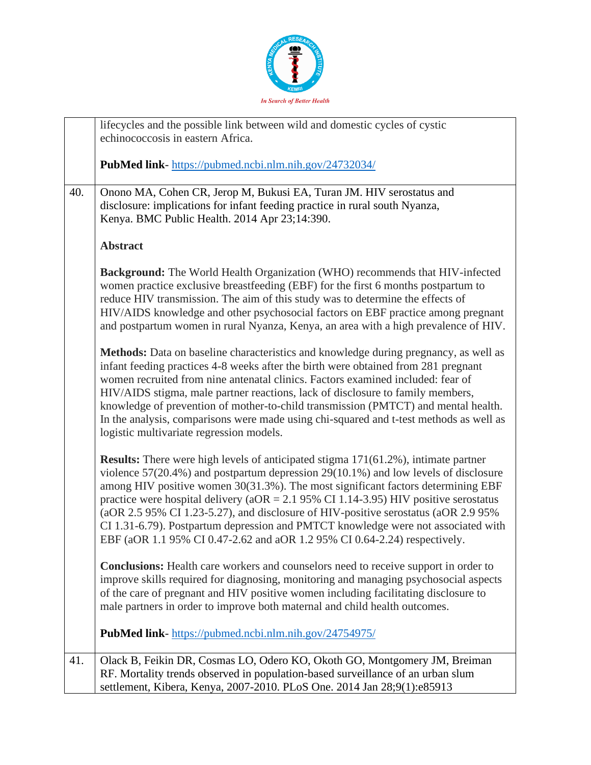| | |
|---|---|
| | lifecycles and the possible link between wild and domestic cycles of cystic echinococcosis in eastern Africa.<br><br>**PubMed link**- https://pubmed.ncbi.nlm.nih.gov/24732034/ |
| 40. | Onono MA, Cohen CR, Jerop M, Bukusi EA, Turan JM. HIV serostatus and disclosure: implications for infant feeding practice in rural south Nyanza, Kenya. BMC Public Health. 2014 Apr 23;14:390.<br><br>**Abstract**<br><br>**Background:** The World Health Organization (WHO) recommends that HIV-infected women practice exclusive breastfeeding (EBF) for the first 6 months postpartum to reduce HIV transmission. The aim of this study was to determine the effects of HIV/AIDS knowledge and other psychosocial factors on EBF practice among pregnant and postpartum women in rural Nyanza, Kenya, an area with a high prevalence of HIV.<br><br>**Methods:** Data on baseline characteristics and knowledge during pregnancy, as well as infant feeding practices 4-8 weeks after the birth were obtained from 281 pregnant women recruited from nine antenatal clinics. Factors examined included: fear of HIV/AIDS stigma, male partner reactions, lack of disclosure to family members, knowledge of prevention of mother-to-child transmission (PMTCT) and mental health. In the analysis, comparisons were made using chi-squared and t-test methods as well as logistic multivariate regression models.<br><br>**Results:** There were high levels of anticipated stigma 171(61.2%), intimate partner violence 57(20.4%) and postpartum depression 29(10.1%) and low levels of disclosure among HIV positive women 30(31.3%). The most significant factors determining EBF practice were hospital delivery (aOR = 2.1 95% CI 1.14-3.95) HIV positive serostatus (aOR 2.5 95% CI 1.23-5.27), and disclosure of HIV-positive serostatus (aOR 2.9 95% CI 1.31-6.79). Postpartum depression and PMTCT knowledge were not associated with EBF (aOR 1.1 95% CI 0.47-2.62 and aOR 1.2 95% CI 0.64-2.24) respectively.<br><br>**Conclusions:** Health care workers and counselors need to receive support in order to improve skills required for diagnosing, monitoring and managing psychosocial aspects of the care of pregnant and HIV positive women including facilitating disclosure to male partners in order to improve both maternal and child health outcomes.<br><br>**PubMed link**- https://pubmed.ncbi.nlm.nih.gov/24754975/ |
| 41. | Olack B, Feikin DR, Cosmas LO, Odero KO, Okoth GO, Montgomery JM, Breiman RF. Mortality trends observed in population-based surveillance of an urban slum settlement, Kibera, Kenya, 2007-2010. PLoS One. 2014 Jan 28;9(1):e85913 |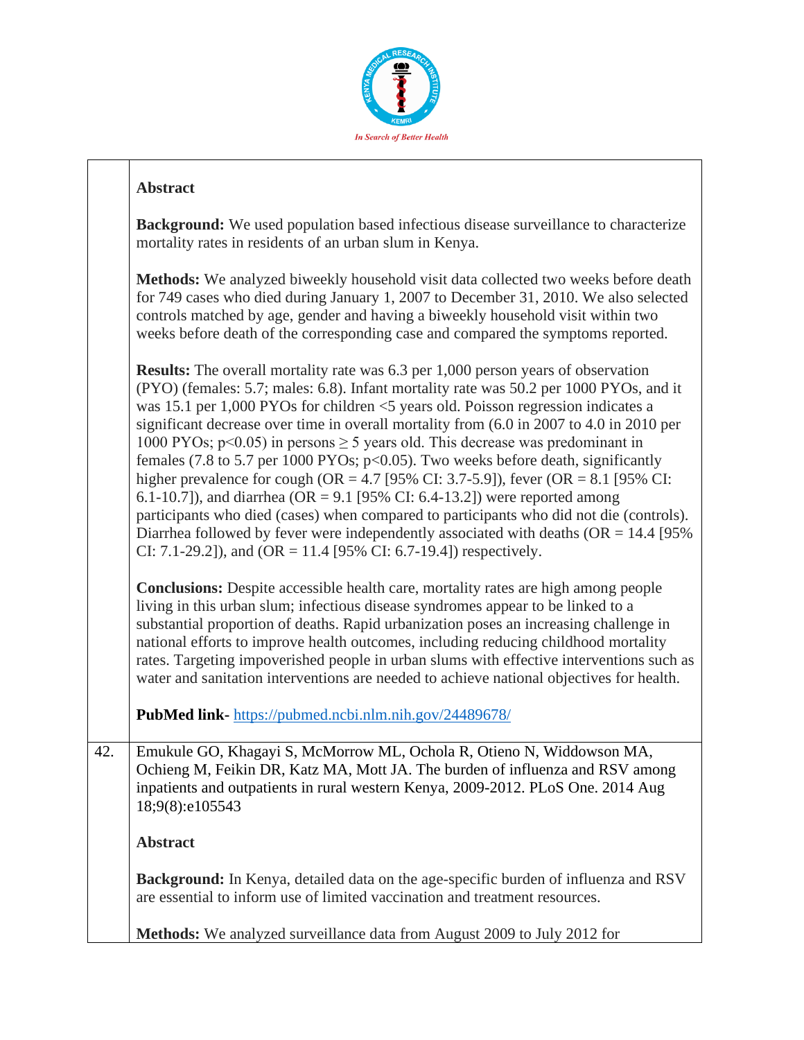**Abstract**

**Background:** We used population based infectious disease surveillance to characterize mortality rates in residents of an urban slum in Kenya.

**Methods:** We analyzed biweekly household visit data collected two weeks before death for 749 cases who died during January 1, 2007 to December 31, 2010. We also selected controls matched by age, gender and having a biweekly household visit within two weeks before death of the corresponding case and compared the symptoms reported.

**Results:** The overall mortality rate was 6.3 per 1,000 person years of observation (PYO) (females: 5.7; males: 6.8). Infant mortality rate was 50.2 per 1000 PYOs, and it was 15.1 per 1,000 PYOs for children <5 years old. Poisson regression indicates a significant decrease over time in overall mortality from (6.0 in 2007 to 4.0 in 2010 per 1000 PYOs; $p<0.05$) in persons $\geq 5$ years old. This decrease was predominant in females (7.8 to 5.7 per 1000 PYOs; $p<0.05$). Two weeks before death, significantly higher prevalence for cough (OR = 4.7 [95% CI: 3.7-5.9]), fever (OR = 8.1 [95% CI: 6.1-10.7]), and diarrhea (OR = 9.1 [95% CI: 6.4-13.2]) were reported among participants who died (cases) when compared to participants who did not die (controls). Diarrhea followed by fever were independently associated with deaths (OR = 14.4 [95% CI: 7.1-29.2]), and (OR = 11.4 [95% CI: 6.7-19.4]) respectively.

**Conclusions:** Despite accessible health care, mortality rates are high among people living in this urban slum; infectious disease syndromes appear to be linked to a substantial proportion of deaths. Rapid urbanization poses an increasing challenge in national efforts to improve health outcomes, including reducing childhood mortality rates. Targeting impoverished people in urban slums with effective interventions such as water and sanitation interventions are needed to achieve national objectives for health.

**PubMed link-** https://pubmed.ncbi.nlm.nih.gov/24489678/

42. Emukule GO, Khagayi S, McMorrow ML, Ochola R, Otieno N, Widdowson MA, Ochieng M, Feikin DR, Katz MA, Mott JA. The burden of influenza and RSV among inpatients and outpatients in rural western Kenya, 2009-2012. PLoS One. 2014 Aug 18;9(8):e105543

**Abstract**

**Background:** In Kenya, detailed data on the age-specific burden of influenza and RSV are essential to inform use of limited vaccination and treatment resources.

**Methods:** We analyzed surveillance data from August 2009 to July 2012 for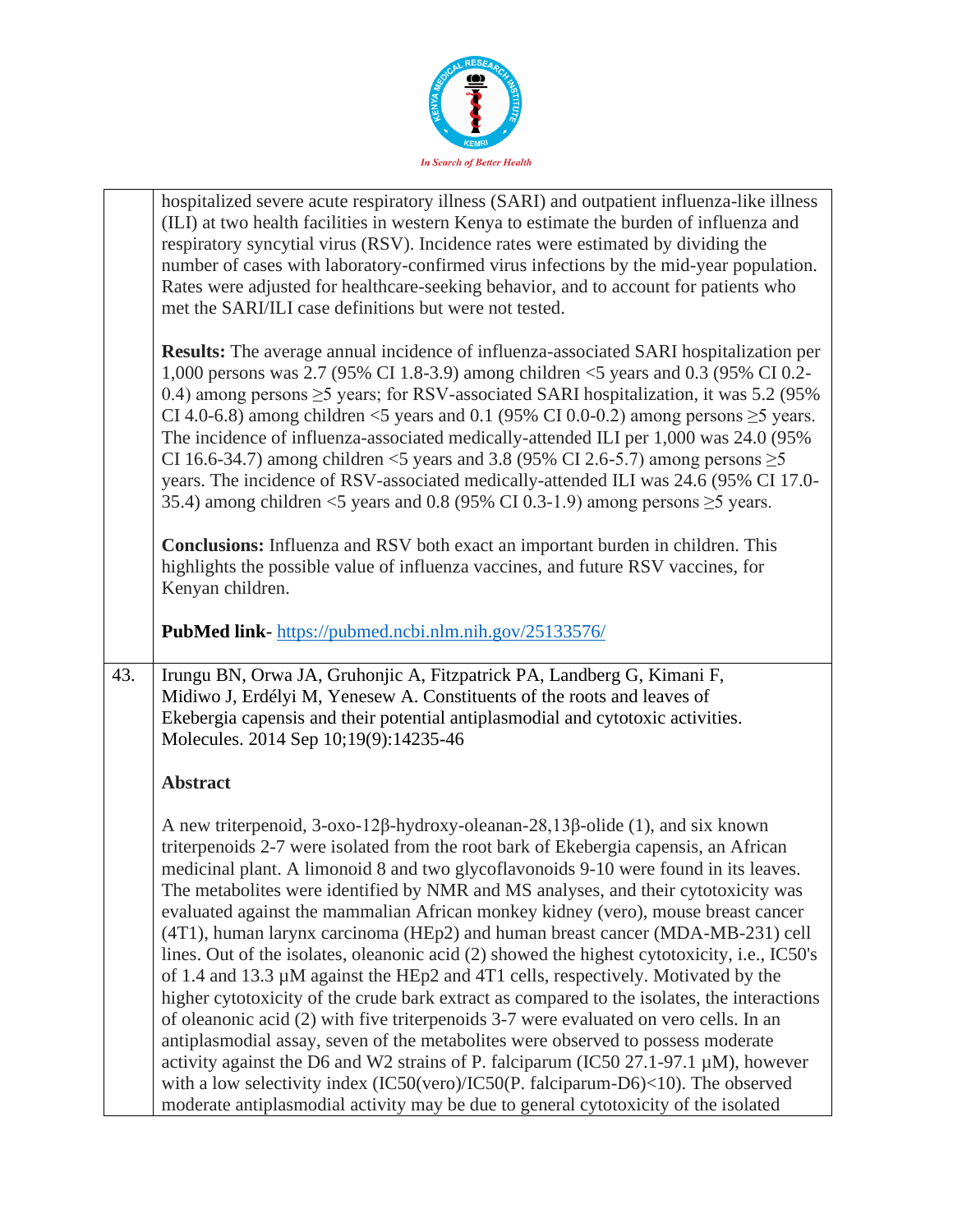| | |
|---|---|
| | hospitalized severe acute respiratory illness (SARI) and outpatient influenza-like illness (ILI) at two health facilities in western Kenya to estimate the burden of influenza and respiratory syncytial virus (RSV). Incidence rates were estimated by dividing the number of cases with laboratory-confirmed virus infections by the mid-year population. Rates were adjusted for healthcare-seeking behavior, and to account for patients who met the SARI/ILI case definitions but were not tested. <br><br> **Results:** The average annual incidence of influenza-associated SARI hospitalization per 1,000 persons was 2.7 (95% CI 1.8-3.9) among children <5 years and 0.3 (95% CI 0.2-0.4) among persons ≥5 years; for RSV-associated SARI hospitalization, it was 5.2 (95% CI 4.0-6.8) among children <5 years and 0.1 (95% CI 0.0-0.2) among persons ≥5 years. The incidence of influenza-associated medically-attended ILI per 1,000 was 24.0 (95% CI 16.6-34.7) among children <5 years and 3.8 (95% CI 2.6-5.7) among persons ≥5 years. The incidence of RSV-associated medically-attended ILI was 24.6 (95% CI 17.0-35.4) among children <5 years and 0.8 (95% CI 0.3-1.9) among persons ≥5 years. <br><br> **Conclusions:** Influenza and RSV both exact an important burden in children. This highlights the possible value of influenza vaccines, and future RSV vaccines, for Kenyan children. <br><br> **PubMed link**- https://pubmed.ncbi.nlm.nih.gov/25133576/ |
| 43. | Irungu BN, Orwa JA, Gruhonjic A, Fitzpatrick PA, Landberg G, Kimani F, Midiwo J, Erdélyi M, Yenesew A. Constituents of the roots and leaves of Ekebergia capensis and their potential antiplasmodial and cytotoxic activities. Molecules. 2014 Sep 10;19(9):14235-46 <br><br> **Abstract** <br><br> A new triterpenoid, 3-oxo-12β-hydroxy-oleanan-28,13β-olide (1), and six known triterpenoids 2-7 were isolated from the root bark of Ekebergia capensis, an African medicinal plant. A limonoid 8 and two glycoflavonoids 9-10 were found in its leaves. The metabolites were identified by NMR and MS analyses, and their cytotoxicity was evaluated against the mammalian African monkey kidney (vero), mouse breast cancer (4T1), human larynx carcinoma (HEp2) and human breast cancer (MDA-MB-231) cell lines. Out of the isolates, oleanonic acid (2) showed the highest cytotoxicity, i.e., IC50's of 1.4 and 13.3 µM against the HEp2 and 4T1 cells, respectively. Motivated by the higher cytotoxicity of the crude bark extract as compared to the isolates, the interactions of oleanonic acid (2) with five triterpenoids 3-7 were evaluated on vero cells. In an antiplasmodial assay, seven of the metabolites were observed to possess moderate activity against the D6 and W2 strains of P. falciparum (IC50 27.1-97.1 µM), however with a low selectivity index (IC50(vero)/IC50(P. falciparum-D6)<10). The observed moderate antiplasmodial activity may be due to general cytotoxicity of the isolated |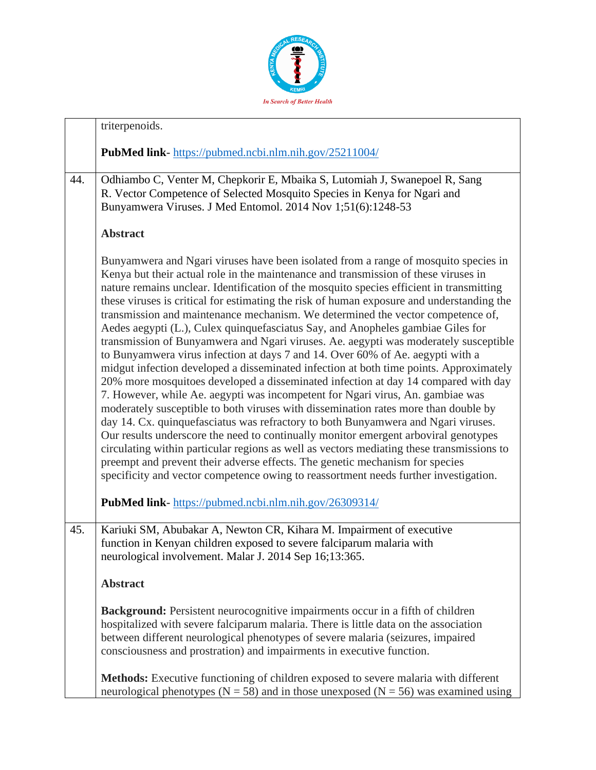triterpenoids.

**PubMed link**- https://pubmed.ncbi.nlm.nih.gov/25211004/

44. Odhiambo C, Venter M, Chepkorir E, Mbaika S, Lutomiah J, Swanepoel R, Sang R. Vector Competence of Selected Mosquito Species in Kenya for Ngari and Bunyamwera Viruses. J Med Entomol. 2014 Nov 1;51(6):1248-53

**Abstract**

Bunyamwera and Ngari viruses have been isolated from a range of mosquito species in Kenya but their actual role in the maintenance and transmission of these viruses in nature remains unclear. Identification of the mosquito species efficient in transmitting these viruses is critical for estimating the risk of human exposure and understanding the transmission and maintenance mechanism. We determined the vector competence of, Aedes aegypti (L.), Culex quinquefasciatus Say, and Anopheles gambiae Giles for transmission of Bunyamwera and Ngari viruses. Ae. aegypti was moderately susceptible to Bunyamwera virus infection at days 7 and 14. Over 60% of Ae. aegypti with a midgut infection developed a disseminated infection at both time points. Approximately 20% more mosquitoes developed a disseminated infection at day 14 compared with day 7. However, while Ae. aegypti was incompetent for Ngari virus, An. gambiae was moderately susceptible to both viruses with dissemination rates more than double by day 14. Cx. quinquefasciatus was refractory to both Bunyamwera and Ngari viruses. Our results underscore the need to continually monitor emergent arboviral genotypes circulating within particular regions as well as vectors mediating these transmissions to preempt and prevent their adverse effects. The genetic mechanism for species specificity and vector competence owing to reassortment needs further investigation.

**PubMed link**- https://pubmed.ncbi.nlm.nih.gov/26309314/

45. Kariuki SM, Abubakar A, Newton CR, Kihara M. Impairment of executive function in Kenyan children exposed to severe falciparum malaria with neurological involvement. Malar J. 2014 Sep 16;13:365.

**Abstract**

**Background:** Persistent neurocognitive impairments occur in a fifth of children hospitalized with severe falciparum malaria. There is little data on the association between different neurological phenotypes of severe malaria (seizures, impaired consciousness and prostration) and impairments in executive function.

**Methods:** Executive functioning of children exposed to severe malaria with different neurological phenotypes (N = 58) and in those unexposed (N = 56) was examined using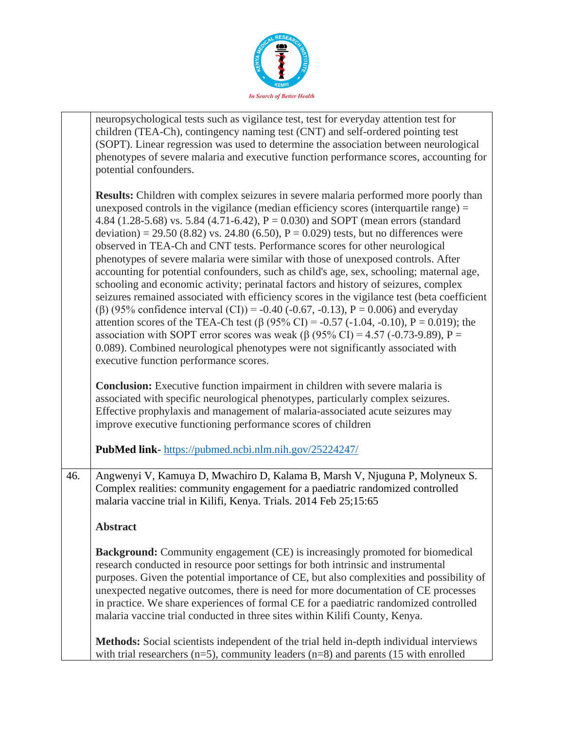neuropsychological tests such as vigilance test, test for everyday attention test for children (TEA-Ch), contingency naming test (CNT) and self-ordered pointing test (SOPT). Linear regression was used to determine the association between neurological phenotypes of severe malaria and executive function performance scores, accounting for potential confounders.

**Results:** Children with complex seizures in severe malaria performed more poorly than unexposed controls in the vigilance (median efficiency scores (interquartile range) = 4.84 (1.28-5.68) vs. 5.84 (4.71-6.42), P = 0.030) and SOPT (mean errors (standard deviation) = 29.50 (8.82) vs. 24.80 (6.50), P = 0.029) tests, but no differences were observed in TEA-Ch and CNT tests. Performance scores for other neurological phenotypes of severe malaria were similar with those of unexposed controls. After accounting for potential confounders, such as child's age, sex, schooling; maternal age, schooling and economic activity; perinatal factors and history of seizures, complex seizures remained associated with efficiency scores in the vigilance test (beta coefficient (β) (95% confidence interval (CI)) = -0.40 (-0.67, -0.13), P = 0.006) and everyday attention scores of the TEA-Ch test (β (95% CI) = -0.57 (-1.04, -0.10), P = 0.019); the association with SOPT error scores was weak (β (95% CI) = 4.57 (-0.73-9.89), P = 0.089). Combined neurological phenotypes were not significantly associated with executive function performance scores.

**Conclusion:** Executive function impairment in children with severe malaria is associated with specific neurological phenotypes, particularly complex seizures. Effective prophylaxis and management of malaria-associated acute seizures may improve executive functioning performance scores of children

**PubMed link**- https://pubmed.ncbi.nlm.nih.gov/25224247/

46. Angwenyi V, Kamuya D, Mwachiro D, Kalama B, Marsh V, Njuguna P, Molyneux S. Complex realities: community engagement for a paediatric randomized controlled malaria vaccine trial in Kilifi, Kenya. Trials. 2014 Feb 25;15:65

**Abstract**

**Background:** Community engagement (CE) is increasingly promoted for biomedical research conducted in resource poor settings for both intrinsic and instrumental purposes. Given the potential importance of CE, but also complexities and possibility of unexpected negative outcomes, there is need for more documentation of CE processes in practice. We share experiences of formal CE for a paediatric randomized controlled malaria vaccine trial conducted in three sites within Kilifi County, Kenya.

**Methods:** Social scientists independent of the trial held in-depth individual interviews with trial researchers (n=5), community leaders (n=8) and parents (15 with enrolled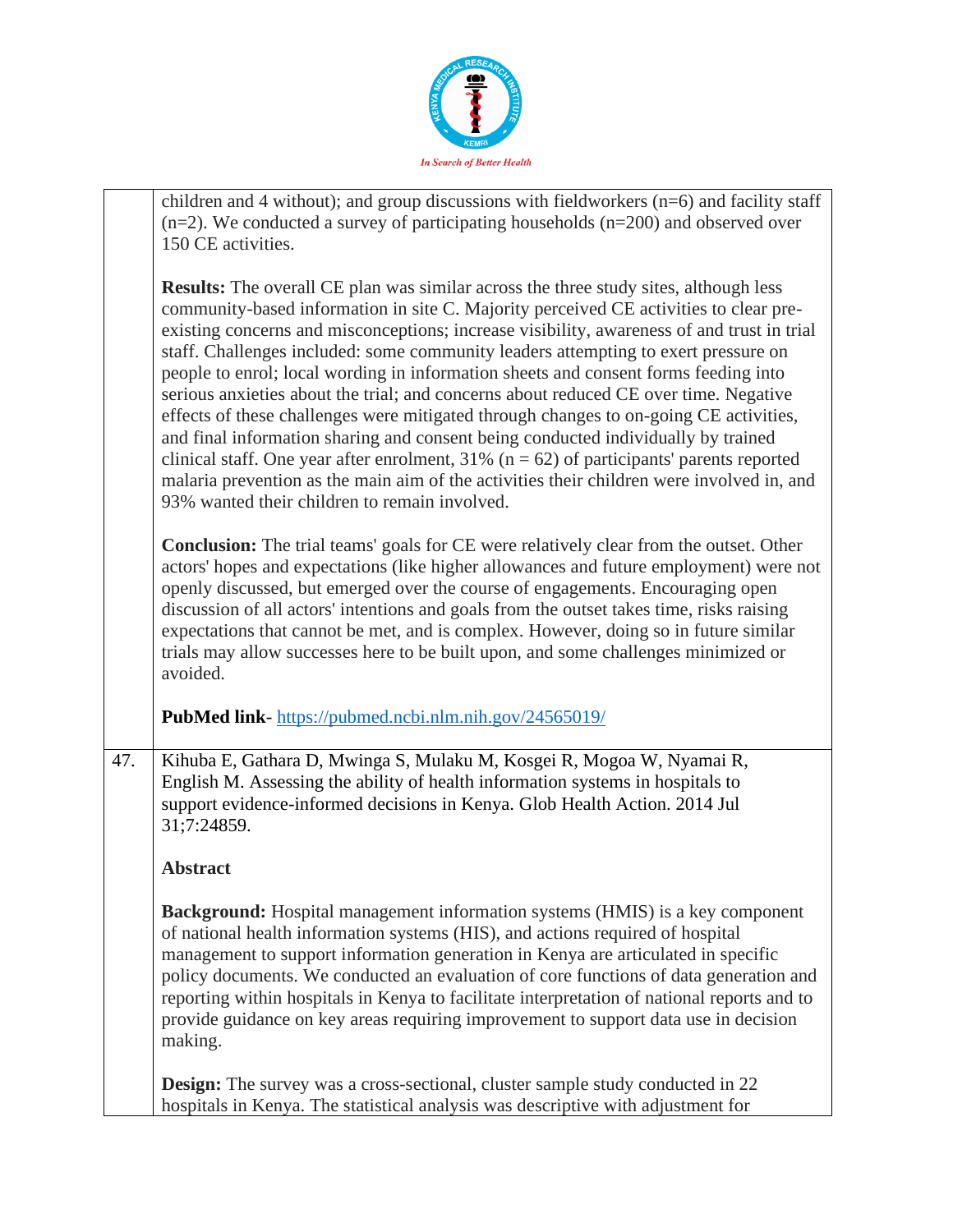| | |
|---|---|
| | children and 4 without); and group discussions with fieldworkers (n=6) and facility staff (n=2). We conducted a survey of participating households (n=200) and observed over 150 CE activities.<br><br>**Results:** The overall CE plan was similar across the three study sites, although less community-based information in site C. Majority perceived CE activities to clear pre-existing concerns and misconceptions; increase visibility, awareness of and trust in trial staff. Challenges included: some community leaders attempting to exert pressure on people to enrol; local wording in information sheets and consent forms feeding into serious anxieties about the trial; and concerns about reduced CE over time. Negative effects of these challenges were mitigated through changes to on-going CE activities, and final information sharing and consent being conducted individually by trained clinical staff. One year after enrolment, 31% (n = 62) of participants' parents reported malaria prevention as the main aim of the activities their children were involved in, and 93% wanted their children to remain involved.<br><br>**Conclusion:** The trial teams' goals for CE were relatively clear from the outset. Other actors' hopes and expectations (like higher allowances and future employment) were not openly discussed, but emerged over the course of engagements. Encouraging open discussion of all actors' intentions and goals from the outset takes time, risks raising expectations that cannot be met, and is complex. However, doing so in future similar trials may allow successes here to be built upon, and some challenges minimized or avoided.<br><br>**PubMed link**- https://pubmed.ncbi.nlm.nih.gov/24565019/ |
| 47. | Kihuba E, Gathara D, Mwinga S, Mulaku M, Kosgei R, Mogoa W, Nyamai R, English M. Assessing the ability of health information systems in hospitals to support evidence-informed decisions in Kenya. Glob Health Action. 2014 Jul 31;7:24859.<br><br>**Abstract**<br><br>**Background:** Hospital management information systems (HMIS) is a key component of national health information systems (HIS), and actions required of hospital management to support information generation in Kenya are articulated in specific policy documents. We conducted an evaluation of core functions of data generation and reporting within hospitals in Kenya to facilitate interpretation of national reports and to provide guidance on key areas requiring improvement to support data use in decision making.<br><br>**Design:** The survey was a cross-sectional, cluster sample study conducted in 22 hospitals in Kenya. The statistical analysis was descriptive with adjustment for |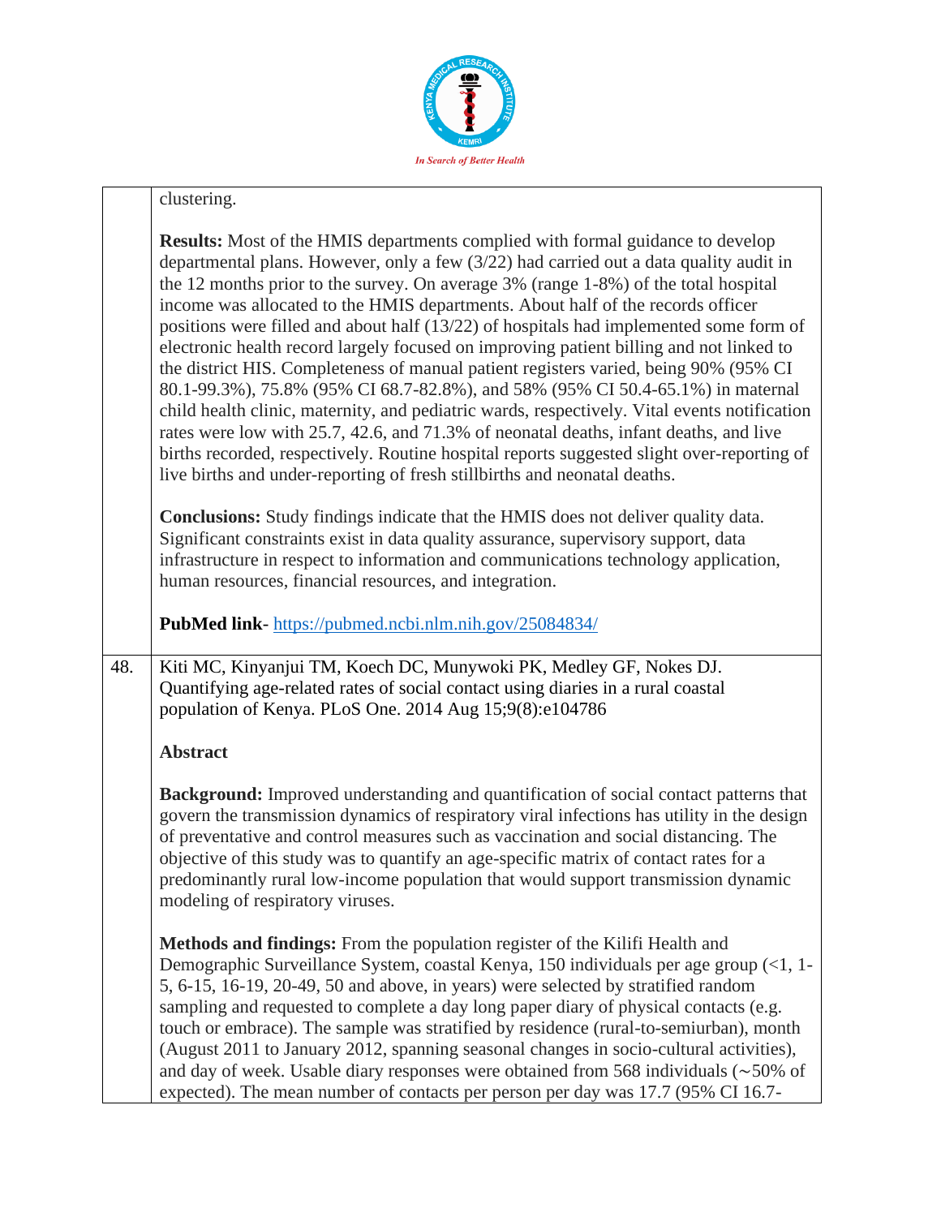clustering.

**Results:** Most of the HMIS departments complied with formal guidance to develop departmental plans. However, only a few (3/22) had carried out a data quality audit in the 12 months prior to the survey. On average 3% (range 1-8%) of the total hospital income was allocated to the HMIS departments. About half of the records officer positions were filled and about half (13/22) of hospitals had implemented some form of electronic health record largely focused on improving patient billing and not linked to the district HIS. Completeness of manual patient registers varied, being 90% (95% CI 80.1-99.3%), 75.8% (95% CI 68.7-82.8%), and 58% (95% CI 50.4-65.1%) in maternal child health clinic, maternity, and pediatric wards, respectively. Vital events notification rates were low with 25.7, 42.6, and 71.3% of neonatal deaths, infant deaths, and live births recorded, respectively. Routine hospital reports suggested slight over-reporting of live births and under-reporting of fresh stillbirths and neonatal deaths.

**Conclusions:** Study findings indicate that the HMIS does not deliver quality data. Significant constraints exist in data quality assurance, supervisory support, data infrastructure in respect to information and communications technology application, human resources, financial resources, and integration.

**PubMed link**- https://pubmed.ncbi.nlm.nih.gov/25084834/

48. Kiti MC, Kinyanjui TM, Koech DC, Munywoki PK, Medley GF, Nokes DJ. Quantifying age-related rates of social contact using diaries in a rural coastal population of Kenya. PLoS One. 2014 Aug 15;9(8):e104786

**Abstract**

**Background:** Improved understanding and quantification of social contact patterns that govern the transmission dynamics of respiratory viral infections has utility in the design of preventative and control measures such as vaccination and social distancing. The objective of this study was to quantify an age-specific matrix of contact rates for a predominantly rural low-income population that would support transmission dynamic modeling of respiratory viruses.

**Methods and findings:** From the population register of the Kilifi Health and Demographic Surveillance System, coastal Kenya, 150 individuals per age group (<1, 1-5, 6-15, 16-19, 20-49, 50 and above, in years) were selected by stratified random sampling and requested to complete a day long paper diary of physical contacts (e.g. touch or embrace). The sample was stratified by residence (rural-to-semiurban), month (August 2011 to January 2012, spanning seasonal changes in socio-cultural activities), and day of week. Usable diary responses were obtained from 568 individuals (∼50% of expected). The mean number of contacts per person per day was 17.7 (95% CI 16.7-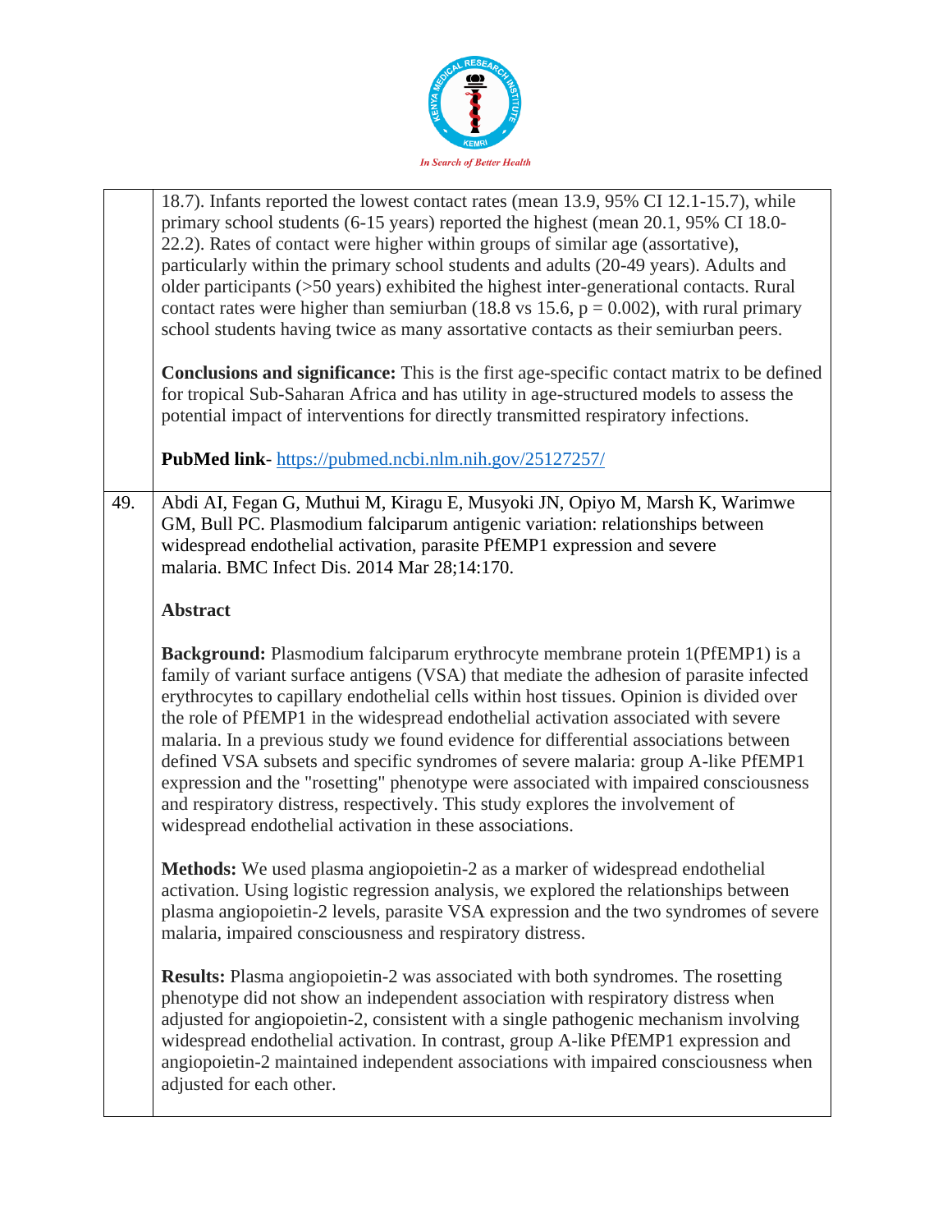18.7). Infants reported the lowest contact rates (mean 13.9, 95% CI 12.1-15.7), while primary school students (6-15 years) reported the highest (mean 20.1, 95% CI 18.0-22.2). Rates of contact were higher within groups of similar age (assortative), particularly within the primary school students and adults (20-49 years). Adults and older participants (>50 years) exhibited the highest inter-generational contacts. Rural contact rates were higher than semiurban (18.8 vs 15.6, $p = 0.002$), with rural primary school students having twice as many assortative contacts as their semiurban peers.

**Conclusions and significance:** This is the first age-specific contact matrix to be defined for tropical Sub-Saharan Africa and has utility in age-structured models to assess the potential impact of interventions for directly transmitted respiratory infections.

**PubMed link**- https://pubmed.ncbi.nlm.nih.gov/25127257/

49. Abdi AI, Fegan G, Muthui M, Kiragu E, Musyoki JN, Opiyo M, Marsh K, Warimwe GM, Bull PC. Plasmodium falciparum antigenic variation: relationships between widespread endothelial activation, parasite PfEMP1 expression and severe malaria. BMC Infect Dis. 2014 Mar 28;14:170.

**Abstract**

**Background:** Plasmodium falciparum erythrocyte membrane protein 1(PfEMP1) is a family of variant surface antigens (VSA) that mediate the adhesion of parasite infected erythrocytes to capillary endothelial cells within host tissues. Opinion is divided over the role of PfEMP1 in the widespread endothelial activation associated with severe malaria. In a previous study we found evidence for differential associations between defined VSA subsets and specific syndromes of severe malaria: group A-like PfEMP1 expression and the "rosetting" phenotype were associated with impaired consciousness and respiratory distress, respectively. This study explores the involvement of widespread endothelial activation in these associations.

**Methods:** We used plasma angiopoietin-2 as a marker of widespread endothelial activation. Using logistic regression analysis, we explored the relationships between plasma angiopoietin-2 levels, parasite VSA expression and the two syndromes of severe malaria, impaired consciousness and respiratory distress.

**Results:** Plasma angiopoietin-2 was associated with both syndromes. The rosetting phenotype did not show an independent association with respiratory distress when adjusted for angiopoietin-2, consistent with a single pathogenic mechanism involving widespread endothelial activation. In contrast, group A-like PfEMP1 expression and angiopoietin-2 maintained independent associations with impaired consciousness when adjusted for each other.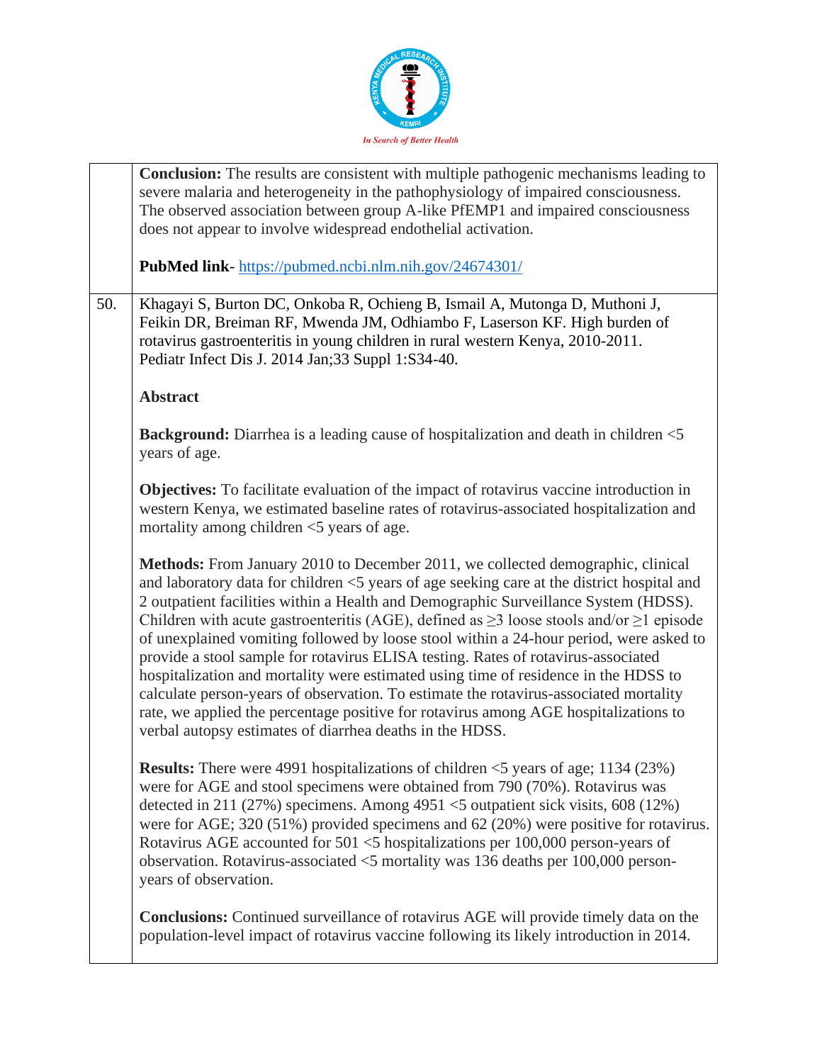| | |
|---|---|
| | **Conclusion:** The results are consistent with multiple pathogenic mechanisms leading to severe malaria and heterogeneity in the pathophysiology of impaired consciousness. The observed association between group A-like PfEMP1 and impaired consciousness does not appear to involve widespread endothelial activation.<br><br>**PubMed link**- https://pubmed.ncbi.nlm.nih.gov/24674301/ |
| 50. | Khagayi S, Burton DC, Onkoba R, Ochieng B, Ismail A, Mutonga D, Muthoni J, Feikin DR, Breiman RF, Mwenda JM, Odhiambo F, Laserson KF. High burden of rotavirus gastroenteritis in young children in rural western Kenya, 2010-2011. Pediatr Infect Dis J. 2014 Jan;33 Suppl 1:S34-40.<br><br>**Abstract**<br><br>**Background:** Diarrhea is a leading cause of hospitalization and death in children <5 years of age.<br><br>**Objectives:** To facilitate evaluation of the impact of rotavirus vaccine introduction in western Kenya, we estimated baseline rates of rotavirus-associated hospitalization and mortality among children <5 years of age.<br><br>**Methods:** From January 2010 to December 2011, we collected demographic, clinical and laboratory data for children <5 years of age seeking care at the district hospital and 2 outpatient facilities within a Health and Demographic Surveillance System (HDSS). Children with acute gastroenteritis (AGE), defined as ≥3 loose stools and/or ≥1 episode of unexplained vomiting followed by loose stool within a 24-hour period, were asked to provide a stool sample for rotavirus ELISA testing. Rates of rotavirus-associated hospitalization and mortality were estimated using time of residence in the HDSS to calculate person-years of observation. To estimate the rotavirus-associated mortality rate, we applied the percentage positive for rotavirus among AGE hospitalizations to verbal autopsy estimates of diarrhea deaths in the HDSS.<br><br>**Results:** There were 4991 hospitalizations of children <5 years of age; 1134 (23%) were for AGE and stool specimens were obtained from 790 (70%). Rotavirus was detected in 211 (27%) specimens. Among 4951 <5 outpatient sick visits, 608 (12%) were for AGE; 320 (51%) provided specimens and 62 (20%) were positive for rotavirus. Rotavirus AGE accounted for 501 <5 hospitalizations per 100,000 person-years of observation. Rotavirus-associated <5 mortality was 136 deaths per 100,000 person-years of observation.<br><br>**Conclusions:** Continued surveillance of rotavirus AGE will provide timely data on the population-level impact of rotavirus vaccine following its likely introduction in 2014. |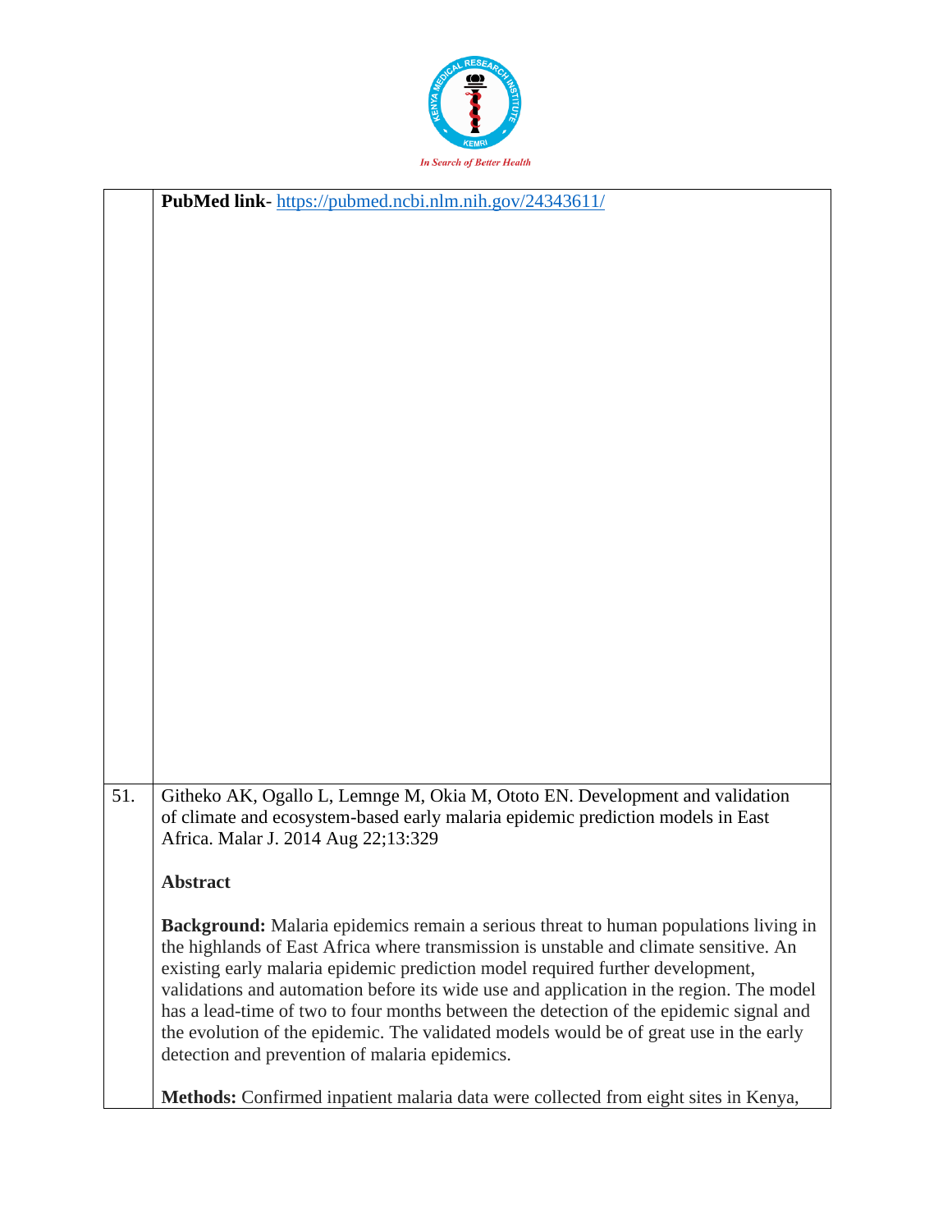| | |
|---|---|
| | **PubMed link**- https://pubmed.ncbi.nlm.nih.gov/24343611/ |
| 51. | Githeko AK, Ogallo L, Lemnge M, Okia M, Ototo EN. Development and validation of climate and ecosystem-based early malaria epidemic prediction models in East Africa. Malar J. 2014 Aug 22;13:329<br><br>**Abstract**<br><br>**Background:** Malaria epidemics remain a serious threat to human populations living in the highlands of East Africa where transmission is unstable and climate sensitive. An existing early malaria epidemic prediction model required further development, validations and automation before its wide use and application in the region. The model has a lead-time of two to four months between the detection of the epidemic signal and the evolution of the epidemic. The validated models would be of great use in the early detection and prevention of malaria epidemics.<br><br>**Methods:** Confirmed inpatient malaria data were collected from eight sites in Kenya, |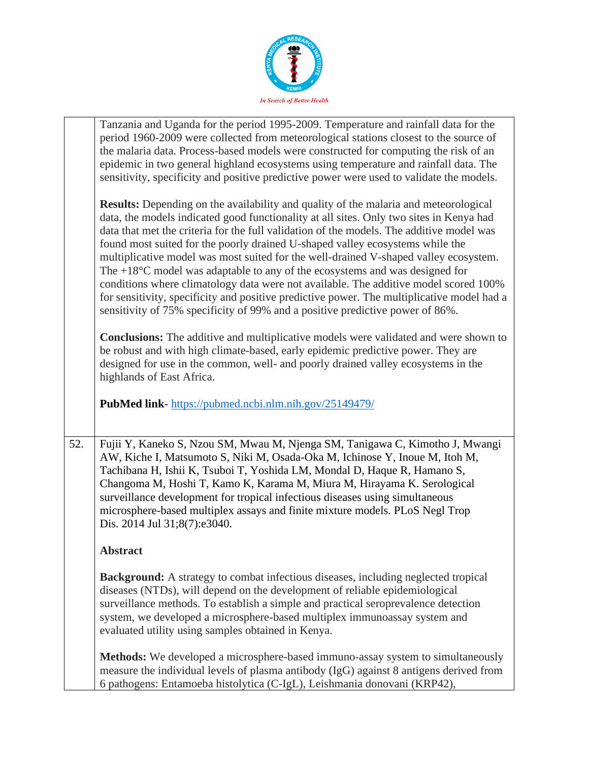| | |
|---|---|
| | Tanzania and Uganda for the period 1995-2009. Temperature and rainfall data for the period 1960-2009 were collected from meteorological stations closest to the source of the malaria data. Process-based models were constructed for computing the risk of an epidemic in two general highland ecosystems using temperature and rainfall data. The sensitivity, specificity and positive predictive power were used to validate the models.<br><br>**Results:** Depending on the availability and quality of the malaria and meteorological data, the models indicated good functionality at all sites. Only two sites in Kenya had data that met the criteria for the full validation of the models. The additive model was found most suited for the poorly drained U-shaped valley ecosystems while the multiplicative model was most suited for the well-drained V-shaped valley ecosystem. The +18°C model was adaptable to any of the ecosystems and was designed for conditions where climatology data were not available. The additive model scored 100% for sensitivity, specificity and positive predictive power. The multiplicative model had a sensitivity of 75% specificity of 99% and a positive predictive power of 86%.<br><br>**Conclusions:** The additive and multiplicative models were validated and were shown to be robust and with high climate-based, early epidemic predictive power. They are designed for use in the common, well- and poorly drained valley ecosystems in the highlands of East Africa.<br><br>**PubMed link**- https://pubmed.ncbi.nlm.nih.gov/25149479/ |
| 52. | Fujii Y, Kaneko S, Nzou SM, Mwau M, Njenga SM, Tanigawa C, Kimotho J, Mwangi AW, Kiche I, Matsumoto S, Niki M, Osada-Oka M, Ichinose Y, Inoue M, Itoh M, Tachibana H, Ishii K, Tsuboi T, Yoshida LM, Mondal D, Haque R, Hamano S, Changoma M, Hoshi T, Kamo K, Karama M, Miura M, Hirayama K. Serological surveillance development for tropical infectious diseases using simultaneous microsphere-based multiplex assays and finite mixture models. PLoS Negl Trop Dis. 2014 Jul 31;8(7):e3040.<br><br>**Abstract**<br><br>**Background:** A strategy to combat infectious diseases, including neglected tropical diseases (NTDs), will depend on the development of reliable epidemiological surveillance methods. To establish a simple and practical seroprevalence detection system, we developed a microsphere-based multiplex immunoassay system and evaluated utility using samples obtained in Kenya.<br><br>**Methods:** We developed a microsphere-based immuno-assay system to simultaneously measure the individual levels of plasma antibody (IgG) against 8 antigens derived from 6 pathogens: Entamoeba histolytica (C-IgL), Leishmania donovani (KRP42), |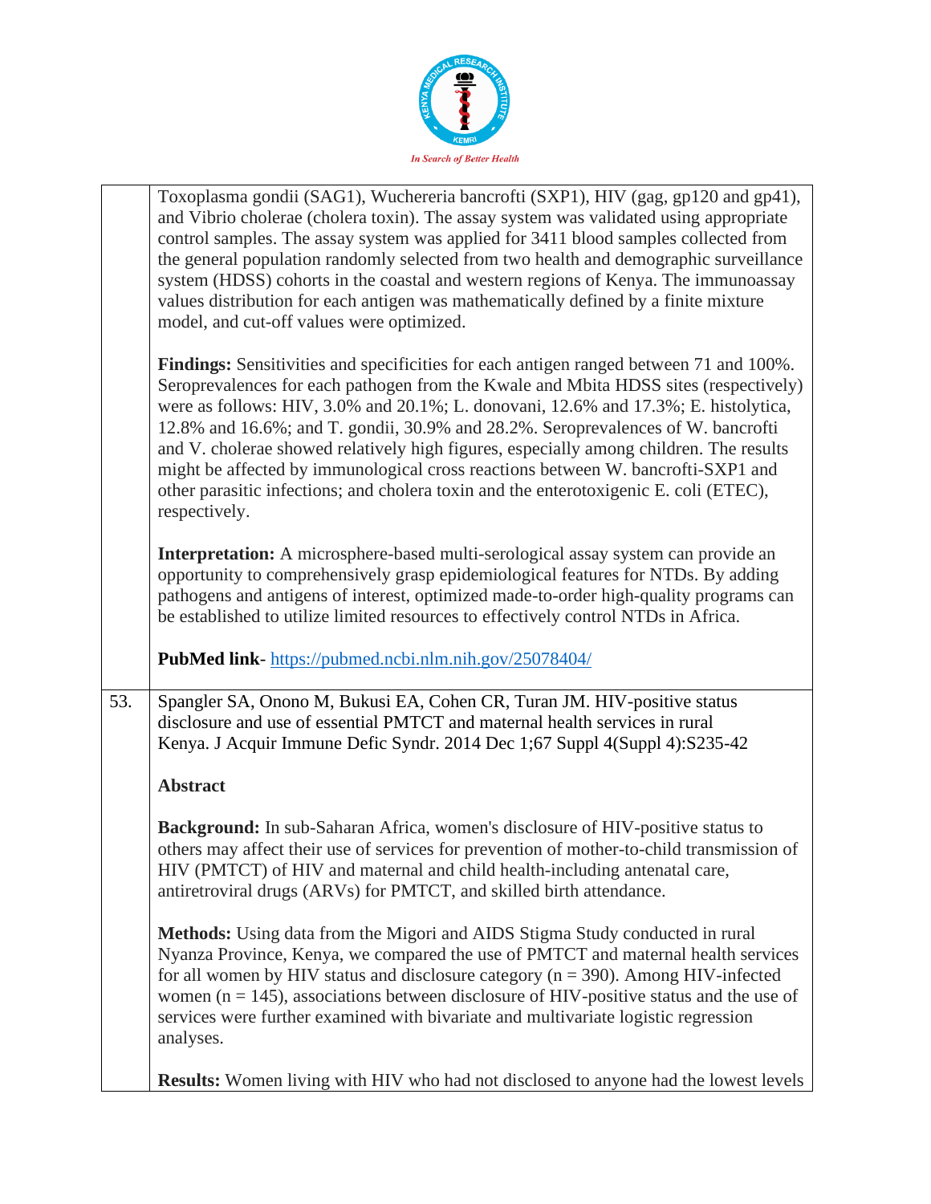Toxoplasma gondii (SAG1), Wuchereria bancrofti (SXP1), HIV (gag, gp120 and gp41), and Vibrio cholerae (cholera toxin). The assay system was validated using appropriate control samples. The assay system was applied for 3411 blood samples collected from the general population randomly selected from two health and demographic surveillance system (HDSS) cohorts in the coastal and western regions of Kenya. The immunoassay values distribution for each antigen was mathematically defined by a finite mixture model, and cut-off values were optimized.

**Findings:** Sensitivities and specificities for each antigen ranged between 71 and 100%. Seroprevalences for each pathogen from the Kwale and Mbita HDSS sites (respectively) were as follows: HIV, 3.0% and 20.1%; L. donovani, 12.6% and 17.3%; E. histolytica, 12.8% and 16.6%; and T. gondii, 30.9% and 28.2%. Seroprevalences of W. bancrofti and V. cholerae showed relatively high figures, especially among children. The results might be affected by immunological cross reactions between W. bancrofti-SXP1 and other parasitic infections; and cholera toxin and the enterotoxigenic E. coli (ETEC), respectively.

**Interpretation:** A microsphere-based multi-serological assay system can provide an opportunity to comprehensively grasp epidemiological features for NTDs. By adding pathogens and antigens of interest, optimized made-to-order high-quality programs can be established to utilize limited resources to effectively control NTDs in Africa.

**PubMed link**- https://pubmed.ncbi.nlm.nih.gov/25078404/

53. Spangler SA, Onono M, Bukusi EA, Cohen CR, Turan JM. HIV-positive status disclosure and use of essential PMTCT and maternal health services in rural Kenya. J Acquir Immune Defic Syndr. 2014 Dec 1;67 Suppl 4(Suppl 4):S235-42

**Abstract**

**Background:** In sub-Saharan Africa, women's disclosure of HIV-positive status to others may affect their use of services for prevention of mother-to-child transmission of HIV (PMTCT) of HIV and maternal and child health-including antenatal care, antiretroviral drugs (ARVs) for PMTCT, and skilled birth attendance.

**Methods:** Using data from the Migori and AIDS Stigma Study conducted in rural Nyanza Province, Kenya, we compared the use of PMTCT and maternal health services for all women by HIV status and disclosure category (n = 390). Among HIV-infected women (n = 145), associations between disclosure of HIV-positive status and the use of services were further examined with bivariate and multivariate logistic regression analyses.

**Results:** Women living with HIV who had not disclosed to anyone had the lowest levels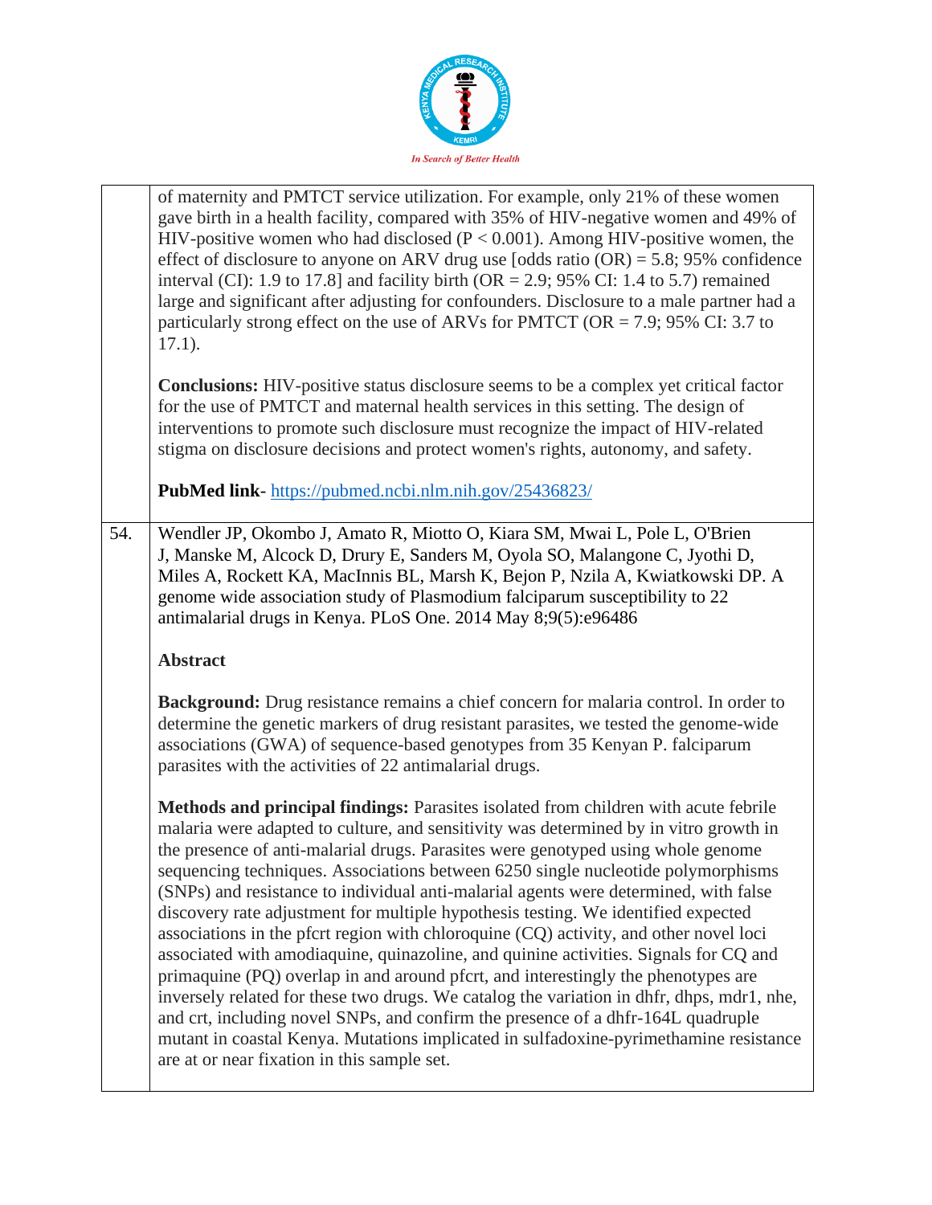| | |
|---|---|
| | of maternity and PMTCT service utilization. For example, only 21% of these women gave birth in a health facility, compared with 35% of HIV-negative women and 49% of HIV-positive women who had disclosed ($P < 0.001$). Among HIV-positive women, the effect of disclosure to anyone on ARV drug use [odds ratio (OR) = 5.8; 95% confidence interval (CI): 1.9 to 17.8] and facility birth (OR = 2.9; 95% CI: 1.4 to 5.7) remained large and significant after adjusting for confounders. Disclosure to a male partner had a particularly strong effect on the use of ARVs for PMTCT (OR = 7.9; 95% CI: 3.7 to 17.1).<br><br>**Conclusions:** HIV-positive status disclosure seems to be a complex yet critical factor for the use of PMTCT and maternal health services in this setting. The design of interventions to promote such disclosure must recognize the impact of HIV-related stigma on disclosure decisions and protect women's rights, autonomy, and safety.<br><br>**PubMed link**- https://pubmed.ncbi.nlm.nih.gov/25436823/ |
| 54. | Wendler JP, Okombo J, Amato R, Miotto O, Kiara SM, Mwai L, Pole L, O'Brien J, Manske M, Alcock D, Drury E, Sanders M, Oyola SO, Malangone C, Jyothi D, Miles A, Rockett KA, MacInnis BL, Marsh K, Bejon P, Nzila A, Kwiatkowski DP. A genome wide association study of Plasmodium falciparum susceptibility to 22 antimalarial drugs in Kenya. PLoS One. 2014 May 8;9(5):e96486<br><br>**Abstract**<br><br>**Background:** Drug resistance remains a chief concern for malaria control. In order to determine the genetic markers of drug resistant parasites, we tested the genome-wide associations (GWA) of sequence-based genotypes from 35 Kenyan P. falciparum parasites with the activities of 22 antimalarial drugs.<br><br>**Methods and principal findings:** Parasites isolated from children with acute febrile malaria were adapted to culture, and sensitivity was determined by in vitro growth in the presence of anti-malarial drugs. Parasites were genotyped using whole genome sequencing techniques. Associations between 6250 single nucleotide polymorphisms (SNPs) and resistance to individual anti-malarial agents were determined, with false discovery rate adjustment for multiple hypothesis testing. We identified expected associations in the pfcrt region with chloroquine (CQ) activity, and other novel loci associated with amodiaquine, quinazoline, and quinine activities. Signals for CQ and primaquine (PQ) overlap in and around pfcrt, and interestingly the phenotypes are inversely related for these two drugs. We catalog the variation in dhfr, dhps, mdr1, nhe, and crt, including novel SNPs, and confirm the presence of a dhfr-164L quadruple mutant in coastal Kenya. Mutations implicated in sulfadoxine-pyrimethamine resistance are at or near fixation in this sample set. |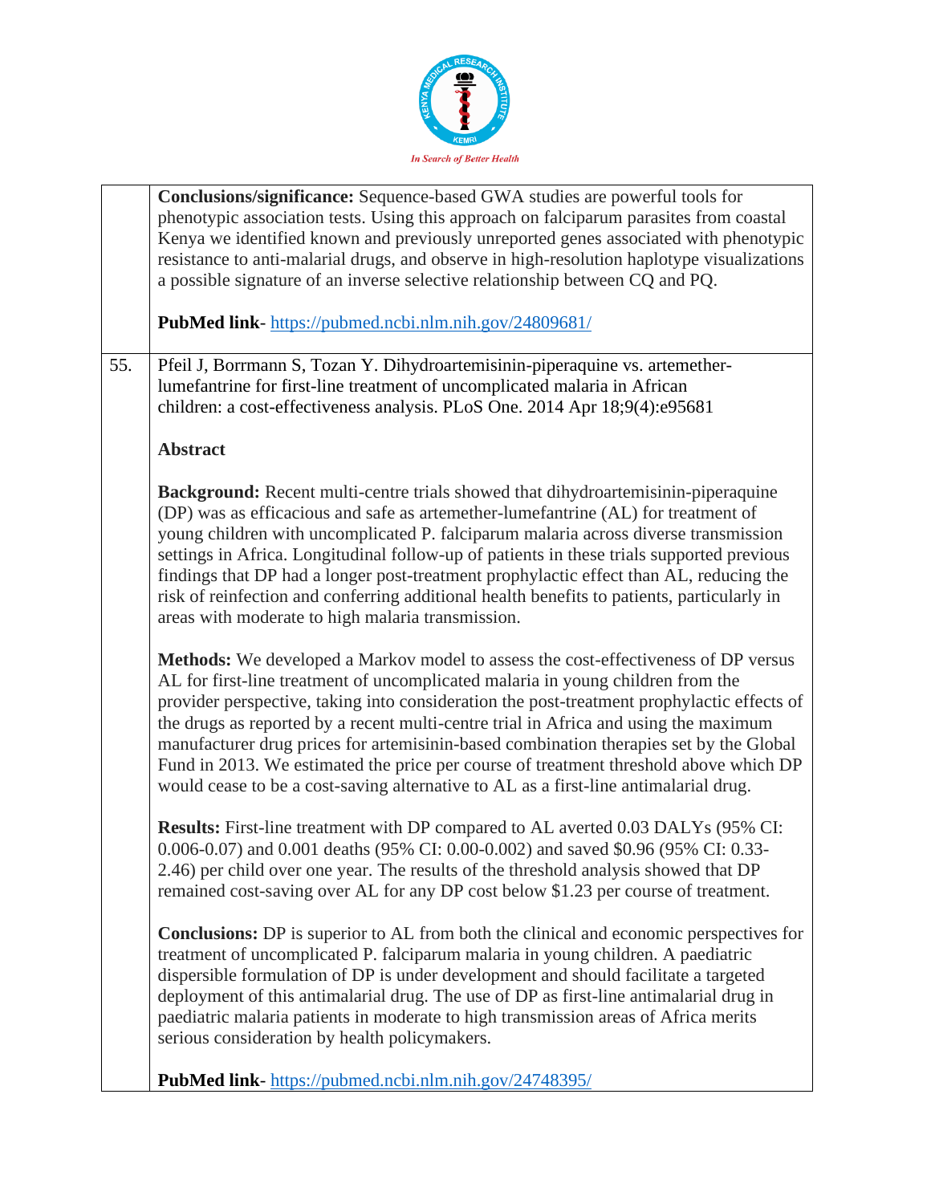| | |
|---|---|
| | **Conclusions/significance:** Sequence-based GWA studies are powerful tools for phenotypic association tests. Using this approach on falciparum parasites from coastal Kenya we identified known and previously unreported genes associated with phenotypic resistance to anti-malarial drugs, and observe in high-resolution haplotype visualizations a possible signature of an inverse selective relationship between CQ and PQ.<br><br>**PubMed link**- https://pubmed.ncbi.nlm.nih.gov/24809681/ |
| 55. | Pfeil J, Borrmann S, Tozan Y. Dihydroartemisinin-piperaquine vs. artemether-lumefantrine for first-line treatment of uncomplicated malaria in African children: a cost-effectiveness analysis. PLoS One. 2014 Apr 18;9(4):e95681<br><br>**Abstract**<br><br>**Background:** Recent multi-centre trials showed that dihydroartemisinin-piperaquine (DP) was as efficacious and safe as artemether-lumefantrine (AL) for treatment of young children with uncomplicated P. falciparum malaria across diverse transmission settings in Africa. Longitudinal follow-up of patients in these trials supported previous findings that DP had a longer post-treatment prophylactic effect than AL, reducing the risk of reinfection and conferring additional health benefits to patients, particularly in areas with moderate to high malaria transmission.<br><br>**Methods:** We developed a Markov model to assess the cost-effectiveness of DP versus AL for first-line treatment of uncomplicated malaria in young children from the provider perspective, taking into consideration the post-treatment prophylactic effects of the drugs as reported by a recent multi-centre trial in Africa and using the maximum manufacturer drug prices for artemisinin-based combination therapies set by the Global Fund in 2013. We estimated the price per course of treatment threshold above which DP would cease to be a cost-saving alternative to AL as a first-line antimalarial drug.<br><br>**Results:** First-line treatment with DP compared to AL averted 0.03 DALYs (95% CI: 0.006-0.07) and 0.001 deaths (95% CI: 0.00-0.002) and saved $0.96 (95% CI: 0.33-2.46) per child over one year. The results of the threshold analysis showed that DP remained cost-saving over AL for any DP cost below $1.23 per course of treatment.<br><br>**Conclusions:** DP is superior to AL from both the clinical and economic perspectives for treatment of uncomplicated P. falciparum malaria in young children. A paediatric dispersible formulation of DP is under development and should facilitate a targeted deployment of this antimalarial drug. The use of DP as first-line antimalarial drug in paediatric malaria patients in moderate to high transmission areas of Africa merits serious consideration by health policymakers.<br><br>**PubMed link**- https://pubmed.ncbi.nlm.nih.gov/24748395/ |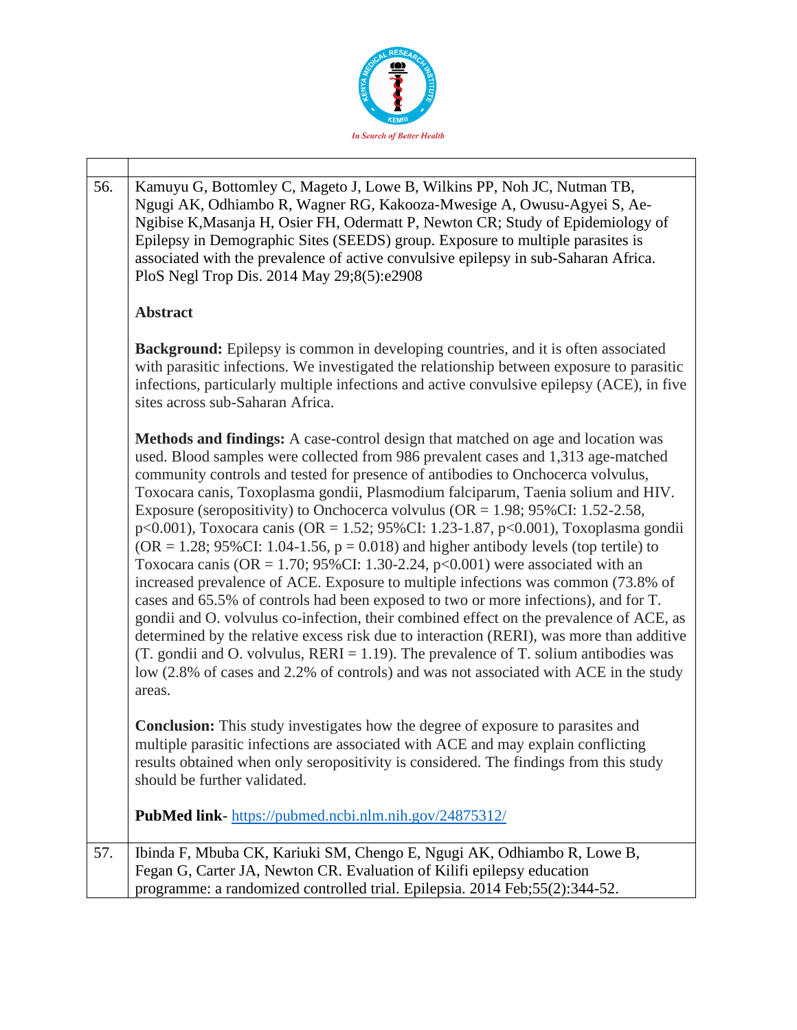| | |
|---|---|
| 56. | Kamuyu G, Bottomley C, Mageto J, Lowe B, Wilkins PP, Noh JC, Nutman TB, Ngugi AK, Odhiambo R, Wagner RG, Kakooza-Mwesige A, Owusu-Agyei S, Ae-Ngibise K,Masanja H, Osier FH, Odermatt P, Newton CR; Study of Epidemiology of Epilepsy in Demographic Sites (SEEDS) group. Exposure to multiple parasites is associated with the prevalence of active convulsive epilepsy in sub-Saharan Africa. PloS Negl Trop Dis. 2014 May 29;8(5):e2908<br><br>**Abstract**<br><br>**Background:** Epilepsy is common in developing countries, and it is often associated with parasitic infections. We investigated the relationship between exposure to parasitic infections, particularly multiple infections and active convulsive epilepsy (ACE), in five sites across sub-Saharan Africa.<br><br>**Methods and findings:** A case-control design that matched on age and location was used. Blood samples were collected from 986 prevalent cases and 1,313 age-matched community controls and tested for presence of antibodies to Onchocerca volvulus, Toxocara canis, Toxoplasma gondii, Plasmodium falciparum, Taenia solium and HIV. Exposure (seropositivity) to Onchocerca volvulus (OR = 1.98; 95%CI: 1.52-2.58, p<0.001), Toxocara canis (OR = 1.52; 95%CI: 1.23-1.87, p<0.001), Toxoplasma gondii (OR = 1.28; 95%CI: 1.04-1.56, p = 0.018) and higher antibody levels (top tertile) to Toxocara canis (OR = 1.70; 95%CI: 1.30-2.24, p<0.001) were associated with an increased prevalence of ACE. Exposure to multiple infections was common (73.8% of cases and 65.5% of controls had been exposed to two or more infections), and for T. gondii and O. volvulus co-infection, their combined effect on the prevalence of ACE, as determined by the relative excess risk due to interaction (RERI), was more than additive (T. gondii and O. volvulus, RERI = 1.19). The prevalence of T. solium antibodies was low (2.8% of cases and 2.2% of controls) and was not associated with ACE in the study areas.<br><br>**Conclusion:** This study investigates how the degree of exposure to parasites and multiple parasitic infections are associated with ACE and may explain conflicting results obtained when only seropositivity is considered. The findings from this study should be further validated.<br><br>**PubMed link**- https://pubmed.ncbi.nlm.nih.gov/24875312/ |
| 57. | Ibinda F, Mbuba CK, Kariuki SM, Chengo E, Ngugi AK, Odhiambo R, Lowe B, Fegan G, Carter JA, Newton CR. Evaluation of Kilifi epilepsy education programme: a randomized controlled trial. Epilepsia. 2014 Feb;55(2):344-52. |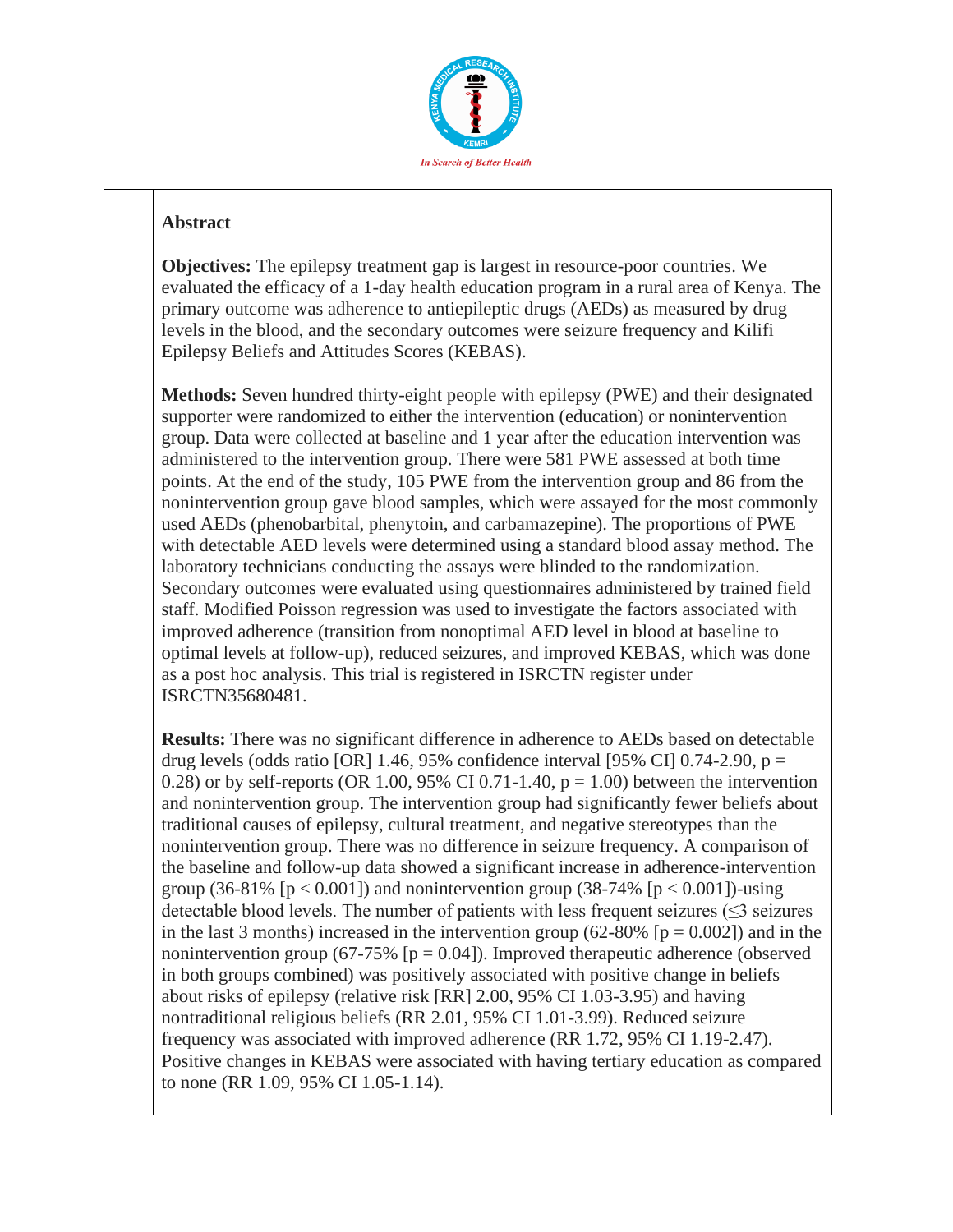## Abstract

**Objectives:** The epilepsy treatment gap is largest in resource-poor countries. We evaluated the efficacy of a 1-day health education program in a rural area of Kenya. The primary outcome was adherence to antiepileptic drugs (AEDs) as measured by drug levels in the blood, and the secondary outcomes were seizure frequency and Kilifi Epilepsy Beliefs and Attitudes Scores (KEBAS).

**Methods:** Seven hundred thirty-eight people with epilepsy (PWE) and their designated supporter were randomized to either the intervention (education) or nonintervention group. Data were collected at baseline and 1 year after the education intervention was administered to the intervention group. There were 581 PWE assessed at both time points. At the end of the study, 105 PWE from the intervention group and 86 from the nonintervention group gave blood samples, which were assayed for the most commonly used AEDs (phenobarbital, phenytoin, and carbamazepine). The proportions of PWE with detectable AED levels were determined using a standard blood assay method. The laboratory technicians conducting the assays were blinded to the randomization. Secondary outcomes were evaluated using questionnaires administered by trained field staff. Modified Poisson regression was used to investigate the factors associated with improved adherence (transition from nonoptimal AED level in blood at baseline to optimal levels at follow-up), reduced seizures, and improved KEBAS, which was done as a post hoc analysis. This trial is registered in ISRCTN register under ISRCTN35680481.

**Results:** There was no significant difference in adherence to AEDs based on detectable drug levels (odds ratio [OR] 1.46, 95% confidence interval [95% CI] 0.74-2.90, $p = 0.28$) or by self-reports (OR 1.00, 95% CI 0.71-1.40, $p = 1.00$) between the intervention and nonintervention group. The intervention group had significantly fewer beliefs about traditional causes of epilepsy, cultural treatment, and negative stereotypes than the nonintervention group. There was no difference in seizure frequency. A comparison of the baseline and follow-up data showed a significant increase in adherence-intervention group (36-81% [$p < 0.001$]) and nonintervention group (38-74% [$p < 0.001$])-using detectable blood levels. The number of patients with less frequent seizures ($\leq 3$ seizures in the last 3 months) increased in the intervention group (62-80% [$p = 0.002$]) and in the nonintervention group (67-75% [$p = 0.04$]). Improved therapeutic adherence (observed in both groups combined) was positively associated with positive change in beliefs about risks of epilepsy (relative risk [RR] 2.00, 95% CI 1.03-3.95) and having nontraditional religious beliefs (RR 2.01, 95% CI 1.01-3.99). Reduced seizure frequency was associated with improved adherence (RR 1.72, 95% CI 1.19-2.47). Positive changes in KEBAS were associated with having tertiary education as compared to none (RR 1.09, 95% CI 1.05-1.14).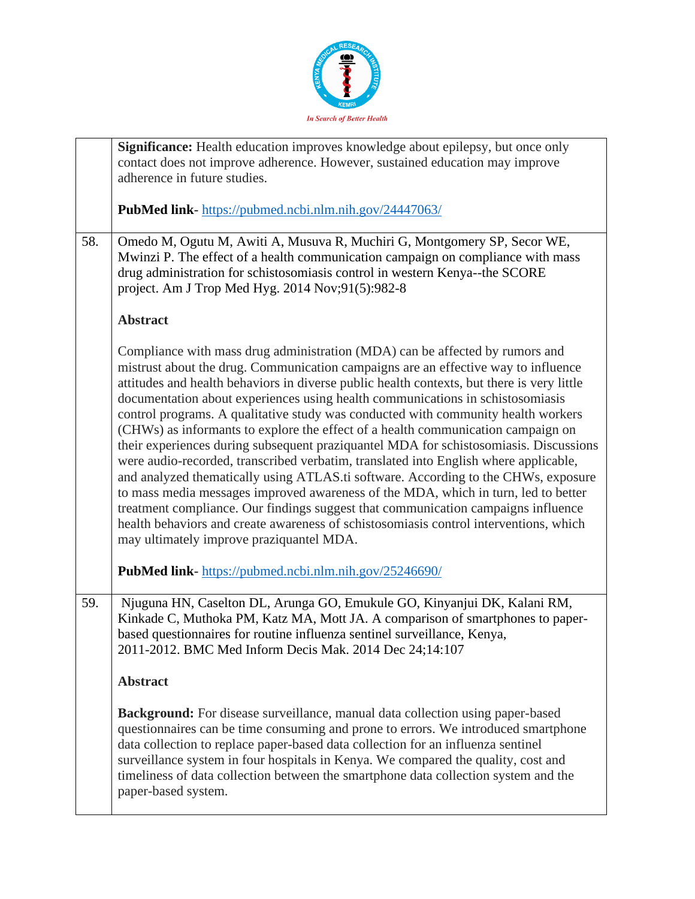| | |
|---|---|
| | **Significance:** Health education improves knowledge about epilepsy, but once only contact does not improve adherence. However, sustained education may improve adherence in future studies.<br><br>**PubMed link**- https://pubmed.ncbi.nlm.nih.gov/24447063/ |
| 58. | Omedo M, Ogutu M, Awiti A, Musuva R, Muchiri G, Montgomery SP, Secor WE, Mwinzi P. The effect of a health communication campaign on compliance with mass drug administration for schistosomiasis control in western Kenya--the SCORE project. Am J Trop Med Hyg. 2014 Nov;91(5):982-8<br><br>**Abstract**<br><br>Compliance with mass drug administration (MDA) can be affected by rumors and mistrust about the drug. Communication campaigns are an effective way to influence attitudes and health behaviors in diverse public health contexts, but there is very little documentation about experiences using health communications in schistosomiasis control programs. A qualitative study was conducted with community health workers (CHWs) as informants to explore the effect of a health communication campaign on their experiences during subsequent praziquantel MDA for schistosomiasis. Discussions were audio-recorded, transcribed verbatim, translated into English where applicable, and analyzed thematically using ATLAS.ti software. According to the CHWs, exposure to mass media messages improved awareness of the MDA, which in turn, led to better treatment compliance. Our findings suggest that communication campaigns influence health behaviors and create awareness of schistosomiasis control interventions, which may ultimately improve praziquantel MDA.<br><br>**PubMed link**- https://pubmed.ncbi.nlm.nih.gov/25246690/ |
| 59. | Njuguna HN, Caselton DL, Arunga GO, Emukule GO, Kinyanjui DK, Kalani RM, Kinkade C, Muthoka PM, Katz MA, Mott JA. A comparison of smartphones to paper-based questionnaires for routine influenza sentinel surveillance, Kenya, 2011-2012. BMC Med Inform Decis Mak. 2014 Dec 24;14:107<br><br>**Abstract**<br><br>**Background:** For disease surveillance, manual data collection using paper-based questionnaires can be time consuming and prone to errors. We introduced smartphone data collection to replace paper-based data collection for an influenza sentinel surveillance system in four hospitals in Kenya. We compared the quality, cost and timeliness of data collection between the smartphone data collection system and the paper-based system. |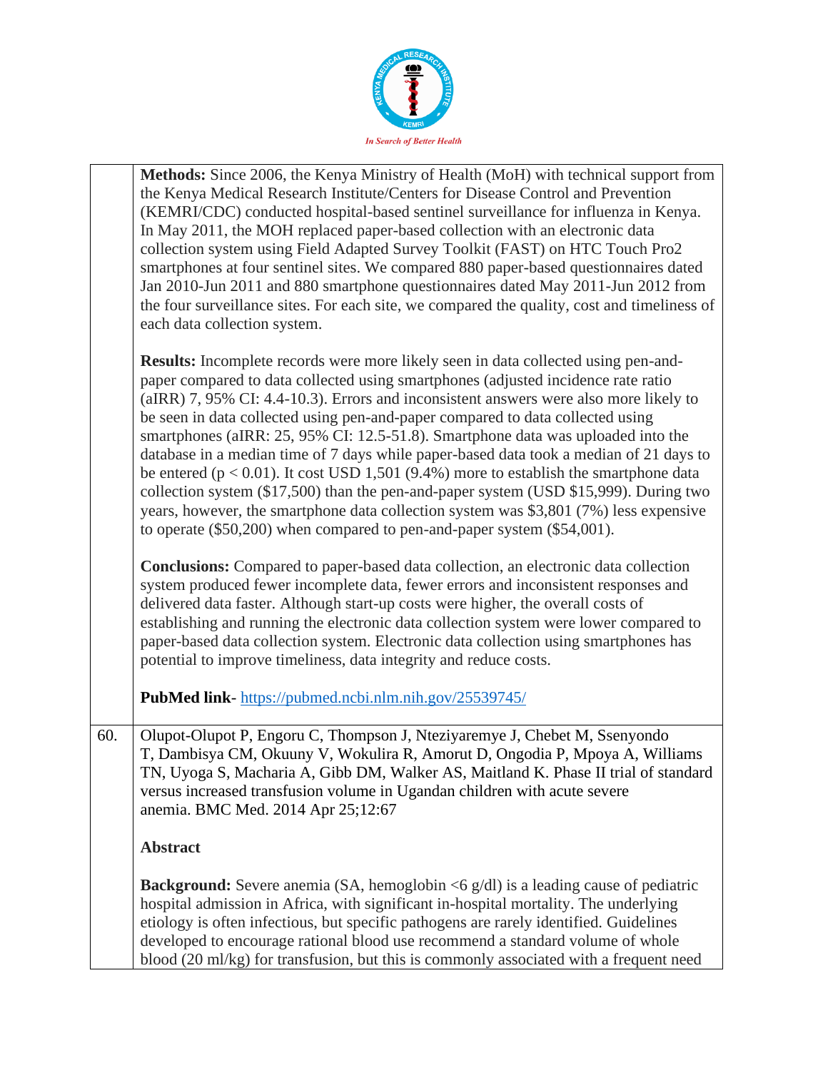| | |
|---|---|
| | **Methods:** Since 2006, the Kenya Ministry of Health (MoH) with technical support from the Kenya Medical Research Institute/Centers for Disease Control and Prevention (KEMRI/CDC) conducted hospital-based sentinel surveillance for influenza in Kenya. In May 2011, the MOH replaced paper-based collection with an electronic data collection system using Field Adapted Survey Toolkit (FAST) on HTC Touch Pro2 smartphones at four sentinel sites. We compared 880 paper-based questionnaires dated Jan 2010-Jun 2011 and 880 smartphone questionnaires dated May 2011-Jun 2012 from the four surveillance sites. For each site, we compared the quality, cost and timeliness of each data collection system.<br><br>**Results:** Incomplete records were more likely seen in data collected using pen-and-paper compared to data collected using smartphones (adjusted incidence rate ratio (aIRR) 7, 95% CI: 4.4-10.3). Errors and inconsistent answers were also more likely to be seen in data collected using pen-and-paper compared to data collected using smartphones (aIRR: 25, 95% CI: 12.5-51.8). Smartphone data was uploaded into the database in a median time of 7 days while paper-based data took a median of 21 days to be entered ($p < 0.01$). It cost USD 1,501 (9.4%) more to establish the smartphone data collection system ($17,500) than the pen-and-paper system (USD $15,999). During two years, however, the smartphone data collection system was $3,801 (7%) less expensive to operate ($50,200) when compared to pen-and-paper system ($54,001).<br><br>**Conclusions:** Compared to paper-based data collection, an electronic data collection system produced fewer incomplete data, fewer errors and inconsistent responses and delivered data faster. Although start-up costs were higher, the overall costs of establishing and running the electronic data collection system were lower compared to paper-based data collection system. Electronic data collection using smartphones has potential to improve timeliness, data integrity and reduce costs.<br><br>**PubMed link**- https://pubmed.ncbi.nlm.nih.gov/25539745/ |
| 60. | Olupot-Olupot P, Engoru C, Thompson J, Nteziyaremye J, Chebet M, Ssenyondo T, Dambisya CM, Okuuny V, Wokulira R, Amorut D, Ongodia P, Mpoya A, Williams TN, Uyoga S, Macharia A, Gibb DM, Walker AS, Maitland K. Phase II trial of standard versus increased transfusion volume in Ugandan children with acute severe anemia. BMC Med. 2014 Apr 25;12:67<br><br>**Abstract**<br><br>**Background:** Severe anemia (SA, hemoglobin <6 g/dl) is a leading cause of pediatric hospital admission in Africa, with significant in-hospital mortality. The underlying etiology is often infectious, but specific pathogens are rarely identified. Guidelines developed to encourage rational blood use recommend a standard volume of whole blood (20 ml/kg) for transfusion, but this is commonly associated with a frequent need |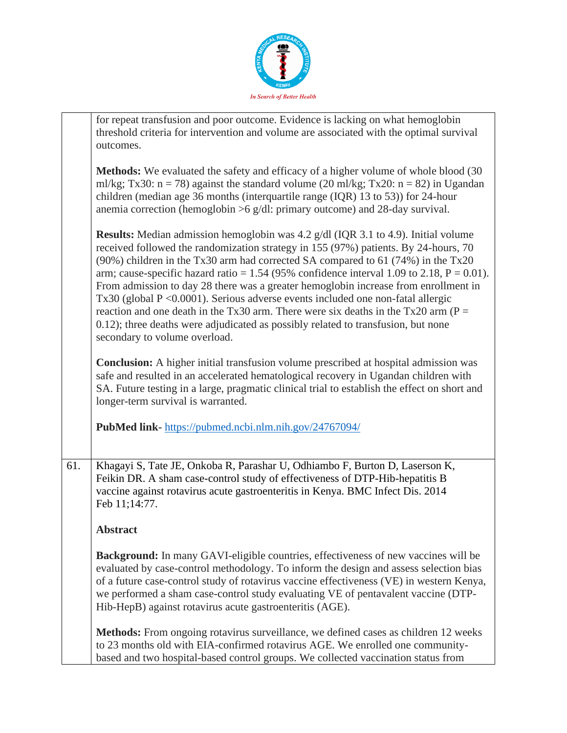| | |
|---|---|
| | for repeat transfusion and poor outcome. Evidence is lacking on what hemoglobin threshold criteria for intervention and volume are associated with the optimal survival outcomes.<br><br>**Methods:** We evaluated the safety and efficacy of a higher volume of whole blood (30 ml/kg; Tx30: n = 78) against the standard volume (20 ml/kg; Tx20: n = 82) in Ugandan children (median age 36 months (interquartile range (IQR) 13 to 53)) for 24-hour anemia correction (hemoglobin >6 g/dl: primary outcome) and 28-day survival.<br><br>**Results:** Median admission hemoglobin was 4.2 g/dl (IQR 3.1 to 4.9). Initial volume received followed the randomization strategy in 155 (97%) patients. By 24-hours, 70 (90%) children in the Tx30 arm had corrected SA compared to 61 (74%) in the Tx20 arm; cause-specific hazard ratio = 1.54 (95% confidence interval 1.09 to 2.18, P = 0.01). From admission to day 28 there was a greater hemoglobin increase from enrollment in Tx30 (global P <0.0001). Serious adverse events included one non-fatal allergic reaction and one death in the Tx30 arm. There were six deaths in the Tx20 arm (P = 0.12); three deaths were adjudicated as possibly related to transfusion, but none secondary to volume overload.<br><br>**Conclusion:** A higher initial transfusion volume prescribed at hospital admission was safe and resulted in an accelerated hematological recovery in Ugandan children with SA. Future testing in a large, pragmatic clinical trial to establish the effect on short and longer-term survival is warranted.<br><br>**PubMed link-** https://pubmed.ncbi.nlm.nih.gov/24767094/ |
| 61. | Khagayi S, Tate JE, Onkoba R, Parashar U, Odhiambo F, Burton D, Laserson K, Feikin DR. A sham case-control study of effectiveness of DTP-Hib-hepatitis B vaccine against rotavirus acute gastroenteritis in Kenya. BMC Infect Dis. 2014 Feb 11;14:77.<br><br>**Abstract**<br><br>**Background:** In many GAVI-eligible countries, effectiveness of new vaccines will be evaluated by case-control methodology. To inform the design and assess selection bias of a future case-control study of rotavirus vaccine effectiveness (VE) in western Kenya, we performed a sham case-control study evaluating VE of pentavalent vaccine (DTP-Hib-HepB) against rotavirus acute gastroenteritis (AGE).<br><br>**Methods:** From ongoing rotavirus surveillance, we defined cases as children 12 weeks to 23 months old with EIA-confirmed rotavirus AGE. We enrolled one community-based and two hospital-based control groups. We collected vaccination status from |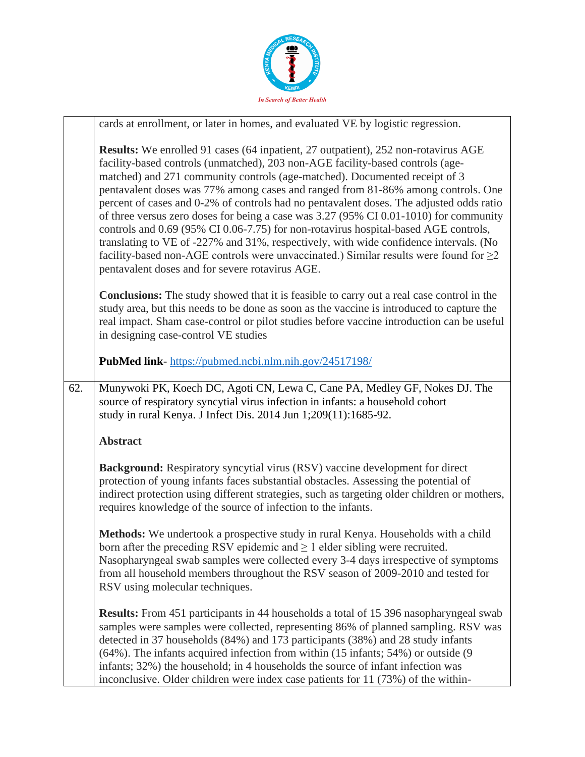cards at enrollment, or later in homes, and evaluated VE by logistic regression.

**Results:** We enrolled 91 cases (64 inpatient, 27 outpatient), 252 non-rotavirus AGE facility-based controls (unmatched), 203 non-AGE facility-based controls (age-matched) and 271 community controls (age-matched). Documented receipt of 3 pentavalent doses was 77% among cases and ranged from 81-86% among controls. One percent of cases and 0-2% of controls had no pentavalent doses. The adjusted odds ratio of three versus zero doses for being a case was 3.27 (95% CI 0.01-1010) for community controls and 0.69 (95% CI 0.06-7.75) for non-rotavirus hospital-based AGE controls, translating to VE of -227% and 31%, respectively, with wide confidence intervals. (No facility-based non-AGE controls were unvaccinated.) Similar results were found for ≥2 pentavalent doses and for severe rotavirus AGE.

**Conclusions:** The study showed that it is feasible to carry out a real case control in the study area, but this needs to be done as soon as the vaccine is introduced to capture the real impact. Sham case-control or pilot studies before vaccine introduction can be useful in designing case-control VE studies

**PubMed link**- https://pubmed.ncbi.nlm.nih.gov/24517198/

62. Munywoki PK, Koech DC, Agoti CN, Lewa C, Cane PA, Medley GF, Nokes DJ. The source of respiratory syncytial virus infection in infants: a household cohort study in rural Kenya. J Infect Dis. 2014 Jun 1;209(11):1685-92.

**Abstract**

**Background:** Respiratory syncytial virus (RSV) vaccine development for direct protection of young infants faces substantial obstacles. Assessing the potential of indirect protection using different strategies, such as targeting older children or mothers, requires knowledge of the source of infection to the infants.

**Methods:** We undertook a prospective study in rural Kenya. Households with a child born after the preceding RSV epidemic and ≥ 1 elder sibling were recruited. Nasopharyngeal swab samples were collected every 3-4 days irrespective of symptoms from all household members throughout the RSV season of 2009-2010 and tested for RSV using molecular techniques.

**Results:** From 451 participants in 44 households a total of 15 396 nasopharyngeal swab samples were samples were collected, representing 86% of planned sampling. RSV was detected in 37 households (84%) and 173 participants (38%) and 28 study infants (64%). The infants acquired infection from within (15 infants; 54%) or outside (9 infants; 32%) the household; in 4 households the source of infant infection was inconclusive. Older children were index case patients for 11 (73%) of the within-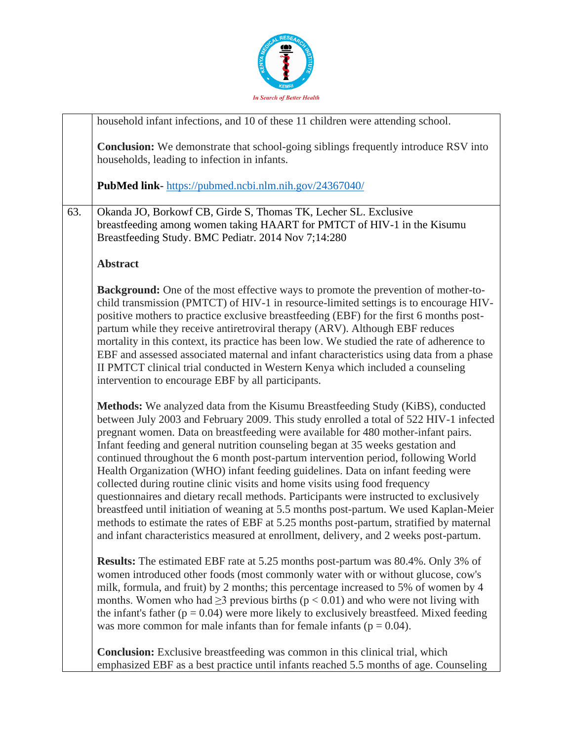household infant infections, and 10 of these 11 children were attending school.

**Conclusion:** We demonstrate that school-going siblings frequently introduce RSV into households, leading to infection in infants.

**PubMed link**- https://pubmed.ncbi.nlm.nih.gov/24367040/

63. Okanda JO, Borkowf CB, Girde S, Thomas TK, Lecher SL. Exclusive breastfeeding among women taking HAART for PMTCT of HIV-1 in the Kisumu Breastfeeding Study. BMC Pediatr. 2014 Nov 7;14:280

**Abstract**

**Background:** One of the most effective ways to promote the prevention of mother-to-child transmission (PMTCT) of HIV-1 in resource-limited settings is to encourage HIV-positive mothers to practice exclusive breastfeeding (EBF) for the first 6 months post-partum while they receive antiretroviral therapy (ARV). Although EBF reduces mortality in this context, its practice has been low. We studied the rate of adherence to EBF and assessed associated maternal and infant characteristics using data from a phase II PMTCT clinical trial conducted in Western Kenya which included a counseling intervention to encourage EBF by all participants.

**Methods:** We analyzed data from the Kisumu Breastfeeding Study (KiBS), conducted between July 2003 and February 2009. This study enrolled a total of 522 HIV-1 infected pregnant women. Data on breastfeeding were available for 480 mother-infant pairs. Infant feeding and general nutrition counseling began at 35 weeks gestation and continued throughout the 6 month post-partum intervention period, following World Health Organization (WHO) infant feeding guidelines. Data on infant feeding were collected during routine clinic visits and home visits using food frequency questionnaires and dietary recall methods. Participants were instructed to exclusively breastfeed until initiation of weaning at 5.5 months post-partum. We used Kaplan-Meier methods to estimate the rates of EBF at 5.25 months post-partum, stratified by maternal and infant characteristics measured at enrollment, delivery, and 2 weeks post-partum.

**Results:** The estimated EBF rate at 5.25 months post-partum was 80.4%. Only 3% of women introduced other foods (most commonly water with or without glucose, cow's milk, formula, and fruit) by 2 months; this percentage increased to 5% of women by 4 months. Women who had ≥3 previous births ($p < 0.01$) and who were not living with the infant's father ($p = 0.04$) were more likely to exclusively breastfeed. Mixed feeding was more common for male infants than for female infants ($p = 0.04$).

**Conclusion:** Exclusive breastfeeding was common in this clinical trial, which emphasized EBF as a best practice until infants reached 5.5 months of age. Counseling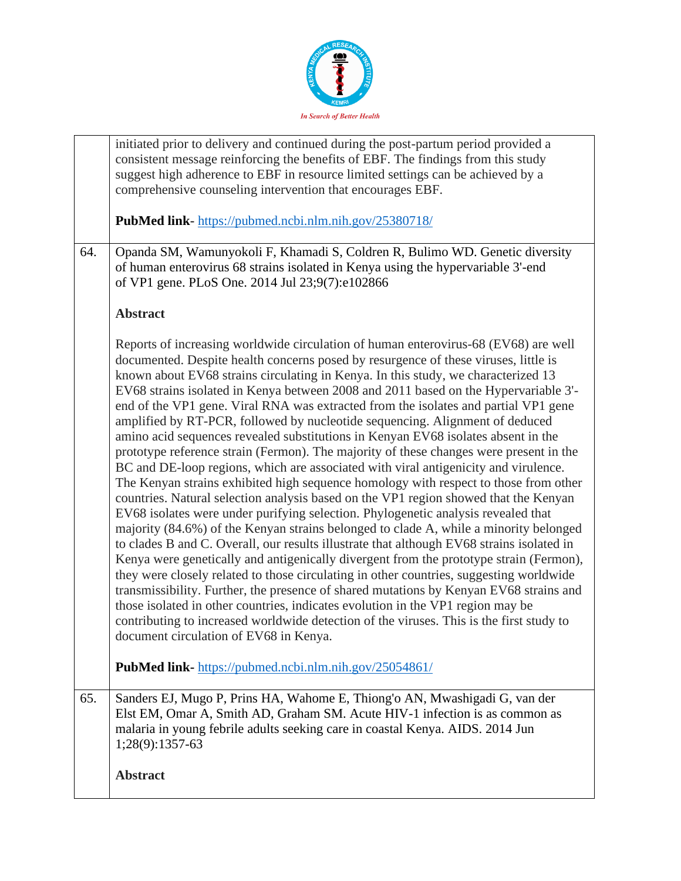| | |
|---|---|
| | initiated prior to delivery and continued during the post-partum period provided a consistent message reinforcing the benefits of EBF. The findings from this study suggest high adherence to EBF in resource limited settings can be achieved by a comprehensive counseling intervention that encourages EBF.<br><br>**PubMed link**- https://pubmed.ncbi.nlm.nih.gov/25380718/ |
| 64. | Opanda SM, Wamunyokoli F, Khamadi S, Coldren R, Bulimo WD. Genetic diversity of human enterovirus 68 strains isolated in Kenya using the hypervariable 3'-end of VP1 gene. PLoS One. 2014 Jul 23;9(7):e102866<br><br>**Abstract**<br><br>Reports of increasing worldwide circulation of human enterovirus-68 (EV68) are well documented. Despite health concerns posed by resurgence of these viruses, little is known about EV68 strains circulating in Kenya. In this study, we characterized 13 EV68 strains isolated in Kenya between 2008 and 2011 based on the Hypervariable 3'-end of the VP1 gene. Viral RNA was extracted from the isolates and partial VP1 gene amplified by RT-PCR, followed by nucleotide sequencing. Alignment of deduced amino acid sequences revealed substitutions in Kenyan EV68 isolates absent in the prototype reference strain (Fermon). The majority of these changes were present in the BC and DE-loop regions, which are associated with viral antigenicity and virulence. The Kenyan strains exhibited high sequence homology with respect to those from other countries. Natural selection analysis based on the VP1 region showed that the Kenyan EV68 isolates were under purifying selection. Phylogenetic analysis revealed that majority (84.6%) of the Kenyan strains belonged to clade A, while a minority belonged to clades B and C. Overall, our results illustrate that although EV68 strains isolated in Kenya were genetically and antigenically divergent from the prototype strain (Fermon), they were closely related to those circulating in other countries, suggesting worldwide transmissibility. Further, the presence of shared mutations by Kenyan EV68 strains and those isolated in other countries, indicates evolution in the VP1 region may be contributing to increased worldwide detection of the viruses. This is the first study to document circulation of EV68 in Kenya.<br><br>**PubMed link-** https://pubmed.ncbi.nlm.nih.gov/25054861/ |
| 65. | Sanders EJ, Mugo P, Prins HA, Wahome E, Thiong'o AN, Mwashigadi G, van der Elst EM, Omar A, Smith AD, Graham SM. Acute HIV-1 infection is as common as malaria in young febrile adults seeking care in coastal Kenya. AIDS. 2014 Jun 1;28(9):1357-63<br><br>**Abstract** |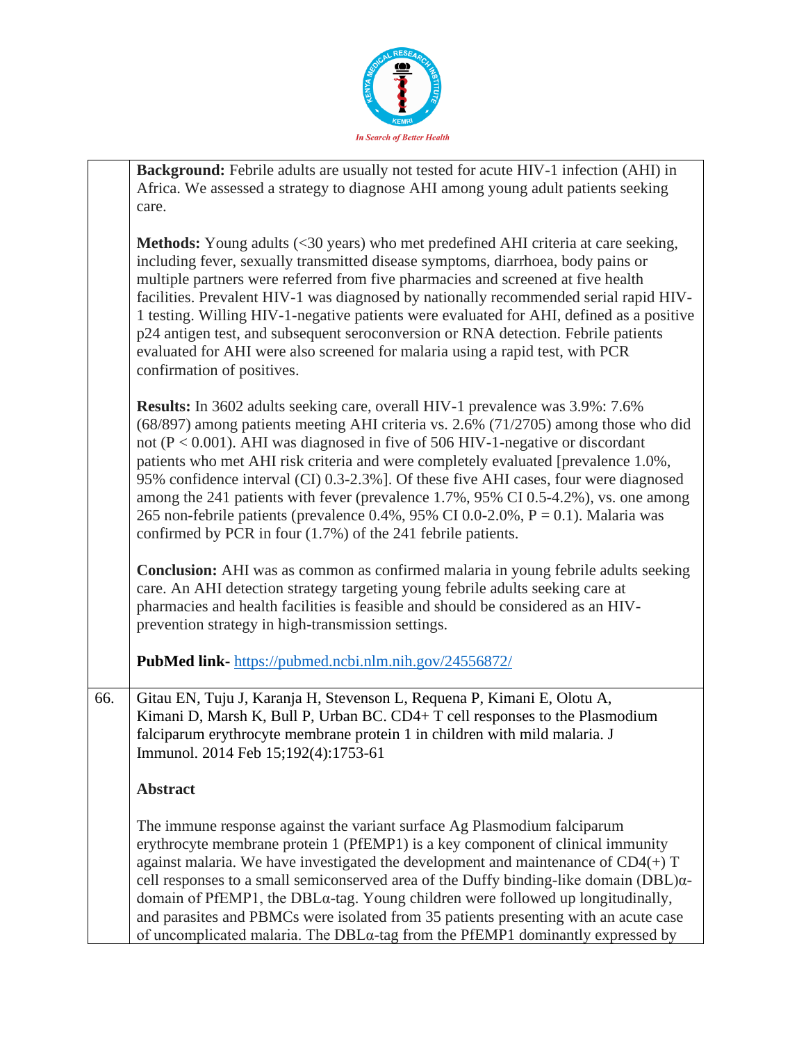**Background:** Febrile adults are usually not tested for acute HIV-1 infection (AHI) in Africa. We assessed a strategy to diagnose AHI among young adult patients seeking care.

**Methods:** Young adults (<30 years) who met predefined AHI criteria at care seeking, including fever, sexually transmitted disease symptoms, diarrhoea, body pains or multiple partners were referred from five pharmacies and screened at five health facilities. Prevalent HIV-1 was diagnosed by nationally recommended serial rapid HIV-1 testing. Willing HIV-1-negative patients were evaluated for AHI, defined as a positive p24 antigen test, and subsequent seroconversion or RNA detection. Febrile patients evaluated for AHI were also screened for malaria using a rapid test, with PCR confirmation of positives.

**Results:** In 3602 adults seeking care, overall HIV-1 prevalence was 3.9%: 7.6% (68/897) among patients meeting AHI criteria vs. 2.6% (71/2705) among those who did not ($P < 0.001$). AHI was diagnosed in five of 506 HIV-1-negative or discordant patients who met AHI risk criteria and were completely evaluated [prevalence 1.0%, 95% confidence interval (CI) 0.3-2.3%]. Of these five AHI cases, four were diagnosed among the 241 patients with fever (prevalence 1.7%, 95% CI 0.5-4.2%), vs. one among 265 non-febrile patients (prevalence 0.4%, 95% CI 0.0-2.0%, $P = 0.1$). Malaria was confirmed by PCR in four (1.7%) of the 241 febrile patients.

**Conclusion:** AHI was as common as confirmed malaria in young febrile adults seeking care. An AHI detection strategy targeting young febrile adults seeking care at pharmacies and health facilities is feasible and should be considered as an HIV-prevention strategy in high-transmission settings.

**PubMed link-** https://pubmed.ncbi.nlm.nih.gov/24556872/

66. Gitau EN, Tuju J, Karanja H, Stevenson L, Requena P, Kimani E, Olotu A, Kimani D, Marsh K, Bull P, Urban BC. CD4+ T cell responses to the Plasmodium falciparum erythrocyte membrane protein 1 in children with mild malaria. J Immunol. 2014 Feb 15;192(4):1753-61

**Abstract**

The immune response against the variant surface Ag Plasmodium falciparum erythrocyte membrane protein 1 (PfEMP1) is a key component of clinical immunity against malaria. We have investigated the development and maintenance of CD4(+) T cell responses to a small semiconserved area of the Duffy binding-like domain (DBL)α-domain of PfEMP1, the DBLα-tag. Young children were followed up longitudinally, and parasites and PBMCs were isolated from 35 patients presenting with an acute case of uncomplicated malaria. The DBLα-tag from the PfEMP1 dominantly expressed by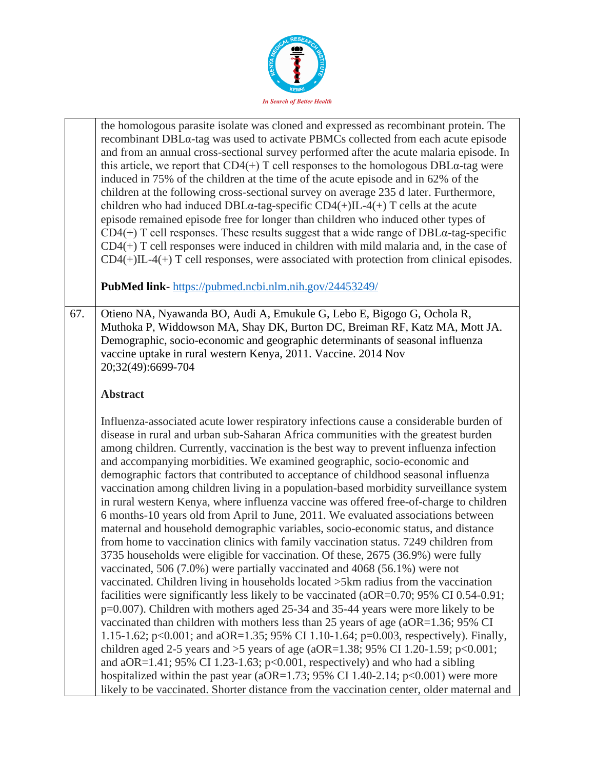the homologous parasite isolate was cloned and expressed as recombinant protein. The recombinant DBLα-tag was used to activate PBMCs collected from each acute episode and from an annual cross-sectional survey performed after the acute malaria episode. In this article, we report that CD4(+) T cell responses to the homologous DBLα-tag were induced in 75% of the children at the time of the acute episode and in 62% of the children at the following cross-sectional survey on average 235 d later. Furthermore, children who had induced DBLα-tag-specific CD4(+)IL-4(+) T cells at the acute episode remained episode free for longer than children who induced other types of CD4(+) T cell responses. These results suggest that a wide range of DBLα-tag-specific CD4(+) T cell responses were induced in children with mild malaria and, in the case of CD4(+)IL-4(+) T cell responses, were associated with protection from clinical episodes.

**PubMed link**- https://pubmed.ncbi.nlm.nih.gov/24453249/

67. Otieno NA, Nyawanda BO, Audi A, Emukule G, Lebo E, Bigogo G, Ochola R, Muthoka P, Widdowson MA, Shay DK, Burton DC, Breiman RF, Katz MA, Mott JA. Demographic, socio-economic and geographic determinants of seasonal influenza vaccine uptake in rural western Kenya, 2011. Vaccine. 2014 Nov 20;32(49):6699-704

**Abstract**

Influenza-associated acute lower respiratory infections cause a considerable burden of disease in rural and urban sub-Saharan Africa communities with the greatest burden among children. Currently, vaccination is the best way to prevent influenza infection and accompanying morbidities. We examined geographic, socio-economic and demographic factors that contributed to acceptance of childhood seasonal influenza vaccination among children living in a population-based morbidity surveillance system in rural western Kenya, where influenza vaccine was offered free-of-charge to children 6 months-10 years old from April to June, 2011. We evaluated associations between maternal and household demographic variables, socio-economic status, and distance from home to vaccination clinics with family vaccination status. 7249 children from 3735 households were eligible for vaccination. Of these, 2675 (36.9%) were fully vaccinated, 506 (7.0%) were partially vaccinated and 4068 (56.1%) were not vaccinated. Children living in households located >5km radius from the vaccination facilities were significantly less likely to be vaccinated (aOR=0.70; 95% CI 0.54-0.91; p=0.007). Children with mothers aged 25-34 and 35-44 years were more likely to be vaccinated than children with mothers less than 25 years of age (aOR=1.36; 95% CI 1.15-1.62; p<0.001; and aOR=1.35; 95% CI 1.10-1.64; p=0.003, respectively). Finally, children aged 2-5 years and >5 years of age (aOR=1.38; 95% CI 1.20-1.59; p<0.001; and aOR=1.41; 95% CI 1.23-1.63; p<0.001, respectively) and who had a sibling hospitalized within the past year (aOR=1.73; 95% CI 1.40-2.14; p<0.001) were more likely to be vaccinated. Shorter distance from the vaccination center, older maternal and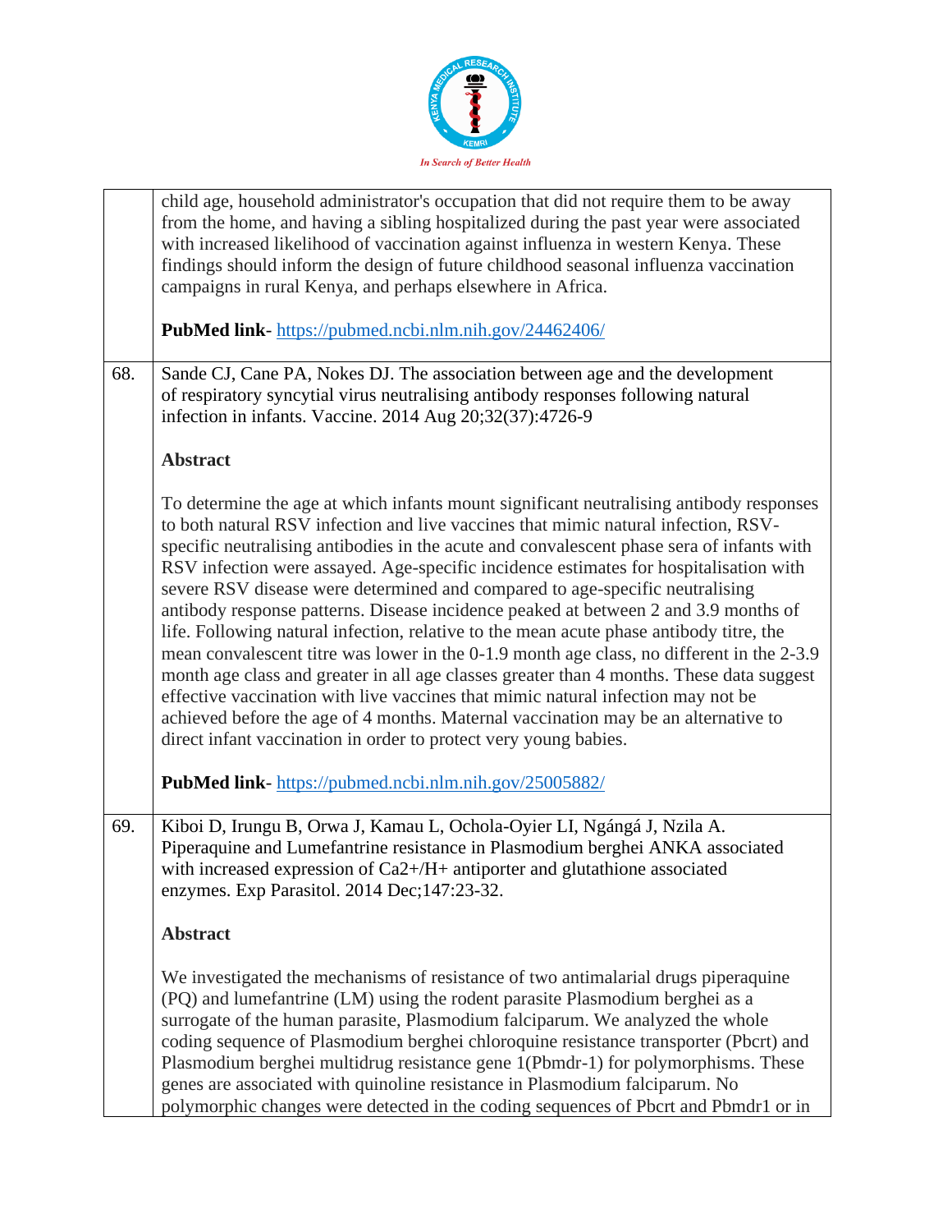| | |
|---|---|
| | child age, household administrator's occupation that did not require them to be away from the home, and having a sibling hospitalized during the past year were associated with increased likelihood of vaccination against influenza in western Kenya. These findings should inform the design of future childhood seasonal influenza vaccination campaigns in rural Kenya, and perhaps elsewhere in Africa.<br><br>**PubMed link**- https://pubmed.ncbi.nlm.nih.gov/24462406/ |
| 68. | Sande CJ, Cane PA, Nokes DJ. The association between age and the development of respiratory syncytial virus neutralising antibody responses following natural infection in infants. Vaccine. 2014 Aug 20;32(37):4726-9<br><br>**Abstract**<br><br>To determine the age at which infants mount significant neutralising antibody responses to both natural RSV infection and live vaccines that mimic natural infection, RSV-specific neutralising antibodies in the acute and convalescent phase sera of infants with RSV infection were assayed. Age-specific incidence estimates for hospitalisation with severe RSV disease were determined and compared to age-specific neutralising antibody response patterns. Disease incidence peaked at between 2 and 3.9 months of life. Following natural infection, relative to the mean acute phase antibody titre, the mean convalescent titre was lower in the 0-1.9 month age class, no different in the 2-3.9 month age class and greater in all age classes greater than 4 months. These data suggest effective vaccination with live vaccines that mimic natural infection may not be achieved before the age of 4 months. Maternal vaccination may be an alternative to direct infant vaccination in order to protect very young babies.<br><br>**PubMed link**- https://pubmed.ncbi.nlm.nih.gov/25005882/ |
| 69. | Kiboi D, Irungu B, Orwa J, Kamau L, Ochola-Oyier LI, Ngángá J, Nzila A. Piperaquine and Lumefantrine resistance in Plasmodium berghei ANKA associated with increased expression of Ca2+/H+ antiporter and glutathione associated enzymes. Exp Parasitol. 2014 Dec;147:23-32.<br><br>**Abstract**<br><br>We investigated the mechanisms of resistance of two antimalarial drugs piperaquine (PQ) and lumefantrine (LM) using the rodent parasite Plasmodium berghei as a surrogate of the human parasite, Plasmodium falciparum. We analyzed the whole coding sequence of Plasmodium berghei chloroquine resistance transporter (Pbcrt) and Plasmodium berghei multidrug resistance gene 1(Pbmdr-1) for polymorphisms. These genes are associated with quinoline resistance in Plasmodium falciparum. No polymorphic changes were detected in the coding sequences of Pbcrt and Pbmdr1 or in |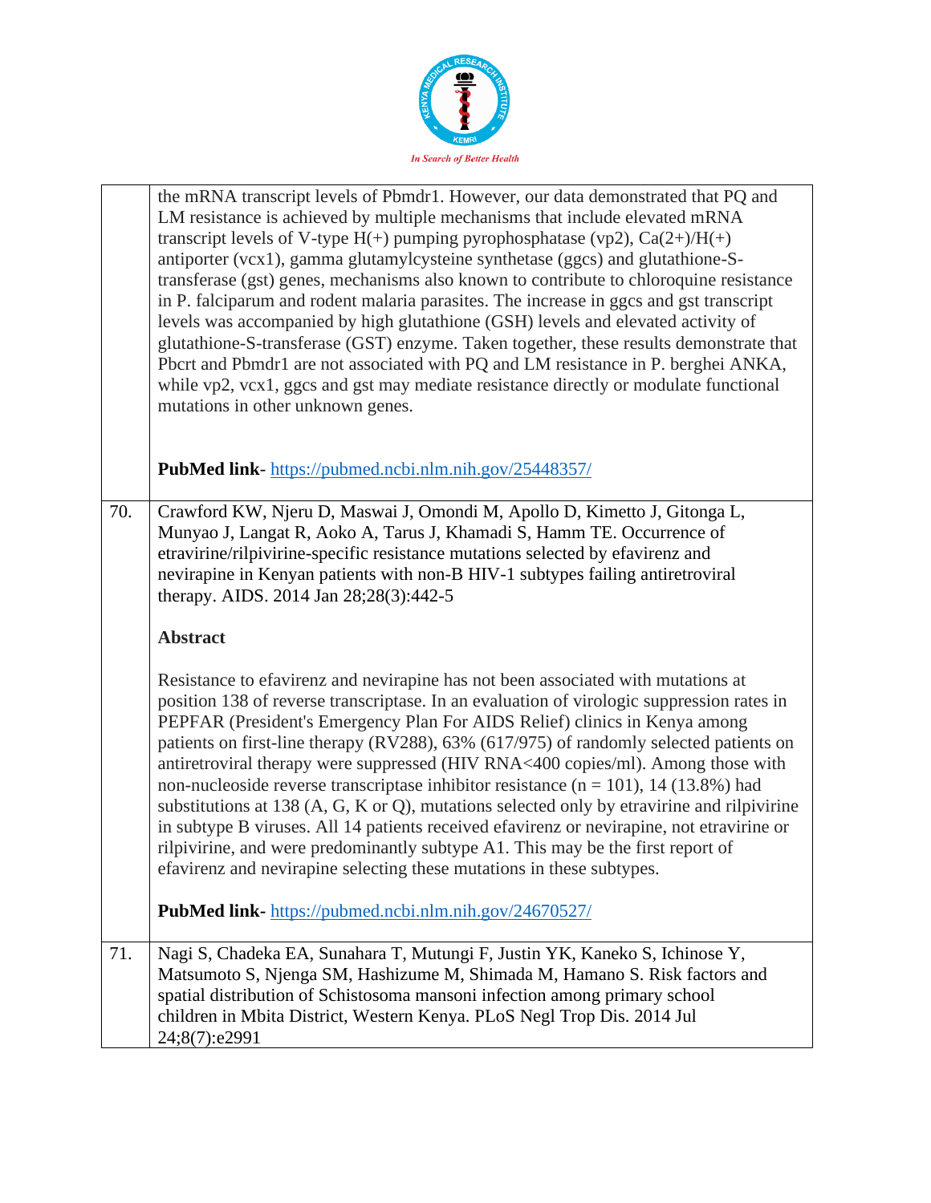| | |
|---|---|
| | the mRNA transcript levels of Pbmdr1. However, our data demonstrated that PQ and LM resistance is achieved by multiple mechanisms that include elevated mRNA transcript levels of V-type H(+) pumping pyrophosphatase (vp2), Ca(2+)/H(+) antiporter (vcx1), gamma glutamylcysteine synthetase (ggcs) and glutathione-S-transferase (gst) genes, mechanisms also known to contribute to chloroquine resistance in P. falciparum and rodent malaria parasites. The increase in ggcs and gst transcript levels was accompanied by high glutathione (GSH) levels and elevated activity of glutathione-S-transferase (GST) enzyme. Taken together, these results demonstrate that Pbcrt and Pbmdr1 are not associated with PQ and LM resistance in P. berghei ANKA, while vp2, vcx1, ggcs and gst may mediate resistance directly or modulate functional mutations in other unknown genes.<br><br>**PubMed link**- https://pubmed.ncbi.nlm.nih.gov/25448357/ |
| 70. | Crawford KW, Njeru D, Maswai J, Omondi M, Apollo D, Kimetto J, Gitonga L, Munyao J, Langat R, Aoko A, Tarus J, Khamadi S, Hamm TE. Occurrence of etravirine/rilpivirine-specific resistance mutations selected by efavirenz and nevirapine in Kenyan patients with non-B HIV-1 subtypes failing antiretroviral therapy. AIDS. 2014 Jan 28;28(3):442-5<br><br>**Abstract**<br><br>Resistance to efavirenz and nevirapine has not been associated with mutations at position 138 of reverse transcriptase. In an evaluation of virologic suppression rates in PEPFAR (President's Emergency Plan For AIDS Relief) clinics in Kenya among patients on first-line therapy (RV288), 63% (617/975) of randomly selected patients on antiretroviral therapy were suppressed (HIV RNA<400 copies/ml). Among those with non-nucleoside reverse transcriptase inhibitor resistance (n = 101), 14 (13.8%) had substitutions at 138 (A, G, K or Q), mutations selected only by etravirine and rilpivirine in subtype B viruses. All 14 patients received efavirenz or nevirapine, not etravirine or rilpivirine, and were predominantly subtype A1. This may be the first report of efavirenz and nevirapine selecting these mutations in these subtypes.<br><br>**PubMed link**- https://pubmed.ncbi.nlm.nih.gov/24670527/ |
| 71. | Nagi S, Chadeka EA, Sunahara T, Mutungi F, Justin YK, Kaneko S, Ichinose Y, Matsumoto S, Njenga SM, Hashizume M, Shimada M, Hamano S. Risk factors and spatial distribution of Schistosoma mansoni infection among primary school children in Mbita District, Western Kenya. PLoS Negl Trop Dis. 2014 Jul 24;8(7):e2991 |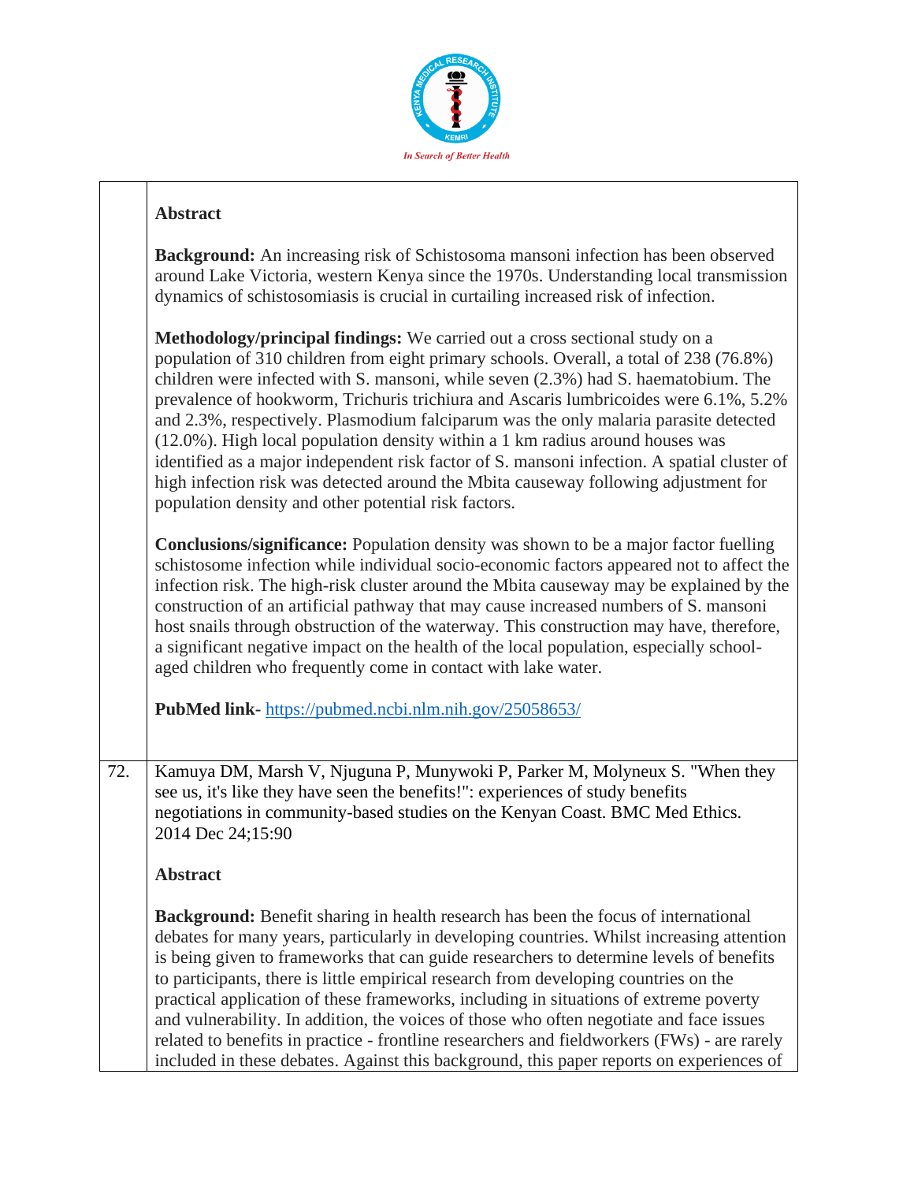**Abstract**

**Background:** An increasing risk of Schistosoma mansoni infection has been observed around Lake Victoria, western Kenya since the 1970s. Understanding local transmission dynamics of schistosomiasis is crucial in curtailing increased risk of infection.

**Methodology/principal findings:** We carried out a cross sectional study on a population of 310 children from eight primary schools. Overall, a total of 238 (76.8%) children were infected with S. mansoni, while seven (2.3%) had S. haematobium. The prevalence of hookworm, Trichuris trichiura and Ascaris lumbricoides were 6.1%, 5.2% and 2.3%, respectively. Plasmodium falciparum was the only malaria parasite detected (12.0%). High local population density within a 1 km radius around houses was identified as a major independent risk factor of S. mansoni infection. A spatial cluster of high infection risk was detected around the Mbita causeway following adjustment for population density and other potential risk factors.

**Conclusions/significance:** Population density was shown to be a major factor fuelling schistosome infection while individual socio-economic factors appeared not to affect the infection risk. The high-risk cluster around the Mbita causeway may be explained by the construction of an artificial pathway that may cause increased numbers of S. mansoni host snails through obstruction of the waterway. This construction may have, therefore, a significant negative impact on the health of the local population, especially school-aged children who frequently come in contact with lake water.

**PubMed link-** https://pubmed.ncbi.nlm.nih.gov/25058653/

72. Kamuya DM, Marsh V, Njuguna P, Munywoki P, Parker M, Molyneux S. "When they see us, it's like they have seen the benefits!": experiences of study benefits negotiations in community-based studies on the Kenyan Coast. BMC Med Ethics. 2014 Dec 24;15:90

**Abstract**

**Background:** Benefit sharing in health research has been the focus of international debates for many years, particularly in developing countries. Whilst increasing attention is being given to frameworks that can guide researchers to determine levels of benefits to participants, there is little empirical research from developing countries on the practical application of these frameworks, including in situations of extreme poverty and vulnerability. In addition, the voices of those who often negotiate and face issues related to benefits in practice - frontline researchers and fieldworkers (FWs) - are rarely included in these debates. Against this background, this paper reports on experiences of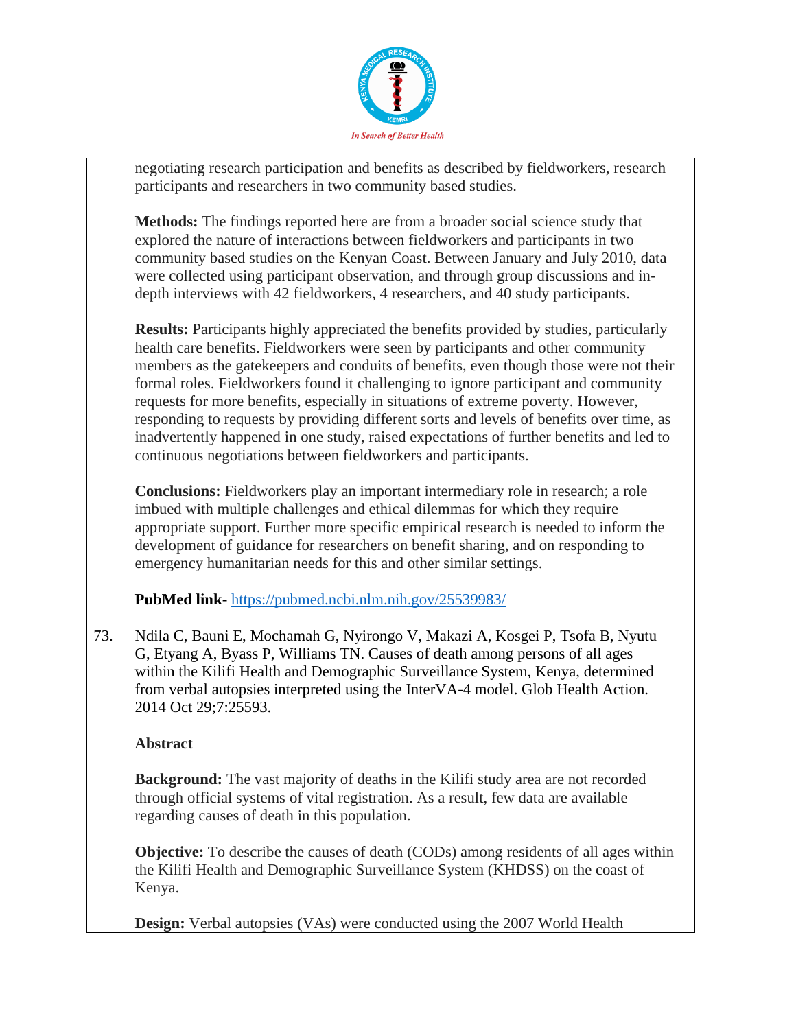| | |
|---|---|
| | negotiating research participation and benefits as described by fieldworkers, research participants and researchers in two community based studies.<br><br>**Methods:** The findings reported here are from a broader social science study that explored the nature of interactions between fieldworkers and participants in two community based studies on the Kenyan Coast. Between January and July 2010, data were collected using participant observation, and through group discussions and in-depth interviews with 42 fieldworkers, 4 researchers, and 40 study participants.<br><br>**Results:** Participants highly appreciated the benefits provided by studies, particularly health care benefits. Fieldworkers were seen by participants and other community members as the gatekeepers and conduits of benefits, even though those were not their formal roles. Fieldworkers found it challenging to ignore participant and community requests for more benefits, especially in situations of extreme poverty. However, responding to requests by providing different sorts and levels of benefits over time, as inadvertently happened in one study, raised expectations of further benefits and led to continuous negotiations between fieldworkers and participants.<br><br>**Conclusions:** Fieldworkers play an important intermediary role in research; a role imbued with multiple challenges and ethical dilemmas for which they require appropriate support. Further more specific empirical research is needed to inform the development of guidance for researchers on benefit sharing, and on responding to emergency humanitarian needs for this and other similar settings.<br><br>**PubMed link-** https://pubmed.ncbi.nlm.nih.gov/25539983/ |
| 73. | Ndila C, Bauni E, Mochamah G, Nyirongo V, Makazi A, Kosgei P, Tsofa B, Nyutu G, Etyang A, Byass P, Williams TN. Causes of death among persons of all ages within the Kilifi Health and Demographic Surveillance System, Kenya, determined from verbal autopsies interpreted using the InterVA-4 model. Glob Health Action. 2014 Oct 29;7:25593.<br><br>**Abstract**<br><br>**Background:** The vast majority of deaths in the Kilifi study area are not recorded through official systems of vital registration. As a result, few data are available regarding causes of death in this population.<br><br>**Objective:** To describe the causes of death (CODs) among residents of all ages within the Kilifi Health and Demographic Surveillance System (KHDSS) on the coast of Kenya.<br><br>**Design:** Verbal autopsies (VAs) were conducted using the 2007 World Health |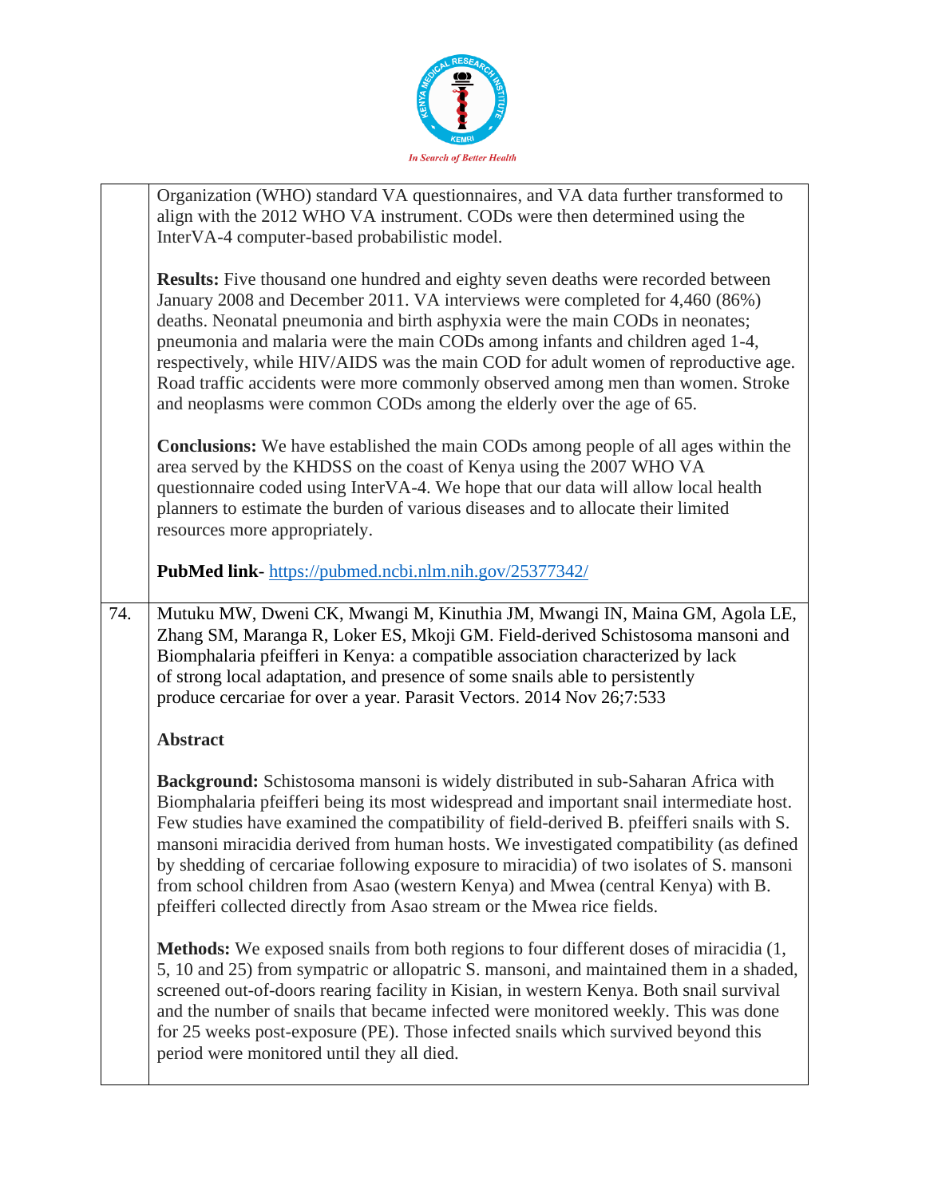| | |
|---|---|
| | Organization (WHO) standard VA questionnaires, and VA data further transformed to align with the 2012 WHO VA instrument. CODs were then determined using the InterVA-4 computer-based probabilistic model.<br><br>**Results:** Five thousand one hundred and eighty seven deaths were recorded between January 2008 and December 2011. VA interviews were completed for 4,460 (86%) deaths. Neonatal pneumonia and birth asphyxia were the main CODs in neonates; pneumonia and malaria were the main CODs among infants and children aged 1-4, respectively, while HIV/AIDS was the main COD for adult women of reproductive age. Road traffic accidents were more commonly observed among men than women. Stroke and neoplasms were common CODs among the elderly over the age of 65.<br><br>**Conclusions:** We have established the main CODs among people of all ages within the area served by the KHDSS on the coast of Kenya using the 2007 WHO VA questionnaire coded using InterVA-4. We hope that our data will allow local health planners to estimate the burden of various diseases and to allocate their limited resources more appropriately.<br><br>**PubMed link**- https://pubmed.ncbi.nlm.nih.gov/25377342/ |
| 74. | Mutuku MW, Dweni CK, Mwangi M, Kinuthia JM, Mwangi IN, Maina GM, Agola LE, Zhang SM, Maranga R, Loker ES, Mkoji GM. Field-derived Schistosoma mansoni and Biomphalaria pfeifferi in Kenya: a compatible association characterized by lack of strong local adaptation, and presence of some snails able to persistently produce cercariae for over a year. Parasit Vectors. 2014 Nov 26;7:533<br><br>**Abstract**<br><br>**Background:** Schistosoma mansoni is widely distributed in sub-Saharan Africa with Biomphalaria pfeifferi being its most widespread and important snail intermediate host. Few studies have examined the compatibility of field-derived B. pfeifferi snails with S. mansoni miracidia derived from human hosts. We investigated compatibility (as defined by shedding of cercariae following exposure to miracidia) of two isolates of S. mansoni from school children from Asao (western Kenya) and Mwea (central Kenya) with B. pfeifferi collected directly from Asao stream or the Mwea rice fields.<br><br>**Methods:** We exposed snails from both regions to four different doses of miracidia (1, 5, 10 and 25) from sympatric or allopatric S. mansoni, and maintained them in a shaded, screened out-of-doors rearing facility in Kisian, in western Kenya. Both snail survival and the number of snails that became infected were monitored weekly. This was done for 25 weeks post-exposure (PE). Those infected snails which survived beyond this period were monitored until they all died. |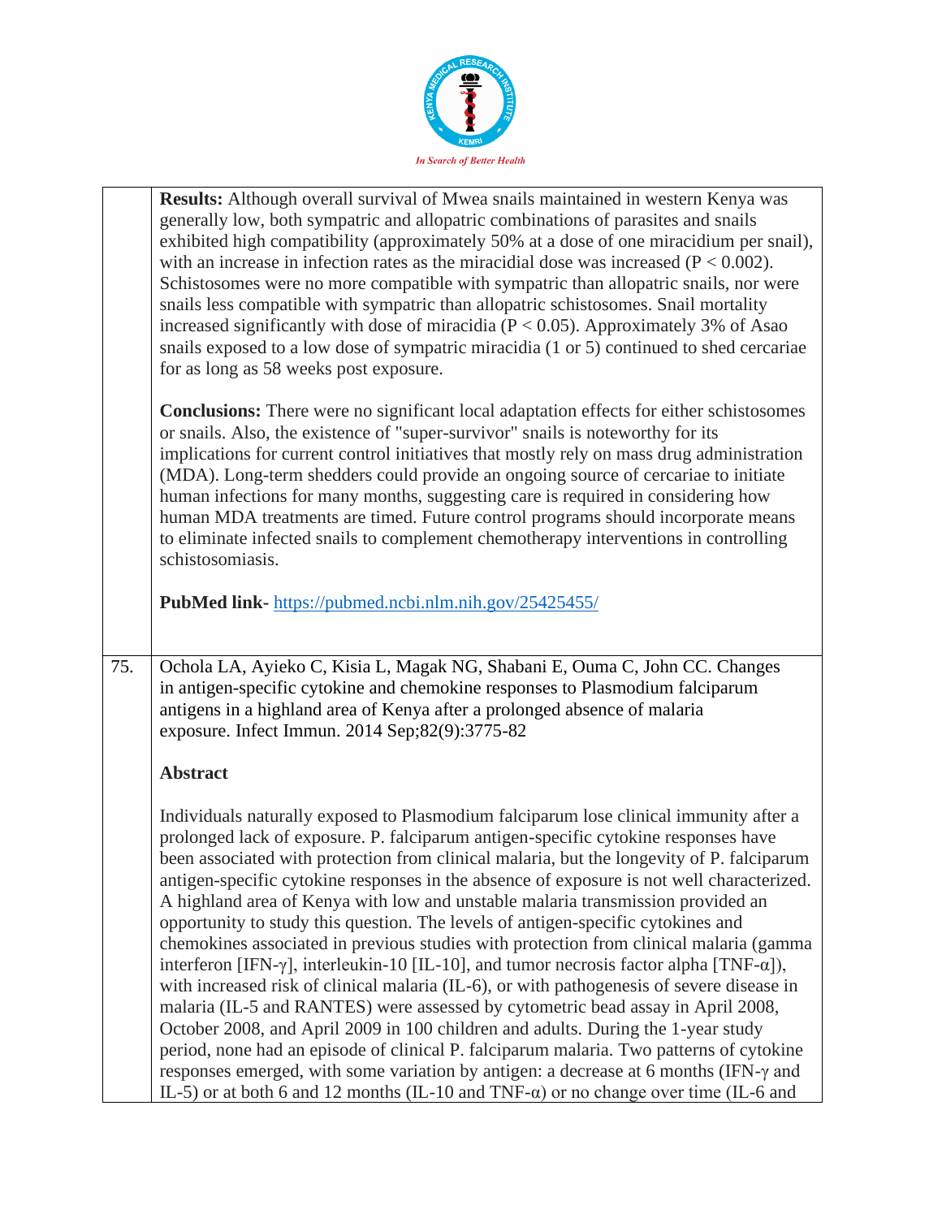| | |
|---|---|
| | **Results:** Although overall survival of Mwea snails maintained in western Kenya was generally low, both sympatric and allopatric combinations of parasites and snails exhibited high compatibility (approximately 50% at a dose of one miracidium per snail), with an increase in infection rates as the miracidial dose was increased ($P < 0.002$). Schistosomes were no more compatible with sympatric than allopatric snails, nor were snails less compatible with sympatric than allopatric schistosomes. Snail mortality increased significantly with dose of miracidia ($P < 0.05$). Approximately 3% of Asao snails exposed to a low dose of sympatric miracidia (1 or 5) continued to shed cercariae for as long as 58 weeks post exposure.<br><br>**Conclusions:** There were no significant local adaptation effects for either schistosomes or snails. Also, the existence of "super-survivor" snails is noteworthy for its implications for current control initiatives that mostly rely on mass drug administration (MDA). Long-term shedders could provide an ongoing source of cercariae to initiate human infections for many months, suggesting care is required in considering how human MDA treatments are timed. Future control programs should incorporate means to eliminate infected snails to complement chemotherapy interventions in controlling schistosomiasis.<br><br>**PubMed link-** https://pubmed.ncbi.nlm.nih.gov/25425455/ |
| 75. | Ochola LA, Ayieko C, Kisia L, Magak NG, Shabani E, Ouma C, John CC. Changes in antigen-specific cytokine and chemokine responses to Plasmodium falciparum antigens in a highland area of Kenya after a prolonged absence of malaria exposure. Infect Immun. 2014 Sep;82(9):3775-82<br><br>**Abstract**<br><br>Individuals naturally exposed to Plasmodium falciparum lose clinical immunity after a prolonged lack of exposure. P. falciparum antigen-specific cytokine responses have been associated with protection from clinical malaria, but the longevity of P. falciparum antigen-specific cytokine responses in the absence of exposure is not well characterized. A highland area of Kenya with low and unstable malaria transmission provided an opportunity to study this question. The levels of antigen-specific cytokines and chemokines associated in previous studies with protection from clinical malaria (gamma interferon [IFN-γ], interleukin-10 [IL-10], and tumor necrosis factor alpha [TNF-α]), with increased risk of clinical malaria (IL-6), or with pathogenesis of severe disease in malaria (IL-5 and RANTES) were assessed by cytometric bead assay in April 2008, October 2008, and April 2009 in 100 children and adults. During the 1-year study period, none had an episode of clinical P. falciparum malaria. Two patterns of cytokine responses emerged, with some variation by antigen: a decrease at 6 months (IFN-γ and IL-5) or at both 6 and 12 months (IL-10 and TNF-α) or no change over time (IL-6 and |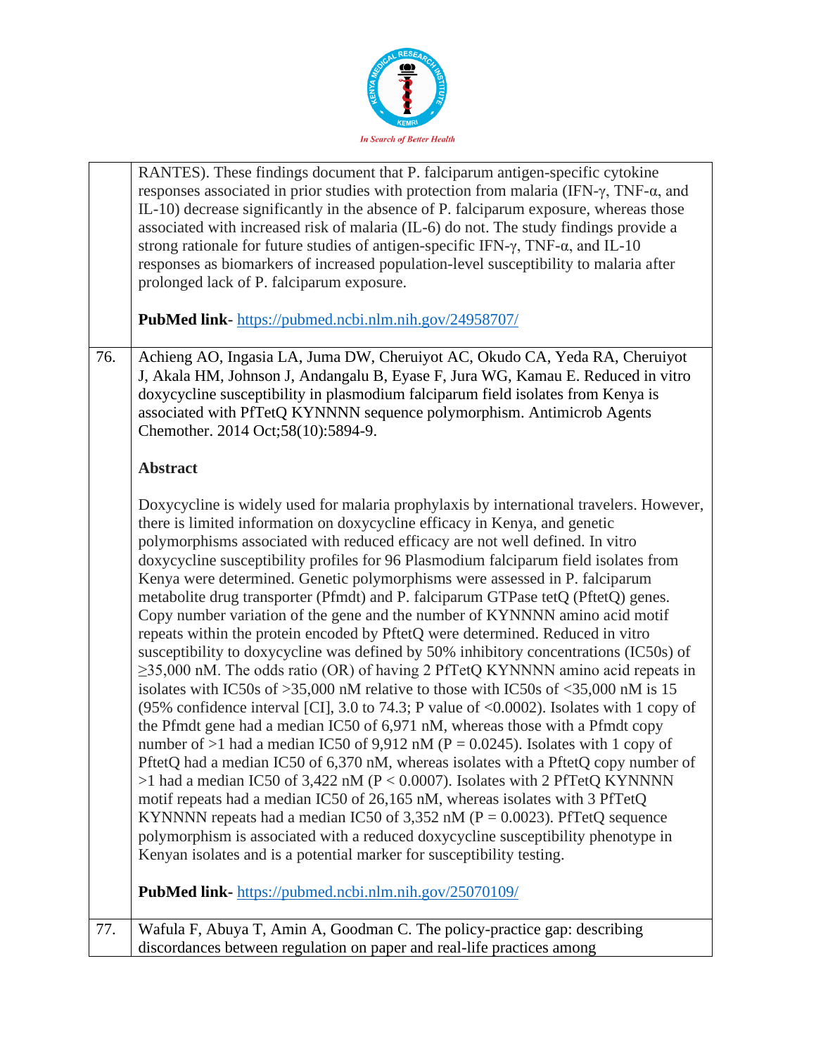| | |
|---|---|
| | RANTES). These findings document that P. falciparum antigen-specific cytokine responses associated in prior studies with protection from malaria (IFN-γ, TNF-α, and IL-10) decrease significantly in the absence of P. falciparum exposure, whereas those associated with increased risk of malaria (IL-6) do not. The study findings provide a strong rationale for future studies of antigen-specific IFN-γ, TNF-α, and IL-10 responses as biomarkers of increased population-level susceptibility to malaria after prolonged lack of P. falciparum exposure.<br><br>**PubMed link-** https://pubmed.ncbi.nlm.nih.gov/24958707/ |
| 76. | Achieng AO, Ingasia LA, Juma DW, Cheruiyot AC, Okudo CA, Yeda RA, Cheruiyot J, Akala HM, Johnson J, Andangalu B, Eyase F, Jura WG, Kamau E. Reduced in vitro doxycycline susceptibility in plasmodium falciparum field isolates from Kenya is associated with PfTetQ KYNNNN sequence polymorphism. Antimicrob Agents Chemother. 2014 Oct;58(10):5894-9.<br><br>**Abstract**<br><br>Doxycycline is widely used for malaria prophylaxis by international travelers. However, there is limited information on doxycycline efficacy in Kenya, and genetic polymorphisms associated with reduced efficacy are not well defined. In vitro doxycycline susceptibility profiles for 96 Plasmodium falciparum field isolates from Kenya were determined. Genetic polymorphisms were assessed in P. falciparum metabolite drug transporter (Pfmdt) and P. falciparum GTPase tetQ (PftetQ) genes. Copy number variation of the gene and the number of KYNNNN amino acid motif repeats within the protein encoded by PftetQ were determined. Reduced in vitro susceptibility to doxycycline was defined by 50% inhibitory concentrations (IC50s) of ≥35,000 nM. The odds ratio (OR) of having 2 PfTetQ KYNNNN amino acid repeats in isolates with IC50s of >35,000 nM relative to those with IC50s of <35,000 nM is 15 (95% confidence interval [CI], 3.0 to 74.3; P value of <0.0002). Isolates with 1 copy of the Pfmdt gene had a median IC50 of 6,971 nM, whereas those with a Pfmdt copy number of >1 had a median IC50 of 9,912 nM (P = 0.0245). Isolates with 1 copy of PftetQ had a median IC50 of 6,370 nM, whereas isolates with a PftetQ copy number of >1 had a median IC50 of 3,422 nM (P < 0.0007). Isolates with 2 PfTetQ KYNNNN motif repeats had a median IC50 of 26,165 nM, whereas isolates with 3 PfTetQ KYNNNN repeats had a median IC50 of 3,352 nM (P = 0.0023). PfTetQ sequence polymorphism is associated with a reduced doxycycline susceptibility phenotype in Kenyan isolates and is a potential marker for susceptibility testing.<br><br>**PubMed link-** https://pubmed.ncbi.nlm.nih.gov/25070109/ |
| 77. | Wafula F, Abuya T, Amin A, Goodman C. The policy-practice gap: describing discordances between regulation on paper and real-life practices among |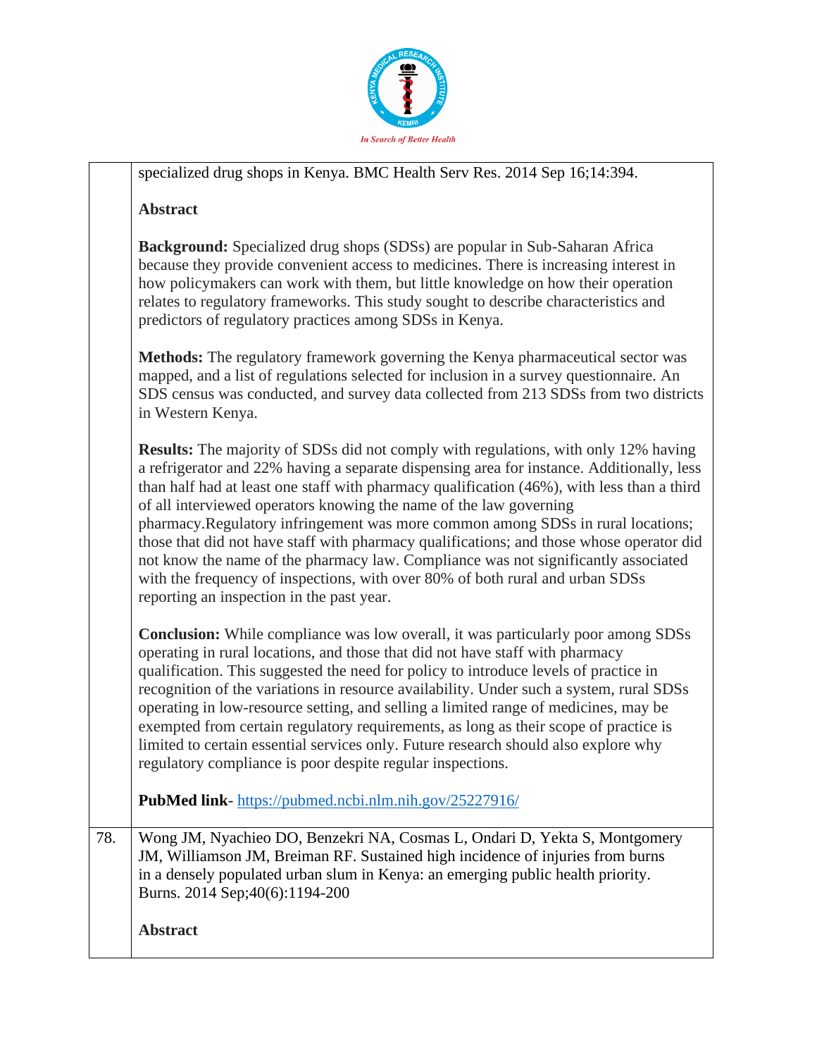| | |
|---|---|
| | specialized drug shops in Kenya. BMC Health Serv Res. 2014 Sep 16;14:394.<br><br>**Abstract**<br><br>**Background:** Specialized drug shops (SDSs) are popular in Sub-Saharan Africa because they provide convenient access to medicines. There is increasing interest in how policymakers can work with them, but little knowledge on how their operation relates to regulatory frameworks. This study sought to describe characteristics and predictors of regulatory practices among SDSs in Kenya.<br><br>**Methods:** The regulatory framework governing the Kenya pharmaceutical sector was mapped, and a list of regulations selected for inclusion in a survey questionnaire. An SDS census was conducted, and survey data collected from 213 SDSs from two districts in Western Kenya.<br><br>**Results:** The majority of SDSs did not comply with regulations, with only 12% having a refrigerator and 22% having a separate dispensing area for instance. Additionally, less than half had at least one staff with pharmacy qualification (46%), with less than a third of all interviewed operators knowing the name of the law governing pharmacy.Regulatory infringement was more common among SDSs in rural locations; those that did not have staff with pharmacy qualifications; and those whose operator did not know the name of the pharmacy law. Compliance was not significantly associated with the frequency of inspections, with over 80% of both rural and urban SDSs reporting an inspection in the past year.<br><br>**Conclusion:** While compliance was low overall, it was particularly poor among SDSs operating in rural locations, and those that did not have staff with pharmacy qualification. This suggested the need for policy to introduce levels of practice in recognition of the variations in resource availability. Under such a system, rural SDSs operating in low-resource setting, and selling a limited range of medicines, may be exempted from certain regulatory requirements, as long as their scope of practice is limited to certain essential services only. Future research should also explore why regulatory compliance is poor despite regular inspections.<br><br>**PubMed link**- https://pubmed.ncbi.nlm.nih.gov/25227916/ |
| 78. | Wong JM, Nyachieo DO, Benzekri NA, Cosmas L, Ondari D, Yekta S, Montgomery JM, Williamson JM, Breiman RF. Sustained high incidence of injuries from burns in a densely populated urban slum in Kenya: an emerging public health priority. Burns. 2014 Sep;40(6):1194-200<br><br>**Abstract** |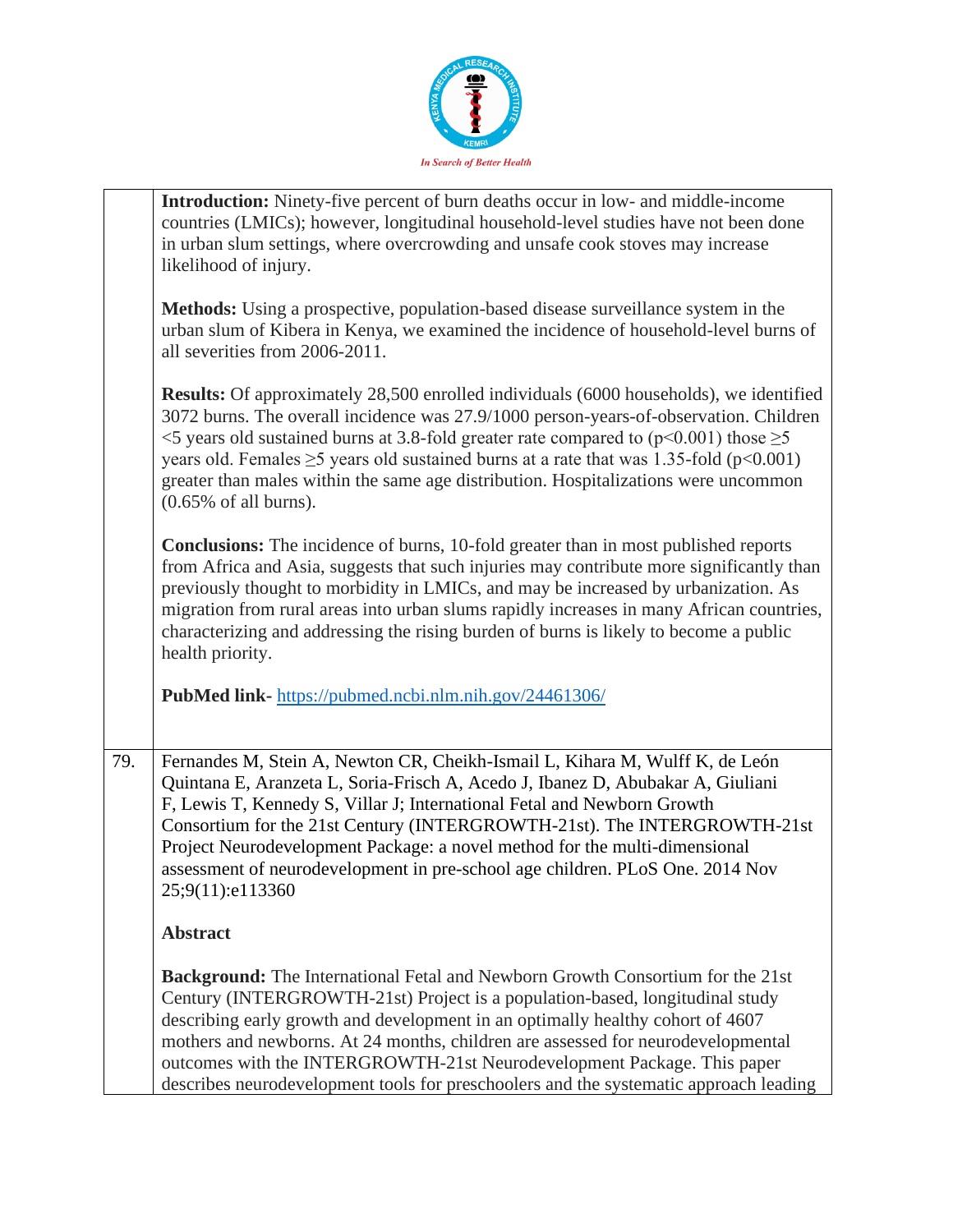**Introduction:** Ninety-five percent of burn deaths occur in low- and middle-income countries (LMICs); however, longitudinal household-level studies have not been done in urban slum settings, where overcrowding and unsafe cook stoves may increase likelihood of injury.

**Methods:** Using a prospective, population-based disease surveillance system in the urban slum of Kibera in Kenya, we examined the incidence of household-level burns of all severities from 2006-2011.

**Results:** Of approximately 28,500 enrolled individuals (6000 households), we identified 3072 burns. The overall incidence was 27.9/1000 person-years-of-observation. Children <5 years old sustained burns at 3.8-fold greater rate compared to ($p<0.001$) those ≥5 years old. Females ≥5 years old sustained burns at a rate that was 1.35-fold ($p<0.001$) greater than males within the same age distribution. Hospitalizations were uncommon (0.65% of all burns).

**Conclusions:** The incidence of burns, 10-fold greater than in most published reports from Africa and Asia, suggests that such injuries may contribute more significantly than previously thought to morbidity in LMICs, and may be increased by urbanization. As migration from rural areas into urban slums rapidly increases in many African countries, characterizing and addressing the rising burden of burns is likely to become a public health priority.

**PubMed link-** https://pubmed.ncbi.nlm.nih.gov/24461306/

79. Fernandes M, Stein A, Newton CR, Cheikh-Ismail L, Kihara M, Wulff K, de León Quintana E, Aranzeta L, Soria-Frisch A, Acedo J, Ibanez D, Abubakar A, Giuliani F, Lewis T, Kennedy S, Villar J; International Fetal and Newborn Growth Consortium for the 21st Century (INTERGROWTH-21st). The INTERGROWTH-21st Project Neurodevelopment Package: a novel method for the multi-dimensional assessment of neurodevelopment in pre-school age children. PLoS One. 2014 Nov 25;9(11):e113360

**Abstract**

**Background:** The International Fetal and Newborn Growth Consortium for the 21st Century (INTERGROWTH-21st) Project is a population-based, longitudinal study describing early growth and development in an optimally healthy cohort of 4607 mothers and newborns. At 24 months, children are assessed for neurodevelopmental outcomes with the INTERGROWTH-21st Neurodevelopment Package. This paper describes neurodevelopment tools for preschoolers and the systematic approach leading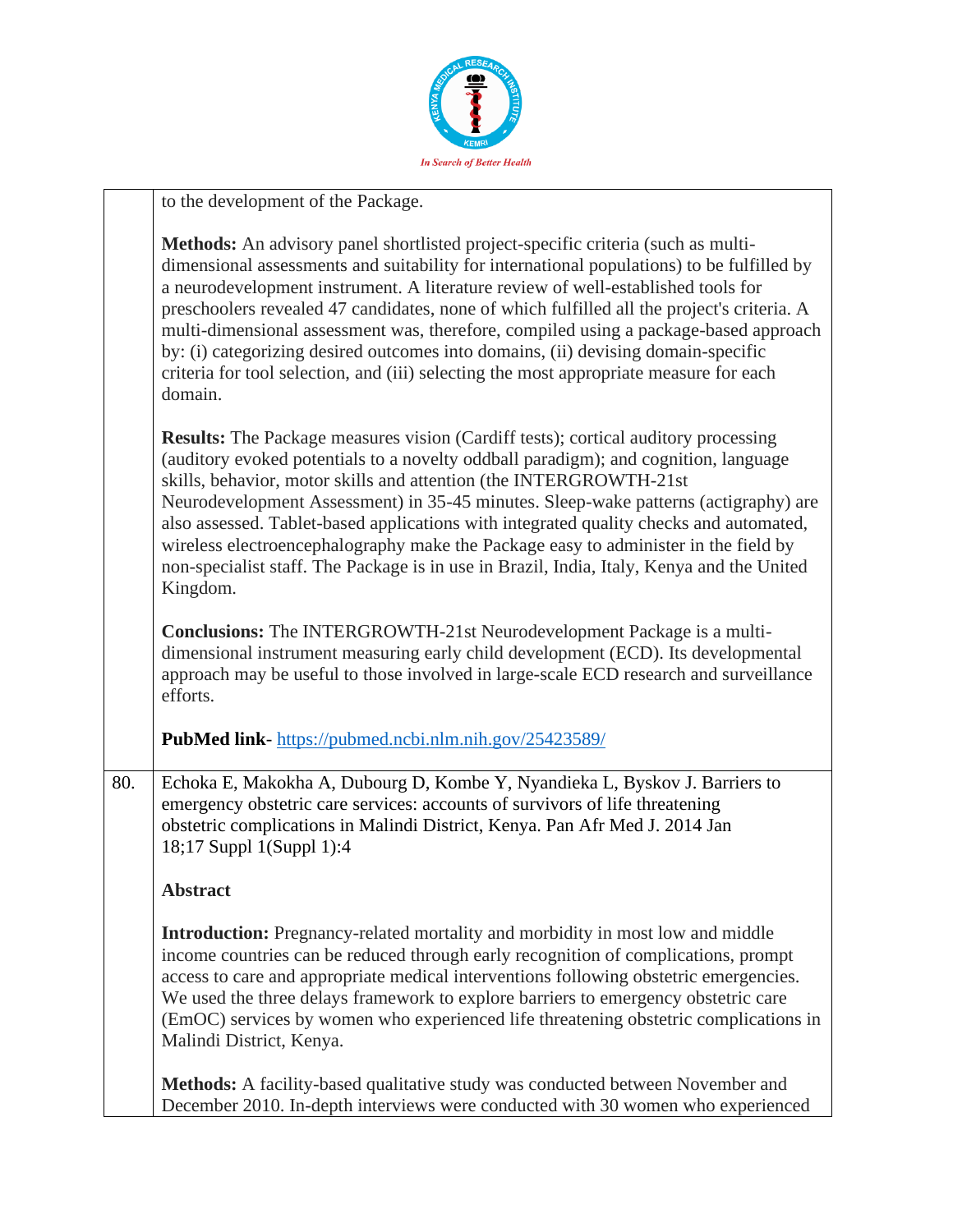| | |
|---|---|
| | to the development of the Package.<br><br>**Methods:** An advisory panel shortlisted project-specific criteria (such as multi-dimensional assessments and suitability for international populations) to be fulfilled by a neurodevelopment instrument. A literature review of well-established tools for preschoolers revealed 47 candidates, none of which fulfilled all the project's criteria. A multi-dimensional assessment was, therefore, compiled using a package-based approach by: (i) categorizing desired outcomes into domains, (ii) devising domain-specific criteria for tool selection, and (iii) selecting the most appropriate measure for each domain.<br><br>**Results:** The Package measures vision (Cardiff tests); cortical auditory processing (auditory evoked potentials to a novelty oddball paradigm); and cognition, language skills, behavior, motor skills and attention (the INTERGROWTH-21st Neurodevelopment Assessment) in 35-45 minutes. Sleep-wake patterns (actigraphy) are also assessed. Tablet-based applications with integrated quality checks and automated, wireless electroencephalography make the Package easy to administer in the field by non-specialist staff. The Package is in use in Brazil, India, Italy, Kenya and the United Kingdom.<br><br>**Conclusions:** The INTERGROWTH-21st Neurodevelopment Package is a multi-dimensional instrument measuring early child development (ECD). Its developmental approach may be useful to those involved in large-scale ECD research and surveillance efforts.<br><br>**PubMed link**- https://pubmed.ncbi.nlm.nih.gov/25423589/ |
| 80. | Echoka E, Makokha A, Dubourg D, Kombe Y, Nyandieka L, Byskov J. Barriers to emergency obstetric care services: accounts of survivors of life threatening obstetric complications in Malindi District, Kenya. Pan Afr Med J. 2014 Jan 18;17 Suppl 1(Suppl 1):4<br><br>**Abstract**<br><br>**Introduction:** Pregnancy-related mortality and morbidity in most low and middle income countries can be reduced through early recognition of complications, prompt access to care and appropriate medical interventions following obstetric emergencies. We used the three delays framework to explore barriers to emergency obstetric care (EmOC) services by women who experienced life threatening obstetric complications in Malindi District, Kenya.<br><br>**Methods:** A facility-based qualitative study was conducted between November and December 2010. In-depth interviews were conducted with 30 women who experienced |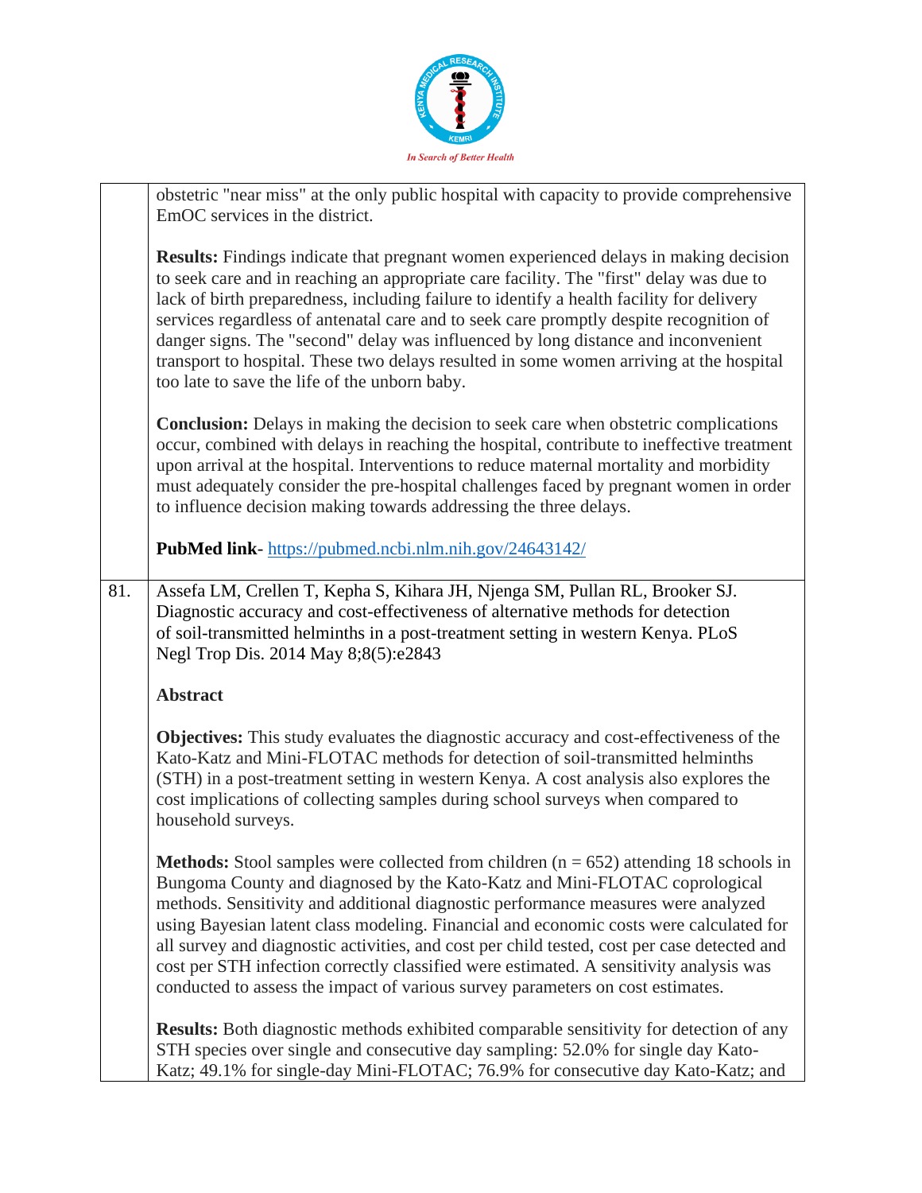| | |
|---|---|
| | obstetric "near miss" at the only public hospital with capacity to provide comprehensive EmOC services in the district.<br><br>**Results:** Findings indicate that pregnant women experienced delays in making decision to seek care and in reaching an appropriate care facility. The "first" delay was due to lack of birth preparedness, including failure to identify a health facility for delivery services regardless of antenatal care and to seek care promptly despite recognition of danger signs. The "second" delay was influenced by long distance and inconvenient transport to hospital. These two delays resulted in some women arriving at the hospital too late to save the life of the unborn baby.<br><br>**Conclusion:** Delays in making the decision to seek care when obstetric complications occur, combined with delays in reaching the hospital, contribute to ineffective treatment upon arrival at the hospital. Interventions to reduce maternal mortality and morbidity must adequately consider the pre-hospital challenges faced by pregnant women in order to influence decision making towards addressing the three delays.<br><br>**PubMed link**- https://pubmed.ncbi.nlm.nih.gov/24643142/ |
| 81. | Assefa LM, Crellen T, Kepha S, Kihara JH, Njenga SM, Pullan RL, Brooker SJ. Diagnostic accuracy and cost-effectiveness of alternative methods for detection of soil-transmitted helminths in a post-treatment setting in western Kenya. PLoS Negl Trop Dis. 2014 May 8;8(5):e2843<br><br>**Abstract**<br><br>**Objectives:** This study evaluates the diagnostic accuracy and cost-effectiveness of the Kato-Katz and Mini-FLOTAC methods for detection of soil-transmitted helminths (STH) in a post-treatment setting in western Kenya. A cost analysis also explores the cost implications of collecting samples during school surveys when compared to household surveys.<br><br>**Methods:** Stool samples were collected from children (n = 652) attending 18 schools in Bungoma County and diagnosed by the Kato-Katz and Mini-FLOTAC coprological methods. Sensitivity and additional diagnostic performance measures were analyzed using Bayesian latent class modeling. Financial and economic costs were calculated for all survey and diagnostic activities, and cost per child tested, cost per case detected and cost per STH infection correctly classified were estimated. A sensitivity analysis was conducted to assess the impact of various survey parameters on cost estimates.<br><br>**Results:** Both diagnostic methods exhibited comparable sensitivity for detection of any STH species over single and consecutive day sampling: 52.0% for single day Kato-Katz; 49.1% for single-day Mini-FLOTAC; 76.9% for consecutive day Kato-Katz; and |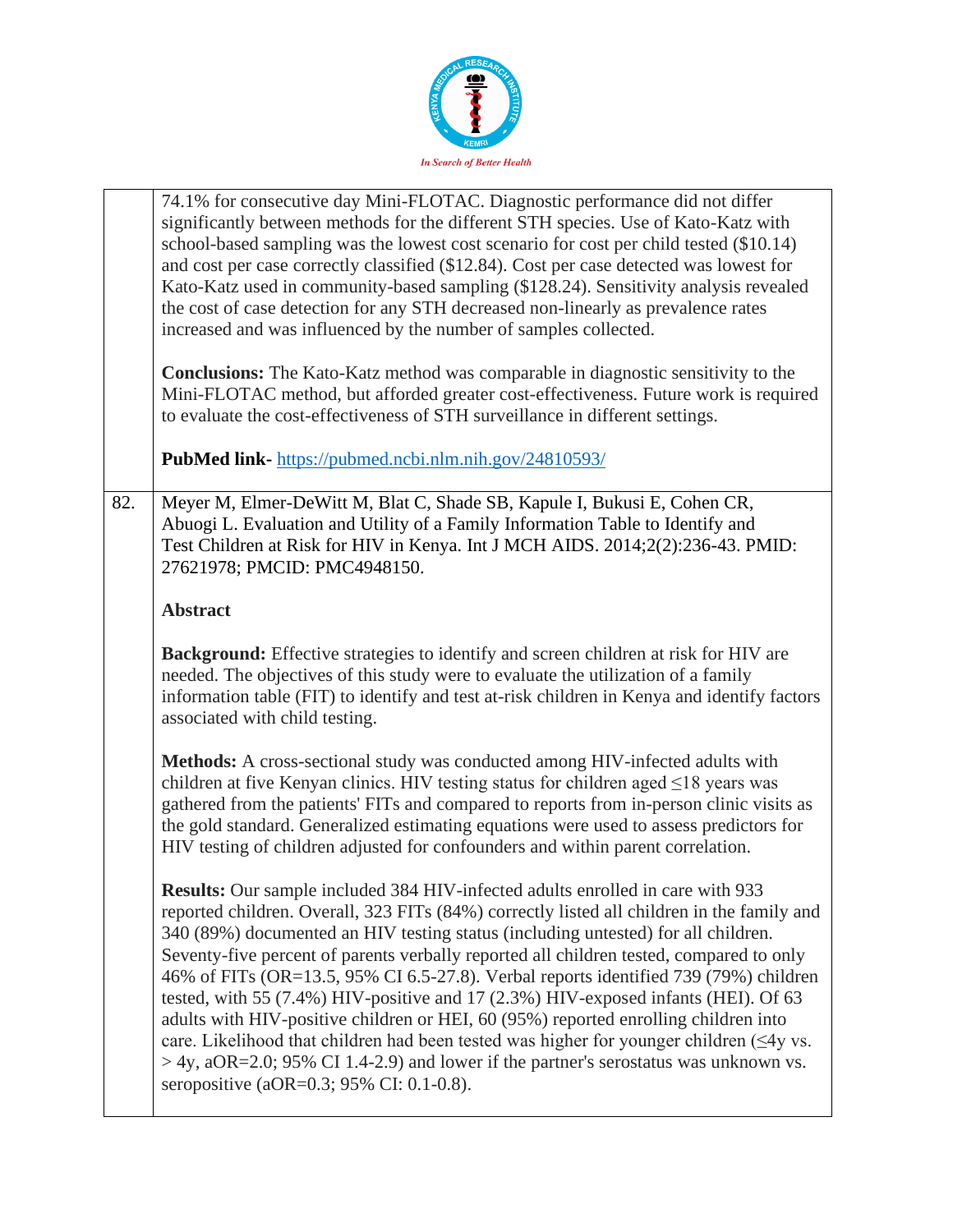74.1% for consecutive day Mini-FLOTAC. Diagnostic performance did not differ significantly between methods for the different STH species. Use of Kato-Katz with school-based sampling was the lowest cost scenario for cost per child tested ($10.14) and cost per case correctly classified ($12.84). Cost per case detected was lowest for Kato-Katz used in community-based sampling ($128.24). Sensitivity analysis revealed the cost of case detection for any STH decreased non-linearly as prevalence rates increased and was influenced by the number of samples collected.

**Conclusions:** The Kato-Katz method was comparable in diagnostic sensitivity to the Mini-FLOTAC method, but afforded greater cost-effectiveness. Future work is required to evaluate the cost-effectiveness of STH surveillance in different settings.

**PubMed link-** https://pubmed.ncbi.nlm.nih.gov/24810593/

82. Meyer M, Elmer-DeWitt M, Blat C, Shade SB, Kapule I, Bukusi E, Cohen CR, Abuogi L. Evaluation and Utility of a Family Information Table to Identify and Test Children at Risk for HIV in Kenya. Int J MCH AIDS. 2014;2(2):236-43. PMID: 27621978; PMCID: PMC4948150.

**Abstract**

**Background:** Effective strategies to identify and screen children at risk for HIV are needed. The objectives of this study were to evaluate the utilization of a family information table (FIT) to identify and test at-risk children in Kenya and identify factors associated with child testing.

**Methods:** A cross-sectional study was conducted among HIV-infected adults with children at five Kenyan clinics. HIV testing status for children aged ≤18 years was gathered from the patients' FITs and compared to reports from in-person clinic visits as the gold standard. Generalized estimating equations were used to assess predictors for HIV testing of children adjusted for confounders and within parent correlation.

**Results:** Our sample included 384 HIV-infected adults enrolled in care with 933 reported children. Overall, 323 FITs (84%) correctly listed all children in the family and 340 (89%) documented an HIV testing status (including untested) for all children. Seventy-five percent of parents verbally reported all children tested, compared to only 46% of FITs (OR=13.5, 95% CI 6.5-27.8). Verbal reports identified 739 (79%) children tested, with 55 (7.4%) HIV-positive and 17 (2.3%) HIV-exposed infants (HEI). Of 63 adults with HIV-positive children or HEI, 60 (95%) reported enrolling children into care. Likelihood that children had been tested was higher for younger children (≤4y vs. > 4y, aOR=2.0; 95% CI 1.4-2.9) and lower if the partner's serostatus was unknown vs. seropositive (aOR=0.3; 95% CI: 0.1-0.8).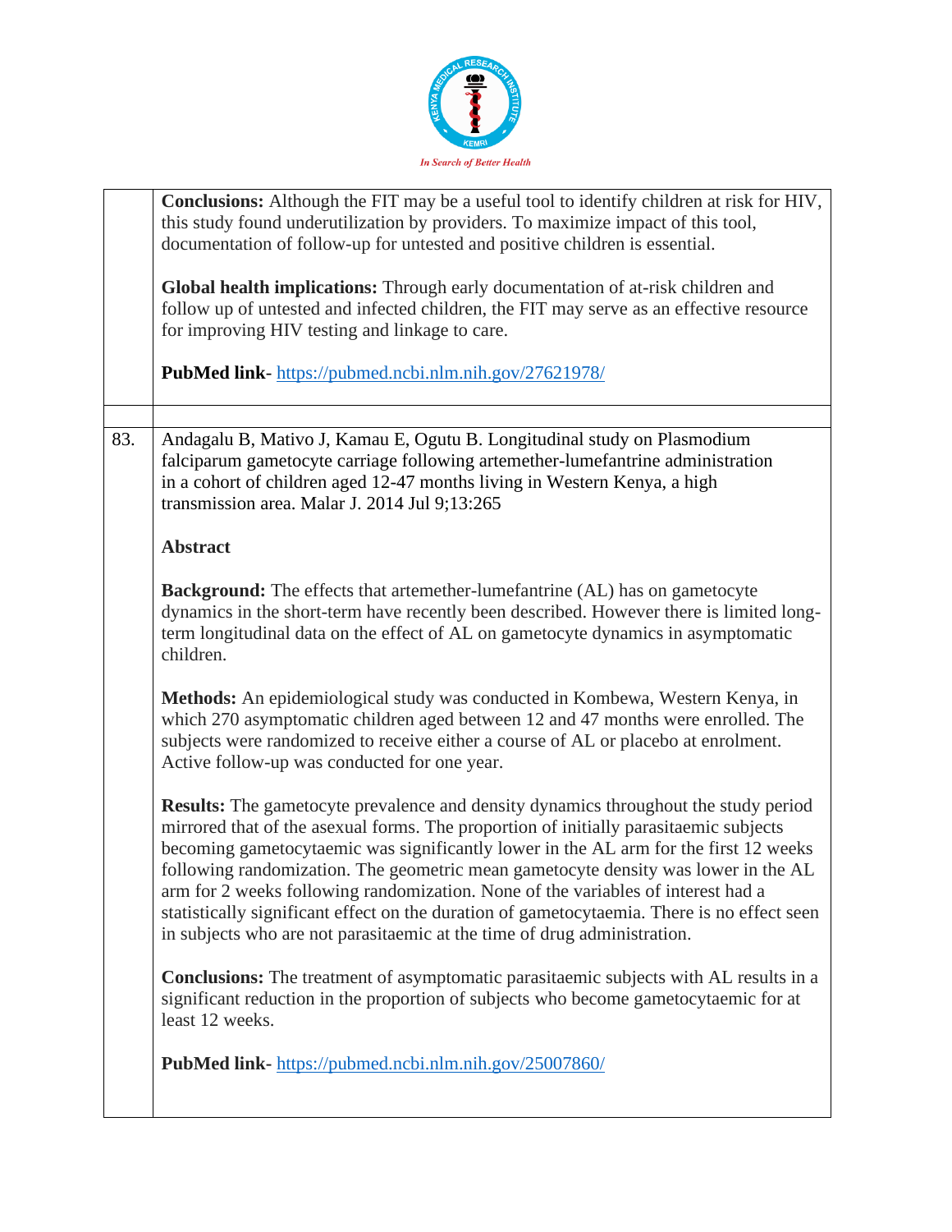**Conclusions:** Although the FIT may be a useful tool to identify children at risk for HIV, this study found underutilization by providers. To maximize impact of this tool, documentation of follow-up for untested and positive children is essential.

**Global health implications:** Through early documentation of at-risk children and follow up of untested and infected children, the FIT may serve as an effective resource for improving HIV testing and linkage to care.

**PubMed link-** https://pubmed.ncbi.nlm.nih.gov/27621978/

---

83. Andagalu B, Mativo J, Kamau E, Ogutu B. Longitudinal study on Plasmodium falciparum gametocyte carriage following artemether-lumefantrine administration in a cohort of children aged 12-47 months living in Western Kenya, a high transmission area. Malar J. 2014 Jul 9;13:265

**Abstract**

**Background:** The effects that artemether-lumefantrine (AL) has on gametocyte dynamics in the short-term have recently been described. However there is limited long-term longitudinal data on the effect of AL on gametocyte dynamics in asymptomatic children.

**Methods:** An epidemiological study was conducted in Kombewa, Western Kenya, in which 270 asymptomatic children aged between 12 and 47 months were enrolled. The subjects were randomized to receive either a course of AL or placebo at enrolment. Active follow-up was conducted for one year.

**Results:** The gametocyte prevalence and density dynamics throughout the study period mirrored that of the asexual forms. The proportion of initially parasitaemic subjects becoming gametocytaemic was significantly lower in the AL arm for the first 12 weeks following randomization. The geometric mean gametocyte density was lower in the AL arm for 2 weeks following randomization. None of the variables of interest had a statistically significant effect on the duration of gametocytaemia. There is no effect seen in subjects who are not parasitaemic at the time of drug administration.

**Conclusions:** The treatment of asymptomatic parasitaemic subjects with AL results in a significant reduction in the proportion of subjects who become gametocytaemic for at least 12 weeks.

**PubMed link-** https://pubmed.ncbi.nlm.nih.gov/25007860/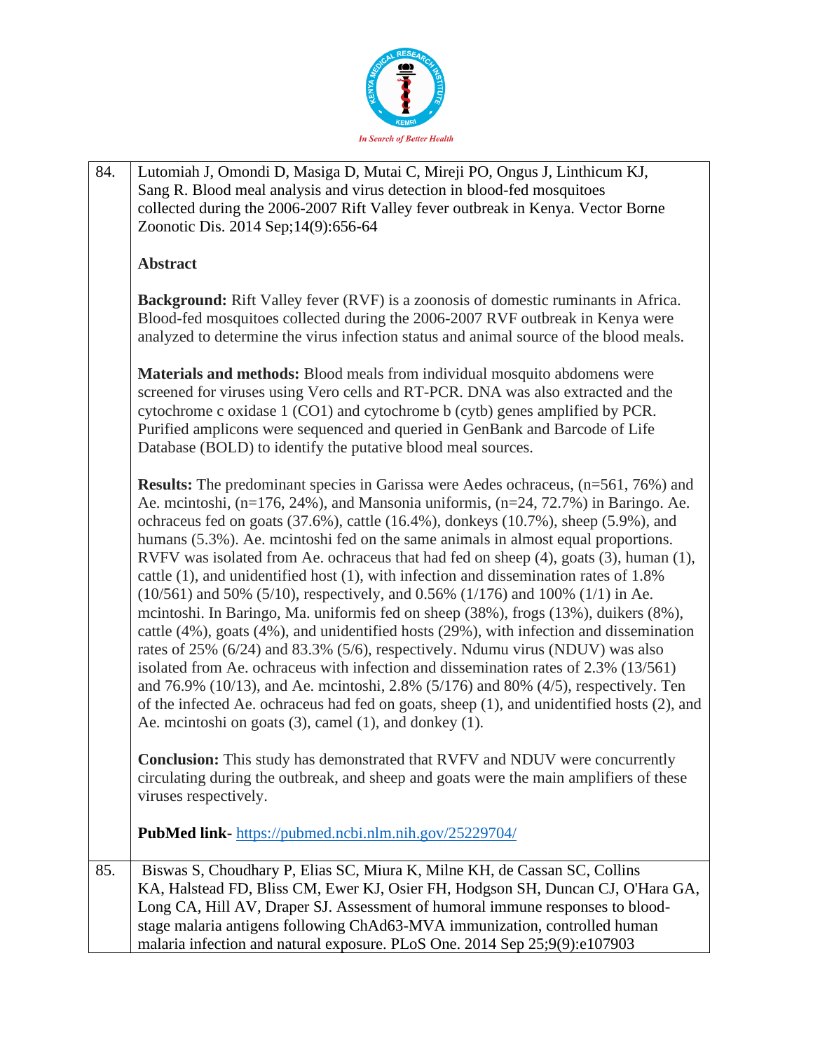In Search of Better Health

| | |
|---|---|
| 84. | Lutomiah J, Omondi D, Masiga D, Mutai C, Mireji PO, Ongus J, Linthicum KJ, Sang R. Blood meal analysis and virus detection in blood-fed mosquitoes collected during the 2006-2007 Rift Valley fever outbreak in Kenya. Vector Borne Zoonotic Dis. 2014 Sep;14(9):656-64<br><br>**Abstract**<br><br>**Background:** Rift Valley fever (RVF) is a zoonosis of domestic ruminants in Africa. Blood-fed mosquitoes collected during the 2006-2007 RVF outbreak in Kenya were analyzed to determine the virus infection status and animal source of the blood meals.<br><br>**Materials and methods:** Blood meals from individual mosquito abdomens were screened for viruses using Vero cells and RT-PCR. DNA was also extracted and the cytochrome c oxidase 1 (CO1) and cytochrome b (cytb) genes amplified by PCR. Purified amplicons were sequenced and queried in GenBank and Barcode of Life Database (BOLD) to identify the putative blood meal sources.<br><br>**Results:** The predominant species in Garissa were Aedes ochraceus, (n=561, 76%) and Ae. mcintoshi, (n=176, 24%), and Mansonia uniformis, (n=24, 72.7%) in Baringo. Ae. ochraceus fed on goats (37.6%), cattle (16.4%), donkeys (10.7%), sheep (5.9%), and humans (5.3%). Ae. mcintoshi fed on the same animals in almost equal proportions. RVFV was isolated from Ae. ochraceus that had fed on sheep (4), goats (3), human (1), cattle (1), and unidentified host (1), with infection and dissemination rates of 1.8% (10/561) and 50% (5/10), respectively, and 0.56% (1/176) and 100% (1/1) in Ae. mcintoshi. In Baringo, Ma. uniformis fed on sheep (38%), frogs (13%), duikers (8%), cattle (4%), goats (4%), and unidentified hosts (29%), with infection and dissemination rates of 25% (6/24) and 83.3% (5/6), respectively. Ndumu virus (NDUV) was also isolated from Ae. ochraceus with infection and dissemination rates of 2.3% (13/561) and 76.9% (10/13), and Ae. mcintoshi, 2.8% (5/176) and 80% (4/5), respectively. Ten of the infected Ae. ochraceus had fed on goats, sheep (1), and unidentified hosts (2), and Ae. mcintoshi on goats (3), camel (1), and donkey (1).<br><br>**Conclusion:** This study has demonstrated that RVFV and NDUV were concurrently circulating during the outbreak, and sheep and goats were the main amplifiers of these viruses respectively.<br><br>**PubMed link-** https://pubmed.ncbi.nlm.nih.gov/25229704/ |
| 85. | Biswas S, Choudhary P, Elias SC, Miura K, Milne KH, de Cassan SC, Collins KA, Halstead FD, Bliss CM, Ewer KJ, Osier FH, Hodgson SH, Duncan CJ, O'Hara GA, Long CA, Hill AV, Draper SJ. Assessment of humoral immune responses to blood-stage malaria antigens following ChAd63-MVA immunization, controlled human malaria infection and natural exposure. PLoS One. 2014 Sep 25;9(9):e107903 |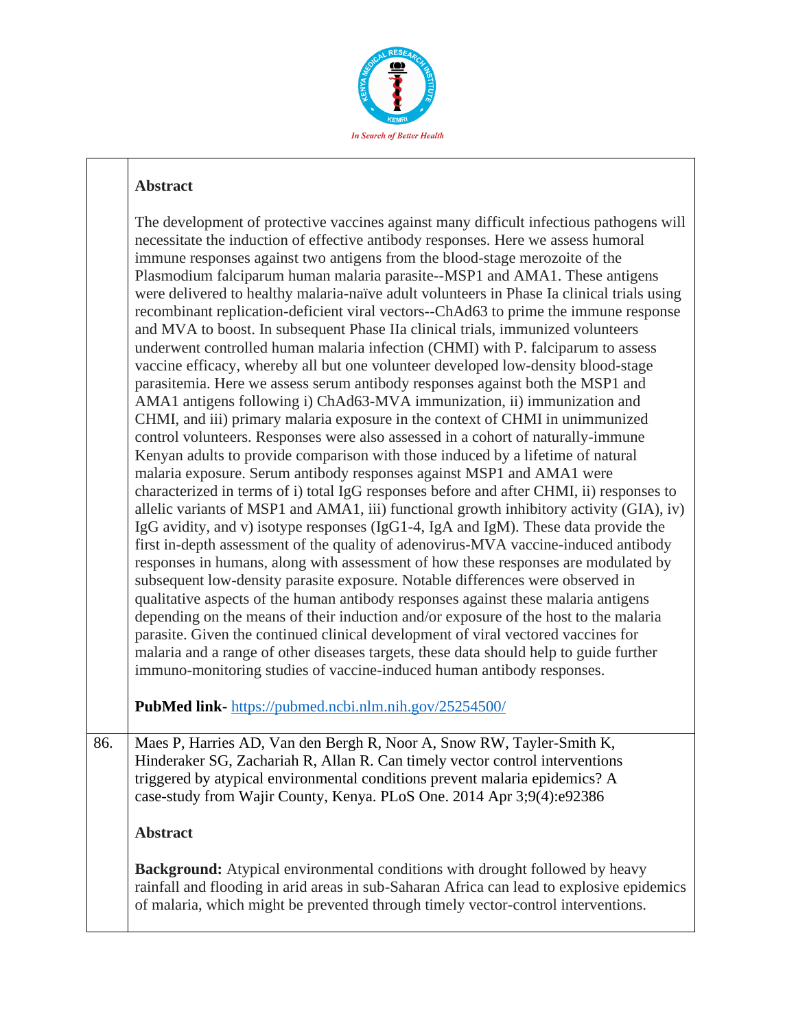**Abstract**

The development of protective vaccines against many difficult infectious pathogens will necessitate the induction of effective antibody responses. Here we assess humoral immune responses against two antigens from the blood-stage merozoite of the Plasmodium falciparum human malaria parasite--MSP1 and AMA1. These antigens were delivered to healthy malaria-naïve adult volunteers in Phase Ia clinical trials using recombinant replication-deficient viral vectors--ChAd63 to prime the immune response and MVA to boost. In subsequent Phase IIa clinical trials, immunized volunteers underwent controlled human malaria infection (CHMI) with P. falciparum to assess vaccine efficacy, whereby all but one volunteer developed low-density blood-stage parasitemia. Here we assess serum antibody responses against both the MSP1 and AMA1 antigens following i) ChAd63-MVA immunization, ii) immunization and CHMI, and iii) primary malaria exposure in the context of CHMI in unimmunized control volunteers. Responses were also assessed in a cohort of naturally-immune Kenyan adults to provide comparison with those induced by a lifetime of natural malaria exposure. Serum antibody responses against MSP1 and AMA1 were characterized in terms of i) total IgG responses before and after CHMI, ii) responses to allelic variants of MSP1 and AMA1, iii) functional growth inhibitory activity (GIA), iv) IgG avidity, and v) isotype responses (IgG1-4, IgA and IgM). These data provide the first in-depth assessment of the quality of adenovirus-MVA vaccine-induced antibody responses in humans, along with assessment of how these responses are modulated by subsequent low-density parasite exposure. Notable differences were observed in qualitative aspects of the human antibody responses against these malaria antigens depending on the means of their induction and/or exposure of the host to the malaria parasite. Given the continued clinical development of viral vectored vaccines for malaria and a range of other diseases targets, these data should help to guide further immuno-monitoring studies of vaccine-induced human antibody responses.

**PubMed link-** https://pubmed.ncbi.nlm.nih.gov/25254500/

86. Maes P, Harries AD, Van den Bergh R, Noor A, Snow RW, Tayler-Smith K, Hinderaker SG, Zachariah R, Allan R. Can timely vector control interventions triggered by atypical environmental conditions prevent malaria epidemics? A case-study from Wajir County, Kenya. PLoS One. 2014 Apr 3;9(4):e92386

**Abstract**

**Background:** Atypical environmental conditions with drought followed by heavy rainfall and flooding in arid areas in sub-Saharan Africa can lead to explosive epidemics of malaria, which might be prevented through timely vector-control interventions.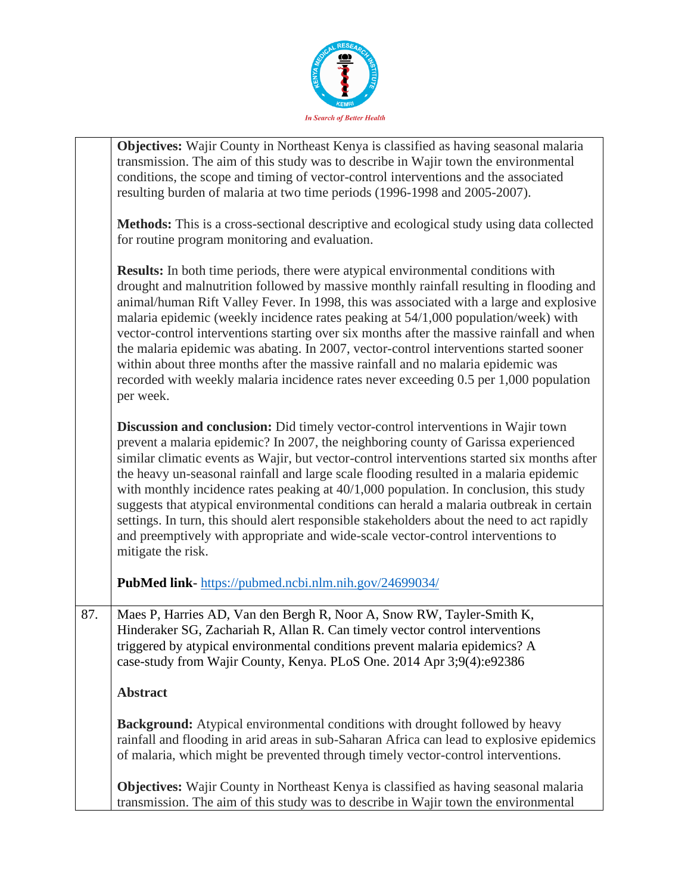| | |
|---|---|
| | **Objectives:** Wajir County in Northeast Kenya is classified as having seasonal malaria transmission. The aim of this study was to describe in Wajir town the environmental conditions, the scope and timing of vector-control interventions and the associated resulting burden of malaria at two time periods (1996-1998 and 2005-2007).<br><br>**Methods:** This is a cross-sectional descriptive and ecological study using data collected for routine program monitoring and evaluation.<br><br>**Results:** In both time periods, there were atypical environmental conditions with drought and malnutrition followed by massive monthly rainfall resulting in flooding and animal/human Rift Valley Fever. In 1998, this was associated with a large and explosive malaria epidemic (weekly incidence rates peaking at 54/1,000 population/week) with vector-control interventions starting over six months after the massive rainfall and when the malaria epidemic was abating. In 2007, vector-control interventions started sooner within about three months after the massive rainfall and no malaria epidemic was recorded with weekly malaria incidence rates never exceeding 0.5 per 1,000 population per week.<br><br>**Discussion and conclusion:** Did timely vector-control interventions in Wajir town prevent a malaria epidemic? In 2007, the neighboring county of Garissa experienced similar climatic events as Wajir, but vector-control interventions started six months after the heavy un-seasonal rainfall and large scale flooding resulted in a malaria epidemic with monthly incidence rates peaking at 40/1,000 population. In conclusion, this study suggests that atypical environmental conditions can herald a malaria outbreak in certain settings. In turn, this should alert responsible stakeholders about the need to act rapidly and preemptively with appropriate and wide-scale vector-control interventions to mitigate the risk.<br><br>**PubMed link**- https://pubmed.ncbi.nlm.nih.gov/24699034/ |
| 87. | Maes P, Harries AD, Van den Bergh R, Noor A, Snow RW, Tayler-Smith K, Hinderaker SG, Zachariah R, Allan R. Can timely vector control interventions triggered by atypical environmental conditions prevent malaria epidemics? A case-study from Wajir County, Kenya. PLoS One. 2014 Apr 3;9(4):e92386<br><br>**Abstract**<br><br>**Background:** Atypical environmental conditions with drought followed by heavy rainfall and flooding in arid areas in sub-Saharan Africa can lead to explosive epidemics of malaria, which might be prevented through timely vector-control interventions.<br><br>**Objectives:** Wajir County in Northeast Kenya is classified as having seasonal malaria transmission. The aim of this study was to describe in Wajir town the environmental |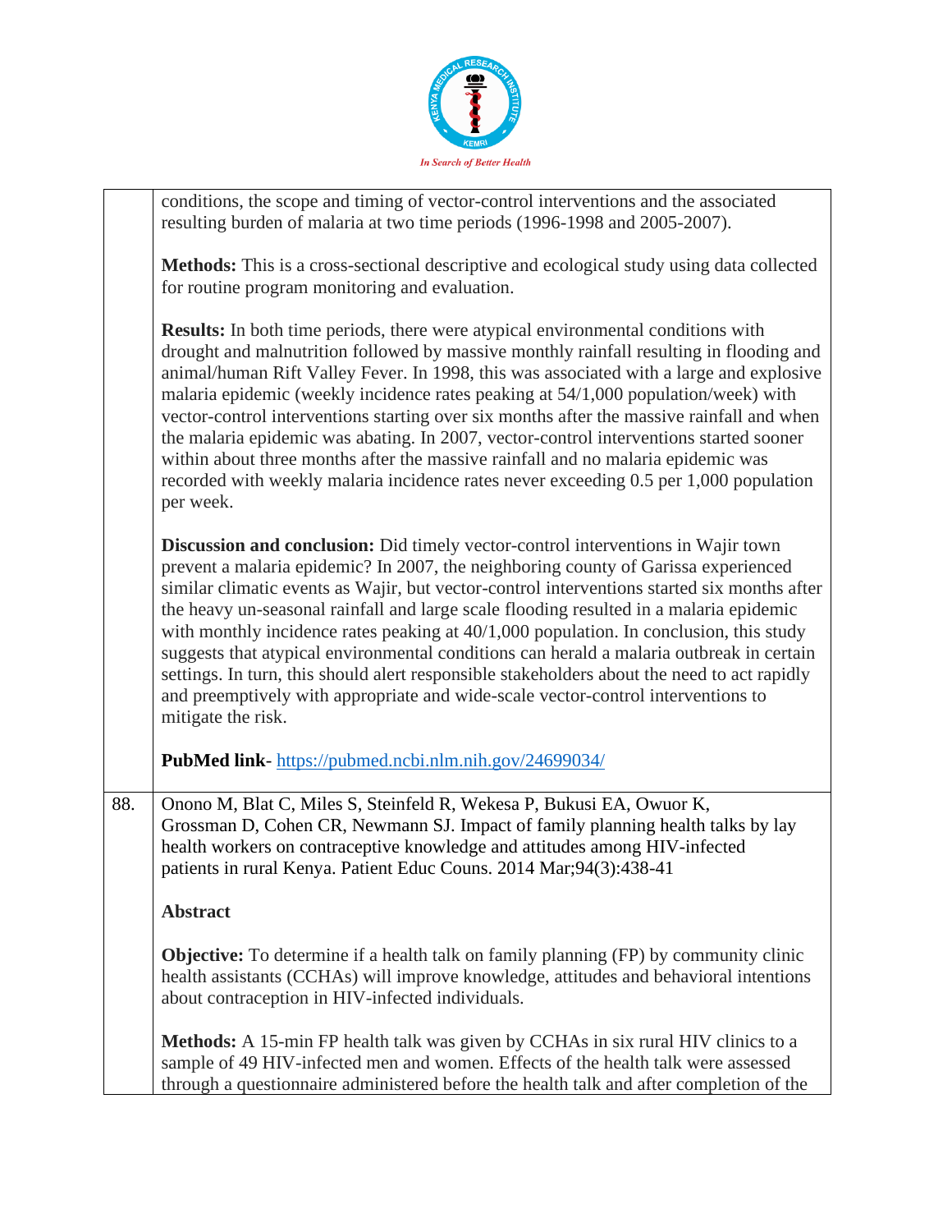| | |
|---|---|
| | conditions, the scope and timing of vector-control interventions and the associated resulting burden of malaria at two time periods (1996-1998 and 2005-2007).<br><br>**Methods:** This is a cross-sectional descriptive and ecological study using data collected for routine program monitoring and evaluation.<br><br>**Results:** In both time periods, there were atypical environmental conditions with drought and malnutrition followed by massive monthly rainfall resulting in flooding and animal/human Rift Valley Fever. In 1998, this was associated with a large and explosive malaria epidemic (weekly incidence rates peaking at 54/1,000 population/week) with vector-control interventions starting over six months after the massive rainfall and when the malaria epidemic was abating. In 2007, vector-control interventions started sooner within about three months after the massive rainfall and no malaria epidemic was recorded with weekly malaria incidence rates never exceeding 0.5 per 1,000 population per week.<br><br>**Discussion and conclusion:** Did timely vector-control interventions in Wajir town prevent a malaria epidemic? In 2007, the neighboring county of Garissa experienced similar climatic events as Wajir, but vector-control interventions started six months after the heavy un-seasonal rainfall and large scale flooding resulted in a malaria epidemic with monthly incidence rates peaking at 40/1,000 population. In conclusion, this study suggests that atypical environmental conditions can herald a malaria outbreak in certain settings. In turn, this should alert responsible stakeholders about the need to act rapidly and preemptively with appropriate and wide-scale vector-control interventions to mitigate the risk.<br><br>**PubMed link**- https://pubmed.ncbi.nlm.nih.gov/24699034/ |
| 88. | Onono M, Blat C, Miles S, Steinfeld R, Wekesa P, Bukusi EA, Owuor K, Grossman D, Cohen CR, Newmann SJ. Impact of family planning health talks by lay health workers on contraceptive knowledge and attitudes among HIV-infected patients in rural Kenya. Patient Educ Couns. 2014 Mar;94(3):438-41<br><br>**Abstract**<br><br>**Objective:** To determine if a health talk on family planning (FP) by community clinic health assistants (CCHAs) will improve knowledge, attitudes and behavioral intentions about contraception in HIV-infected individuals.<br><br>**Methods:** A 15-min FP health talk was given by CCHAs in six rural HIV clinics to a sample of 49 HIV-infected men and women. Effects of the health talk were assessed through a questionnaire administered before the health talk and after completion of the |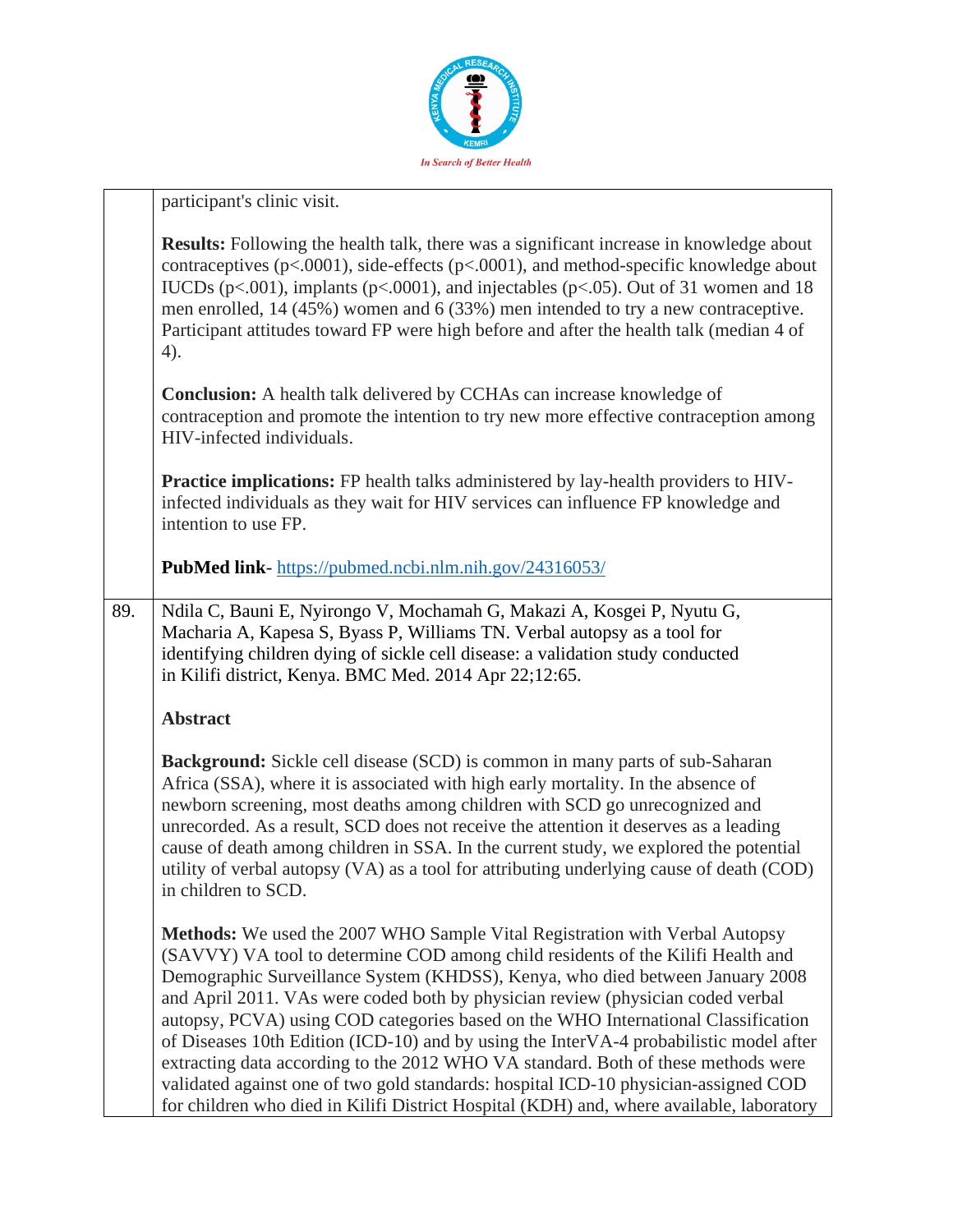| | |
|---|---|
| | participant's clinic visit.<br><br>**Results:** Following the health talk, there was a significant increase in knowledge about contraceptives (p<.0001), side-effects (p<.0001), and method-specific knowledge about IUCDs (p<.001), implants (p<.0001), and injectables (p<.05). Out of 31 women and 18 men enrolled, 14 (45%) women and 6 (33%) men intended to try a new contraceptive. Participant attitudes toward FP were high before and after the health talk (median 4 of 4).<br><br>**Conclusion:** A health talk delivered by CCHAs can increase knowledge of contraception and promote the intention to try new more effective contraception among HIV-infected individuals.<br><br>**Practice implications:** FP health talks administered by lay-health providers to HIV-infected individuals as they wait for HIV services can influence FP knowledge and intention to use FP.<br><br>**PubMed link-** https://pubmed.ncbi.nlm.nih.gov/24316053/ |
| 89. | Ndila C, Bauni E, Nyirongo V, Mochamah G, Makazi A, Kosgei P, Nyutu G, Macharia A, Kapesa S, Byass P, Williams TN. Verbal autopsy as a tool for identifying children dying of sickle cell disease: a validation study conducted in Kilifi district, Kenya. BMC Med. 2014 Apr 22;12:65.<br><br>**Abstract**<br><br>**Background:** Sickle cell disease (SCD) is common in many parts of sub-Saharan Africa (SSA), where it is associated with high early mortality. In the absence of newborn screening, most deaths among children with SCD go unrecognized and unrecorded. As a result, SCD does not receive the attention it deserves as a leading cause of death among children in SSA. In the current study, we explored the potential utility of verbal autopsy (VA) as a tool for attributing underlying cause of death (COD) in children to SCD.<br><br>**Methods:** We used the 2007 WHO Sample Vital Registration with Verbal Autopsy (SAVVY) VA tool to determine COD among child residents of the Kilifi Health and Demographic Surveillance System (KHDSS), Kenya, who died between January 2008 and April 2011. VAs were coded both by physician review (physician coded verbal autopsy, PCVA) using COD categories based on the WHO International Classification of Diseases 10th Edition (ICD-10) and by using the InterVA-4 probabilistic model after extracting data according to the 2012 WHO VA standard. Both of these methods were validated against one of two gold standards: hospital ICD-10 physician-assigned COD for children who died in Kilifi District Hospital (KDH) and, where available, laboratory |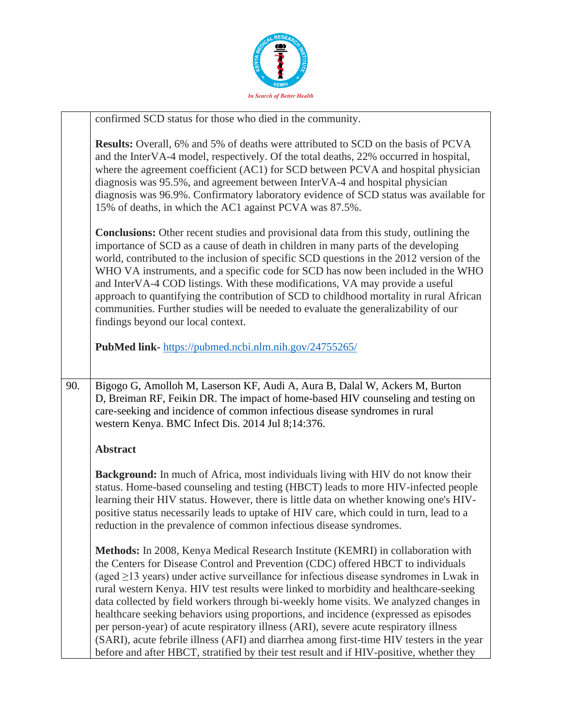confirmed SCD status for those who died in the community.

**Results:** Overall, 6% and 5% of deaths were attributed to SCD on the basis of PCVA and the InterVA-4 model, respectively. Of the total deaths, 22% occurred in hospital, where the agreement coefficient (AC1) for SCD between PCVA and hospital physician diagnosis was 95.5%, and agreement between InterVA-4 and hospital physician diagnosis was 96.9%. Confirmatory laboratory evidence of SCD status was available for 15% of deaths, in which the AC1 against PCVA was 87.5%.

**Conclusions:** Other recent studies and provisional data from this study, outlining the importance of SCD as a cause of death in children in many parts of the developing world, contributed to the inclusion of specific SCD questions in the 2012 version of the WHO VA instruments, and a specific code for SCD has now been included in the WHO and InterVA-4 COD listings. With these modifications, VA may provide a useful approach to quantifying the contribution of SCD to childhood mortality in rural African communities. Further studies will be needed to evaluate the generalizability of our findings beyond our local context.

**PubMed link-** https://pubmed.ncbi.nlm.nih.gov/24755265/

90. Bigogo G, Amolloh M, Laserson KF, Audi A, Aura B, Dalal W, Ackers M, Burton D, Breiman RF, Feikin DR. The impact of home-based HIV counseling and testing on care-seeking and incidence of common infectious disease syndromes in rural western Kenya. BMC Infect Dis. 2014 Jul 8;14:376.

**Abstract**

**Background:** In much of Africa, most individuals living with HIV do not know their status. Home-based counseling and testing (HBCT) leads to more HIV-infected people learning their HIV status. However, there is little data on whether knowing one's HIV-positive status necessarily leads to uptake of HIV care, which could in turn, lead to a reduction in the prevalence of common infectious disease syndromes.

**Methods:** In 2008, Kenya Medical Research Institute (KEMRI) in collaboration with the Centers for Disease Control and Prevention (CDC) offered HBCT to individuals (aged ≥13 years) under active surveillance for infectious disease syndromes in Lwak in rural western Kenya. HIV test results were linked to morbidity and healthcare-seeking data collected by field workers through bi-weekly home visits. We analyzed changes in healthcare seeking behaviors using proportions, and incidence (expressed as episodes per person-year) of acute respiratory illness (ARI), severe acute respiratory illness (SARI), acute febrile illness (AFI) and diarrhea among first-time HIV testers in the year before and after HBCT, stratified by their test result and if HIV-positive, whether they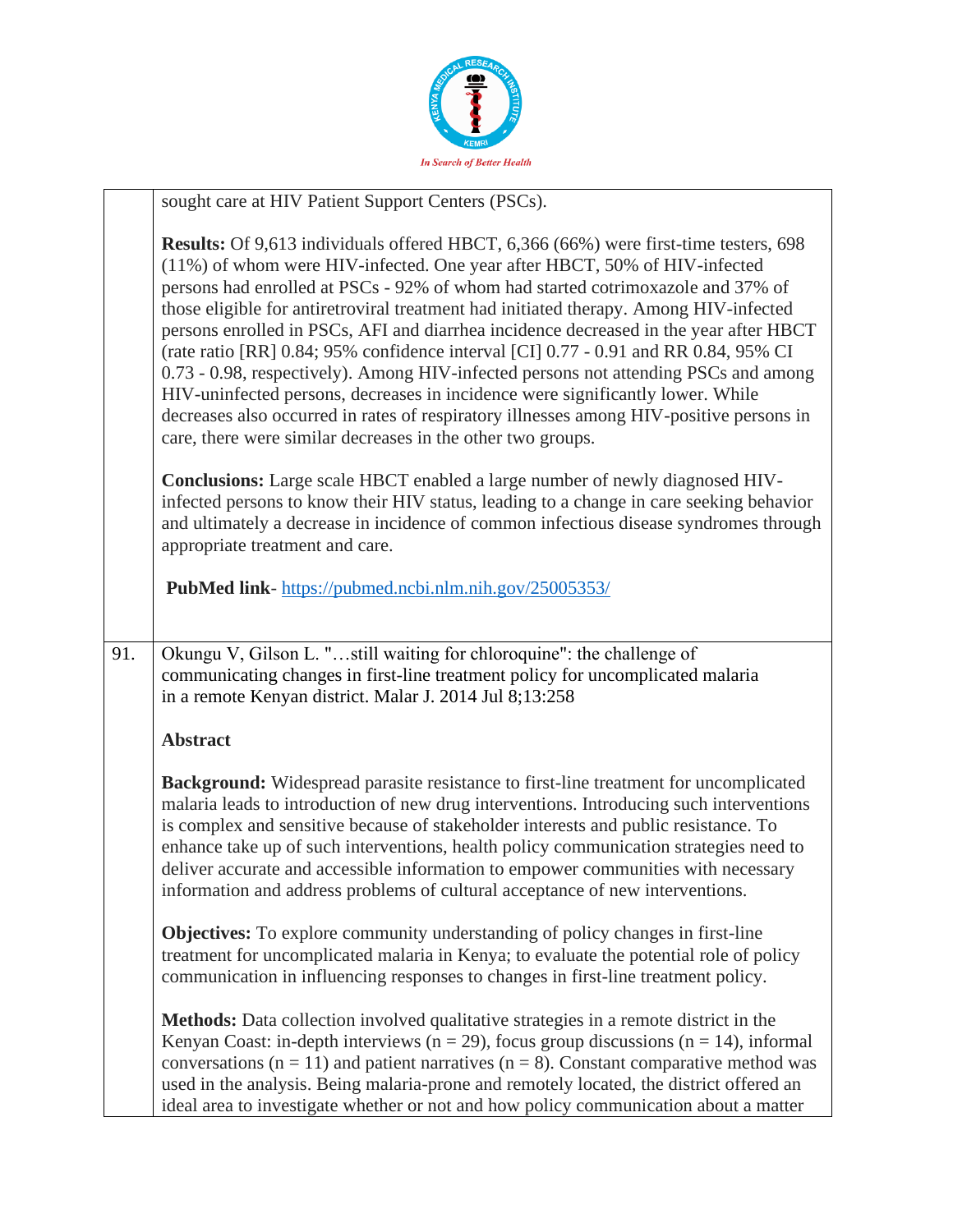sought care at HIV Patient Support Centers (PSCs).

**Results:** Of 9,613 individuals offered HBCT, 6,366 (66%) were first-time testers, 698 (11%) of whom were HIV-infected. One year after HBCT, 50% of HIV-infected persons had enrolled at PSCs - 92% of whom had started cotrimoxazole and 37% of those eligible for antiretroviral treatment had initiated therapy. Among HIV-infected persons enrolled in PSCs, AFI and diarrhea incidence decreased in the year after HBCT (rate ratio [RR] 0.84; 95% confidence interval [CI] 0.77 - 0.91 and RR 0.84, 95% CI 0.73 - 0.98, respectively). Among HIV-infected persons not attending PSCs and among HIV-uninfected persons, decreases in incidence were significantly lower. While decreases also occurred in rates of respiratory illnesses among HIV-positive persons in care, there were similar decreases in the other two groups.

**Conclusions:** Large scale HBCT enabled a large number of newly diagnosed HIV-infected persons to know their HIV status, leading to a change in care seeking behavior and ultimately a decrease in incidence of common infectious disease syndromes through appropriate treatment and care.

**PubMed link**- https://pubmed.ncbi.nlm.nih.gov/25005353/

---

91. Okungu V, Gilson L. "…still waiting for chloroquine": the challenge of communicating changes in first-line treatment policy for uncomplicated malaria in a remote Kenyan district. Malar J. 2014 Jul 8;13:258

**Abstract**

**Background:** Widespread parasite resistance to first-line treatment for uncomplicated malaria leads to introduction of new drug interventions. Introducing such interventions is complex and sensitive because of stakeholder interests and public resistance. To enhance take up of such interventions, health policy communication strategies need to deliver accurate and accessible information to empower communities with necessary information and address problems of cultural acceptance of new interventions.

**Objectives:** To explore community understanding of policy changes in first-line treatment for uncomplicated malaria in Kenya; to evaluate the potential role of policy communication in influencing responses to changes in first-line treatment policy.

**Methods:** Data collection involved qualitative strategies in a remote district in the Kenyan Coast: in-depth interviews (n = 29), focus group discussions (n = 14), informal conversations (n = 11) and patient narratives (n = 8). Constant comparative method was used in the analysis. Being malaria-prone and remotely located, the district offered an ideal area to investigate whether or not and how policy communication about a matter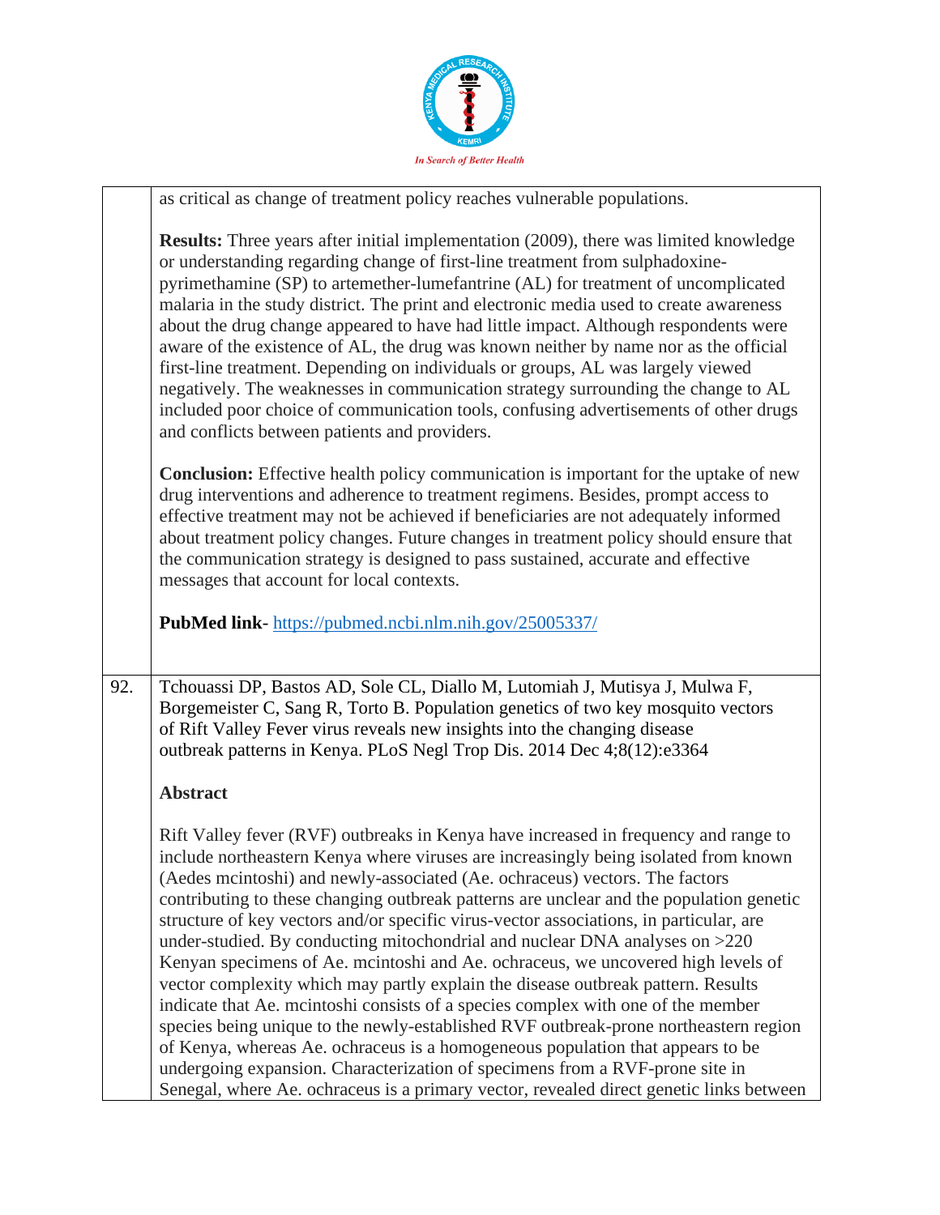| | |
|---|---|
| | as critical as change of treatment policy reaches vulnerable populations.<br><br>**Results:** Three years after initial implementation (2009), there was limited knowledge or understanding regarding change of first-line treatment from sulphadoxine-pyrimethamine (SP) to artemether-lumefantrine (AL) for treatment of uncomplicated malaria in the study district. The print and electronic media used to create awareness about the drug change appeared to have had little impact. Although respondents were aware of the existence of AL, the drug was known neither by name nor as the official first-line treatment. Depending on individuals or groups, AL was largely viewed negatively. The weaknesses in communication strategy surrounding the change to AL included poor choice of communication tools, confusing advertisements of other drugs and conflicts between patients and providers.<br><br>**Conclusion:** Effective health policy communication is important for the uptake of new drug interventions and adherence to treatment regimens. Besides, prompt access to effective treatment may not be achieved if beneficiaries are not adequately informed about treatment policy changes. Future changes in treatment policy should ensure that the communication strategy is designed to pass sustained, accurate and effective messages that account for local contexts.<br><br>**PubMed link**- https://pubmed.ncbi.nlm.nih.gov/25005337/ |
| 92. | Tchouassi DP, Bastos AD, Sole CL, Diallo M, Lutomiah J, Mutisya J, Mulwa F, Borgemeister C, Sang R, Torto B. Population genetics of two key mosquito vectors of Rift Valley Fever virus reveals new insights into the changing disease outbreak patterns in Kenya. PLoS Negl Trop Dis. 2014 Dec 4;8(12):e3364<br><br>**Abstract**<br><br>Rift Valley fever (RVF) outbreaks in Kenya have increased in frequency and range to include northeastern Kenya where viruses are increasingly being isolated from known (Aedes mcintoshi) and newly-associated (Ae. ochraceus) vectors. The factors contributing to these changing outbreak patterns are unclear and the population genetic structure of key vectors and/or specific virus-vector associations, in particular, are under-studied. By conducting mitochondrial and nuclear DNA analyses on >220 Kenyan specimens of Ae. mcintoshi and Ae. ochraceus, we uncovered high levels of vector complexity which may partly explain the disease outbreak pattern. Results indicate that Ae. mcintoshi consists of a species complex with one of the member species being unique to the newly-established RVF outbreak-prone northeastern region of Kenya, whereas Ae. ochraceus is a homogeneous population that appears to be undergoing expansion. Characterization of specimens from a RVF-prone site in Senegal, where Ae. ochraceus is a primary vector, revealed direct genetic links between |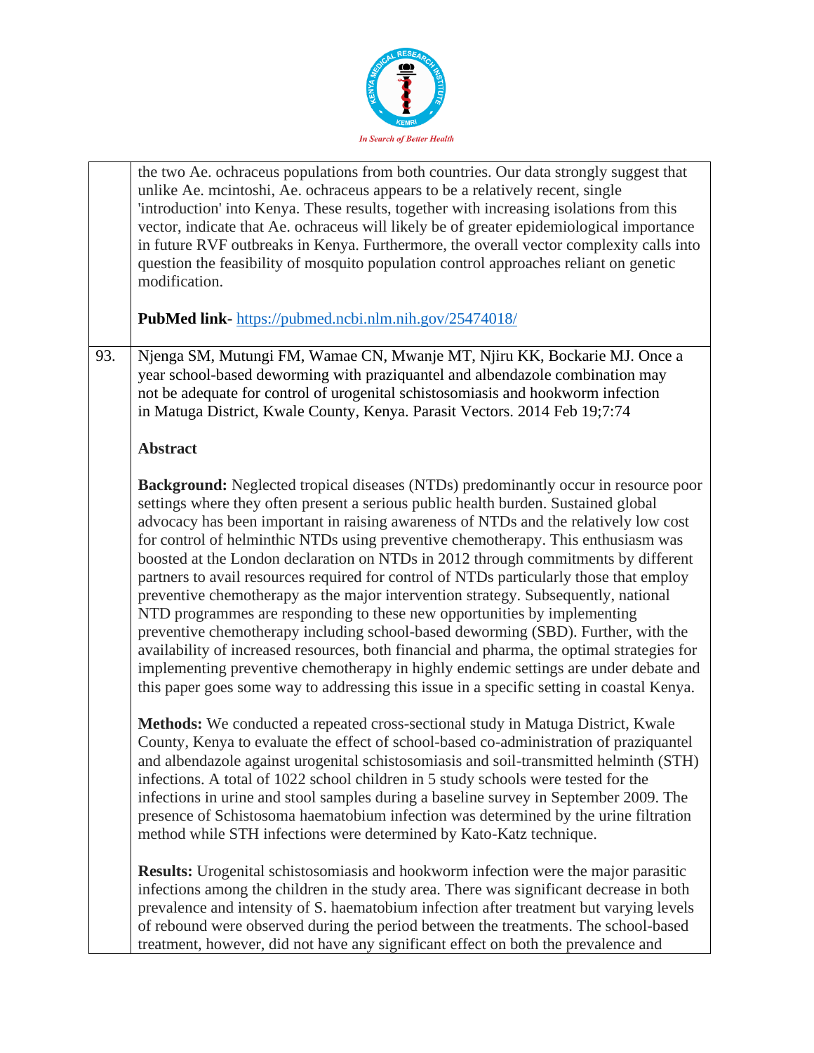the two Ae. ochraceus populations from both countries. Our data strongly suggest that unlike Ae. mcintoshi, Ae. ochraceus appears to be a relatively recent, single 'introduction' into Kenya. These results, together with increasing isolations from this vector, indicate that Ae. ochraceus will likely be of greater epidemiological importance in future RVF outbreaks in Kenya. Furthermore, the overall vector complexity calls into question the feasibility of mosquito population control approaches reliant on genetic modification.

**PubMed link-** https://pubmed.ncbi.nlm.nih.gov/25474018/

93. Njenga SM, Mutungi FM, Wamae CN, Mwanje MT, Njiru KK, Bockarie MJ. Once a year school-based deworming with praziquantel and albendazole combination may not be adequate for control of urogenital schistosomiasis and hookworm infection in Matuga District, Kwale County, Kenya. Parasit Vectors. 2014 Feb 19;7:74

**Abstract**

**Background:** Neglected tropical diseases (NTDs) predominantly occur in resource poor settings where they often present a serious public health burden. Sustained global advocacy has been important in raising awareness of NTDs and the relatively low cost for control of helminthic NTDs using preventive chemotherapy. This enthusiasm was boosted at the London declaration on NTDs in 2012 through commitments by different partners to avail resources required for control of NTDs particularly those that employ preventive chemotherapy as the major intervention strategy. Subsequently, national NTD programmes are responding to these new opportunities by implementing preventive chemotherapy including school-based deworming (SBD). Further, with the availability of increased resources, both financial and pharma, the optimal strategies for implementing preventive chemotherapy in highly endemic settings are under debate and this paper goes some way to addressing this issue in a specific setting in coastal Kenya.

**Methods:** We conducted a repeated cross-sectional study in Matuga District, Kwale County, Kenya to evaluate the effect of school-based co-administration of praziquantel and albendazole against urogenital schistosomiasis and soil-transmitted helminth (STH) infections. A total of 1022 school children in 5 study schools were tested for the infections in urine and stool samples during a baseline survey in September 2009. The presence of Schistosoma haematobium infection was determined by the urine filtration method while STH infections were determined by Kato-Katz technique.

**Results:** Urogenital schistosomiasis and hookworm infection were the major parasitic infections among the children in the study area. There was significant decrease in both prevalence and intensity of S. haematobium infection after treatment but varying levels of rebound were observed during the period between the treatments. The school-based treatment, however, did not have any significant effect on both the prevalence and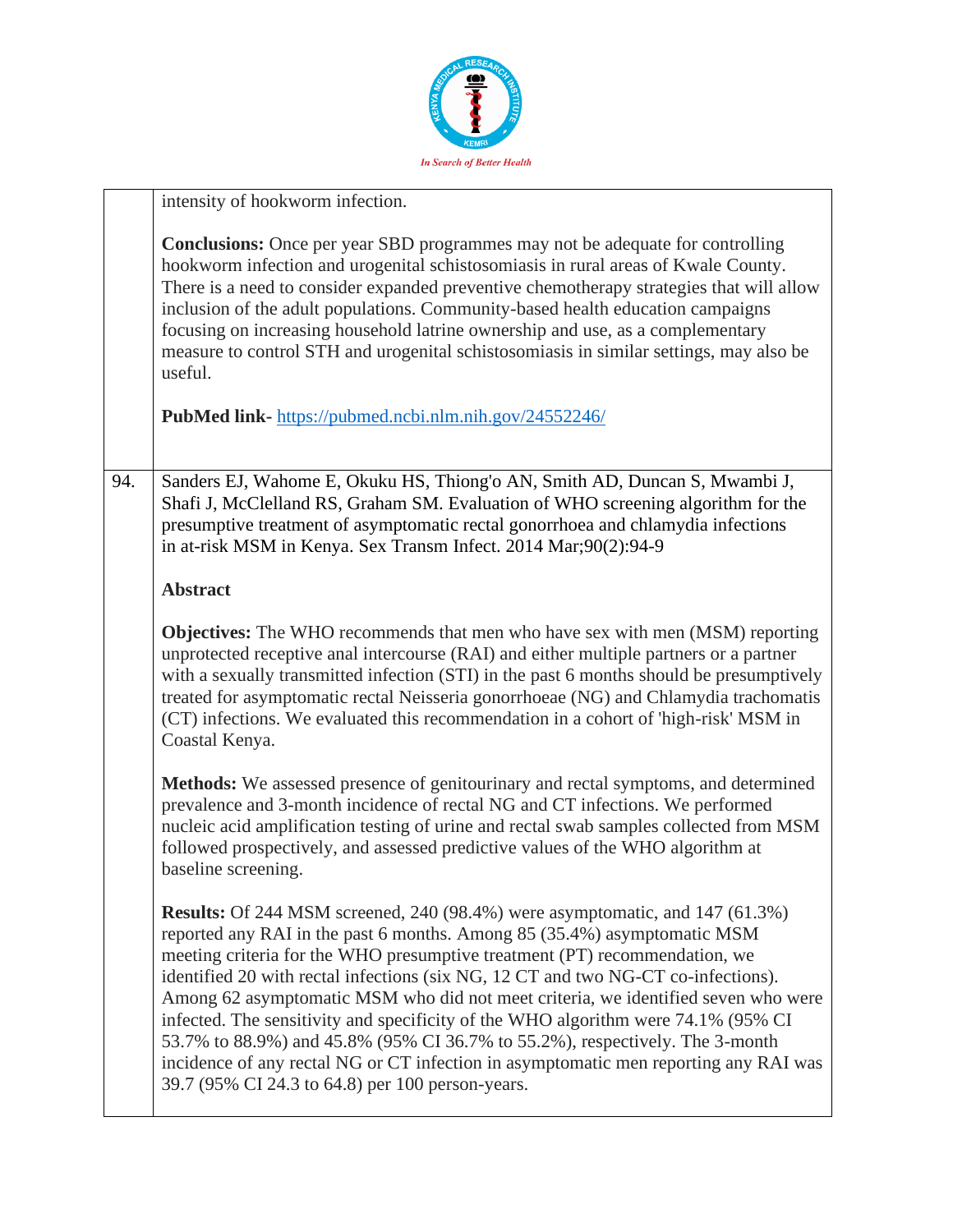intensity of hookworm infection.

**Conclusions:** Once per year SBD programmes may not be adequate for controlling hookworm infection and urogenital schistosomiasis in rural areas of Kwale County. There is a need to consider expanded preventive chemotherapy strategies that will allow inclusion of the adult populations. Community-based health education campaigns focusing on increasing household latrine ownership and use, as a complementary measure to control STH and urogenital schistosomiasis in similar settings, may also be useful.

**PubMed link-** https://pubmed.ncbi.nlm.nih.gov/24552246/

94. Sanders EJ, Wahome E, Okuku HS, Thiong'o AN, Smith AD, Duncan S, Mwambi J, Shafi J, McClelland RS, Graham SM. Evaluation of WHO screening algorithm for the presumptive treatment of asymptomatic rectal gonorrhoea and chlamydia infections in at-risk MSM in Kenya. Sex Transm Infect. 2014 Mar;90(2):94-9

**Abstract**

**Objectives:** The WHO recommends that men who have sex with men (MSM) reporting unprotected receptive anal intercourse (RAI) and either multiple partners or a partner with a sexually transmitted infection (STI) in the past 6 months should be presumptively treated for asymptomatic rectal Neisseria gonorrhoeae (NG) and Chlamydia trachomatis (CT) infections. We evaluated this recommendation in a cohort of 'high-risk' MSM in Coastal Kenya.

**Methods:** We assessed presence of genitourinary and rectal symptoms, and determined prevalence and 3-month incidence of rectal NG and CT infections. We performed nucleic acid amplification testing of urine and rectal swab samples collected from MSM followed prospectively, and assessed predictive values of the WHO algorithm at baseline screening.

**Results:** Of 244 MSM screened, 240 (98.4%) were asymptomatic, and 147 (61.3%) reported any RAI in the past 6 months. Among 85 (35.4%) asymptomatic MSM meeting criteria for the WHO presumptive treatment (PT) recommendation, we identified 20 with rectal infections (six NG, 12 CT and two NG-CT co-infections). Among 62 asymptomatic MSM who did not meet criteria, we identified seven who were infected. The sensitivity and specificity of the WHO algorithm were 74.1% (95% CI 53.7% to 88.9%) and 45.8% (95% CI 36.7% to 55.2%), respectively. The 3-month incidence of any rectal NG or CT infection in asymptomatic men reporting any RAI was 39.7 (95% CI 24.3 to 64.8) per 100 person-years.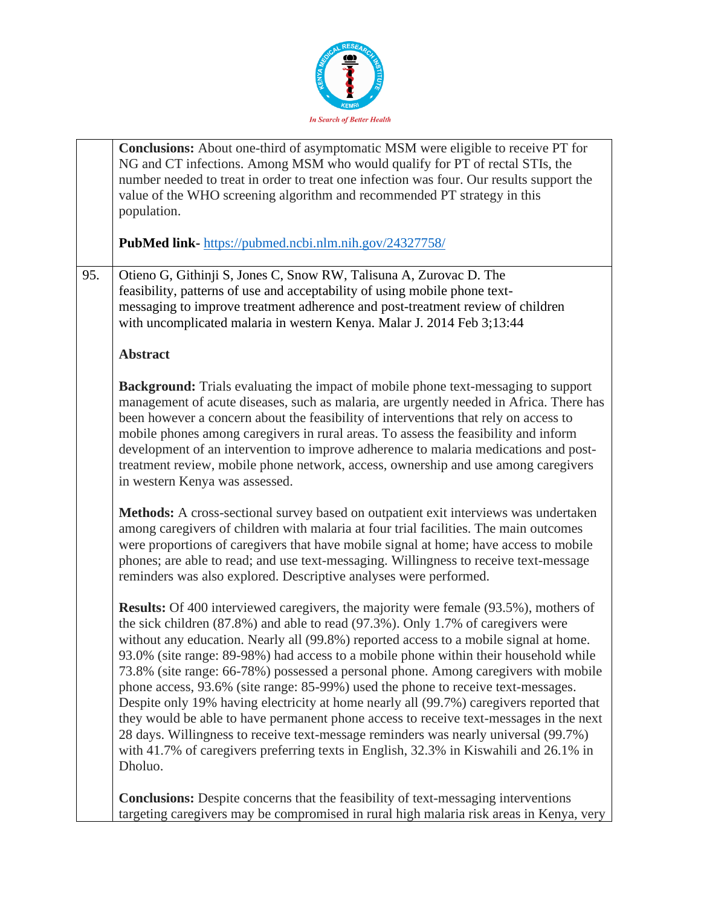**Conclusions:** About one-third of asymptomatic MSM were eligible to receive PT for NG and CT infections. Among MSM who would qualify for PT of rectal STIs, the number needed to treat in order to treat one infection was four. Our results support the value of the WHO screening algorithm and recommended PT strategy in this population.

**PubMed link-** https://pubmed.ncbi.nlm.nih.gov/24327758/

95. Otieno G, Githinji S, Jones C, Snow RW, Talisuna A, Zurovac D. The feasibility, patterns of use and acceptability of using mobile phone text-messaging to improve treatment adherence and post-treatment review of children with uncomplicated malaria in western Kenya. Malar J. 2014 Feb 3;13:44

**Abstract**

**Background:** Trials evaluating the impact of mobile phone text-messaging to support management of acute diseases, such as malaria, are urgently needed in Africa. There has been however a concern about the feasibility of interventions that rely on access to mobile phones among caregivers in rural areas. To assess the feasibility and inform development of an intervention to improve adherence to malaria medications and post-treatment review, mobile phone network, access, ownership and use among caregivers in western Kenya was assessed.

**Methods:** A cross-sectional survey based on outpatient exit interviews was undertaken among caregivers of children with malaria at four trial facilities. The main outcomes were proportions of caregivers that have mobile signal at home; have access to mobile phones; are able to read; and use text-messaging. Willingness to receive text-message reminders was also explored. Descriptive analyses were performed.

**Results:** Of 400 interviewed caregivers, the majority were female (93.5%), mothers of the sick children (87.8%) and able to read (97.3%). Only 1.7% of caregivers were without any education. Nearly all (99.8%) reported access to a mobile signal at home. 93.0% (site range: 89-98%) had access to a mobile phone within their household while 73.8% (site range: 66-78%) possessed a personal phone. Among caregivers with mobile phone access, 93.6% (site range: 85-99%) used the phone to receive text-messages. Despite only 19% having electricity at home nearly all (99.7%) caregivers reported that they would be able to have permanent phone access to receive text-messages in the next 28 days. Willingness to receive text-message reminders was nearly universal (99.7%) with 41.7% of caregivers preferring texts in English, 32.3% in Kiswahili and 26.1% in Dholuo.

**Conclusions:** Despite concerns that the feasibility of text-messaging interventions targeting caregivers may be compromised in rural high malaria risk areas in Kenya, very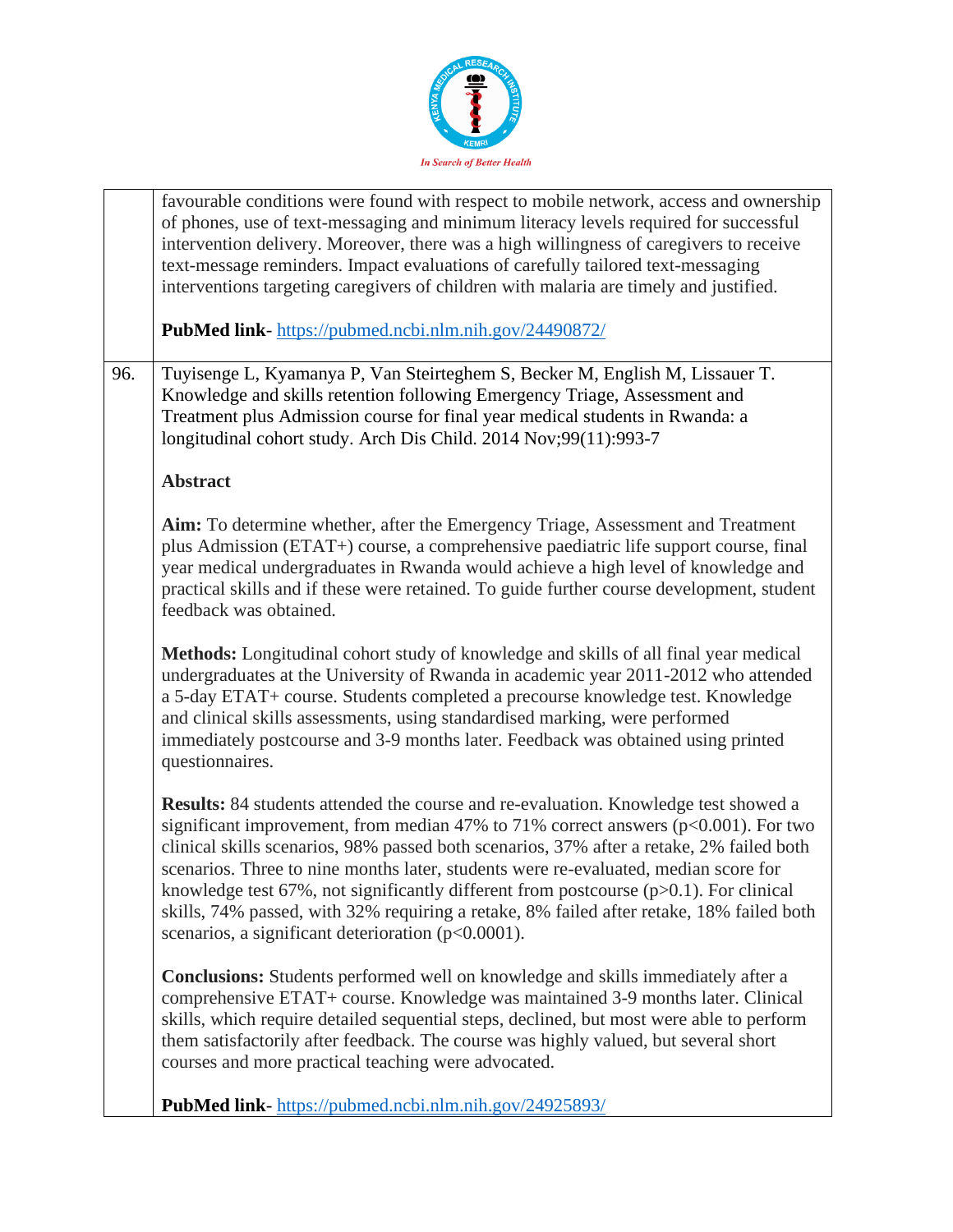| | |
|---|---|
| | favourable conditions were found with respect to mobile network, access and ownership of phones, use of text-messaging and minimum literacy levels required for successful intervention delivery. Moreover, there was a high willingness of caregivers to receive text-message reminders. Impact evaluations of carefully tailored text-messaging interventions targeting caregivers of children with malaria are timely and justified.<br><br>**PubMed link**- https://pubmed.ncbi.nlm.nih.gov/24490872/ |
| 96. | Tuyisenge L, Kyamanya P, Van Steirteghem S, Becker M, English M, Lissauer T. Knowledge and skills retention following Emergency Triage, Assessment and Treatment plus Admission course for final year medical students in Rwanda: a longitudinal cohort study. Arch Dis Child. 2014 Nov;99(11):993-7<br><br>**Abstract**<br><br>**Aim:** To determine whether, after the Emergency Triage, Assessment and Treatment plus Admission (ETAT+) course, a comprehensive paediatric life support course, final year medical undergraduates in Rwanda would achieve a high level of knowledge and practical skills and if these were retained. To guide further course development, student feedback was obtained.<br><br>**Methods:** Longitudinal cohort study of knowledge and skills of all final year medical undergraduates at the University of Rwanda in academic year 2011-2012 who attended a 5-day ETAT+ course. Students completed a precourse knowledge test. Knowledge and clinical skills assessments, using standardised marking, were performed immediately postcourse and 3-9 months later. Feedback was obtained using printed questionnaires.<br><br>**Results:** 84 students attended the course and re-evaluation. Knowledge test showed a significant improvement, from median 47% to 71% correct answers ($p<0.001$). For two clinical skills scenarios, 98% passed both scenarios, 37% after a retake, 2% failed both scenarios. Three to nine months later, students were re-evaluated, median score for knowledge test 67%, not significantly different from postcourse ($p>0.1$). For clinical skills, 74% passed, with 32% requiring a retake, 8% failed after retake, 18% failed both scenarios, a significant deterioration ($p<0.0001$).<br><br>**Conclusions:** Students performed well on knowledge and skills immediately after a comprehensive ETAT+ course. Knowledge was maintained 3-9 months later. Clinical skills, which require detailed sequential steps, declined, but most were able to perform them satisfactorily after feedback. The course was highly valued, but several short courses and more practical teaching were advocated.<br><br>**PubMed link**- https://pubmed.ncbi.nlm.nih.gov/24925893/ |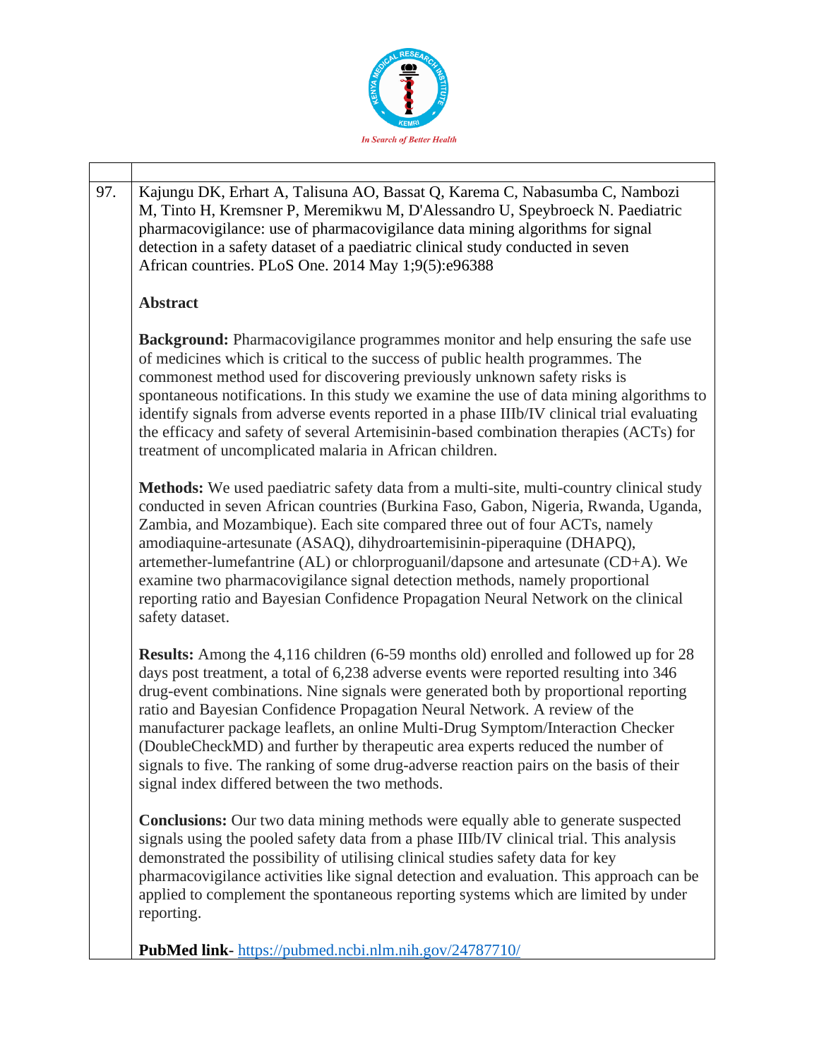| | |
|---|---|
| 97. | Kajungu DK, Erhart A, Talisuna AO, Bassat Q, Karema C, Nabasumba C, Nambozi M, Tinto H, Kremsner P, Meremikwu M, D'Alessandro U, Speybroeck N. Paediatric pharmacovigilance: use of pharmacovigilance data mining algorithms for signal detection in a safety dataset of a paediatric clinical study conducted in seven African countries. PLoS One. 2014 May 1;9(5):e96388<br><br>**Abstract**<br><br>**Background:** Pharmacovigilance programmes monitor and help ensuring the safe use of medicines which is critical to the success of public health programmes. The commonest method used for discovering previously unknown safety risks is spontaneous notifications. In this study we examine the use of data mining algorithms to identify signals from adverse events reported in a phase IIIb/IV clinical trial evaluating the efficacy and safety of several Artemisinin-based combination therapies (ACTs) for treatment of uncomplicated malaria in African children.<br><br>**Methods:** We used paediatric safety data from a multi-site, multi-country clinical study conducted in seven African countries (Burkina Faso, Gabon, Nigeria, Rwanda, Uganda, Zambia, and Mozambique). Each site compared three out of four ACTs, namely amodiaquine-artesunate (ASAQ), dihydroartemisinin-piperaquine (DHAPQ), artemether-lumefantrine (AL) or chlorproguanil/dapsone and artesunate (CD+A). We examine two pharmacovigilance signal detection methods, namely proportional reporting ratio and Bayesian Confidence Propagation Neural Network on the clinical safety dataset.<br><br>**Results:** Among the 4,116 children (6-59 months old) enrolled and followed up for 28 days post treatment, a total of 6,238 adverse events were reported resulting into 346 drug-event combinations. Nine signals were generated both by proportional reporting ratio and Bayesian Confidence Propagation Neural Network. A review of the manufacturer package leaflets, an online Multi-Drug Symptom/Interaction Checker (DoubleCheckMD) and further by therapeutic area experts reduced the number of signals to five. The ranking of some drug-adverse reaction pairs on the basis of their signal index differed between the two methods.<br><br>**Conclusions:** Our two data mining methods were equally able to generate suspected signals using the pooled safety data from a phase IIIb/IV clinical trial. This analysis demonstrated the possibility of utilising clinical studies safety data for key pharmacovigilance activities like signal detection and evaluation. This approach can be applied to complement the spontaneous reporting systems which are limited by under reporting.<br><br>**PubMed link**- https://pubmed.ncbi.nlm.nih.gov/24787710/ |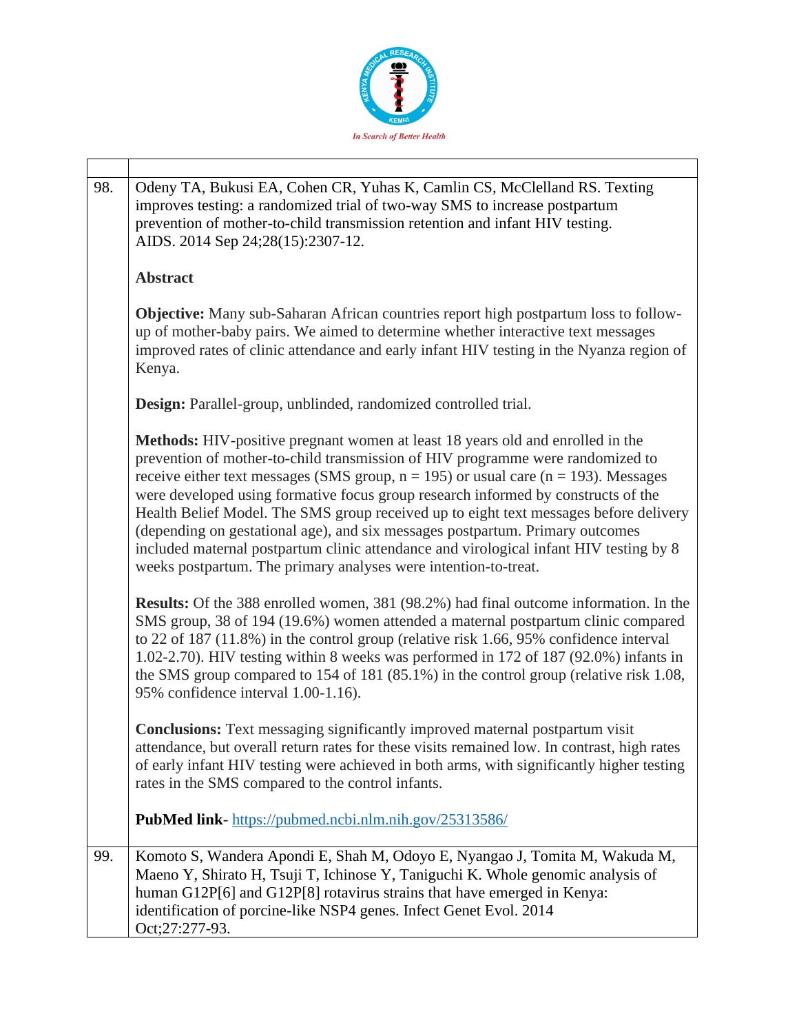| | |
|---|---|
| 98. | Odeny TA, Bukusi EA, Cohen CR, Yuhas K, Camlin CS, McClelland RS. Texting improves testing: a randomized trial of two-way SMS to increase postpartum prevention of mother-to-child transmission retention and infant HIV testing. AIDS. 2014 Sep 24;28(15):2307-12.<br><br>**Abstract**<br><br>**Objective:** Many sub-Saharan African countries report high postpartum loss to follow-up of mother-baby pairs. We aimed to determine whether interactive text messages improved rates of clinic attendance and early infant HIV testing in the Nyanza region of Kenya.<br><br>**Design:** Parallel-group, unblinded, randomized controlled trial.<br><br>**Methods:** HIV-positive pregnant women at least 18 years old and enrolled in the prevention of mother-to-child transmission of HIV programme were randomized to receive either text messages (SMS group, n = 195) or usual care (n = 193). Messages were developed using formative focus group research informed by constructs of the Health Belief Model. The SMS group received up to eight text messages before delivery (depending on gestational age), and six messages postpartum. Primary outcomes included maternal postpartum clinic attendance and virological infant HIV testing by 8 weeks postpartum. The primary analyses were intention-to-treat.<br><br>**Results:** Of the 388 enrolled women, 381 (98.2%) had final outcome information. In the SMS group, 38 of 194 (19.6%) women attended a maternal postpartum clinic compared to 22 of 187 (11.8%) in the control group (relative risk 1.66, 95% confidence interval 1.02-2.70). HIV testing within 8 weeks was performed in 172 of 187 (92.0%) infants in the SMS group compared to 154 of 181 (85.1%) in the control group (relative risk 1.08, 95% confidence interval 1.00-1.16).<br><br>**Conclusions:** Text messaging significantly improved maternal postpartum visit attendance, but overall return rates for these visits remained low. In contrast, high rates of early infant HIV testing were achieved in both arms, with significantly higher testing rates in the SMS compared to the control infants.<br><br>**PubMed link**- https://pubmed.ncbi.nlm.nih.gov/25313586/ |
| 99. | Komoto S, Wandera Apondi E, Shah M, Odoyo E, Nyangao J, Tomita M, Wakuda M, Maeno Y, Shirato H, Tsuji T, Ichinose Y, Taniguchi K. Whole genomic analysis of human G12P[6] and G12P[8] rotavirus strains that have emerged in Kenya: identification of porcine-like NSP4 genes. Infect Genet Evol. 2014 Oct;27:277-93. |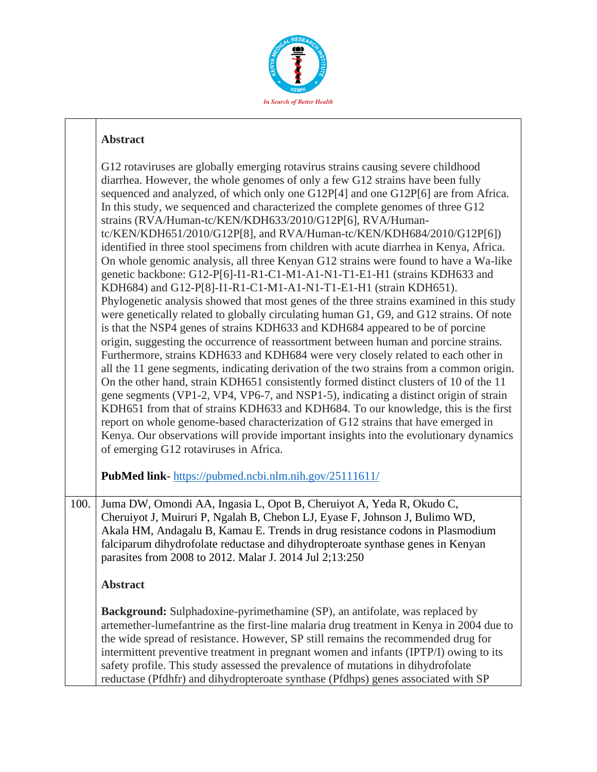| | |
|---|---|
| | **Abstract**<br><br>G12 rotaviruses are globally emerging rotavirus strains causing severe childhood diarrhea. However, the whole genomes of only a few G12 strains have been fully sequenced and analyzed, of which only one G12P[4] and one G12P[6] are from Africa. In this study, we sequenced and characterized the complete genomes of three G12 strains (RVA/Human-tc/KEN/KDH633/2010/G12P[6], RVA/Human-tc/KEN/KDH651/2010/G12P[8], and RVA/Human-tc/KEN/KDH684/2010/G12P[6]) identified in three stool specimens from children with acute diarrhea in Kenya, Africa. On whole genomic analysis, all three Kenyan G12 strains were found to have a Wa-like genetic backbone: G12-P[6]-I1-R1-C1-M1-A1-N1-T1-E1-H1 (strains KDH633 and KDH684) and G12-P[8]-I1-R1-C1-M1-A1-N1-T1-E1-H1 (strain KDH651). Phylogenetic analysis showed that most genes of the three strains examined in this study were genetically related to globally circulating human G1, G9, and G12 strains. Of note is that the NSP4 genes of strains KDH633 and KDH684 appeared to be of porcine origin, suggesting the occurrence of reassortment between human and porcine strains. Furthermore, strains KDH633 and KDH684 were very closely related to each other in all the 11 gene segments, indicating derivation of the two strains from a common origin. On the other hand, strain KDH651 consistently formed distinct clusters of 10 of the 11 gene segments (VP1-2, VP4, VP6-7, and NSP1-5), indicating a distinct origin of strain KDH651 from that of strains KDH633 and KDH684. To our knowledge, this is the first report on whole genome-based characterization of G12 strains that have emerged in Kenya. Our observations will provide important insights into the evolutionary dynamics of emerging G12 rotaviruses in Africa.<br><br>**PubMed link**- https://pubmed.ncbi.nlm.nih.gov/25111611/ |
| 100. | Juma DW, Omondi AA, Ingasia L, Opot B, Cheruiyot A, Yeda R, Okudo C, Cheruiyot J, Muiruri P, Ngalah B, Chebon LJ, Eyase F, Johnson J, Bulimo WD, Akala HM, Andagalu B, Kamau E. Trends in drug resistance codons in Plasmodium falciparum dihydrofolate reductase and dihydropteroate synthase genes in Kenyan parasites from 2008 to 2012. Malar J. 2014 Jul 2;13:250<br><br>**Abstract**<br><br>**Background:** Sulphadoxine-pyrimethamine (SP), an antifolate, was replaced by artemether-lumefantrine as the first-line malaria drug treatment in Kenya in 2004 due to the wide spread of resistance. However, SP still remains the recommended drug for intermittent preventive treatment in pregnant women and infants (IPTP/I) owing to its safety profile. This study assessed the prevalence of mutations in dihydrofolate reductase (Pfdhfr) and dihydropteroate synthase (Pfdhps) genes associated with SP |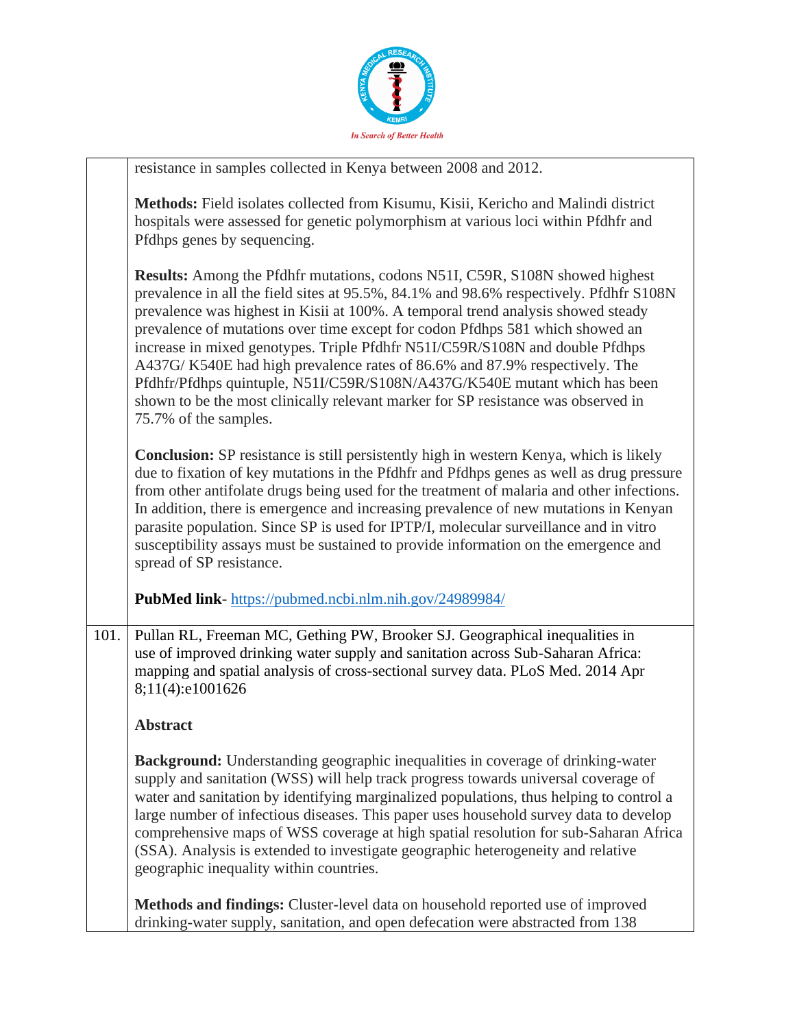| | |
|---|---|
| | resistance in samples collected in Kenya between 2008 and 2012.<br><br>**Methods:** Field isolates collected from Kisumu, Kisii, Kericho and Malindi district hospitals were assessed for genetic polymorphism at various loci within Pfdhfr and Pfdhps genes by sequencing.<br><br>**Results:** Among the Pfdhfr mutations, codons N51I, C59R, S108N showed highest prevalence in all the field sites at 95.5%, 84.1% and 98.6% respectively. Pfdhfr S108N prevalence was highest in Kisii at 100%. A temporal trend analysis showed steady prevalence of mutations over time except for codon Pfdhps 581 which showed an increase in mixed genotypes. Triple Pfdhfr N51I/C59R/S108N and double Pfdhps A437G/ K540E had high prevalence rates of 86.6% and 87.9% respectively. The Pfdhfr/Pfdhps quintuple, N51I/C59R/S108N/A437G/K540E mutant which has been shown to be the most clinically relevant marker for SP resistance was observed in 75.7% of the samples.<br><br>**Conclusion:** SP resistance is still persistently high in western Kenya, which is likely due to fixation of key mutations in the Pfdhfr and Pfdhps genes as well as drug pressure from other antifolate drugs being used for the treatment of malaria and other infections. In addition, there is emergence and increasing prevalence of new mutations in Kenyan parasite population. Since SP is used for IPTP/I, molecular surveillance and in vitro susceptibility assays must be sustained to provide information on the emergence and spread of SP resistance.<br><br>**PubMed link-** https://pubmed.ncbi.nlm.nih.gov/24989984/ |
| 101. | Pullan RL, Freeman MC, Gething PW, Brooker SJ. Geographical inequalities in use of improved drinking water supply and sanitation across Sub-Saharan Africa: mapping and spatial analysis of cross-sectional survey data. PLoS Med. 2014 Apr 8;11(4):e1001626<br><br>**Abstract**<br><br>**Background:** Understanding geographic inequalities in coverage of drinking-water supply and sanitation (WSS) will help track progress towards universal coverage of water and sanitation by identifying marginalized populations, thus helping to control a large number of infectious diseases. This paper uses household survey data to develop comprehensive maps of WSS coverage at high spatial resolution for sub-Saharan Africa (SSA). Analysis is extended to investigate geographic heterogeneity and relative geographic inequality within countries.<br><br>**Methods and findings:** Cluster-level data on household reported use of improved drinking-water supply, sanitation, and open defecation were abstracted from 138 |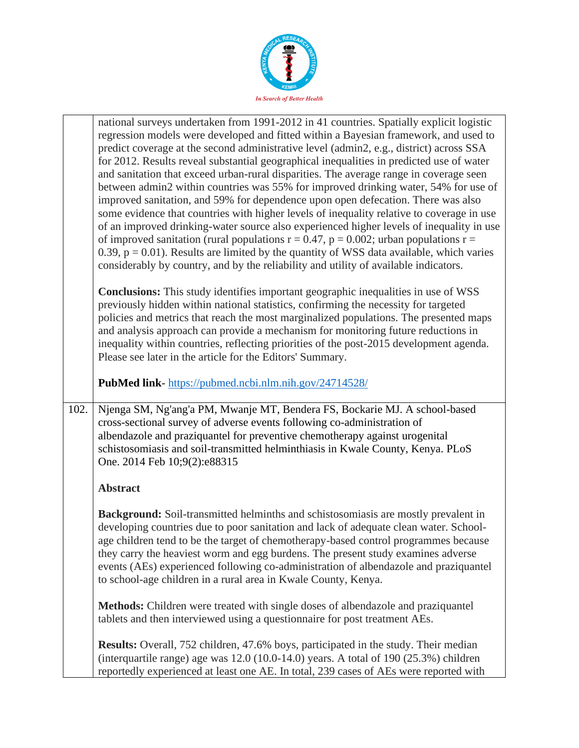national surveys undertaken from 1991-2012 in 41 countries. Spatially explicit logistic regression models were developed and fitted within a Bayesian framework, and used to predict coverage at the second administrative level (admin2, e.g., district) across SSA for 2012. Results reveal substantial geographical inequalities in predicted use of water and sanitation that exceed urban-rural disparities. The average range in coverage seen between admin2 within countries was 55% for improved drinking water, 54% for use of improved sanitation, and 59% for dependence upon open defecation. There was also some evidence that countries with higher levels of inequality relative to coverage in use of an improved drinking-water source also experienced higher levels of inequality in use of improved sanitation (rural populations $r = 0.47$, $p = 0.002$; urban populations $r = 0.39$, $p = 0.01$). Results are limited by the quantity of WSS data available, which varies considerably by country, and by the reliability and utility of available indicators.

**Conclusions:** This study identifies important geographic inequalities in use of WSS previously hidden within national statistics, confirming the necessity for targeted policies and metrics that reach the most marginalized populations. The presented maps and analysis approach can provide a mechanism for monitoring future reductions in inequality within countries, reflecting priorities of the post-2015 development agenda. Please see later in the article for the Editors' Summary.

**PubMed link**- https://pubmed.ncbi.nlm.nih.gov/24714528/

102. Njenga SM, Ng'ang'a PM, Mwanje MT, Bendera FS, Bockarie MJ. A school-based cross-sectional survey of adverse events following co-administration of albendazole and praziquantel for preventive chemotherapy against urogenital schistosomiasis and soil-transmitted helminthiasis in Kwale County, Kenya. PLoS One. 2014 Feb 10;9(2):e88315

**Abstract**

**Background:** Soil-transmitted helminths and schistosomiasis are mostly prevalent in developing countries due to poor sanitation and lack of adequate clean water. School-age children tend to be the target of chemotherapy-based control programmes because they carry the heaviest worm and egg burdens. The present study examines adverse events (AEs) experienced following co-administration of albendazole and praziquantel to school-age children in a rural area in Kwale County, Kenya.

**Methods:** Children were treated with single doses of albendazole and praziquantel tablets and then interviewed using a questionnaire for post treatment AEs.

**Results:** Overall, 752 children, 47.6% boys, participated in the study. Their median (interquartile range) age was 12.0 (10.0-14.0) years. A total of 190 (25.3%) children reportedly experienced at least one AE. In total, 239 cases of AEs were reported with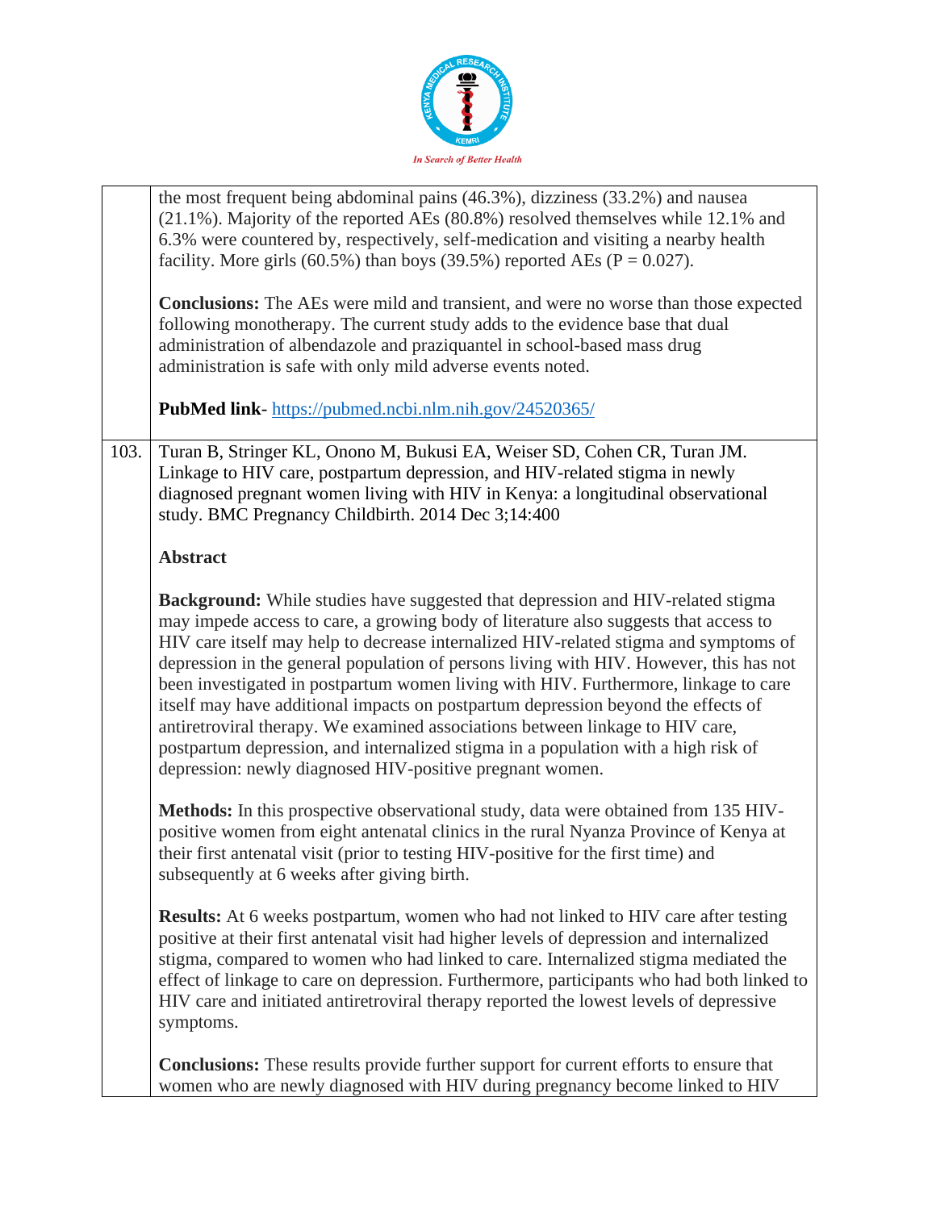the most frequent being abdominal pains (46.3%), dizziness (33.2%) and nausea (21.1%). Majority of the reported AEs (80.8%) resolved themselves while 12.1% and 6.3% were countered by, respectively, self-medication and visiting a nearby health facility. More girls (60.5%) than boys (39.5%) reported AEs (P = 0.027).

**Conclusions:** The AEs were mild and transient, and were no worse than those expected following monotherapy. The current study adds to the evidence base that dual administration of albendazole and praziquantel in school-based mass drug administration is safe with only mild adverse events noted.

**PubMed link**- https://pubmed.ncbi.nlm.nih.gov/24520365/

103. Turan B, Stringer KL, Onono M, Bukusi EA, Weiser SD, Cohen CR, Turan JM. Linkage to HIV care, postpartum depression, and HIV-related stigma in newly diagnosed pregnant women living with HIV in Kenya: a longitudinal observational study. BMC Pregnancy Childbirth. 2014 Dec 3;14:400

**Abstract**

**Background:** While studies have suggested that depression and HIV-related stigma may impede access to care, a growing body of literature also suggests that access to HIV care itself may help to decrease internalized HIV-related stigma and symptoms of depression in the general population of persons living with HIV. However, this has not been investigated in postpartum women living with HIV. Furthermore, linkage to care itself may have additional impacts on postpartum depression beyond the effects of antiretroviral therapy. We examined associations between linkage to HIV care, postpartum depression, and internalized stigma in a population with a high risk of depression: newly diagnosed HIV-positive pregnant women.

**Methods:** In this prospective observational study, data were obtained from 135 HIV-positive women from eight antenatal clinics in the rural Nyanza Province of Kenya at their first antenatal visit (prior to testing HIV-positive for the first time) and subsequently at 6 weeks after giving birth.

**Results:** At 6 weeks postpartum, women who had not linked to HIV care after testing positive at their first antenatal visit had higher levels of depression and internalized stigma, compared to women who had linked to care. Internalized stigma mediated the effect of linkage to care on depression. Furthermore, participants who had both linked to HIV care and initiated antiretroviral therapy reported the lowest levels of depressive symptoms.

**Conclusions:** These results provide further support for current efforts to ensure that women who are newly diagnosed with HIV during pregnancy become linked to HIV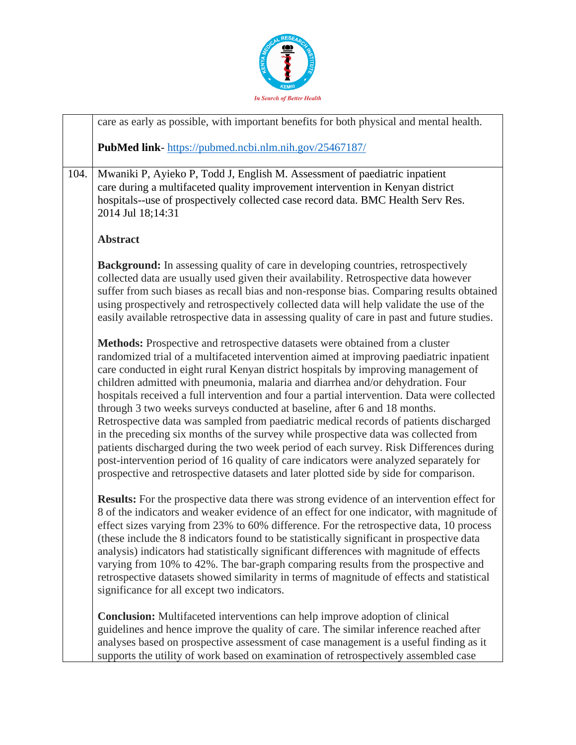| | |
|---|---|
| | care as early as possible, with important benefits for both physical and mental health.<br><br>**PubMed link**- https://pubmed.ncbi.nlm.nih.gov/25467187/ |
| 104. | Mwaniki P, Ayieko P, Todd J, English M. Assessment of paediatric inpatient care during a multifaceted quality improvement intervention in Kenyan district hospitals--use of prospectively collected case record data. BMC Health Serv Res. 2014 Jul 18;14:31<br><br>**Abstract**<br><br>**Background:** In assessing quality of care in developing countries, retrospectively collected data are usually used given their availability. Retrospective data however suffer from such biases as recall bias and non-response bias. Comparing results obtained using prospectively and retrospectively collected data will help validate the use of the easily available retrospective data in assessing quality of care in past and future studies.<br><br>**Methods:** Prospective and retrospective datasets were obtained from a cluster randomized trial of a multifaceted intervention aimed at improving paediatric inpatient care conducted in eight rural Kenyan district hospitals by improving management of children admitted with pneumonia, malaria and diarrhea and/or dehydration. Four hospitals received a full intervention and four a partial intervention. Data were collected through 3 two weeks surveys conducted at baseline, after 6 and 18 months. Retrospective data was sampled from paediatric medical records of patients discharged in the preceding six months of the survey while prospective data was collected from patients discharged during the two week period of each survey. Risk Differences during post-intervention period of 16 quality of care indicators were analyzed separately for prospective and retrospective datasets and later plotted side by side for comparison.<br><br>**Results:** For the prospective data there was strong evidence of an intervention effect for 8 of the indicators and weaker evidence of an effect for one indicator, with magnitude of effect sizes varying from 23% to 60% difference. For the retrospective data, 10 process (these include the 8 indicators found to be statistically significant in prospective data analysis) indicators had statistically significant differences with magnitude of effects varying from 10% to 42%. The bar-graph comparing results from the prospective and retrospective datasets showed similarity in terms of magnitude of effects and statistical significance for all except two indicators.<br><br>**Conclusion:** Multifaceted interventions can help improve adoption of clinical guidelines and hence improve the quality of care. The similar inference reached after analyses based on prospective assessment of case management is a useful finding as it supports the utility of work based on examination of retrospectively assembled case |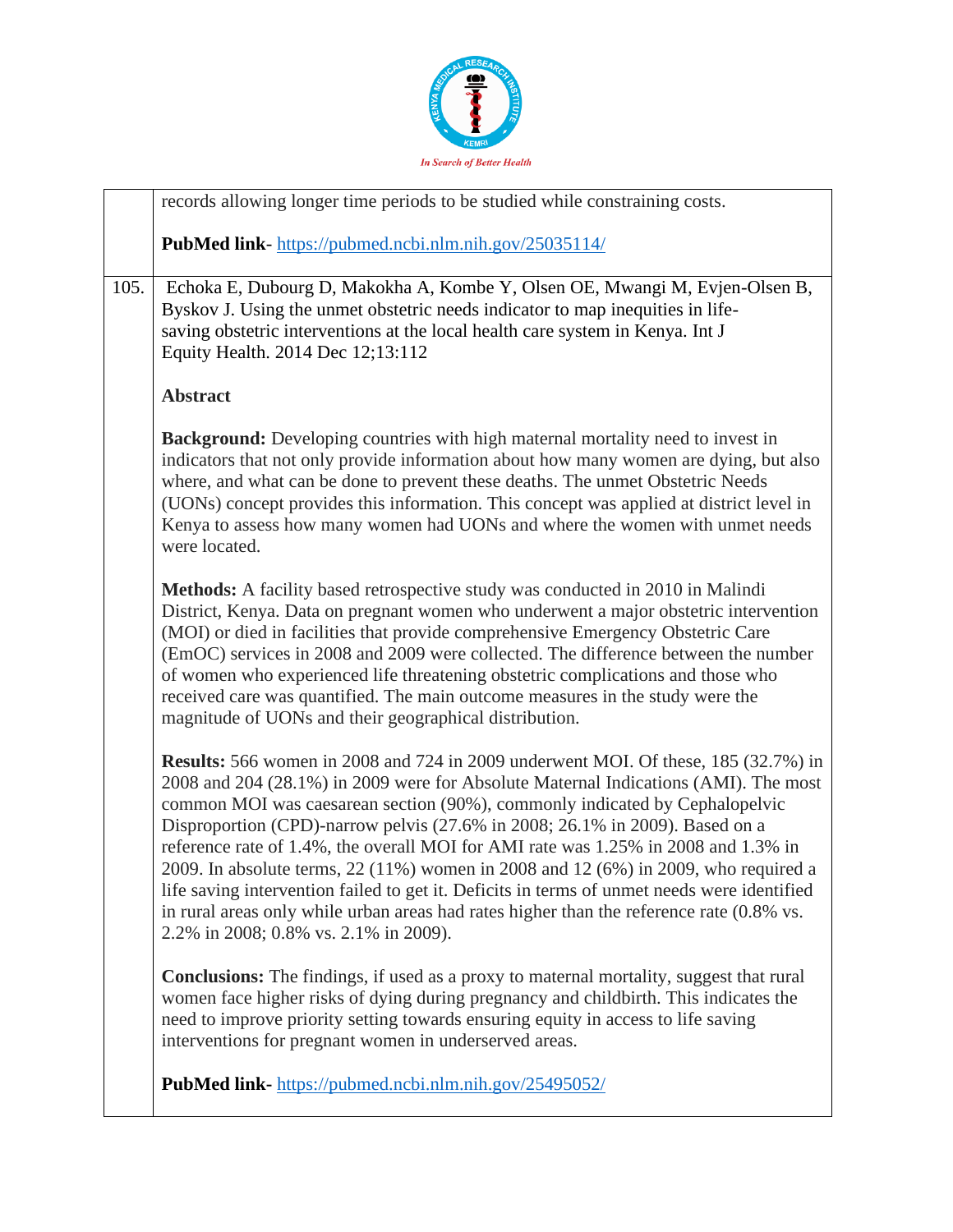|  |  |
|---|---|
|  | records allowing longer time periods to be studied while constraining costs.<br><br>**PubMed link**- https://pubmed.ncbi.nlm.nih.gov/25035114/ |
| 105. | Echoka E, Dubourg D, Makokha A, Kombe Y, Olsen OE, Mwangi M, Evjen-Olsen B, Byskov J. Using the unmet obstetric needs indicator to map inequities in life-saving obstetric interventions at the local health care system in Kenya. Int J Equity Health. 2014 Dec 12;13:112<br><br>**Abstract**<br><br>**Background:** Developing countries with high maternal mortality need to invest in indicators that not only provide information about how many women are dying, but also where, and what can be done to prevent these deaths. The unmet Obstetric Needs (UONs) concept provides this information. This concept was applied at district level in Kenya to assess how many women had UONs and where the women with unmet needs were located.<br><br>**Methods:** A facility based retrospective study was conducted in 2010 in Malindi District, Kenya. Data on pregnant women who underwent a major obstetric intervention (MOI) or died in facilities that provide comprehensive Emergency Obstetric Care (EmOC) services in 2008 and 2009 were collected. The difference between the number of women who experienced life threatening obstetric complications and those who received care was quantified. The main outcome measures in the study were the magnitude of UONs and their geographical distribution.<br><br>**Results:** 566 women in 2008 and 724 in 2009 underwent MOI. Of these, 185 (32.7%) in 2008 and 204 (28.1%) in 2009 were for Absolute Maternal Indications (AMI). The most common MOI was caesarean section (90%), commonly indicated by Cephalopelvic Disproportion (CPD)-narrow pelvis (27.6% in 2008; 26.1% in 2009). Based on a reference rate of 1.4%, the overall MOI for AMI rate was 1.25% in 2008 and 1.3% in 2009. In absolute terms, 22 (11%) women in 2008 and 12 (6%) in 2009, who required a life saving intervention failed to get it. Deficits in terms of unmet needs were identified in rural areas only while urban areas had rates higher than the reference rate (0.8% vs. 2.2% in 2008; 0.8% vs. 2.1% in 2009).<br><br>**Conclusions:** The findings, if used as a proxy to maternal mortality, suggest that rural women face higher risks of dying during pregnancy and childbirth. This indicates the need to improve priority setting towards ensuring equity in access to life saving interventions for pregnant women in underserved areas.<br><br>**PubMed link-** https://pubmed.ncbi.nlm.nih.gov/25495052/ |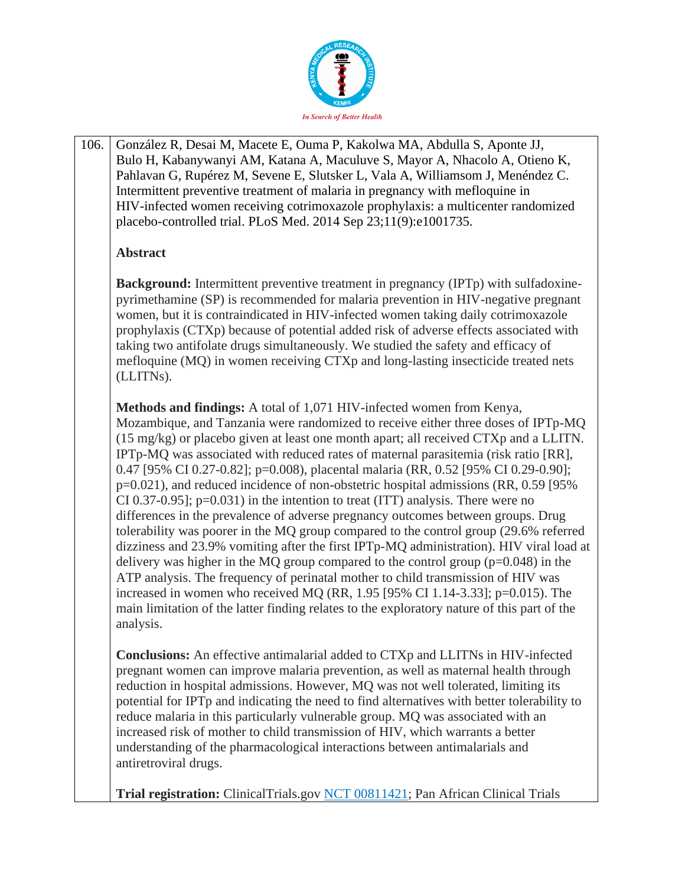106. González R, Desai M, Macete E, Ouma P, Kakolwa MA, Abdulla S, Aponte JJ, Bulo H, Kabanywanyi AM, Katana A, Maculuve S, Mayor A, Nhacolo A, Otieno K, Pahlavan G, Rupérez M, Sevene E, Slutsker L, Vala A, Williamsom J, Menéndez C. Intermittent preventive treatment of malaria in pregnancy with mefloquine in HIV-infected women receiving cotrimoxazole prophylaxis: a multicenter randomized placebo-controlled trial. PLoS Med. 2014 Sep 23;11(9):e1001735.

**Abstract**

**Background:** Intermittent preventive treatment in pregnancy (IPTp) with sulfadoxine-pyrimethamine (SP) is recommended for malaria prevention in HIV-negative pregnant women, but it is contraindicated in HIV-infected women taking daily cotrimoxazole prophylaxis (CTXp) because of potential added risk of adverse effects associated with taking two antifolate drugs simultaneously. We studied the safety and efficacy of mefloquine (MQ) in women receiving CTXp and long-lasting insecticide treated nets (LLITNs).

**Methods and findings:** A total of 1,071 HIV-infected women from Kenya, Mozambique, and Tanzania were randomized to receive either three doses of IPTp-MQ (15 mg/kg) or placebo given at least one month apart; all received CTXp and a LLITN. IPTp-MQ was associated with reduced rates of maternal parasitemia (risk ratio [RR], 0.47 [95% CI 0.27-0.82]; p=0.008), placental malaria (RR, 0.52 [95% CI 0.29-0.90]; p=0.021), and reduced incidence of non-obstetric hospital admissions (RR, 0.59 [95% CI 0.37-0.95]; p=0.031) in the intention to treat (ITT) analysis. There were no differences in the prevalence of adverse pregnancy outcomes between groups. Drug tolerability was poorer in the MQ group compared to the control group (29.6% referred dizziness and 23.9% vomiting after the first IPTp-MQ administration). HIV viral load at delivery was higher in the MQ group compared to the control group (p=0.048) in the ATP analysis. The frequency of perinatal mother to child transmission of HIV was increased in women who received MQ (RR, 1.95 [95% CI 1.14-3.33]; p=0.015). The main limitation of the latter finding relates to the exploratory nature of this part of the analysis.

**Conclusions:** An effective antimalarial added to CTXp and LLITNs in HIV-infected pregnant women can improve malaria prevention, as well as maternal health through reduction in hospital admissions. However, MQ was not well tolerated, limiting its potential for IPTp and indicating the need to find alternatives with better tolerability to reduce malaria in this particularly vulnerable group. MQ was associated with an increased risk of mother to child transmission of HIV, which warrants a better understanding of the pharmacological interactions between antimalarials and antiretroviral drugs.

**Trial registration:** ClinicalTrials.gov NCT 00811421; Pan African Clinical Trials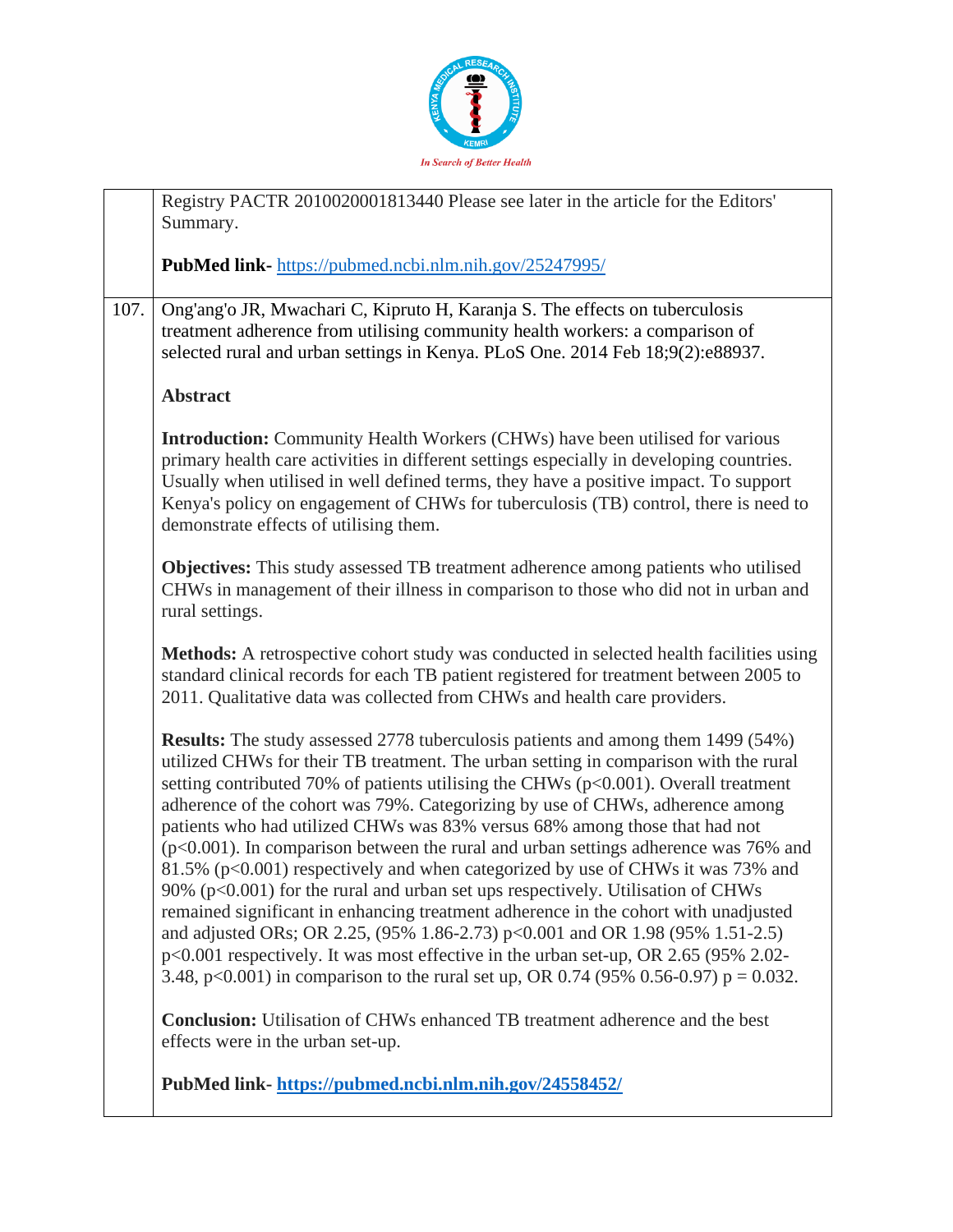Registry PACTR 2010020001813440 Please see later in the article for the Editors' Summary.

**PubMed link-** https://pubmed.ncbi.nlm.nih.gov/25247995/

107. Ong'ang'o JR, Mwachari C, Kipruto H, Karanja S. The effects on tuberculosis treatment adherence from utilising community health workers: a comparison of selected rural and urban settings in Kenya. PLoS One. 2014 Feb 18;9(2):e88937.

**Abstract**

**Introduction:** Community Health Workers (CHWs) have been utilised for various primary health care activities in different settings especially in developing countries. Usually when utilised in well defined terms, they have a positive impact. To support Kenya's policy on engagement of CHWs for tuberculosis (TB) control, there is need to demonstrate effects of utilising them.

**Objectives:** This study assessed TB treatment adherence among patients who utilised CHWs in management of their illness in comparison to those who did not in urban and rural settings.

**Methods:** A retrospective cohort study was conducted in selected health facilities using standard clinical records for each TB patient registered for treatment between 2005 to 2011. Qualitative data was collected from CHWs and health care providers.

**Results:** The study assessed 2778 tuberculosis patients and among them 1499 (54%) utilized CHWs for their TB treatment. The urban setting in comparison with the rural setting contributed 70% of patients utilising the CHWs ($p<0.001$). Overall treatment adherence of the cohort was 79%. Categorizing by use of CHWs, adherence among patients who had utilized CHWs was 83% versus 68% among those that had not ($p<0.001$). In comparison between the rural and urban settings adherence was 76% and 81.5% ($p<0.001$) respectively and when categorized by use of CHWs it was 73% and 90% ($p<0.001$) for the rural and urban set ups respectively. Utilisation of CHWs remained significant in enhancing treatment adherence in the cohort with unadjusted and adjusted ORs; OR 2.25, (95% 1.86-2.73) $p<0.001$ and OR 1.98 (95% 1.51-2.5) $p<0.001$ respectively. It was most effective in the urban set-up, OR 2.65 (95% 2.02-3.48, $p<0.001$) in comparison to the rural set up, OR 0.74 (95% 0.56-0.97) $p = 0.032$.

**Conclusion:** Utilisation of CHWs enhanced TB treatment adherence and the best effects were in the urban set-up.

**PubMed link-** **https://pubmed.ncbi.nlm.nih.gov/24558452/**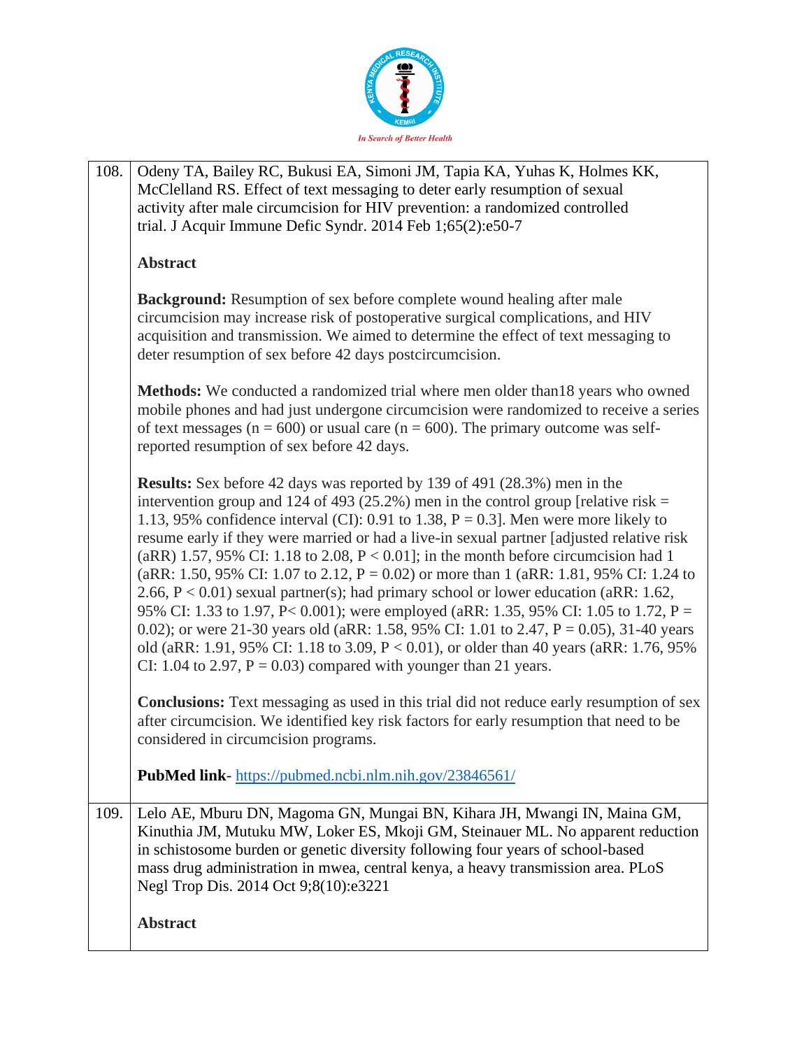| | |
|---|---|
| 108. | Odeny TA, Bailey RC, Bukusi EA, Simoni JM, Tapia KA, Yuhas K, Holmes KK, McClelland RS. Effect of text messaging to deter early resumption of sexual activity after male circumcision for HIV prevention: a randomized controlled trial. J Acquir Immune Defic Syndr. 2014 Feb 1;65(2):e50-7<br><br>**Abstract**<br><br>**Background:** Resumption of sex before complete wound healing after male circumcision may increase risk of postoperative surgical complications, and HIV acquisition and transmission. We aimed to determine the effect of text messaging to deter resumption of sex before 42 days postcircumcision.<br><br>**Methods:** We conducted a randomized trial where men older than18 years who owned mobile phones and had just undergone circumcision were randomized to receive a series of text messages (n = 600) or usual care (n = 600). The primary outcome was self-reported resumption of sex before 42 days.<br><br>**Results:** Sex before 42 days was reported by 139 of 491 (28.3%) men in the intervention group and 124 of 493 (25.2%) men in the control group [relative risk = 1.13, 95% confidence interval (CI): 0.91 to 1.38, P = 0.3]. Men were more likely to resume early if they were married or had a live-in sexual partner [adjusted relative risk (aRR) 1.57, 95% CI: 1.18 to 2.08, P < 0.01]; in the month before circumcision had 1 (aRR: 1.50, 95% CI: 1.07 to 2.12, P = 0.02) or more than 1 (aRR: 1.81, 95% CI: 1.24 to 2.66, P < 0.01) sexual partner(s); had primary school or lower education (aRR: 1.62, 95% CI: 1.33 to 1.97, P< 0.001); were employed (aRR: 1.35, 95% CI: 1.05 to 1.72, P = 0.02); or were 21-30 years old (aRR: 1.58, 95% CI: 1.01 to 2.47, P = 0.05), 31-40 years old (aRR: 1.91, 95% CI: 1.18 to 3.09, P < 0.01), or older than 40 years (aRR: 1.76, 95% CI: 1.04 to 2.97, P = 0.03) compared with younger than 21 years.<br><br>**Conclusions:** Text messaging as used in this trial did not reduce early resumption of sex after circumcision. We identified key risk factors for early resumption that need to be considered in circumcision programs.<br><br>**PubMed link**- https://pubmed.ncbi.nlm.nih.gov/23846561/ |
| 109. | Lelo AE, Mburu DN, Magoma GN, Mungai BN, Kihara JH, Mwangi IN, Maina GM, Kinuthia JM, Mutuku MW, Loker ES, Mkoji GM, Steinauer ML. No apparent reduction in schistosome burden or genetic diversity following four years of school-based mass drug administration in mwea, central kenya, a heavy transmission area. PLoS Negl Trop Dis. 2014 Oct 9;8(10):e3221<br><br>**Abstract** |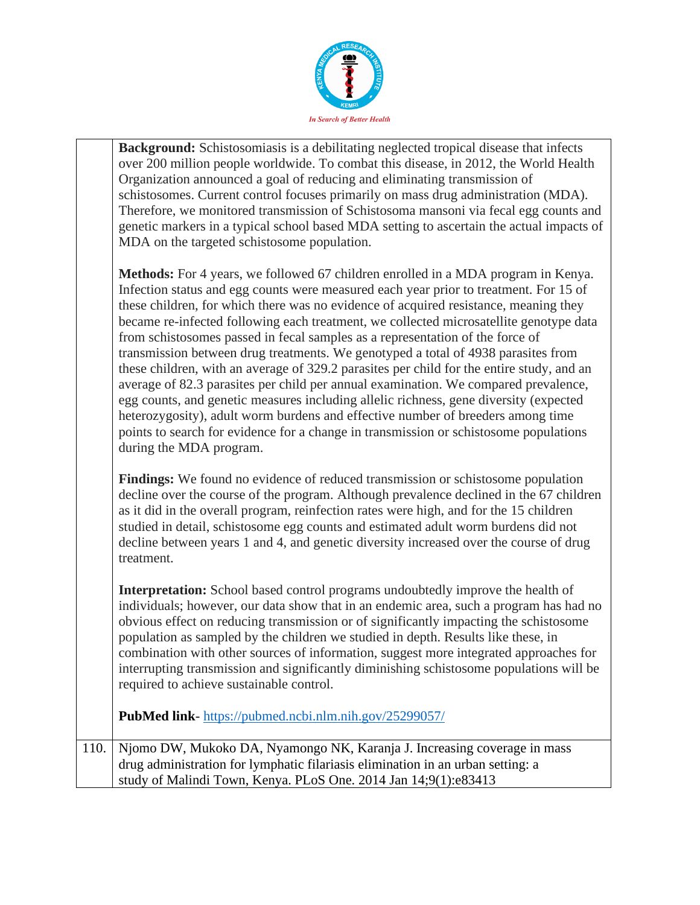| | |
|---|---|
| | **Background:** Schistosomiasis is a debilitating neglected tropical disease that infects over 200 million people worldwide. To combat this disease, in 2012, the World Health Organization announced a goal of reducing and eliminating transmission of schistosomes. Current control focuses primarily on mass drug administration (MDA). Therefore, we monitored transmission of Schistosoma mansoni via fecal egg counts and genetic markers in a typical school based MDA setting to ascertain the actual impacts of MDA on the targeted schistosome population.<br><br>**Methods:** For 4 years, we followed 67 children enrolled in a MDA program in Kenya. Infection status and egg counts were measured each year prior to treatment. For 15 of these children, for which there was no evidence of acquired resistance, meaning they became re-infected following each treatment, we collected microsatellite genotype data from schistosomes passed in fecal samples as a representation of the force of transmission between drug treatments. We genotyped a total of 4938 parasites from these children, with an average of 329.2 parasites per child for the entire study, and an average of 82.3 parasites per child per annual examination. We compared prevalence, egg counts, and genetic measures including allelic richness, gene diversity (expected heterozygosity), adult worm burdens and effective number of breeders among time points to search for evidence for a change in transmission or schistosome populations during the MDA program.<br><br>**Findings:** We found no evidence of reduced transmission or schistosome population decline over the course of the program. Although prevalence declined in the 67 children as it did in the overall program, reinfection rates were high, and for the 15 children studied in detail, schistosome egg counts and estimated adult worm burdens did not decline between years 1 and 4, and genetic diversity increased over the course of drug treatment.<br><br>**Interpretation:** School based control programs undoubtedly improve the health of individuals; however, our data show that in an endemic area, such a program has had no obvious effect on reducing transmission or of significantly impacting the schistosome population as sampled by the children we studied in depth. Results like these, in combination with other sources of information, suggest more integrated approaches for interrupting transmission and significantly diminishing schistosome populations will be required to achieve sustainable control.<br><br>**PubMed link**- https://pubmed.ncbi.nlm.nih.gov/25299057/ |
| 110. | Njomo DW, Mukoko DA, Nyamongo NK, Karanja J. Increasing coverage in mass drug administration for lymphatic filariasis elimination in an urban setting: a study of Malindi Town, Kenya. PLoS One. 2014 Jan 14;9(1):e83413 |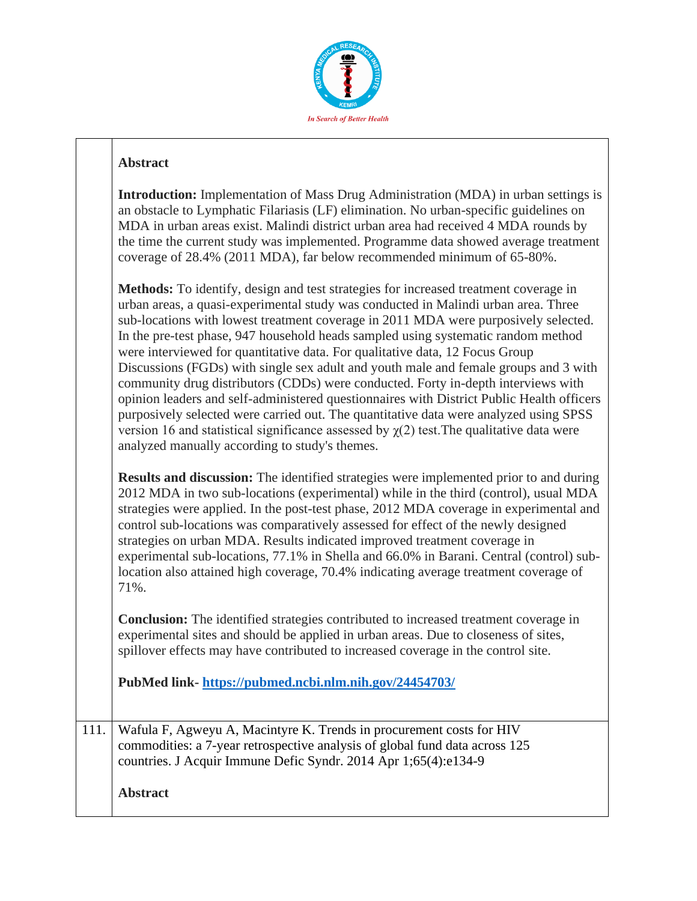**Abstract**

**Introduction:** Implementation of Mass Drug Administration (MDA) in urban settings is an obstacle to Lymphatic Filariasis (LF) elimination. No urban-specific guidelines on MDA in urban areas exist. Malindi district urban area had received 4 MDA rounds by the time the current study was implemented. Programme data showed average treatment coverage of 28.4% (2011 MDA), far below recommended minimum of 65-80%.

**Methods:** To identify, design and test strategies for increased treatment coverage in urban areas, a quasi-experimental study was conducted in Malindi urban area. Three sub-locations with lowest treatment coverage in 2011 MDA were purposively selected. In the pre-test phase, 947 household heads sampled using systematic random method were interviewed for quantitative data. For qualitative data, 12 Focus Group Discussions (FGDs) with single sex adult and youth male and female groups and 3 with community drug distributors (CDDs) were conducted. Forty in-depth interviews with opinion leaders and self-administered questionnaires with District Public Health officers purposively selected were carried out. The quantitative data were analyzed using SPSS version 16 and statistical significance assessed by $\chi(2)$ test.The qualitative data were analyzed manually according to study's themes.

**Results and discussion:** The identified strategies were implemented prior to and during 2012 MDA in two sub-locations (experimental) while in the third (control), usual MDA strategies were applied. In the post-test phase, 2012 MDA coverage in experimental and control sub-locations was comparatively assessed for effect of the newly designed strategies on urban MDA. Results indicated improved treatment coverage in experimental sub-locations, 77.1% in Shella and 66.0% in Barani. Central (control) sub-location also attained high coverage, 70.4% indicating average treatment coverage of 71%.

**Conclusion:** The identified strategies contributed to increased treatment coverage in experimental sites and should be applied in urban areas. Due to closeness of sites, spillover effects may have contributed to increased coverage in the control site.

**PubMed link-** [https://pubmed.ncbi.nlm.nih.gov/24454703/](https://pubmed.ncbi.nlm.nih.gov/24454703/)

111. Wafula F, Agweyu A, Macintyre K. Trends in procurement costs for HIV commodities: a 7-year retrospective analysis of global fund data across 125 countries. J Acquir Immune Defic Syndr. 2014 Apr 1;65(4):e134-9

**Abstract**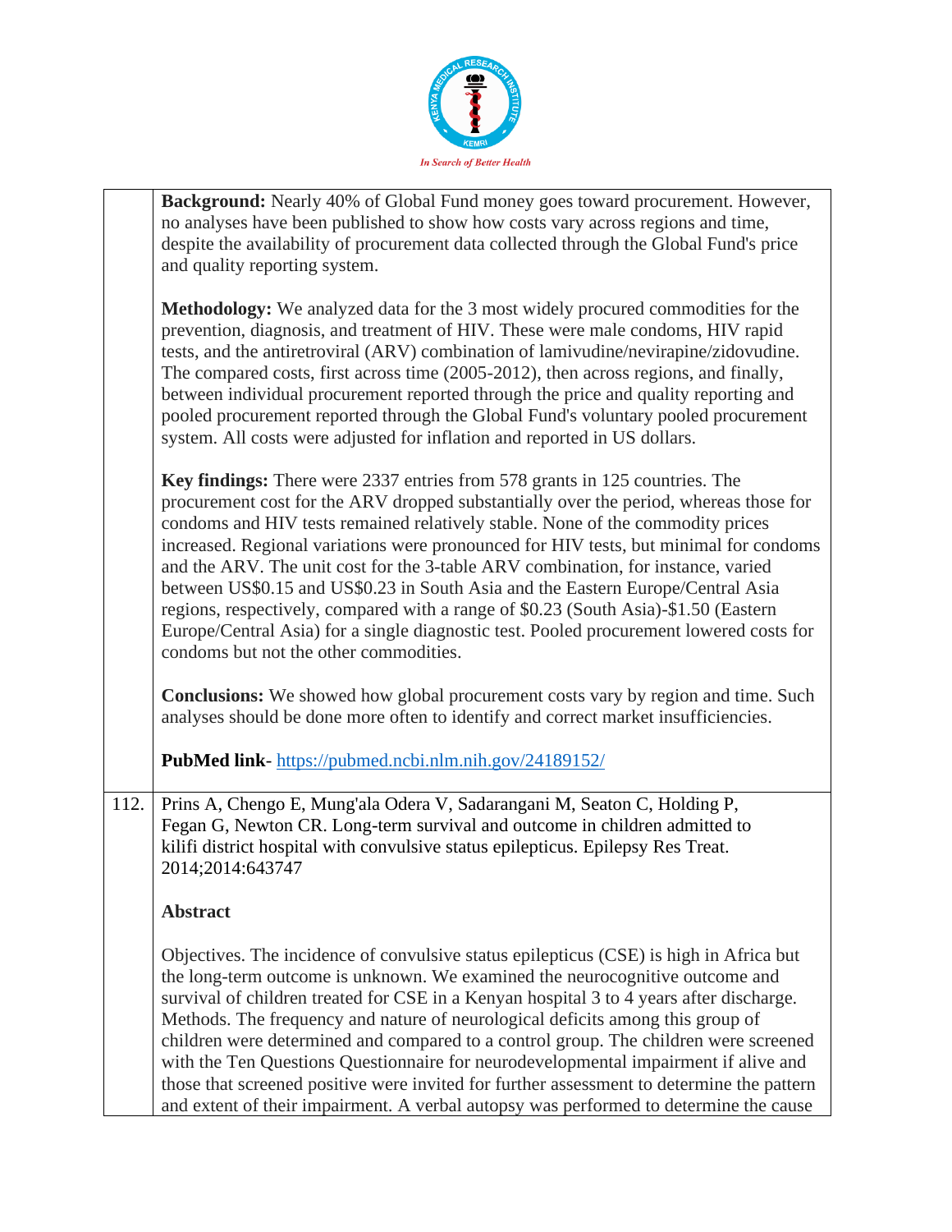**Background:** Nearly 40% of Global Fund money goes toward procurement. However, no analyses have been published to show how costs vary across regions and time, despite the availability of procurement data collected through the Global Fund's price and quality reporting system.

**Methodology:** We analyzed data for the 3 most widely procured commodities for the prevention, diagnosis, and treatment of HIV. These were male condoms, HIV rapid tests, and the antiretroviral (ARV) combination of lamivudine/nevirapine/zidovudine. The compared costs, first across time (2005-2012), then across regions, and finally, between individual procurement reported through the price and quality reporting and pooled procurement reported through the Global Fund's voluntary pooled procurement system. All costs were adjusted for inflation and reported in US dollars.

**Key findings:** There were 2337 entries from 578 grants in 125 countries. The procurement cost for the ARV dropped substantially over the period, whereas those for condoms and HIV tests remained relatively stable. None of the commodity prices increased. Regional variations were pronounced for HIV tests, but minimal for condoms and the ARV. The unit cost for the 3-table ARV combination, for instance, varied between US$0.15 and US$0.23 in South Asia and the Eastern Europe/Central Asia regions, respectively, compared with a range of $0.23 (South Asia)-$1.50 (Eastern Europe/Central Asia) for a single diagnostic test. Pooled procurement lowered costs for condoms but not the other commodities.

**Conclusions:** We showed how global procurement costs vary by region and time. Such analyses should be done more often to identify and correct market insufficiencies.

**PubMed link**- https://pubmed.ncbi.nlm.nih.gov/24189152/

112. Prins A, Chengo E, Mung'ala Odera V, Sadarangani M, Seaton C, Holding P, Fegan G, Newton CR. Long-term survival and outcome in children admitted to kilifi district hospital with convulsive status epilepticus. Epilepsy Res Treat. 2014;2014:643747

**Abstract**

Objectives. The incidence of convulsive status epilepticus (CSE) is high in Africa but the long-term outcome is unknown. We examined the neurocognitive outcome and survival of children treated for CSE in a Kenyan hospital 3 to 4 years after discharge. Methods. The frequency and nature of neurological deficits among this group of children were determined and compared to a control group. The children were screened with the Ten Questions Questionnaire for neurodevelopmental impairment if alive and those that screened positive were invited for further assessment to determine the pattern and extent of their impairment. A verbal autopsy was performed to determine the cause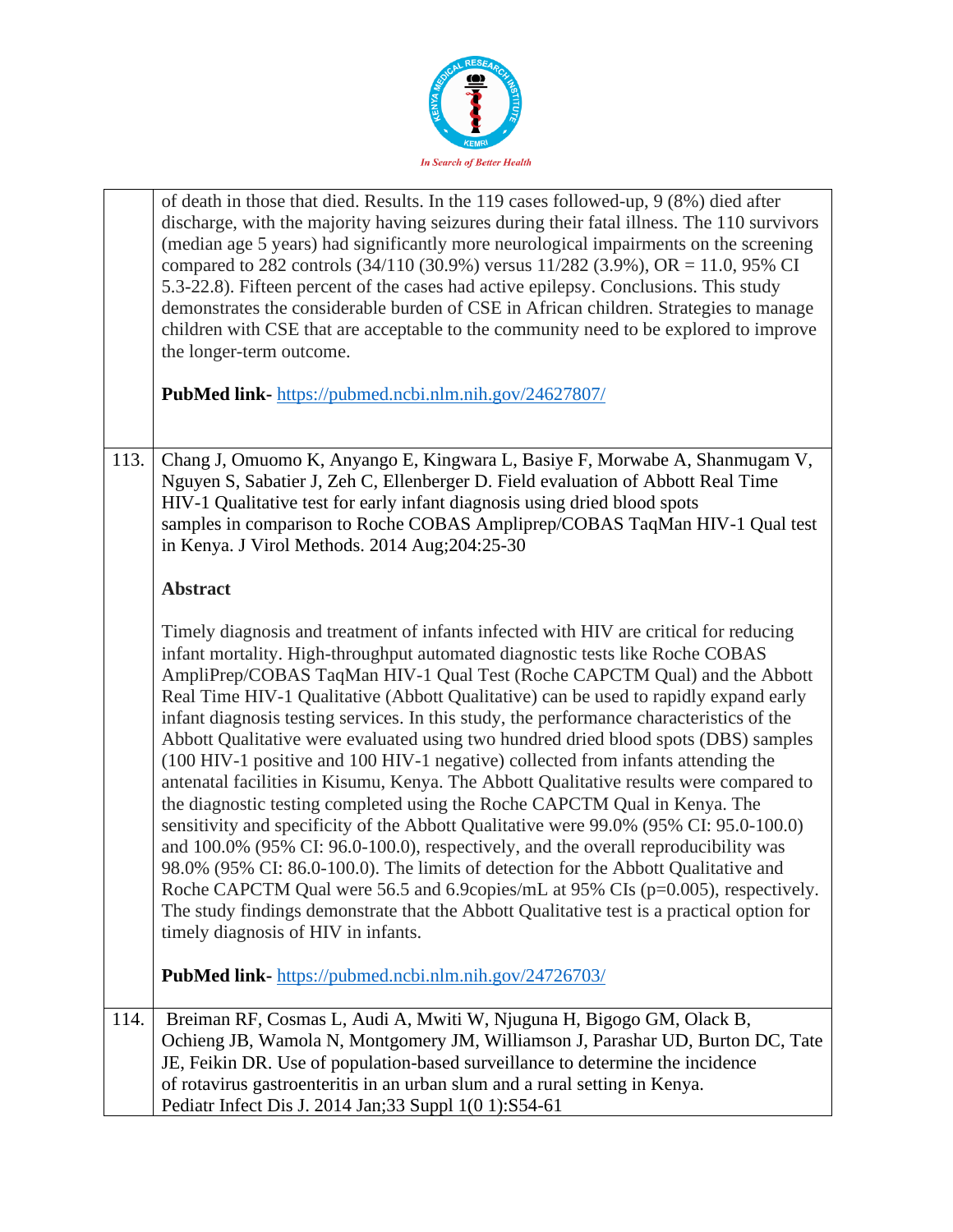| | |
|---|---|
| | of death in those that died. Results. In the 119 cases followed-up, 9 (8%) died after discharge, with the majority having seizures during their fatal illness. The 110 survivors (median age 5 years) had significantly more neurological impairments on the screening compared to 282 controls (34/110 (30.9%) versus 11/282 (3.9%), OR = 11.0, 95% CI 5.3-22.8). Fifteen percent of the cases had active epilepsy. Conclusions. This study demonstrates the considerable burden of CSE in African children. Strategies to manage children with CSE that are acceptable to the community need to be explored to improve the longer-term outcome.<br><br>**PubMed link-** https://pubmed.ncbi.nlm.nih.gov/24627807/ |
| 113. | Chang J, Omuomo K, Anyango E, Kingwara L, Basiye F, Morwabe A, Shanmugam V, Nguyen S, Sabatier J, Zeh C, Ellenberger D. Field evaluation of Abbott Real Time HIV-1 Qualitative test for early infant diagnosis using dried blood spots samples in comparison to Roche COBAS Ampliprep/COBAS TaqMan HIV-1 Qual test in Kenya. J Virol Methods. 2014 Aug;204:25-30<br><br>**Abstract**<br><br>Timely diagnosis and treatment of infants infected with HIV are critical for reducing infant mortality. High-throughput automated diagnostic tests like Roche COBAS AmpliPrep/COBAS TaqMan HIV-1 Qual Test (Roche CAPCTM Qual) and the Abbott Real Time HIV-1 Qualitative (Abbott Qualitative) can be used to rapidly expand early infant diagnosis testing services. In this study, the performance characteristics of the Abbott Qualitative were evaluated using two hundred dried blood spots (DBS) samples (100 HIV-1 positive and 100 HIV-1 negative) collected from infants attending the antenatal facilities in Kisumu, Kenya. The Abbott Qualitative results were compared to the diagnostic testing completed using the Roche CAPCTM Qual in Kenya. The sensitivity and specificity of the Abbott Qualitative were 99.0% (95% CI: 95.0-100.0) and 100.0% (95% CI: 96.0-100.0), respectively, and the overall reproducibility was 98.0% (95% CI: 86.0-100.0). The limits of detection for the Abbott Qualitative and Roche CAPCTM Qual were 56.5 and 6.9copies/mL at 95% CIs (p=0.005), respectively. The study findings demonstrate that the Abbott Qualitative test is a practical option for timely diagnosis of HIV in infants.<br><br>**PubMed link-** https://pubmed.ncbi.nlm.nih.gov/24726703/ |
| 114. | Breiman RF, Cosmas L, Audi A, Mwiti W, Njuguna H, Bigogo GM, Olack B, Ochieng JB, Wamola N, Montgomery JM, Williamson J, Parashar UD, Burton DC, Tate JE, Feikin DR. Use of population-based surveillance to determine the incidence of rotavirus gastroenteritis in an urban slum and a rural setting in Kenya. Pediatr Infect Dis J. 2014 Jan;33 Suppl 1(0 1):S54-61 |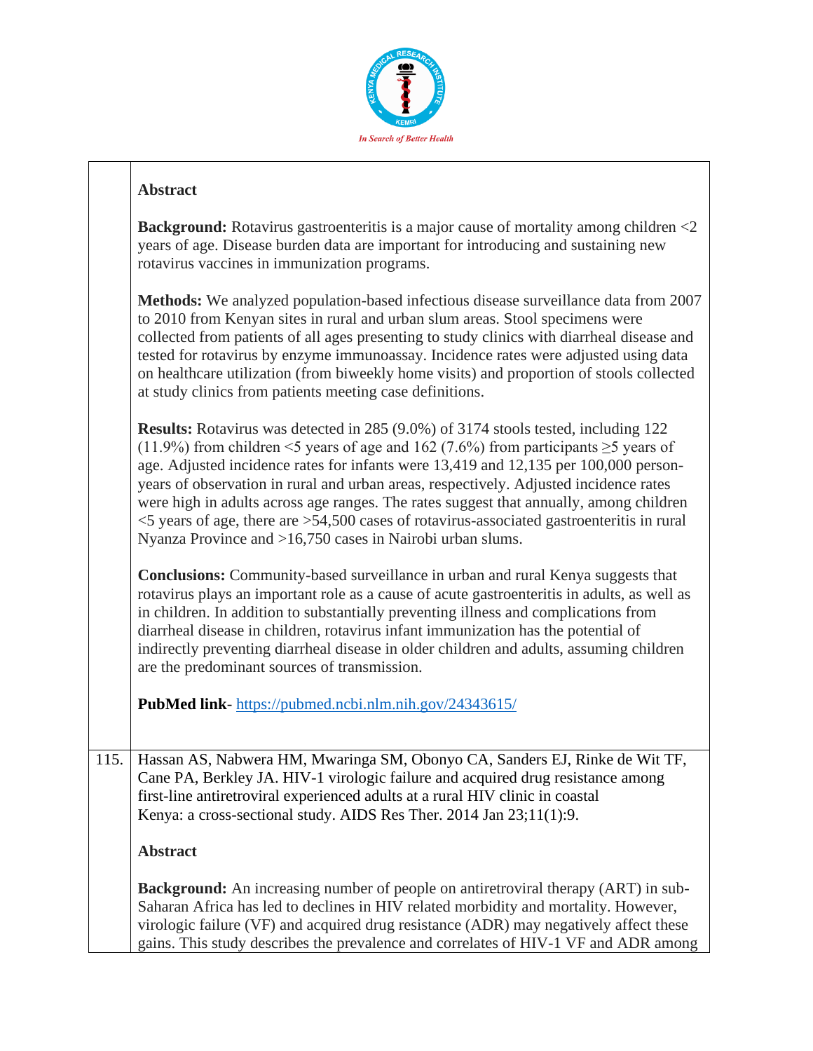**Abstract**

**Background:** Rotavirus gastroenteritis is a major cause of mortality among children <2 years of age. Disease burden data are important for introducing and sustaining new rotavirus vaccines in immunization programs.

**Methods:** We analyzed population-based infectious disease surveillance data from 2007 to 2010 from Kenyan sites in rural and urban slum areas. Stool specimens were collected from patients of all ages presenting to study clinics with diarrheal disease and tested for rotavirus by enzyme immunoassay. Incidence rates were adjusted using data on healthcare utilization (from biweekly home visits) and proportion of stools collected at study clinics from patients meeting case definitions.

**Results:** Rotavirus was detected in 285 (9.0%) of 3174 stools tested, including 122 (11.9%) from children <5 years of age and 162 (7.6%) from participants ≥5 years of age. Adjusted incidence rates for infants were 13,419 and 12,135 per 100,000 person-years of observation in rural and urban areas, respectively. Adjusted incidence rates were high in adults across age ranges. The rates suggest that annually, among children <5 years of age, there are >54,500 cases of rotavirus-associated gastroenteritis in rural Nyanza Province and >16,750 cases in Nairobi urban slums.

**Conclusions:** Community-based surveillance in urban and rural Kenya suggests that rotavirus plays an important role as a cause of acute gastroenteritis in adults, as well as in children. In addition to substantially preventing illness and complications from diarrheal disease in children, rotavirus infant immunization has the potential of indirectly preventing diarrheal disease in older children and adults, assuming children are the predominant sources of transmission.

**PubMed link**- https://pubmed.ncbi.nlm.nih.gov/24343615/

115. Hassan AS, Nabwera HM, Mwaringa SM, Obonyo CA, Sanders EJ, Rinke de Wit TF, Cane PA, Berkley JA. HIV-1 virologic failure and acquired drug resistance among first-line antiretroviral experienced adults at a rural HIV clinic in coastal Kenya: a cross-sectional study. AIDS Res Ther. 2014 Jan 23;11(1):9.

**Abstract**

**Background:** An increasing number of people on antiretroviral therapy (ART) in sub-Saharan Africa has led to declines in HIV related morbidity and mortality. However, virologic failure (VF) and acquired drug resistance (ADR) may negatively affect these gains. This study describes the prevalence and correlates of HIV-1 VF and ADR among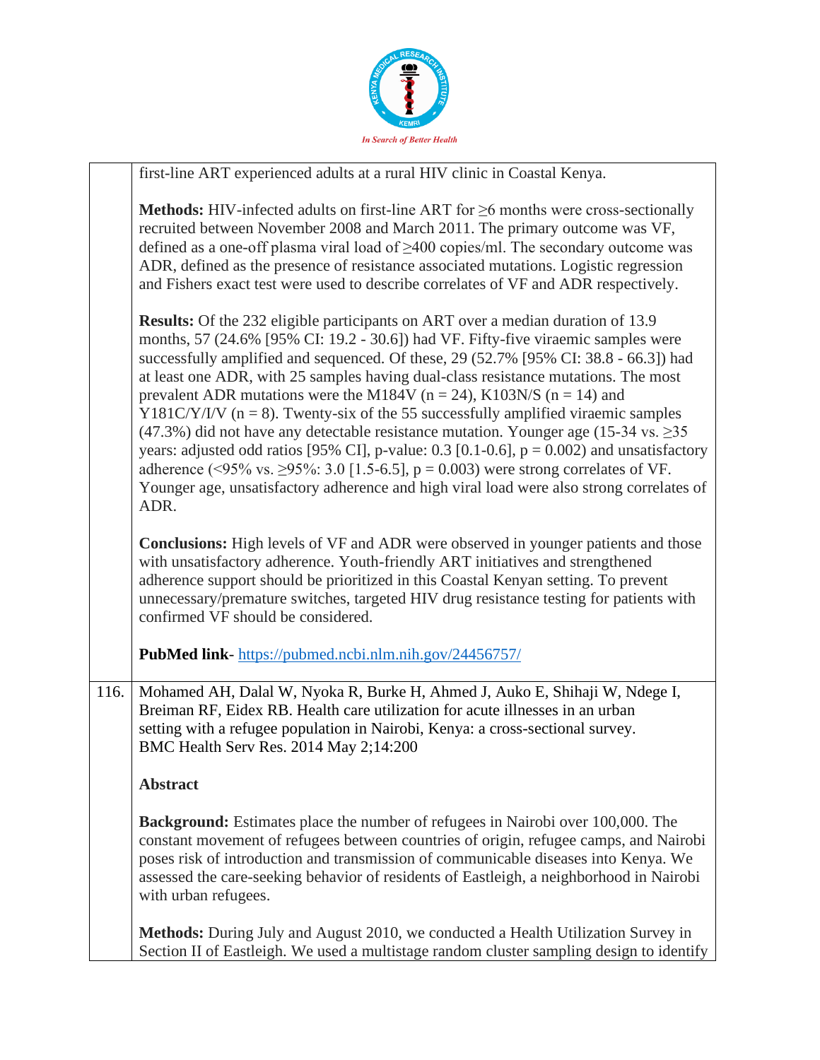first-line ART experienced adults at a rural HIV clinic in Coastal Kenya.

**Methods:** HIV-infected adults on first-line ART for ≥6 months were cross-sectionally recruited between November 2008 and March 2011. The primary outcome was VF, defined as a one-off plasma viral load of ≥400 copies/ml. The secondary outcome was ADR, defined as the presence of resistance associated mutations. Logistic regression and Fishers exact test were used to describe correlates of VF and ADR respectively.

**Results:** Of the 232 eligible participants on ART over a median duration of 13.9 months, 57 (24.6% [95% CI: 19.2 - 30.6]) had VF. Fifty-five viraemic samples were successfully amplified and sequenced. Of these, 29 (52.7% [95% CI: 38.8 - 66.3]) had at least one ADR, with 25 samples having dual-class resistance mutations. The most prevalent ADR mutations were the M184V (n = 24), K103N/S (n = 14) and Y181C/Y/I/V (n = 8). Twenty-six of the 55 successfully amplified viraemic samples (47.3%) did not have any detectable resistance mutation. Younger age (15-34 vs. ≥35 years: adjusted odd ratios [95% CI], p-value: 0.3 [0.1-0.6], p = 0.002) and unsatisfactory adherence (<95% vs. ≥95%: 3.0 [1.5-6.5], p = 0.003) were strong correlates of VF. Younger age, unsatisfactory adherence and high viral load were also strong correlates of ADR.

**Conclusions:** High levels of VF and ADR were observed in younger patients and those with unsatisfactory adherence. Youth-friendly ART initiatives and strengthened adherence support should be prioritized in this Coastal Kenyan setting. To prevent unnecessary/premature switches, targeted HIV drug resistance testing for patients with confirmed VF should be considered.

**PubMed link**- https://pubmed.ncbi.nlm.nih.gov/24456757/

116. Mohamed AH, Dalal W, Nyoka R, Burke H, Ahmed J, Auko E, Shihaji W, Ndege I, Breiman RF, Eidex RB. Health care utilization for acute illnesses in an urban setting with a refugee population in Nairobi, Kenya: a cross-sectional survey. BMC Health Serv Res. 2014 May 2;14:200

**Abstract**

**Background:** Estimates place the number of refugees in Nairobi over 100,000. The constant movement of refugees between countries of origin, refugee camps, and Nairobi poses risk of introduction and transmission of communicable diseases into Kenya. We assessed the care-seeking behavior of residents of Eastleigh, a neighborhood in Nairobi with urban refugees.

**Methods:** During July and August 2010, we conducted a Health Utilization Survey in Section II of Eastleigh. We used a multistage random cluster sampling design to identify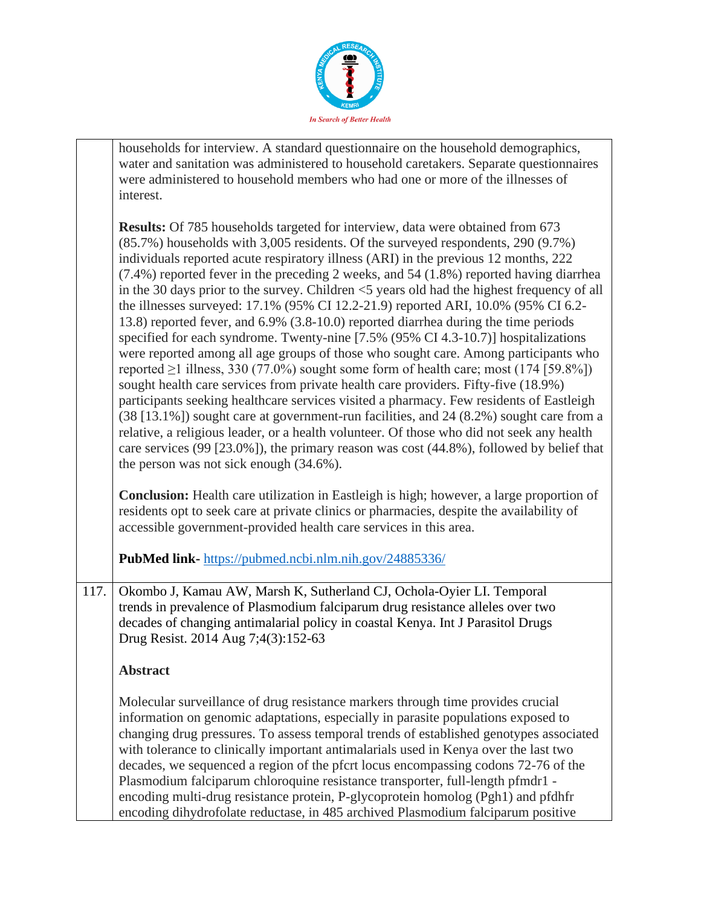households for interview. A standard questionnaire on the household demographics, water and sanitation was administered to household caretakers. Separate questionnaires were administered to household members who had one or more of the illnesses of interest.

**Results:** Of 785 households targeted for interview, data were obtained from 673 (85.7%) households with 3,005 residents. Of the surveyed respondents, 290 (9.7%) individuals reported acute respiratory illness (ARI) in the previous 12 months, 222 (7.4%) reported fever in the preceding 2 weeks, and 54 (1.8%) reported having diarrhea in the 30 days prior to the survey. Children <5 years old had the highest frequency of all the illnesses surveyed: 17.1% (95% CI 12.2-21.9) reported ARI, 10.0% (95% CI 6.2-13.8) reported fever, and 6.9% (3.8-10.0) reported diarrhea during the time periods specified for each syndrome. Twenty-nine [7.5% (95% CI 4.3-10.7)] hospitalizations were reported among all age groups of those who sought care. Among participants who reported ≥1 illness, 330 (77.0%) sought some form of health care; most (174 [59.8%]) sought health care services from private health care providers. Fifty-five (18.9%) participants seeking healthcare services visited a pharmacy. Few residents of Eastleigh (38 [13.1%]) sought care at government-run facilities, and 24 (8.2%) sought care from a relative, a religious leader, or a health volunteer. Of those who did not seek any health care services (99 [23.0%]), the primary reason was cost (44.8%), followed by belief that the person was not sick enough (34.6%).

**Conclusion:** Health care utilization in Eastleigh is high; however, a large proportion of residents opt to seek care at private clinics or pharmacies, despite the availability of accessible government-provided health care services in this area.

**PubMed link-** https://pubmed.ncbi.nlm.nih.gov/24885336/

117. Okombo J, Kamau AW, Marsh K, Sutherland CJ, Ochola-Oyier LI. Temporal trends in prevalence of Plasmodium falciparum drug resistance alleles over two decades of changing antimalarial policy in coastal Kenya. Int J Parasitol Drugs Drug Resist. 2014 Aug 7;4(3):152-63

**Abstract**

Molecular surveillance of drug resistance markers through time provides crucial information on genomic adaptations, especially in parasite populations exposed to changing drug pressures. To assess temporal trends of established genotypes associated with tolerance to clinically important antimalarials used in Kenya over the last two decades, we sequenced a region of the pfcrt locus encompassing codons 72-76 of the Plasmodium falciparum chloroquine resistance transporter, full-length pfmdr1 - encoding multi-drug resistance protein, P-glycoprotein homolog (Pgh1) and pfdhfr encoding dihydrofolate reductase, in 485 archived Plasmodium falciparum positive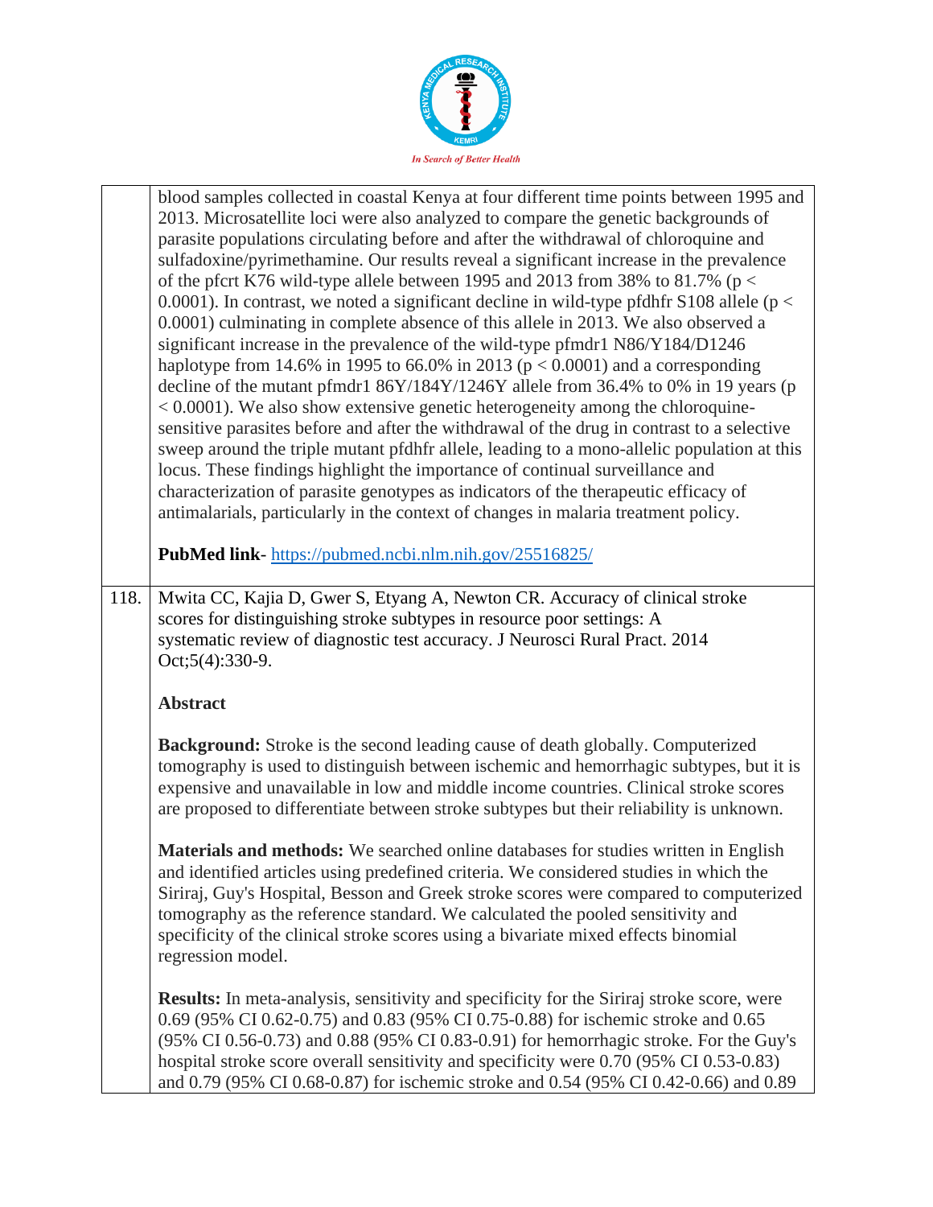| | |
|---|---|
| | blood samples collected in coastal Kenya at four different time points between 1995 and 2013. Microsatellite loci were also analyzed to compare the genetic backgrounds of parasite populations circulating before and after the withdrawal of chloroquine and sulfadoxine/pyrimethamine. Our results reveal a significant increase in the prevalence of the pfcrt K76 wild-type allele between 1995 and 2013 from 38% to 81.7% ($p < 0.0001$). In contrast, we noted a significant decline in wild-type pfdhfr S108 allele ($p < 0.0001$) culminating in complete absence of this allele in 2013. We also observed a significant increase in the prevalence of the wild-type pfmdr1 N86/Y184/D1246 haplotype from 14.6% in 1995 to 66.0% in 2013 ($p < 0.0001$) and a corresponding decline of the mutant pfmdr1 86Y/184Y/1246Y allele from 36.4% to 0% in 19 years ($p < 0.0001$). We also show extensive genetic heterogeneity among the chloroquine-sensitive parasites before and after the withdrawal of the drug in contrast to a selective sweep around the triple mutant pfdhfr allele, leading to a mono-allelic population at this locus. These findings highlight the importance of continual surveillance and characterization of parasite genotypes as indicators of the therapeutic efficacy of antimalarials, particularly in the context of changes in malaria treatment policy.<br><br>**PubMed link**- https://pubmed.ncbi.nlm.nih.gov/25516825/ |
| 118. | Mwita CC, Kajia D, Gwer S, Etyang A, Newton CR. Accuracy of clinical stroke scores for distinguishing stroke subtypes in resource poor settings: A systematic review of diagnostic test accuracy. J Neurosci Rural Pract. 2014 Oct;5(4):330-9.<br><br>**Abstract**<br><br>**Background:** Stroke is the second leading cause of death globally. Computerized tomography is used to distinguish between ischemic and hemorrhagic subtypes, but it is expensive and unavailable in low and middle income countries. Clinical stroke scores are proposed to differentiate between stroke subtypes but their reliability is unknown.<br><br>**Materials and methods:** We searched online databases for studies written in English and identified articles using predefined criteria. We considered studies in which the Siriraj, Guy's Hospital, Besson and Greek stroke scores were compared to computerized tomography as the reference standard. We calculated the pooled sensitivity and specificity of the clinical stroke scores using a bivariate mixed effects binomial regression model.<br><br>**Results:** In meta-analysis, sensitivity and specificity for the Siriraj stroke score, were 0.69 (95% CI 0.62-0.75) and 0.83 (95% CI 0.75-0.88) for ischemic stroke and 0.65 (95% CI 0.56-0.73) and 0.88 (95% CI 0.83-0.91) for hemorrhagic stroke. For the Guy's hospital stroke score overall sensitivity and specificity were 0.70 (95% CI 0.53-0.83) and 0.79 (95% CI 0.68-0.87) for ischemic stroke and 0.54 (95% CI 0.42-0.66) and 0.89 |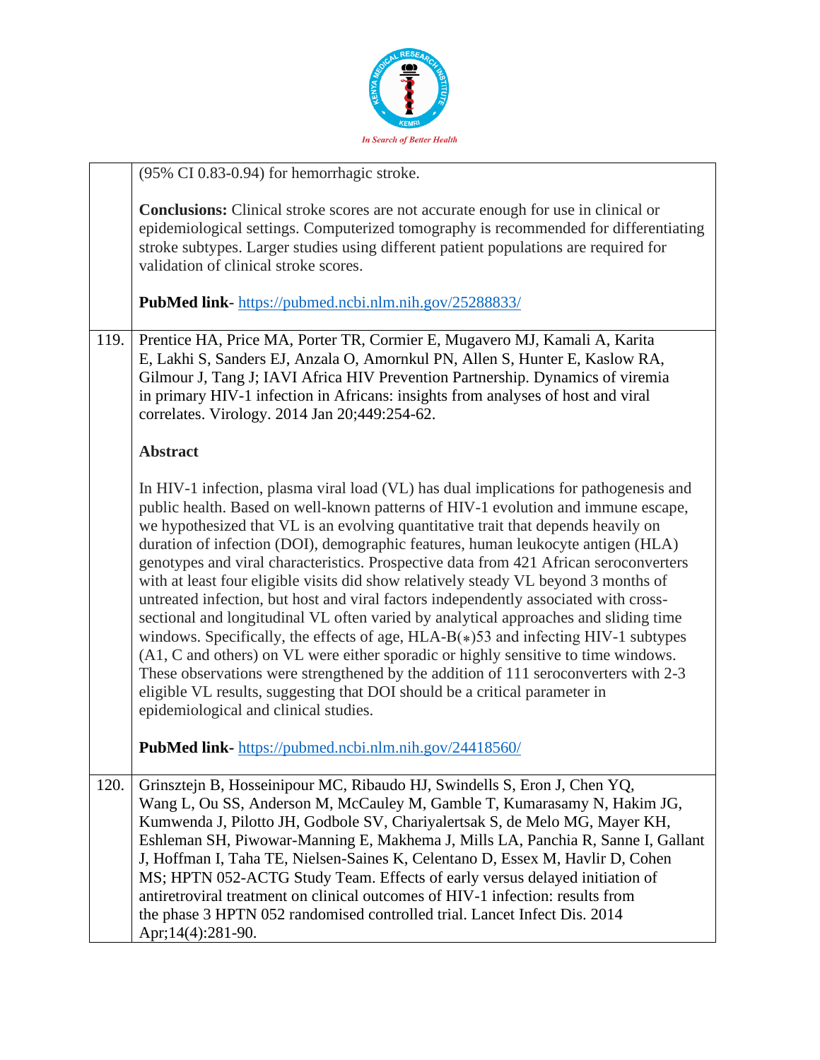| | |
|---|---|
| | (95% CI 0.83-0.94) for hemorrhagic stroke.<br><br>**Conclusions:** Clinical stroke scores are not accurate enough for use in clinical or epidemiological settings. Computerized tomography is recommended for differentiating stroke subtypes. Larger studies using different patient populations are required for validation of clinical stroke scores.<br><br>**PubMed link-** https://pubmed.ncbi.nlm.nih.gov/25288833/ |
| 119. | Prentice HA, Price MA, Porter TR, Cormier E, Mugavero MJ, Kamali A, Karita E, Lakhi S, Sanders EJ, Anzala O, Amornkul PN, Allen S, Hunter E, Kaslow RA, Gilmour J, Tang J; IAVI Africa HIV Prevention Partnership. Dynamics of viremia in primary HIV-1 infection in Africans: insights from analyses of host and viral correlates. Virology. 2014 Jan 20;449:254-62.<br><br>**Abstract**<br><br>In HIV-1 infection, plasma viral load (VL) has dual implications for pathogenesis and public health. Based on well-known patterns of HIV-1 evolution and immune escape, we hypothesized that VL is an evolving quantitative trait that depends heavily on duration of infection (DOI), demographic features, human leukocyte antigen (HLA) genotypes and viral characteristics. Prospective data from 421 African seroconverters with at least four eligible visits did show relatively steady VL beyond 3 months of untreated infection, but host and viral factors independently associated with cross-sectional and longitudinal VL often varied by analytical approaches and sliding time windows. Specifically, the effects of age, HLA-B(*)53 and infecting HIV-1 subtypes (A1, C and others) on VL were either sporadic or highly sensitive to time windows. These observations were strengthened by the addition of 111 seroconverters with 2-3 eligible VL results, suggesting that DOI should be a critical parameter in epidemiological and clinical studies.<br><br>**PubMed link-** https://pubmed.ncbi.nlm.nih.gov/24418560/ |
| 120. | Grinsztejn B, Hosseinipour MC, Ribaudo HJ, Swindells S, Eron J, Chen YQ, Wang L, Ou SS, Anderson M, McCauley M, Gamble T, Kumarasamy N, Hakim JG, Kumwenda J, Pilotto JH, Godbole SV, Chariyalertsak S, de Melo MG, Mayer KH, Eshleman SH, Piwowar-Manning E, Makhema J, Mills LA, Panchia R, Sanne I, Gallant J, Hoffman I, Taha TE, Nielsen-Saines K, Celentano D, Essex M, Havlir D, Cohen MS; HPTN 052-ACTG Study Team. Effects of early versus delayed initiation of antiretroviral treatment on clinical outcomes of HIV-1 infection: results from the phase 3 HPTN 052 randomised controlled trial. Lancet Infect Dis. 2014 Apr;14(4):281-90. |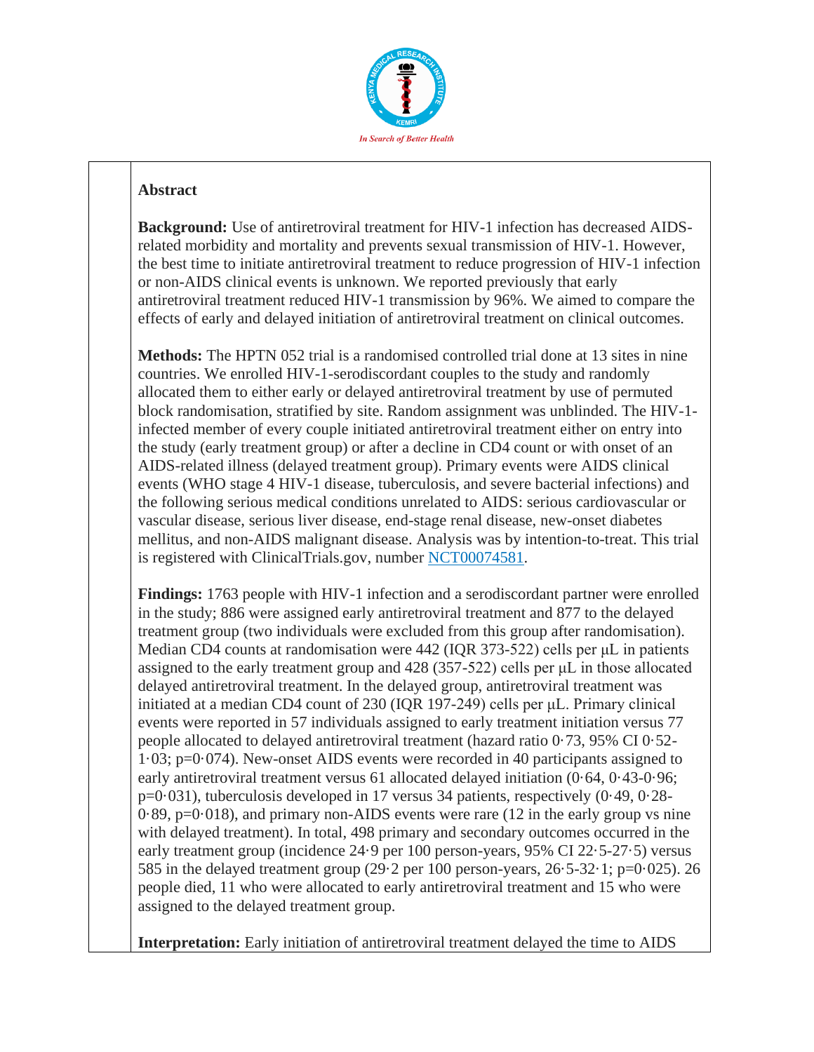In Search of Better Health

**Abstract**

**Background:** Use of antiretroviral treatment for HIV-1 infection has decreased AIDS-related morbidity and mortality and prevents sexual transmission of HIV-1. However, the best time to initiate antiretroviral treatment to reduce progression of HIV-1 infection or non-AIDS clinical events is unknown. We reported previously that early antiretroviral treatment reduced HIV-1 transmission by 96%. We aimed to compare the effects of early and delayed initiation of antiretroviral treatment on clinical outcomes.

**Methods:** The HPTN 052 trial is a randomised controlled trial done at 13 sites in nine countries. We enrolled HIV-1-serodiscordant couples to the study and randomly allocated them to either early or delayed antiretroviral treatment by use of permuted block randomisation, stratified by site. Random assignment was unblinded. The HIV-1-infected member of every couple initiated antiretroviral treatment either on entry into the study (early treatment group) or after a decline in CD4 count or with onset of an AIDS-related illness (delayed treatment group). Primary events were AIDS clinical events (WHO stage 4 HIV-1 disease, tuberculosis, and severe bacterial infections) and the following serious medical conditions unrelated to AIDS: serious cardiovascular or vascular disease, serious liver disease, end-stage renal disease, new-onset diabetes mellitus, and non-AIDS malignant disease. Analysis was by intention-to-treat. This trial is registered with ClinicalTrials.gov, number [NCT00074581](NCT00074581).

**Findings:** 1763 people with HIV-1 infection and a serodiscordant partner were enrolled in the study; 886 were assigned early antiretroviral treatment and 877 to the delayed treatment group (two individuals were excluded from this group after randomisation). Median CD4 counts at randomisation were 442 (IQR 373-522) cells per μL in patients assigned to the early treatment group and 428 (357-522) cells per μL in those allocated delayed antiretroviral treatment. In the delayed group, antiretroviral treatment was initiated at a median CD4 count of 230 (IQR 197-249) cells per μL. Primary clinical events were reported in 57 individuals assigned to early treatment initiation versus 77 people allocated to delayed antiretroviral treatment (hazard ratio 0·73, 95% CI 0·52-1·03; p=0·074). New-onset AIDS events were recorded in 40 participants assigned to early antiretroviral treatment versus 61 allocated delayed initiation (0·64, 0·43-0·96; p=0·031), tuberculosis developed in 17 versus 34 patients, respectively (0·49, 0·28-0·89, p=0·018), and primary non-AIDS events were rare (12 in the early group vs nine with delayed treatment). In total, 498 primary and secondary outcomes occurred in the early treatment group (incidence 24·9 per 100 person-years, 95% CI 22·5-27·5) versus 585 in the delayed treatment group (29·2 per 100 person-years, 26·5-32·1; p=0·025). 26 people died, 11 who were allocated to early antiretroviral treatment and 15 who were assigned to the delayed treatment group.

**Interpretation:** Early initiation of antiretroviral treatment delayed the time to AIDS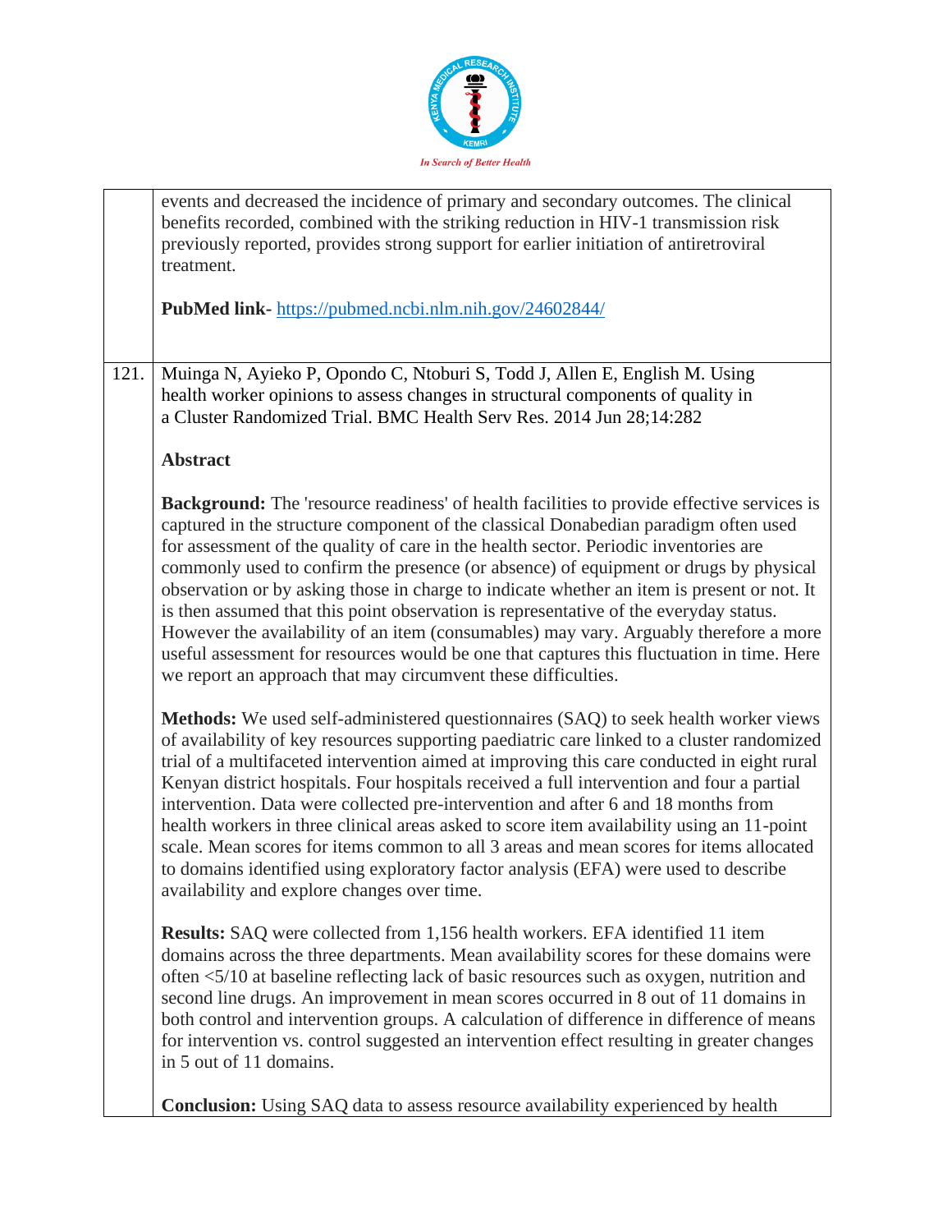| | |
|---|---|
| | events and decreased the incidence of primary and secondary outcomes. The clinical benefits recorded, combined with the striking reduction in HIV-1 transmission risk previously reported, provides strong support for earlier initiation of antiretroviral treatment.<br><br>**PubMed link-** https://pubmed.ncbi.nlm.nih.gov/24602844/ |
| 121. | Muinga N, Ayieko P, Opondo C, Ntoburi S, Todd J, Allen E, English M. Using health worker opinions to assess changes in structural components of quality in a Cluster Randomized Trial. BMC Health Serv Res. 2014 Jun 28;14:282<br><br>**Abstract**<br><br>**Background:** The 'resource readiness' of health facilities to provide effective services is captured in the structure component of the classical Donabedian paradigm often used for assessment of the quality of care in the health sector. Periodic inventories are commonly used to confirm the presence (or absence) of equipment or drugs by physical observation or by asking those in charge to indicate whether an item is present or not. It is then assumed that this point observation is representative of the everyday status. However the availability of an item (consumables) may vary. Arguably therefore a more useful assessment for resources would be one that captures this fluctuation in time. Here we report an approach that may circumvent these difficulties.<br><br>**Methods:** We used self-administered questionnaires (SAQ) to seek health worker views of availability of key resources supporting paediatric care linked to a cluster randomized trial of a multifaceted intervention aimed at improving this care conducted in eight rural Kenyan district hospitals. Four hospitals received a full intervention and four a partial intervention. Data were collected pre-intervention and after 6 and 18 months from health workers in three clinical areas asked to score item availability using an 11-point scale. Mean scores for items common to all 3 areas and mean scores for items allocated to domains identified using exploratory factor analysis (EFA) were used to describe availability and explore changes over time.<br><br>**Results:** SAQ were collected from 1,156 health workers. EFA identified 11 item domains across the three departments. Mean availability scores for these domains were often <5/10 at baseline reflecting lack of basic resources such as oxygen, nutrition and second line drugs. An improvement in mean scores occurred in 8 out of 11 domains in both control and intervention groups. A calculation of difference in difference of means for intervention vs. control suggested an intervention effect resulting in greater changes in 5 out of 11 domains.<br><br>**Conclusion:** Using SAQ data to assess resource availability experienced by health |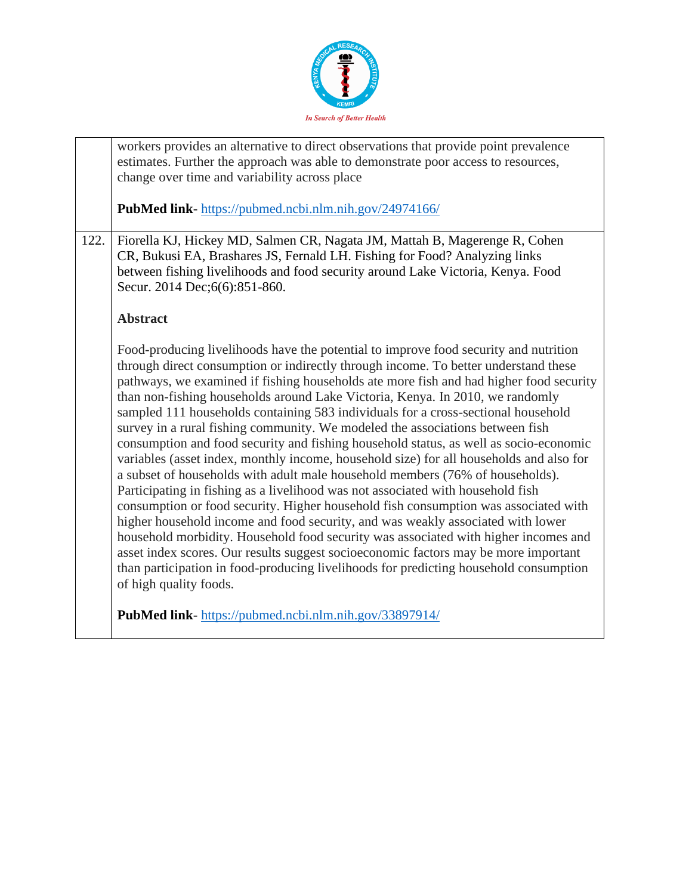| | |
|---|---|
| | workers provides an alternative to direct observations that provide point prevalence estimates. Further the approach was able to demonstrate poor access to resources, change over time and variability across place<br><br>**PubMed link**- https://pubmed.ncbi.nlm.nih.gov/24974166/ |
| 122. | Fiorella KJ, Hickey MD, Salmen CR, Nagata JM, Mattah B, Magerenge R, Cohen CR, Bukusi EA, Brashares JS, Fernald LH. Fishing for Food? Analyzing links between fishing livelihoods and food security around Lake Victoria, Kenya. Food Secur. 2014 Dec;6(6):851-860.<br><br>**Abstract**<br><br>Food-producing livelihoods have the potential to improve food security and nutrition through direct consumption or indirectly through income. To better understand these pathways, we examined if fishing households ate more fish and had higher food security than non-fishing households around Lake Victoria, Kenya. In 2010, we randomly sampled 111 households containing 583 individuals for a cross-sectional household survey in a rural fishing community. We modeled the associations between fish consumption and food security and fishing household status, as well as socio-economic variables (asset index, monthly income, household size) for all households and also for a subset of households with adult male household members (76% of households). Participating in fishing as a livelihood was not associated with household fish consumption or food security. Higher household fish consumption was associated with higher household income and food security, and was weakly associated with lower household morbidity. Household food security was associated with higher incomes and asset index scores. Our results suggest socioeconomic factors may be more important than participation in food-producing livelihoods for predicting household consumption of high quality foods.<br><br>**PubMed link**- https://pubmed.ncbi.nlm.nih.gov/33897914/ |